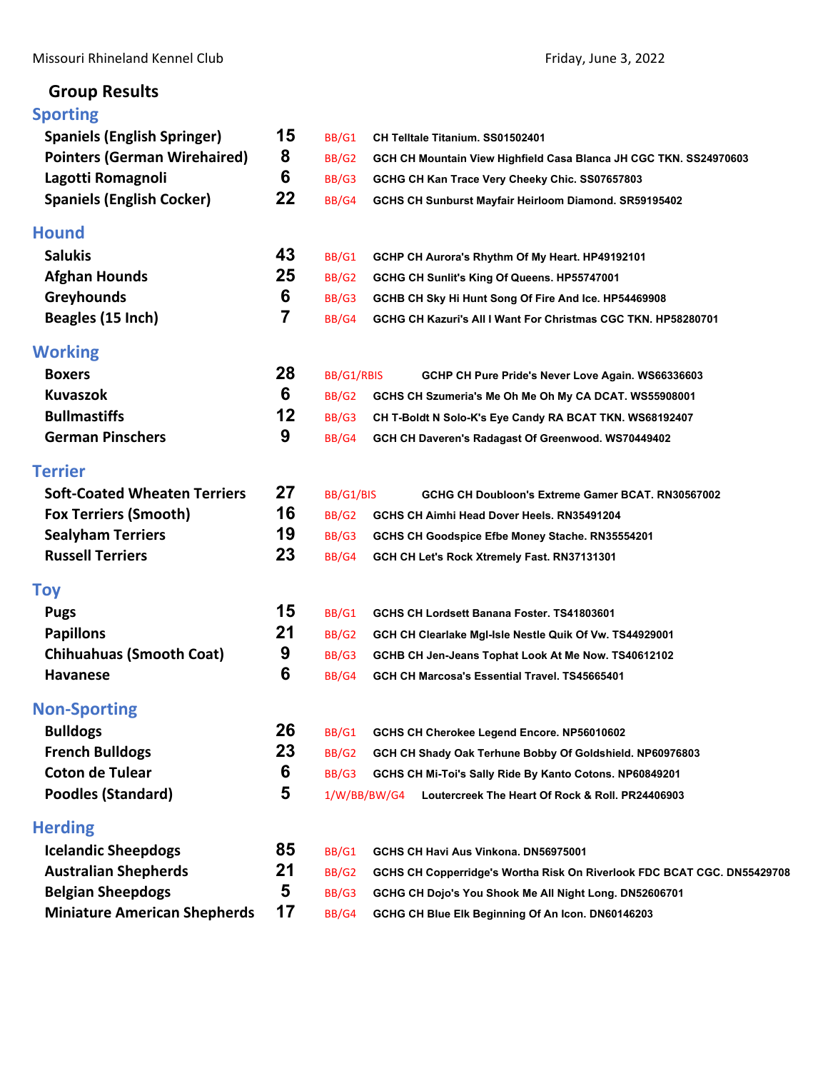Missouri Rhineland Kennel Club

Friday, June 3, 2022

# Group Results

## Sporting

| Breed | Entries | Award | Dog |
|---|---|---|---|
| Spaniels (English Springer) | 15 | BB/G1 | CH Telltale Titanium. SS01502401 |
| Pointers (German Wirehaired) | 8 | BB/G2 | GCH CH Mountain View Highfield Casa Blanca JH CGC TKN. SS24970603 |
| Lagotti Romagnoli | 6 | BB/G3 | GCHG CH Kan Trace Very Cheeky Chic. SS07657803 |
| Spaniels (English Cocker) | 22 | BB/G4 | GCHS CH Sunburst Mayfair Heirloom Diamond. SR59195402 |

## Hound

| Breed | Entries | Award | Dog |
|---|---|---|---|
| Salukis | 43 | BB/G1 | GCHP CH Aurora's Rhythm Of My Heart. HP49192101 |
| Afghan Hounds | 25 | BB/G2 | GCHG CH Sunlit's King Of Queens. HP55747001 |
| Greyhounds | 6 | BB/G3 | GCHB CH Sky Hi Hunt Song Of Fire And Ice. HP54469908 |
| Beagles (15 Inch) | 7 | BB/G4 | GCHG CH Kazuri's All I Want For Christmas CGC TKN. HP58280701 |

## Working

| Breed | Entries | Award | Dog |
|---|---|---|---|
| Boxers | 28 | BB/G1/RBIS | GCHP CH Pure Pride's Never Love Again. WS66336603 |
| Kuvaszok | 6 | BB/G2 | GCHS CH Szumeria's Me Oh Me Oh My CA DCAT. WS55908001 |
| Bullmastiffs | 12 | BB/G3 | CH T-Boldt N Solo-K's Eye Candy RA BCAT TKN. WS68192407 |
| German Pinschers | 9 | BB/G4 | GCH CH Daveren's Radagast Of Greenwood. WS70449402 |

## Terrier

| Breed | Entries | Award | Dog |
|---|---|---|---|
| Soft-Coated Wheaten Terriers | 27 | BB/G1/BIS | GCHG CH Doubloon's Extreme Gamer BCAT. RN30567002 |
| Fox Terriers (Smooth) | 16 | BB/G2 | GCHS CH Aimhi Head Dover Heels. RN35491204 |
| Sealyham Terriers | 19 | BB/G3 | GCHS CH Goodspice Efbe Money Stache. RN35554201 |
| Russell Terriers | 23 | BB/G4 | GCH CH Let's Rock Xtremely Fast. RN37131301 |

## Toy

| Breed | Entries | Award | Dog |
|---|---|---|---|
| Pugs | 15 | BB/G1 | GCHS CH Lordsett Banana Foster. TS41803601 |
| Papillons | 21 | BB/G2 | GCH CH Clearlake Mgl-Isle Nestle Quik Of Vw. TS44929001 |
| Chihuahuas (Smooth Coat) | 9 | BB/G3 | GCHB CH Jen-Jeans Tophat Look At Me Now. TS40612102 |
| Havanese | 6 | BB/G4 | GCH CH Marcosa's Essential Travel. TS45665401 |

## Non-Sporting

| Breed | Entries | Award | Dog |
|---|---|---|---|
| Bulldogs | 26 | BB/G1 | GCHS CH Cherokee Legend Encore. NP56010602 |
| French Bulldogs | 23 | BB/G2 | GCH CH Shady Oak Terhune Bobby Of Goldshield. NP60976803 |
| Coton de Tulear | 6 | BB/G3 | GCHS CH Mi-Toi's Sally Ride By Kanto Cotons. NP60849201 |
| Poodles (Standard) | 5 | 1/W/BB/BW/G4 | Loutercreek The Heart Of Rock & Roll. PR24406903 |

## Herding

| Breed | Entries | Award | Dog |
|---|---|---|---|
| Icelandic Sheepdogs | 85 | BB/G1 | GCHS CH Havi Aus Vinkona. DN56975001 |
| Australian Shepherds | 21 | BB/G2 | GCHS CH Copperridge's Wortha Risk On Riverlook FDC BCAT CGC. DN55429708 |
| Belgian Sheepdogs | 5 | BB/G3 | GCHG CH Dojo's You Shook Me All Night Long. DN52606701 |
| Miniature American Shepherds | 17 | BB/G4 | GCHG CH Blue Elk Beginning Of An Icon. DN60146203 |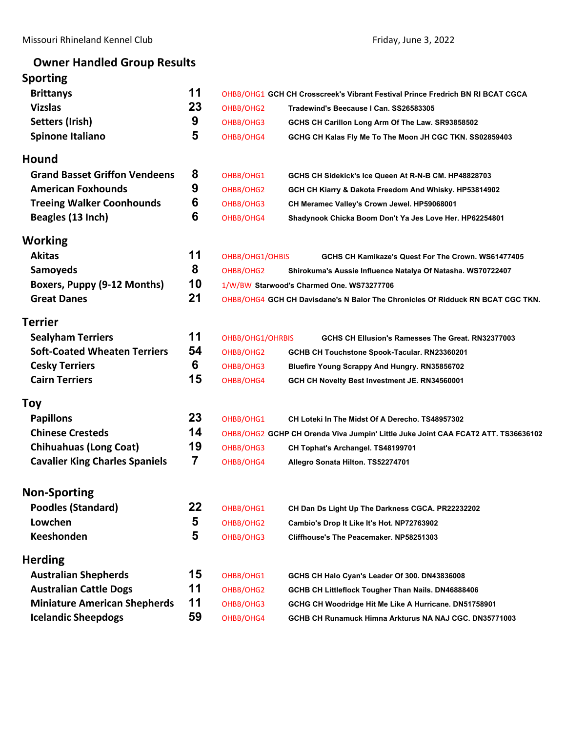Missouri Rhineland Kennel Club — Friday, June 3, 2022

## Owner Handled Group Results

### Sporting

| Breed | Entries | Award | Dog |
|---|---|---|---|
| Brittanys | 11 | OHBB/OHG1 | GCH CH Crosscreek's Vibrant Festival Prince Fredrich BN RI BCAT CGCA |
| Vizslas | 23 | OHBB/OHG2 | Tradewind's Beecause I Can. SS26583305 |
| Setters (Irish) | 9 | OHBB/OHG3 | GCHS CH Carillon Long Arm Of The Law. SR93858502 |
| Spinone Italiano | 5 | OHBB/OHG4 | GCHG CH Kalas Fly Me To The Moon JH CGC TKN. SS02859403 |

### Hound

| Breed | Entries | Award | Dog |
|---|---|---|---|
| Grand Basset Griffon Vendeens | 8 | OHBB/OHG1 | GCHS CH Sidekick's Ice Queen At R-N-B CM. HP48828703 |
| American Foxhounds | 9 | OHBB/OHG2 | GCH CH Kiarry & Dakota Freedom And Whisky. HP53814902 |
| Treeing Walker Coonhounds | 6 | OHBB/OHG3 | CH Meramec Valley's Crown Jewel. HP59068001 |
| Beagles (13 Inch) | 6 | OHBB/OHG4 | Shadynook Chicka Boom Don't Ya Jes Love Her. HP62254801 |

### Working

| Breed | Entries | Award | Dog |
|---|---|---|---|
| Akitas | 11 | OHBB/OHG1/OHBIS | GCHS CH Kamikaze's Quest For The Crown. WS61477405 |
| Samoyeds | 8 | OHBB/OHG2 | Shirokuma's Aussie Influence Natalya Of Natasha. WS70722407 |
| Boxers, Puppy (9-12 Months) | 10 | 1/W/BW | Starwood's Charmed One. WS73277706 |
| Great Danes | 21 | OHBB/OHG4 | GCH CH Davisdane's N Balor The Chronicles Of Ridduck RN BCAT CGC TKN. |

### Terrier

| Breed | Entries | Award | Dog |
|---|---|---|---|
| Sealyham Terriers | 11 | OHBB/OHG1/OHRBIS | GCHS CH Ellusion's Ramesses The Great. RN32377003 |
| Soft-Coated Wheaten Terriers | 54 | OHBB/OHG2 | GCHB CH Touchstone Spook-Tacular. RN23360201 |
| Cesky Terriers | 6 | OHBB/OHG3 | Bluefire Young Scrappy And Hungry. RN35856702 |
| Cairn Terriers | 15 | OHBB/OHG4 | GCH CH Novelty Best Investment JE. RN34560001 |

### Toy

| Breed | Entries | Award | Dog |
|---|---|---|---|
| Papillons | 23 | OHBB/OHG1 | CH Loteki In The Midst Of A Derecho. TS48957302 |
| Chinese Cresteds | 14 | OHBB/OHG2 | GCHP CH Orenda Viva Jumpin' Little Juke Joint CAA FCAT2 ATT. TS36636102 |
| Chihuahuas (Long Coat) | 19 | OHBB/OHG3 | CH Tophat's Archangel. TS48199701 |
| Cavalier King Charles Spaniels | 7 | OHBB/OHG4 | Allegro Sonata Hilton. TS52274701 |

### Non-Sporting

| Breed | Entries | Award | Dog |
|---|---|---|---|
| Poodles (Standard) | 22 | OHBB/OHG1 | CH Dan Ds Light Up The Darkness CGCA. PR22232202 |
| Lowchen | 5 | OHBB/OHG2 | Cambio's Drop It Like It's Hot. NP72763902 |
| Keeshonden | 5 | OHBB/OHG3 | Cliffhouse's The Peacemaker. NP58251303 |

### Herding

| Breed | Entries | Award | Dog |
|---|---|---|---|
| Australian Shepherds | 15 | OHBB/OHG1 | GCHS CH Halo Cyan's Leader Of 300. DN43836008 |
| Australian Cattle Dogs | 11 | OHBB/OHG2 | GCHB CH Littleflock Tougher Than Nails. DN46888406 |
| Miniature American Shepherds | 11 | OHBB/OHG3 | GCHG CH Woodridge Hit Me Like A Hurricane. DN51758901 |
| Icelandic Sheepdogs | 59 | OHBB/OHG4 | GCHB CH Runamuck Himna Arkturus NA NAJ CGC. DN35771003 |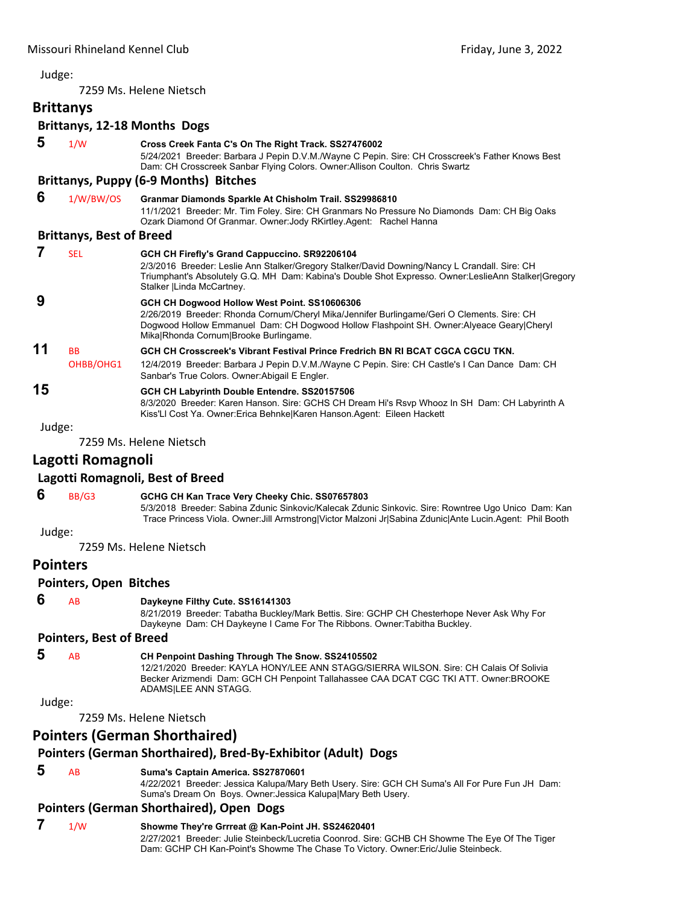Judge:

7259 Ms. Helene Nietsch

## Brittanys

### Brittanys, 12-18 Months Dogs

**5** 1/W **Cross Creek Fanta C's On The Right Track. SS27476002**
5/24/2021 Breeder: Barbara J Pepin D.V.M./Wayne C Pepin. Sire: CH Crosscreek's Father Knows Best Dam: CH Crosscreek Sanbar Flying Colors. Owner:Allison Coulton. Chris Swartz

### Brittanys, Puppy (6-9 Months) Bitches

**6** 1/W/BW/OS **Granmar Diamonds Sparkle At Chisholm Trail. SS29986810**
11/1/2021 Breeder: Mr. Tim Foley. Sire: CH Granmars No Pressure No Diamonds Dam: CH Big Oaks Ozark Diamond Of Granmar. Owner:Jody RKirtley.Agent: Rachel Hanna

### Brittanys, Best of Breed

**7** SEL **GCH CH Firefly's Grand Cappuccino. SR92206104**
2/3/2016 Breeder: Leslie Ann Stalker/Gregory Stalker/David Downing/Nancy L Crandall. Sire: CH Triumphant's Absolutely G.Q. MH Dam: Kabina's Double Shot Expresso. Owner:LeslieAnn Stalker|Gregory Stalker |Linda McCartney.

**9** **GCH CH Dogwood Hollow West Point. SS10606306**
2/26/2019 Breeder: Rhonda Cornum/Cheryl Mika/Jennifer Burlingame/Geri O Clements. Sire: CH Dogwood Hollow Emmanuel Dam: CH Dogwood Hollow Flashpoint SH. Owner:Alyeace Geary|Cheryl Mika|Rhonda Cornum|Brooke Burlingame.

**11** BB OHBB/OHG1 **GCH CH Crosscreek's Vibrant Festival Prince Fredrich BN RI BCAT CGCA CGCU TKN.**
12/4/2019 Breeder: Barbara J Pepin D.V.M./Wayne C Pepin. Sire: CH Castle's I Can Dance Dam: CH Sanbar's True Colors. Owner:Abigail E Engler.

**15** **GCH CH Labyrinth Double Entendre. SS20157506**
8/3/2020 Breeder: Karen Hanson. Sire: GCHS CH Dream Hi's Rsvp Whooz In SH Dam: CH Labyrinth A Kiss'Ll Cost Ya. Owner:Erica Behnke|Karen Hanson.Agent: Eileen Hackett

Judge:

7259 Ms. Helene Nietsch

## Lagotti Romagnoli

### Lagotti Romagnoli, Best of Breed

**6** BB/G3 **GCHG CH Kan Trace Very Cheeky Chic. SS07657803**
5/3/2018 Breeder: Sabina Zdunic Sinkovic/Kalecak Zdunic Sinkovic. Sire: Rowntree Ugo Unico Dam: Kan Trace Princess Viola. Owner:Jill Armstrong|Victor Malzoni Jr|Sabina Zdunic|Ante Lucin.Agent: Phil Booth

Judge:

7259 Ms. Helene Nietsch

## Pointers

### Pointers, Open Bitches

**6** AB **Daykeyne Filthy Cute. SS16141303**
8/21/2019 Breeder: Tabatha Buckley/Mark Bettis. Sire: GCHP CH Chesterhope Never Ask Why For Daykeyne Dam: CH Daykeyne I Came For The Ribbons. Owner:Tabitha Buckley.

### Pointers, Best of Breed

**5** AB **CH Penpoint Dashing Through The Snow. SS24105502**
12/21/2020 Breeder: KAYLA HONY/LEE ANN STAGG/SIERRA WILSON. Sire: CH Calais Of Solivia Becker Arizmendi Dam: GCH CH Penpoint Tallahassee CAA DCAT CGC TKI ATT. Owner:BROOKE ADAMS|LEE ANN STAGG.

Judge:

7259 Ms. Helene Nietsch

## Pointers (German Shorthaired)

### Pointers (German Shorthaired), Bred-By-Exhibitor (Adult) Dogs

**5** AB **Suma's Captain America. SS27870601**
4/22/2021 Breeder: Jessica Kalupa/Mary Beth Usery. Sire: GCH CH Suma's All For Pure Fun JH Dam: Suma's Dream On Boys. Owner:Jessica Kalupa|Mary Beth Usery.

### Pointers (German Shorthaired), Open Dogs

**7** 1/W **Showme They're Grrreat @ Kan-Point JH. SS24620401**
2/27/2021 Breeder: Julie Steinbeck/Lucretia Coonrod. Sire: GCHB CH Showme The Eye Of The Tiger Dam: GCHP CH Kan-Point's Showme The Chase To Victory. Owner:Eric/Julie Steinbeck.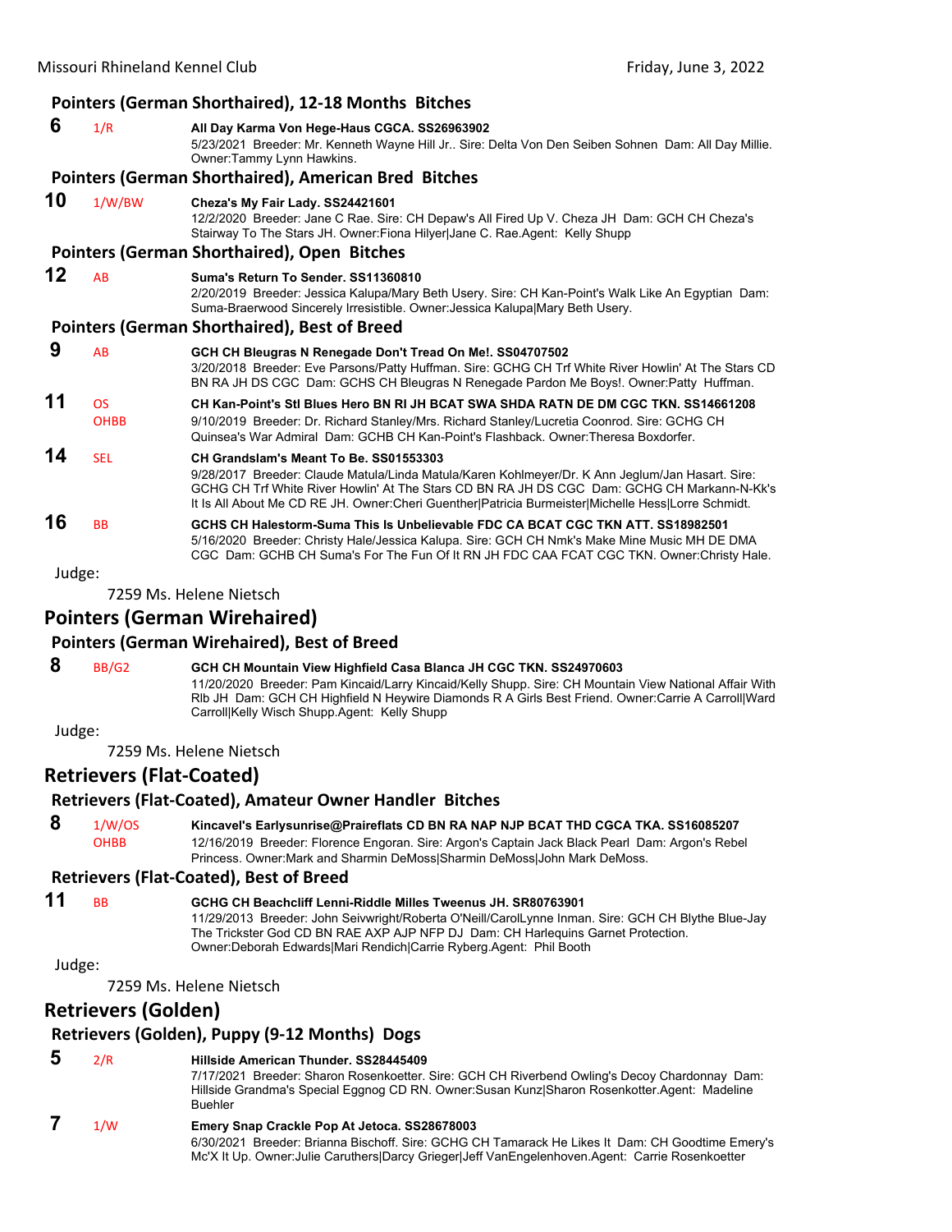### Pointers (German Shorthaired), 12-18 Months Bitches

**6** 1/R **All Day Karma Von Hege-Haus CGCA. SS26963902**
5/23/2021 Breeder: Mr. Kenneth Wayne Hill Jr.. Sire: Delta Von Den Seiben Sohnen Dam: All Day Millie. Owner:Tammy Lynn Hawkins.

### Pointers (German Shorthaired), American Bred Bitches

**10** 1/W/BW **Cheza's My Fair Lady. SS24421601**
12/2/2020 Breeder: Jane C Rae. Sire: CH Depaw's All Fired Up V. Cheza JH Dam: GCH CH Cheza's Stairway To The Stars JH. Owner:Fiona Hilyer|Jane C. Rae.Agent: Kelly Shupp

### Pointers (German Shorthaired), Open Bitches

**12** AB **Suma's Return To Sender. SS11360810**
2/20/2019 Breeder: Jessica Kalupa/Mary Beth Usery. Sire: CH Kan-Point's Walk Like An Egyptian Dam: Suma-Braerwood Sincerely Irresistible. Owner:Jessica Kalupa|Mary Beth Usery.

### Pointers (German Shorthaired), Best of Breed

**9** AB **GCH CH Bleugras N Renegade Don't Tread On Me!. SS04707502**
3/20/2018 Breeder: Eve Parsons/Patty Huffman. Sire: GCHG CH Trf White River Howlin' At The Stars CD BN RA JH DS CGC Dam: GCHS CH Bleugras N Renegade Pardon Me Boys!. Owner:Patty Huffman.

**11** OS OHBB **CH Kan-Point's Stl Blues Hero BN RI JH BCAT SWA SHDA RATN DE DM CGC TKN. SS14661208**
9/10/2019 Breeder: Dr. Richard Stanley/Mrs. Richard Stanley/Lucretia Coonrod. Sire: GCHG CH Quinsea's War Admiral Dam: GCHB CH Kan-Point's Flashback. Owner:Theresa Boxdorfer.

**14** SEL **CH Grandslam's Meant To Be. SS01553303**
9/28/2017 Breeder: Claude Matula/Linda Matula/Karen Kohlmeyer/Dr. K Ann Jeglum/Jan Hasart. Sire: GCHG CH Trf White River Howlin' At The Stars CD BN RA JH DS CGC Dam: GCHG CH Markann-N-Kk's It Is All About Me CD RE JH. Owner:Cheri Guenther|Patricia Burmeister|Michelle Hess|Lorre Schmidt.

**16** BB **GCHS CH Halestorm-Suma This Is Unbelievable FDC CA BCAT CGC TKN ATT. SS18982501**
5/16/2020 Breeder: Christy Hale/Jessica Kalupa. Sire: GCH CH Nmk's Make Mine Music MH DE DMA CGC Dam: GCHB CH Suma's For The Fun Of It RN JH FDC CAA FCAT CGC TKN. Owner:Christy Hale.

Judge:

7259 Ms. Helene Nietsch

## Pointers (German Wirehaired)

### Pointers (German Wirehaired), Best of Breed

**8** BB/G2 **GCH CH Mountain View Highfield Casa Blanca JH CGC TKN. SS24970603**
11/20/2020 Breeder: Pam Kincaid/Larry Kincaid/Kelly Shupp. Sire: CH Mountain View National Affair With Rlb JH Dam: GCH CH Highfield N Heywire Diamonds R A Girls Best Friend. Owner:Carrie A Carroll|Ward Carroll|Kelly Wisch Shupp.Agent: Kelly Shupp

Judge:

7259 Ms. Helene Nietsch

## Retrievers (Flat-Coated)

### Retrievers (Flat-Coated), Amateur Owner Handler Bitches

**8** 1/W/OS OHBB **Kincavel's Earlysunrise@Praireflats CD BN RA NAP NJP BCAT THD CGCA TKA. SS16085207**
12/16/2019 Breeder: Florence Engoran. Sire: Argon's Captain Jack Black Pearl Dam: Argon's Rebel Princess. Owner:Mark and Sharmin DeMoss|Sharmin DeMoss|John Mark DeMoss.

### Retrievers (Flat-Coated), Best of Breed

**11** BB **GCHG CH Beachcliff Lenni-Riddle Milles Tweenus JH. SR80763901**
11/29/2013 Breeder: John Seivwright/Roberta O'Neill/CarolLynne Inman. Sire: GCH CH Blythe Blue-Jay The Trickster God CD BN RAE AXP AJP NFP DJ Dam: CH Harlequins Garnet Protection. Owner:Deborah Edwards|Mari Rendich|Carrie Ryberg.Agent: Phil Booth

Judge:

7259 Ms. Helene Nietsch

## Retrievers (Golden)

### Retrievers (Golden), Puppy (9-12 Months) Dogs

**5** 2/R **Hillside American Thunder. SS28445409**
7/17/2021 Breeder: Sharon Rosenkoetter. Sire: GCH CH Riverbend Owling's Decoy Chardonnay Dam: Hillside Grandma's Special Eggnog CD RN. Owner:Susan Kunz|Sharon Rosenkotter.Agent: Madeline Buehler

**7** 1/W **Emery Snap Crackle Pop At Jetoca. SS28678003**
6/30/2021 Breeder: Brianna Bischoff. Sire: GCHG CH Tamarack He Likes It Dam: CH Goodtime Emery's Mc'X It Up. Owner:Julie Caruthers|Darcy Grieger|Jeff VanEngelenhoven.Agent: Carrie Rosenkoetter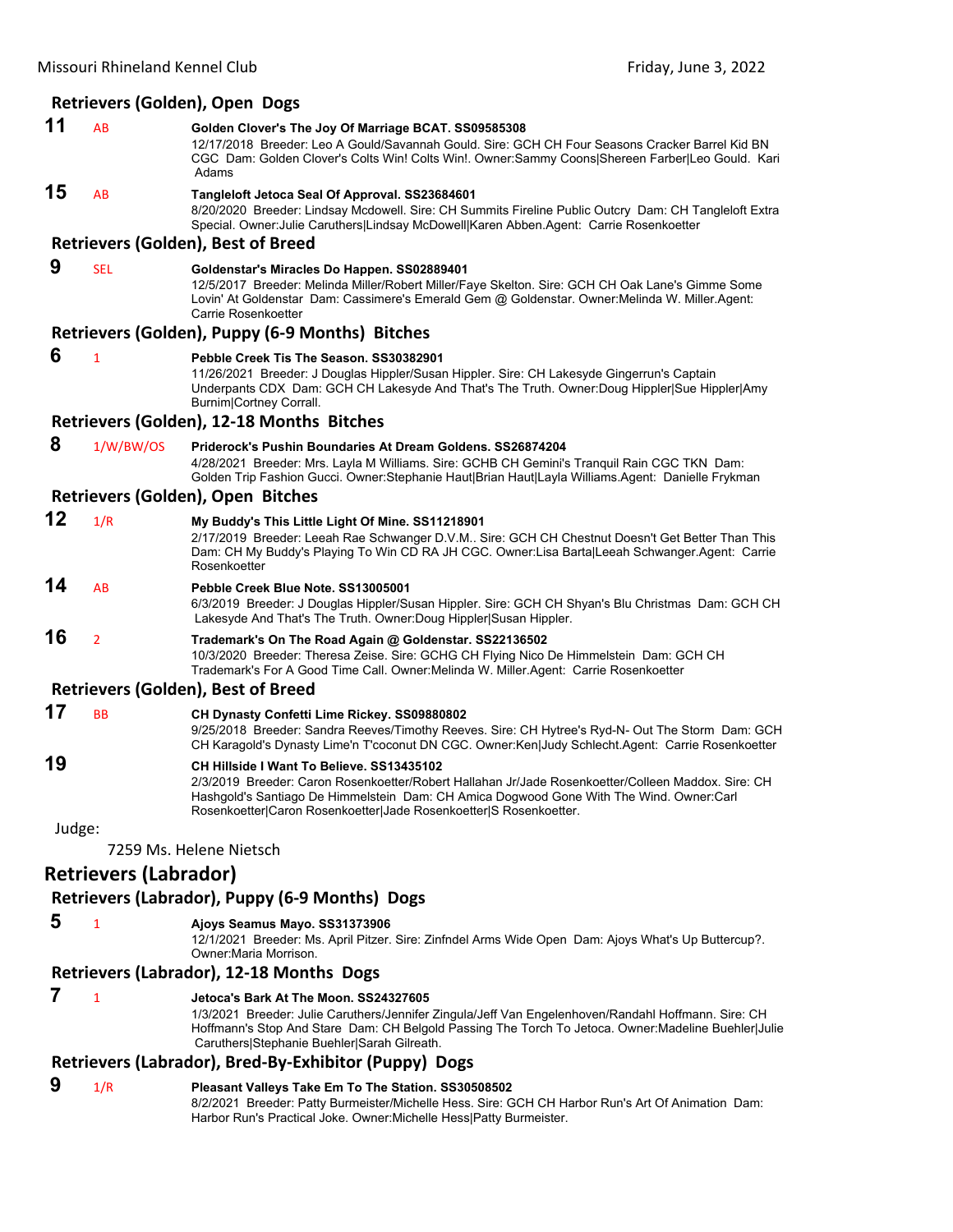### Retrievers (Golden), Open Dogs

**11** AB **Golden Clover's The Joy Of Marriage BCAT. SS09585308**
12/17/2018 Breeder: Leo A Gould/Savannah Gould. Sire: GCH CH Four Seasons Cracker Barrel Kid BN CGC Dam: Golden Clover's Colts Win! Colts Win!. Owner:Sammy Coons|Shereen Farber|Leo Gould. Kari Adams

**15** AB **Tangleloft Jetoca Seal Of Approval. SS23684601**
8/20/2020 Breeder: Lindsay Mcdowell. Sire: CH Summits Fireline Public Outcry Dam: CH Tangleloft Extra Special. Owner:Julie Caruthers|Lindsay McDowell|Karen Abben.Agent: Carrie Rosenkoetter

### Retrievers (Golden), Best of Breed

**9** SEL **Goldenstar's Miracles Do Happen. SS02889401**
12/5/2017 Breeder: Melinda Miller/Robert Miller/Faye Skelton. Sire: GCH CH Oak Lane's Gimme Some Lovin' At Goldenstar Dam: Cassimere's Emerald Gem @ Goldenstar. Owner:Melinda W. Miller.Agent: Carrie Rosenkoetter

### Retrievers (Golden), Puppy (6-9 Months) Bitches

**6** 1 **Pebble Creek Tis The Season. SS30382901**
11/26/2021 Breeder: J Douglas Hippler/Susan Hippler. Sire: CH Lakesyde Gingerrun's Captain Underpants CDX Dam: GCH CH Lakesyde And That's The Truth. Owner:Doug Hippler|Sue Hippler|Amy Burnim|Cortney Corrall.

### Retrievers (Golden), 12-18 Months Bitches

**8** 1/W/BW/OS **Priderock's Pushin Boundaries At Dream Goldens. SS26874204**
4/28/2021 Breeder: Mrs. Layla M Williams. Sire: GCHB CH Gemini's Tranquil Rain CGC TKN Dam: Golden Trip Fashion Gucci. Owner:Stephanie Haut|Brian Haut|Layla Williams.Agent: Danielle Frykman

### Retrievers (Golden), Open Bitches

**12** 1/R **My Buddy's This Little Light Of Mine. SS11218901**
2/17/2019 Breeder: Leeah Rae Schwanger D.V.M.. Sire: GCH CH Chestnut Doesn't Get Better Than This Dam: CH My Buddy's Playing To Win CD RA JH CGC. Owner:Lisa Barta|Leeah Schwanger.Agent: Carrie Rosenkoetter

**14** AB **Pebble Creek Blue Note. SS13005001**
6/3/2019 Breeder: J Douglas Hippler/Susan Hippler. Sire: GCH CH Shyan's Blu Christmas Dam: GCH CH Lakesyde And That's The Truth. Owner:Doug Hippler|Susan Hippler.

**16** 2 **Trademark's On The Road Again @ Goldenstar. SS22136502**
10/3/2020 Breeder: Theresa Zeise. Sire: GCHG CH Flying Nico De Himmelstein Dam: GCH CH Trademark's For A Good Time Call. Owner:Melinda W. Miller.Agent: Carrie Rosenkoetter

### Retrievers (Golden), Best of Breed

**17** BB **CH Dynasty Confetti Lime Rickey. SS09880802**
9/25/2018 Breeder: Sandra Reeves/Timothy Reeves. Sire: CH Hytree's Ryd-N- Out The Storm Dam: GCH CH Karagold's Dynasty Lime'n T'coconut DN CGC. Owner:Ken|Judy Schlecht.Agent: Carrie Rosenkoetter

**19** **CH Hillside I Want To Believe. SS13435102**
2/3/2019 Breeder: Caron Rosenkoetter/Robert Hallahan Jr/Jade Rosenkoetter/Colleen Maddox. Sire: CH Hashgold's Santiago De Himmelstein Dam: CH Amica Dogwood Gone With The Wind. Owner:Carl Rosenkoetter|Caron Rosenkoetter|Jade Rosenkoetter|S Rosenkoetter.

Judge:

7259 Ms. Helene Nietsch

## Retrievers (Labrador)

### Retrievers (Labrador), Puppy (6-9 Months) Dogs

**5** 1 **Ajoys Seamus Mayo. SS31373906**
12/1/2021 Breeder: Ms. April Pitzer. Sire: Zinfndel Arms Wide Open Dam: Ajoys What's Up Buttercup?. Owner:Maria Morrison.

### Retrievers (Labrador), 12-18 Months Dogs

**7** 1 **Jetoca's Bark At The Moon. SS24327605**
1/3/2021 Breeder: Julie Caruthers/Jennifer Zingula/Jeff Van Engelenhoven/Randahl Hoffmann. Sire: CH Hoffmann's Stop And Stare Dam: CH Belgold Passing The Torch To Jetoca. Owner:Madeline Buehler|Julie Caruthers|Stephanie Buehler|Sarah Gilreath.

### Retrievers (Labrador), Bred-By-Exhibitor (Puppy) Dogs

**9** 1/R **Pleasant Valleys Take Em To The Station. SS30508502**
8/2/2021 Breeder: Patty Burmeister/Michelle Hess. Sire: GCH CH Harbor Run's Art Of Animation Dam: Harbor Run's Practical Joke. Owner:Michelle Hess|Patty Burmeister.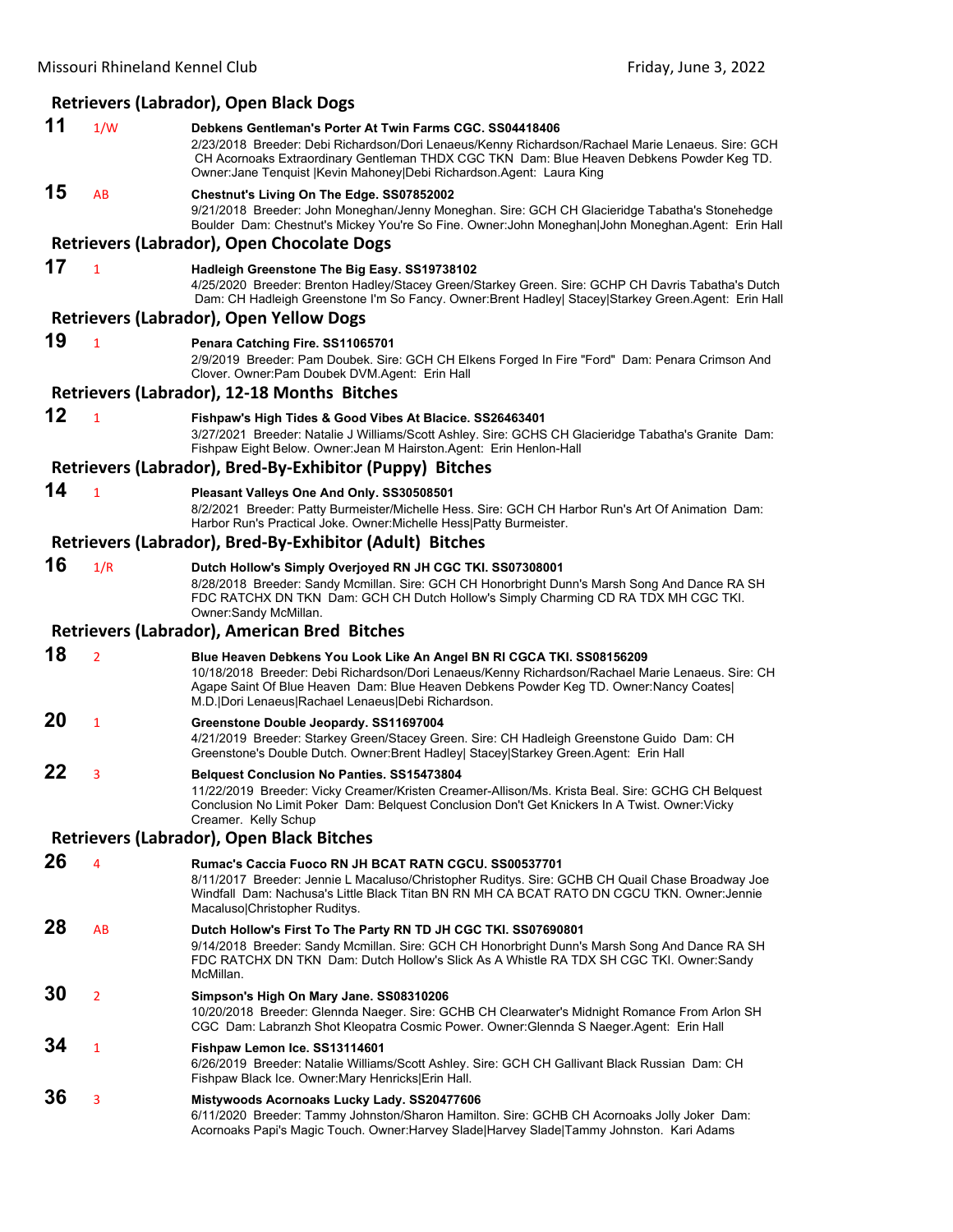## Retrievers (Labrador), Open Black Dogs

**11** 1/W **Debkens Gentleman's Porter At Twin Farms CGC. SS04418406**
2/23/2018 Breeder: Debi Richardson/Dori Lenaeus/Kenny Richardson/Rachael Marie Lenaeus. Sire: GCH CH Acornoaks Extraordinary Gentleman THDX CGC TKN Dam: Blue Heaven Debkens Powder Keg TD. Owner:Jane Tenquist |Kevin Mahoney|Debi Richardson.Agent: Laura King

**15** AB **Chestnut's Living On The Edge. SS07852002**
9/21/2018 Breeder: John Moneghan/Jenny Moneghan. Sire: GCH CH Glacieridge Tabatha's Stonehedge Boulder Dam: Chestnut's Mickey You're So Fine. Owner:John Moneghan|John Moneghan.Agent: Erin Hall

## Retrievers (Labrador), Open Chocolate Dogs

**17** 1 **Hadleigh Greenstone The Big Easy. SS19738102**
4/25/2020 Breeder: Brenton Hadley/Stacey Green/Starkey Green. Sire: GCHP CH Davris Tabatha's Dutch Dam: CH Hadleigh Greenstone I'm So Fancy. Owner:Brent Hadley| Stacey|Starkey Green.Agent: Erin Hall

## Retrievers (Labrador), Open Yellow Dogs

**19** 1 **Penara Catching Fire. SS11065701**
2/9/2019 Breeder: Pam Doubek. Sire: GCH CH Elkens Forged In Fire "Ford" Dam: Penara Crimson And Clover. Owner:Pam Doubek DVM.Agent: Erin Hall

## Retrievers (Labrador), 12-18 Months Bitches

**12** 1 **Fishpaw's High Tides & Good Vibes At Blacice. SS26463401**
3/27/2021 Breeder: Natalie J Williams/Scott Ashley. Sire: GCHS CH Glacieridge Tabatha's Granite Dam: Fishpaw Eight Below. Owner:Jean M Hairston.Agent: Erin Henlon-Hall

## Retrievers (Labrador), Bred-By-Exhibitor (Puppy) Bitches

**14** 1 **Pleasant Valleys One And Only. SS30508501**
8/2/2021 Breeder: Patty Burmeister/Michelle Hess. Sire: GCH CH Harbor Run's Art Of Animation Dam: Harbor Run's Practical Joke. Owner:Michelle Hess|Patty Burmeister.

## Retrievers (Labrador), Bred-By-Exhibitor (Adult) Bitches

**16** 1/R **Dutch Hollow's Simply Overjoyed RN JH CGC TKI. SS07308001**
8/28/2018 Breeder: Sandy Mcmillan. Sire: GCH CH Honorbright Dunn's Marsh Song And Dance RA SH FDC RATCHX DN TKN Dam: GCH CH Dutch Hollow's Simply Charming CD RA TDX MH CGC TKI. Owner:Sandy McMillan.

## Retrievers (Labrador), American Bred Bitches

**18** 2 **Blue Heaven Debkens You Look Like An Angel BN RI CGCA TKI. SS08156209**
10/18/2018 Breeder: Debi Richardson/Dori Lenaeus/Kenny Richardson/Rachael Marie Lenaeus. Sire: CH Agape Saint Of Blue Heaven Dam: Blue Heaven Debkens Powder Keg TD. Owner:Nancy Coates| M.D.|Dori Lenaeus|Rachael Lenaeus|Debi Richardson.

**20** 1 **Greenstone Double Jeopardy. SS11697004**
4/21/2019 Breeder: Starkey Green/Stacey Green. Sire: CH Hadleigh Greenstone Guido Dam: CH Greenstone's Double Dutch. Owner:Brent Hadley| Stacey|Starkey Green.Agent: Erin Hall

**22** 3 **Belquest Conclusion No Panties. SS15473804**
11/22/2019 Breeder: Vicky Creamer/Kristen Creamer-Allison/Ms. Krista Beal. Sire: GCHG CH Belquest Conclusion No Limit Poker Dam: Belquest Conclusion Don't Get Knickers In A Twist. Owner:Vicky Creamer. Kelly Schup

## Retrievers (Labrador), Open Black Bitches

**26** 4 **Rumac's Caccia Fuoco RN JH BCAT RATN CGCU. SS00537701**
8/11/2017 Breeder: Jennie L Macaluso/Christopher Ruditys. Sire: GCHB CH Quail Chase Broadway Joe Windfall Dam: Nachusa's Little Black Titan BN RN MH CA BCAT RATO DN CGCU TKN. Owner:Jennie Macaluso|Christopher Ruditys.

**28** AB **Dutch Hollow's First To The Party RN TD JH CGC TKI. SS07690801**
9/14/2018 Breeder: Sandy Mcmillan. Sire: GCH CH Honorbright Dunn's Marsh Song And Dance RA SH FDC RATCHX DN TKN Dam: Dutch Hollow's Slick As A Whistle RA TDX SH CGC TKI. Owner:Sandy McMillan.

**30** 2 **Simpson's High On Mary Jane. SS08310206**
10/20/2018 Breeder: Glennda Naeger. Sire: GCHB CH Clearwater's Midnight Romance From Arlon SH CGC Dam: Labranzh Shot Kleopatra Cosmic Power. Owner:Glennda S Naeger.Agent: Erin Hall

**34** 1 **Fishpaw Lemon Ice. SS13114601**
6/26/2019 Breeder: Natalie Williams/Scott Ashley. Sire: GCH CH Gallivant Black Russian Dam: CH Fishpaw Black Ice. Owner:Mary Henricks|Erin Hall.

**36** 3 **Mistywoods Acornoaks Lucky Lady. SS20477606**
6/11/2020 Breeder: Tammy Johnston/Sharon Hamilton. Sire: GCHB CH Acornoaks Jolly Joker Dam: Acornoaks Papi's Magic Touch. Owner:Harvey Slade|Harvey Slade|Tammy Johnston. Kari Adams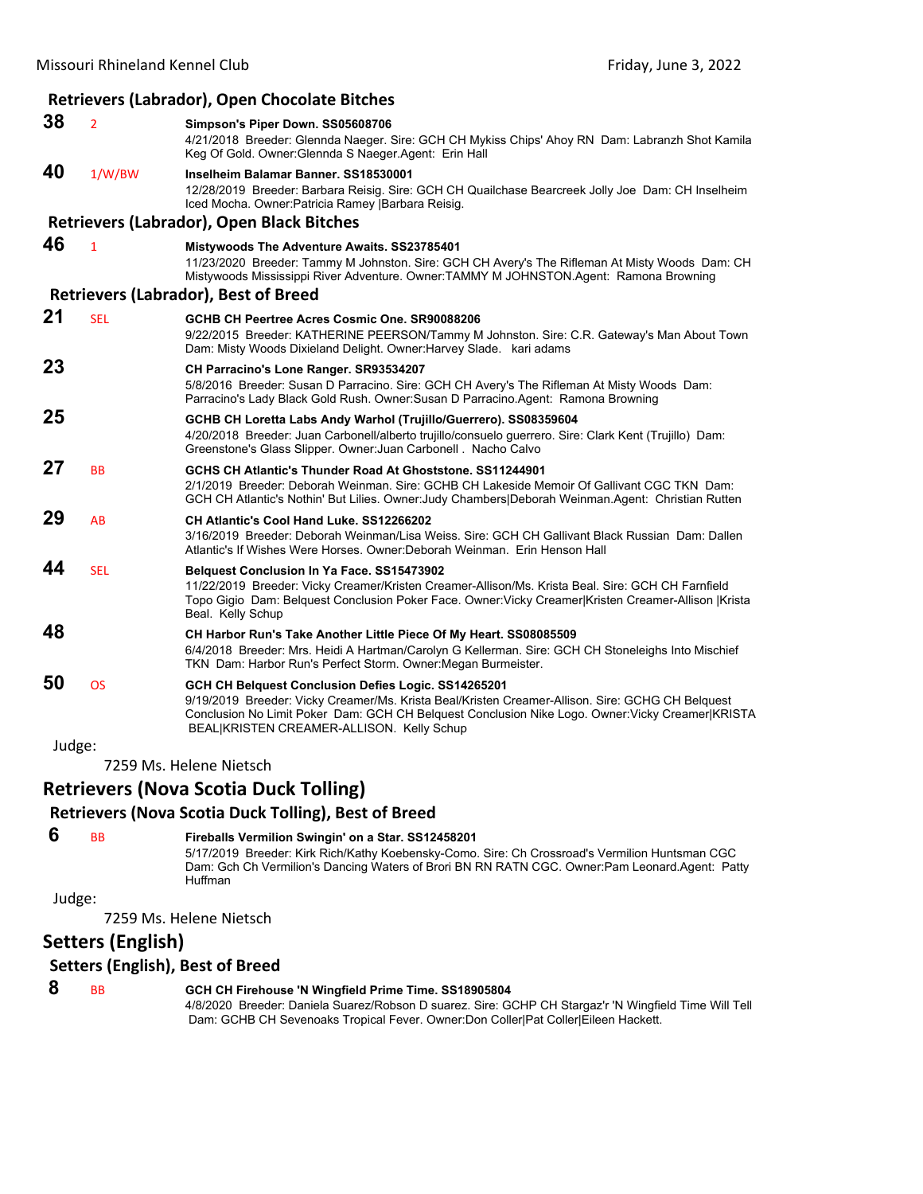### Retrievers (Labrador), Open Chocolate Bitches

**38** 2 **Simpson's Piper Down. SS05608706**
4/21/2018 Breeder: Glennda Naeger. Sire: GCH CH Mykiss Chips' Ahoy RN Dam: Labranzh Shot Kamila Keg Of Gold. Owner:Glennda S Naeger.Agent: Erin Hall

**40** 1/W/BW **Inselheim Balamar Banner. SS18530001**
12/28/2019 Breeder: Barbara Reisig. Sire: GCH CH Quailchase Bearcreek Jolly Joe Dam: CH Inselheim Iced Mocha. Owner:Patricia Ramey |Barbara Reisig.

### Retrievers (Labrador), Open Black Bitches

**46** 1 **Mistywoods The Adventure Awaits. SS23785401**
11/23/2020 Breeder: Tammy M Johnston. Sire: GCH CH Avery's The Rifleman At Misty Woods Dam: CH Mistywoods Mississippi River Adventure. Owner:TAMMY M JOHNSTON.Agent: Ramona Browning

### Retrievers (Labrador), Best of Breed

**21** SEL **GCHB CH Peertree Acres Cosmic One. SR90088206**
9/22/2015 Breeder: KATHERINE PEERSON/Tammy M Johnston. Sire: C.R. Gateway's Man About Town Dam: Misty Woods Dixieland Delight. Owner:Harvey Slade. kari adams

**23** **CH Parracino's Lone Ranger. SR93534207**
5/8/2016 Breeder: Susan D Parracino. Sire: GCH CH Avery's The Rifleman At Misty Woods Dam: Parracino's Lady Black Gold Rush. Owner:Susan D Parracino.Agent: Ramona Browning

**25** **GCHB CH Loretta Labs Andy Warhol (Trujillo/Guerrero). SS08359604**
4/20/2018 Breeder: Juan Carbonell/alberto trujillo/consuelo guerrero. Sire: Clark Kent (Trujillo) Dam: Greenstone's Glass Slipper. Owner:Juan Carbonell . Nacho Calvo

**27** BB **GCHS CH Atlantic's Thunder Road At Ghoststone. SS11244901**
2/1/2019 Breeder: Deborah Weinman. Sire: GCHB CH Lakeside Memoir Of Gallivant CGC TKN Dam: GCH CH Atlantic's Nothin' But Lilies. Owner:Judy Chambers|Deborah Weinman.Agent: Christian Rutten

**29** AB **CH Atlantic's Cool Hand Luke. SS12266202**
3/16/2019 Breeder: Deborah Weinman/Lisa Weiss. Sire: GCH CH Gallivant Black Russian Dam: Dallen Atlantic's If Wishes Were Horses. Owner:Deborah Weinman. Erin Henson Hall

**44** SEL **Belquest Conclusion In Ya Face. SS15473902**
11/22/2019 Breeder: Vicky Creamer/Kristen Creamer-Allison/Ms. Krista Beal. Sire: GCH CH Farnfield Topo Gigio Dam: Belquest Conclusion Poker Face. Owner:Vicky Creamer|Kristen Creamer-Allison |Krista Beal. Kelly Schup

**48** **CH Harbor Run's Take Another Little Piece Of My Heart. SS08085509**
6/4/2018 Breeder: Mrs. Heidi A Hartman/Carolyn G Kellerman. Sire: GCH CH Stoneleighs Into Mischief TKN Dam: Harbor Run's Perfect Storm. Owner:Megan Burmeister.

**50** OS **GCH CH Belquest Conclusion Defies Logic. SS14265201**
9/19/2019 Breeder: Vicky Creamer/Ms. Krista Beal/Kristen Creamer-Allison. Sire: GCHG CH Belquest Conclusion No Limit Poker Dam: GCH CH Belquest Conclusion Nike Logo. Owner:Vicky Creamer|KRISTA BEAL|KRISTEN CREAMER-ALLISON. Kelly Schup

Judge:
7259 Ms. Helene Nietsch

## Retrievers (Nova Scotia Duck Tolling)

### Retrievers (Nova Scotia Duck Tolling), Best of Breed

**6** BB **Fireballs Vermilion Swingin' on a Star. SS12458201**
5/17/2019 Breeder: Kirk Rich/Kathy Koebensky-Como. Sire: Ch Crossroad's Vermilion Huntsman CGC Dam: Gch Ch Vermilion's Dancing Waters of Brori BN RN RATN CGC. Owner:Pam Leonard.Agent: Patty Huffman

Judge:
7259 Ms. Helene Nietsch

## Setters (English)

### Setters (English), Best of Breed

**8** BB **GCH CH Firehouse 'N Wingfield Prime Time. SS18905804**
4/8/2020 Breeder: Daniela Suarez/Robson D suarez. Sire: GCHP CH Stargaz'r 'N Wingfield Time Will Tell Dam: GCHB CH Sevenoaks Tropical Fever. Owner:Don Coller|Pat Coller|Eileen Hackett.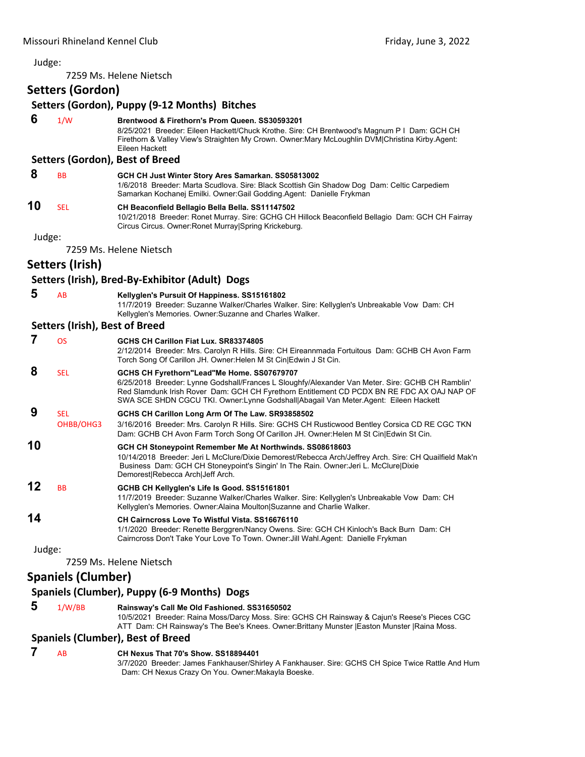Judge:

7259 Ms. Helene Nietsch

## Setters (Gordon)

### Setters (Gordon), Puppy (9-12 Months) Bitches

**6** 1/W **Brentwood & Firethorn's Prom Queen. SS30593201**
8/25/2021 Breeder: Eileen Hackett/Chuck Krothe. Sire: CH Brentwood's Magnum P I Dam: GCH CH Firethorn & Valley View's Straighten My Crown. Owner:Mary McLoughlin DVM|Christina Kirby.Agent: Eileen Hackett

### Setters (Gordon), Best of Breed

**8** BB **GCH CH Just Winter Story Ares Samarkan. SS05813002**
1/6/2018 Breeder: Marta Scudlova. Sire: Black Scottish Gin Shadow Dog Dam: Celtic Carpediem Samarkan Kochanej Emilki. Owner:Gail Godding.Agent: Danielle Frykman

**10** SEL **CH Beaconfield Bellagio Bella Bella. SS11147502**
10/21/2018 Breeder: Ronet Murray. Sire: GCHG CH Hillock Beaconfield Bellagio Dam: GCH CH Fairray Circus Circus. Owner:Ronet Murray|Spring Krickeburg.

Judge:

7259 Ms. Helene Nietsch

## Setters (Irish)

### Setters (Irish), Bred-By-Exhibitor (Adult) Dogs

**5** AB **Kellyglen's Pursuit Of Happiness. SS15161802**
11/7/2019 Breeder: Suzanne Walker/Charles Walker. Sire: Kellyglen's Unbreakable Vow Dam: CH Kellyglen's Memories. Owner:Suzanne and Charles Walker.

### Setters (Irish), Best of Breed

**7** OS **GCHS CH Carillon Fiat Lux. SR83374805**
2/12/2014 Breeder: Mrs. Carolyn R Hills. Sire: CH Eireannmada Fortuitous Dam: GCHB CH Avon Farm Torch Song Of Carillon JH. Owner:Helen M St Cin|Edwin J St Cin.

**8** SEL **GCHS CH Fyrethorn"Lead"Me Home. SS07679707**
6/25/2018 Breeder: Lynne Godshall/Frances L Sloughfy/Alexander Van Meter. Sire: GCHB CH Ramblin' Red Slamdunk Irish Rover Dam: GCH CH Fyrethorn Entitlement CD PCDX BN RE FDC AX OAJ NAP OF SWA SCE SHDN CGCU TKI. Owner:Lynne Godshall|Abagail Van Meter.Agent: Eileen Hackett

**9** SEL OHBB/OHG3 **GCHS CH Carillon Long Arm Of The Law. SR93858502**
3/16/2016 Breeder: Mrs. Carolyn R Hills. Sire: GCHS CH Rusticwood Bentley Corsica CD RE CGC TKN Dam: GCHB CH Avon Farm Torch Song Of Carillon JH. Owner:Helen M St Cin|Edwin St Cin.

**10** **GCH CH Stoneypoint Remember Me At Northwinds. SS08618603**
10/14/2018 Breeder: Jeri L McClure/Dixie Demorest/Rebecca Arch/Jeffrey Arch. Sire: CH Quailfield Mak'n Business Dam: GCH CH Stoneypoint's Singin' In The Rain. Owner:Jeri L. McClure|Dixie Demorest|Rebecca Arch|Jeff Arch.

**12** BB **GCHB CH Kellyglen's Life Is Good. SS15161801**
11/7/2019 Breeder: Suzanne Walker/Charles Walker. Sire: Kellyglen's Unbreakable Vow Dam: CH Kellyglen's Memories. Owner:Alaina Moulton|Suzanne and Charlie Walker.

**14** **CH Cairncross Love To Wistful Vista. SS16676110**
1/1/2020 Breeder: Renette Berggren/Nancy Owens. Sire: GCH CH Kinloch's Back Burn Dam: CH Cairncross Don't Take Your Love To Town. Owner:Jill Wahl.Agent: Danielle Frykman

Judge:

7259 Ms. Helene Nietsch

## Spaniels (Clumber)

### Spaniels (Clumber), Puppy (6-9 Months) Dogs

**5** 1/W/BB **Rainsway's Call Me Old Fashioned. SS31650502**
10/5/2021 Breeder: Raina Moss/Darcy Moss. Sire: GCHS CH Rainsway & Cajun's Reese's Pieces CGC ATT Dam: CH Rainsway's The Bee's Knees. Owner:Brittany Munster |Easton Munster |Raina Moss.

### Spaniels (Clumber), Best of Breed

**7** AB **CH Nexus That 70's Show. SS18894401**
3/7/2020 Breeder: James Fankhauser/Shirley A Fankhauser. Sire: GCHS CH Spice Twice Rattle And Hum Dam: CH Nexus Crazy On You. Owner:Makayla Boeske.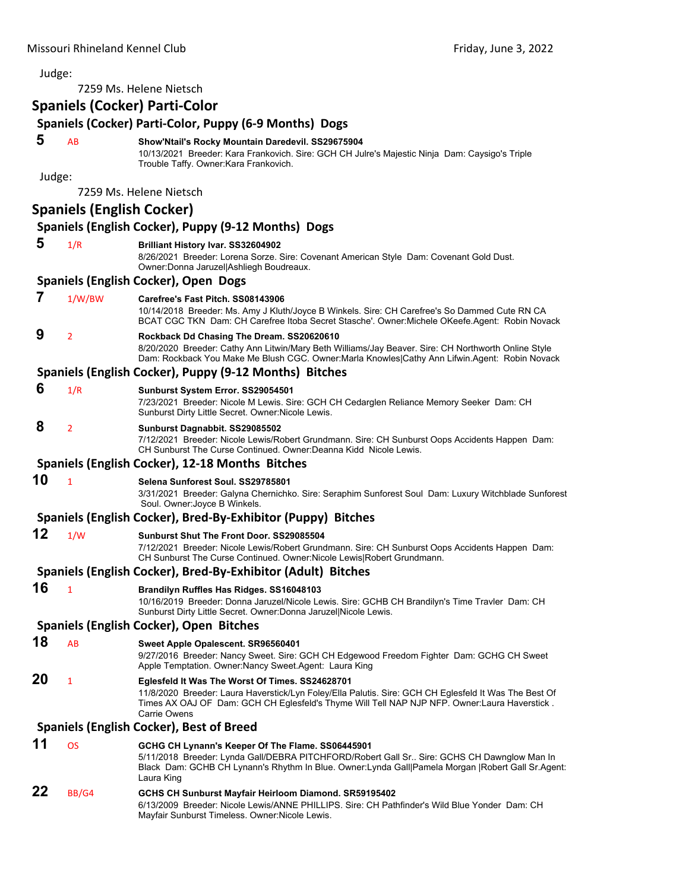Judge:

7259 Ms. Helene Nietsch

## Spaniels (Cocker) Parti-Color

### Spaniels (Cocker) Parti-Color, Puppy (6-9 Months) Dogs

**5** AB **Show'Ntail's Rocky Mountain Daredevil. SS29675904**
10/13/2021 Breeder: Kara Frankovich. Sire: GCH CH Julre's Majestic Ninja Dam: Caysigo's Triple Trouble Taffy. Owner:Kara Frankovich.

Judge:

7259 Ms. Helene Nietsch

## Spaniels (English Cocker)

### Spaniels (English Cocker), Puppy (9-12 Months) Dogs

**5** 1/R **Brilliant History Ivar. SS32604902**
8/26/2021 Breeder: Lorena Sorze. Sire: Covenant American Style Dam: Covenant Gold Dust. Owner:Donna Jaruzel|Ashliegh Boudreaux.

### Spaniels (English Cocker), Open Dogs

**7** 1/W/BW **Carefree's Fast Pitch. SS08143906**
10/14/2018 Breeder: Ms. Amy J Kluth/Joyce B Winkels. Sire: CH Carefree's So Dammed Cute RN CA BCAT CGC TKN Dam: CH Carefree Itoba Secret Stasche'. Owner:Michele OKeefe.Agent: Robin Novack

**9** 2 **Rockback Dd Chasing The Dream. SS20620610**
8/20/2020 Breeder: Cathy Ann Litwin/Mary Beth Williams/Jay Beaver. Sire: CH Northworth Online Style Dam: Rockback You Make Me Blush CGC. Owner:Marla Knowles|Cathy Ann Lifwin.Agent: Robin Novack

### Spaniels (English Cocker), Puppy (9-12 Months) Bitches

**6** 1/R **Sunburst System Error. SS29054501**
7/23/2021 Breeder: Nicole M Lewis. Sire: GCH CH Cedarglen Reliance Memory Seeker Dam: CH Sunburst Dirty Little Secret. Owner:Nicole Lewis.

**8** 2 **Sunburst Dagnabbit. SS29085502**
7/12/2021 Breeder: Nicole Lewis/Robert Grundmann. Sire: CH Sunburst Oops Accidents Happen Dam: CH Sunburst The Curse Continued. Owner:Deanna Kidd Nicole Lewis.

### Spaniels (English Cocker), 12-18 Months Bitches

**10** 1 **Selena Sunforest Soul. SS29785801**
3/31/2021 Breeder: Galyna Chernichko. Sire: Seraphim Sunforest Soul Dam: Luxury Witchblade Sunforest Soul. Owner:Joyce B Winkels.

### Spaniels (English Cocker), Bred-By-Exhibitor (Puppy) Bitches

**12** 1/W **Sunburst Shut The Front Door. SS29085504**
7/12/2021 Breeder: Nicole Lewis/Robert Grundmann. Sire: CH Sunburst Oops Accidents Happen Dam: CH Sunburst The Curse Continued. Owner:Nicole Lewis|Robert Grundmann.

### Spaniels (English Cocker), Bred-By-Exhibitor (Adult) Bitches

**16** 1 **Brandilyn Ruffles Has Ridges. SS16048103**
10/16/2019 Breeder: Donna Jaruzel/Nicole Lewis. Sire: GCHB CH Brandilyn's Time Travler Dam: CH Sunburst Dirty Little Secret. Owner:Donna Jaruzel|Nicole Lewis.

### Spaniels (English Cocker), Open Bitches

**18** AB **Sweet Apple Opalescent. SR96560401**
9/27/2016 Breeder: Nancy Sweet. Sire: GCH CH Edgewood Freedom Fighter Dam: GCHG CH Sweet Apple Temptation. Owner:Nancy Sweet.Agent: Laura King

**20** 1 **Eglesfeld It Was The Worst Of Times. SS24628701**
11/8/2020 Breeder: Laura Haverstick/Lyn Foley/Ella Palutis. Sire: GCH CH Eglesfeld It Was The Best Of Times AX OAJ OF Dam: GCH CH Eglesfeld's Thyme Will Tell NAP NJP NFP. Owner:Laura Haverstick . Carrie Owens

### Spaniels (English Cocker), Best of Breed

**11** OS **GCHG CH Lynann's Keeper Of The Flame. SS06445901**
5/11/2018 Breeder: Lynda Gall/DEBRA PITCHFORD/Robert Gall Sr.. Sire: GCHS CH Dawnglow Man In Black Dam: GCHB CH Lynann's Rhythm In Blue. Owner:Lynda Gall|Pamela Morgan |Robert Gall Sr.Agent: Laura King

**22** BB/G4 **GCHS CH Sunburst Mayfair Heirloom Diamond. SR59195402**
6/13/2009 Breeder: Nicole Lewis/ANNE PHILLIPS. Sire: CH Pathfinder's Wild Blue Yonder Dam: CH Mayfair Sunburst Timeless. Owner:Nicole Lewis.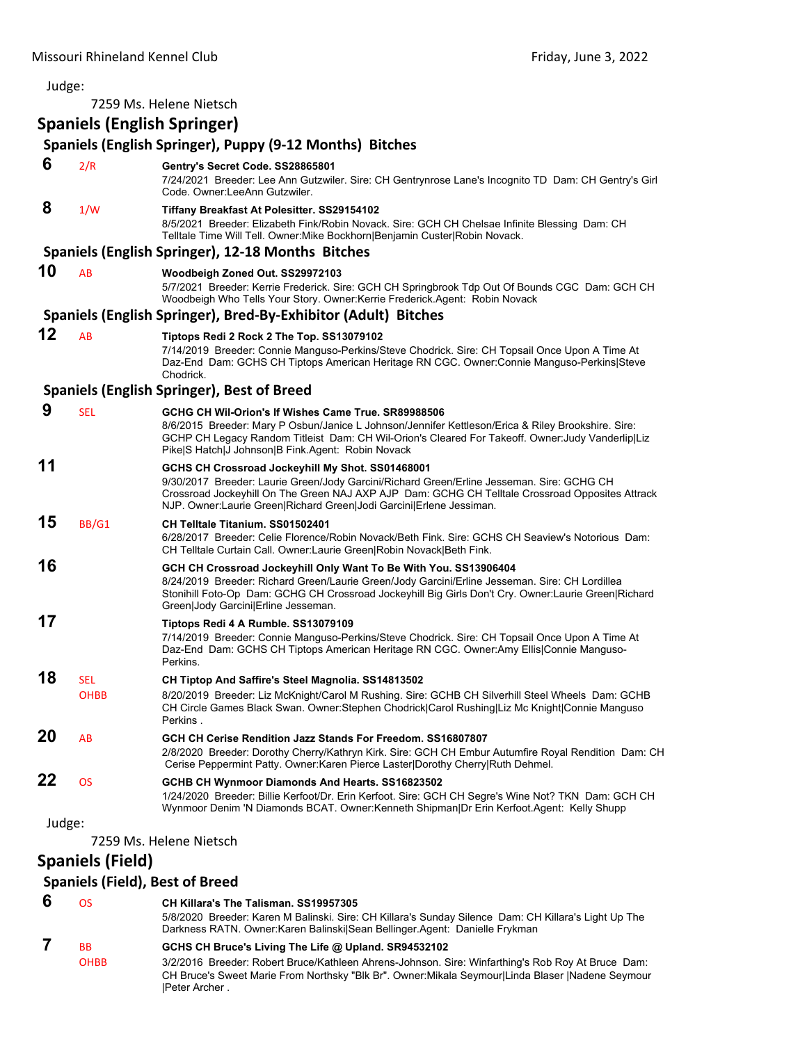Judge:

7259 Ms. Helene Nietsch

## Spaniels (English Springer)

### Spaniels (English Springer), Puppy (9-12 Months) Bitches

**6** 2/R **Gentry's Secret Code. SS28865801**
7/24/2021 Breeder: Lee Ann Gutzwiler. Sire: CH Gentrynrose Lane's Incognito TD Dam: CH Gentry's Girl Code. Owner:LeeAnn Gutzwiler.

**8** 1/W **Tiffany Breakfast At Polesitter. SS29154102**
8/5/2021 Breeder: Elizabeth Fink/Robin Novack. Sire: GCH CH Chelsae Infinite Blessing Dam: CH Telltale Time Will Tell. Owner:Mike Bockhorn|Benjamin Custer|Robin Novack.

### Spaniels (English Springer), 12-18 Months Bitches

**10** AB **Woodbeigh Zoned Out. SS29972103**
5/7/2021 Breeder: Kerrie Frederick. Sire: GCH CH Springbrook Tdp Out Of Bounds CGC Dam: GCH CH Woodbeigh Who Tells Your Story. Owner:Kerrie Frederick.Agent: Robin Novack

### Spaniels (English Springer), Bred-By-Exhibitor (Adult) Bitches

**12** AB **Tiptops Redi 2 Rock 2 The Top. SS13079102**
7/14/2019 Breeder: Connie Manguso-Perkins/Steve Chodrick. Sire: CH Topsail Once Upon A Time At Daz-End Dam: GCHS CH Tiptops American Heritage RN CGC. Owner:Connie Manguso-Perkins|Steve Chodrick.

### Spaniels (English Springer), Best of Breed

**9** SEL **GCHG CH Wil-Orion's If Wishes Came True. SR89988506**
8/6/2015 Breeder: Mary P Osbun/Janice L Johnson/Jennifer Kettleson/Erica & Riley Brookshire. Sire: GCHP CH Legacy Random Titleist Dam: CH Wil-Orion's Cleared For Takeoff. Owner:Judy Vanderlip|Liz Pike|S Hatch|J Johnson|B Fink.Agent: Robin Novack

**11** **GCHS CH Crossroad Jockeyhill My Shot. SS01468001**
9/30/2017 Breeder: Laurie Green/Jody Garcini/Richard Green/Erline Jesseman. Sire: GCHG CH Crossroad Jockeyhill On The Green NAJ AXP AJP Dam: GCHG CH Telltale Crossroad Opposites Attract NJP. Owner:Laurie Green|Richard Green|Jodi Garcini|Erlene Jessiman.

**15** BB/G1 **CH Telltale Titanium. SS01502401**
6/28/2017 Breeder: Celie Florence/Robin Novack/Beth Fink. Sire: GCHS CH Seaview's Notorious Dam: CH Telltale Curtain Call. Owner:Laurie Green|Robin Novack|Beth Fink.

**16** **GCH CH Crossroad Jockeyhill Only Want To Be With You. SS13906404**
8/24/2019 Breeder: Richard Green/Laurie Green/Jody Garcini/Erline Jesseman. Sire: CH Lordillea Stonihill Foto-Op Dam: GCHG CH Crossroad Jockeyhill Big Girls Don't Cry. Owner:Laurie Green|Richard Green|Jody Garcini|Erline Jesseman.

**17** **Tiptops Redi 4 A Rumble. SS13079109**
7/14/2019 Breeder: Connie Manguso-Perkins/Steve Chodrick. Sire: CH Topsail Once Upon A Time At Daz-End Dam: GCHS CH Tiptops American Heritage RN CGC. Owner:Amy Ellis|Connie Manguso-Perkins.

**18** SEL OHBB **CH Tiptop And Saffire's Steel Magnolia. SS14813502**
8/20/2019 Breeder: Liz McKnight/Carol M Rushing. Sire: GCHB CH Silverhill Steel Wheels Dam: GCHB CH Circle Games Black Swan. Owner:Stephen Chodrick|Carol Rushing|Liz Mc Knight|Connie Manguso Perkins .

**20** AB **GCH CH Cerise Rendition Jazz Stands For Freedom. SS16807807**
2/8/2020 Breeder: Dorothy Cherry/Kathryn Kirk. Sire: GCH CH Embur Autumfire Royal Rendition Dam: CH Cerise Peppermint Patty. Owner:Karen Pierce Laster|Dorothy Cherry|Ruth Dehmel.

**22** OS **GCHB CH Wynmoor Diamonds And Hearts. SS16823502**
1/24/2020 Breeder: Billie Kerfoot/Dr. Erin Kerfoot. Sire: GCH CH Segre's Wine Not? TKN Dam: GCH CH Wynmoor Denim 'N Diamonds BCAT. Owner:Kenneth Shipman|Dr Erin Kerfoot.Agent: Kelly Shupp

Judge:

7259 Ms. Helene Nietsch

## Spaniels (Field)

### Spaniels (Field), Best of Breed

**6** OS **CH Killara's The Talisman. SS19957305**
5/8/2020 Breeder: Karen M Balinski. Sire: CH Killara's Sunday Silence Dam: CH Killara's Light Up The Darkness RATN. Owner:Karen Balinski|Sean Bellinger.Agent: Danielle Frykman

**7** BB OHBB **GCHS CH Bruce's Living The Life @ Upland. SR94532102**
3/2/2016 Breeder: Robert Bruce/Kathleen Ahrens-Johnson. Sire: Winfarthing's Rob Roy At Bruce Dam: CH Bruce's Sweet Marie From Northsky "Blk Br". Owner:Mikala Seymour|Linda Blaser |Nadene Seymour |Peter Archer .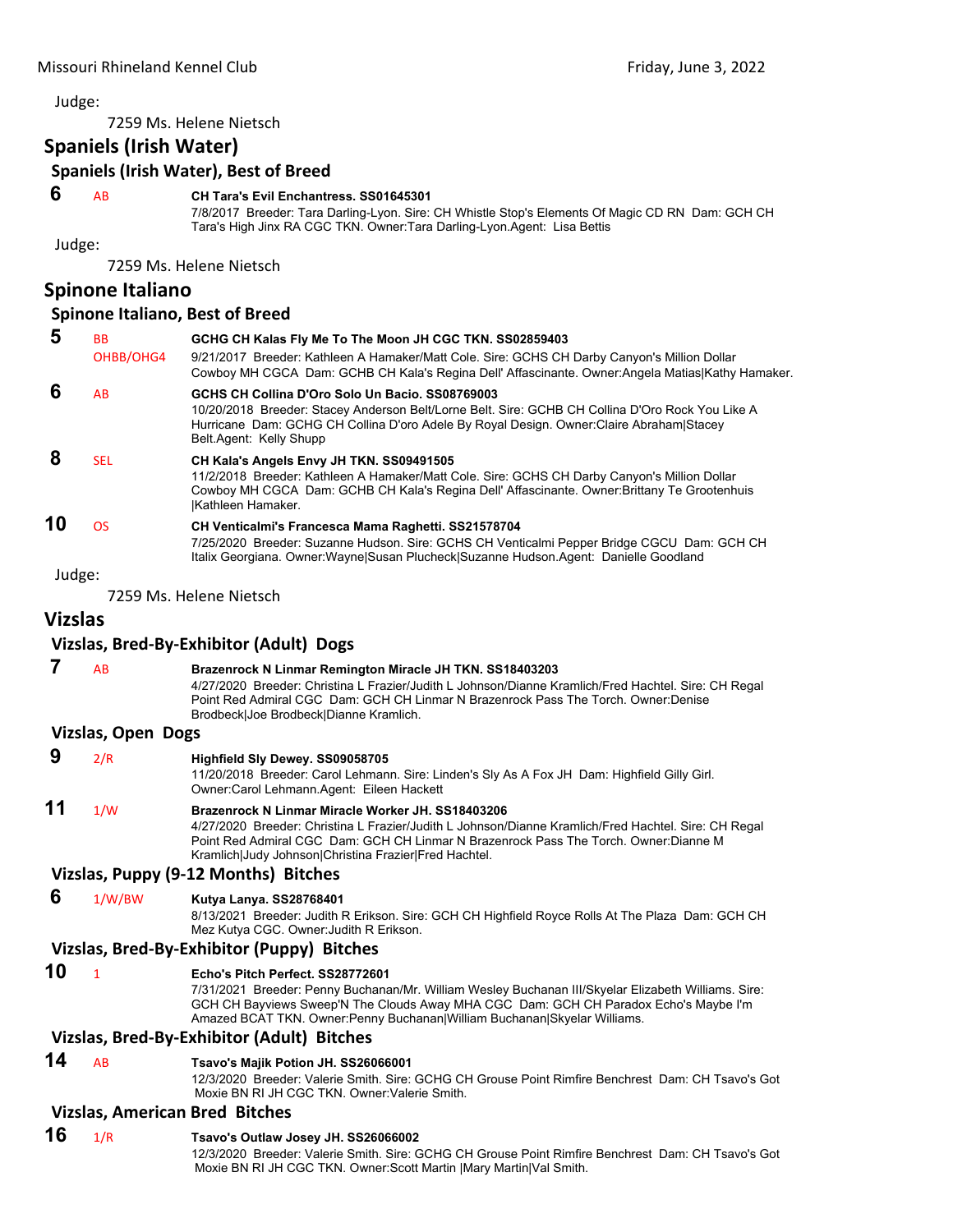Judge:

7259 Ms. Helene Nietsch

## Spaniels (Irish Water)

### Spaniels (Irish Water), Best of Breed

**6** AB **CH Tara's Evil Enchantress. SS01645301**
7/8/2017 Breeder: Tara Darling-Lyon. Sire: CH Whistle Stop's Elements Of Magic CD RN Dam: GCH CH Tara's High Jinx RA CGC TKN. Owner:Tara Darling-Lyon.Agent: Lisa Bettis

Judge:

7259 Ms. Helene Nietsch

## Spinone Italiano

### Spinone Italiano, Best of Breed

**5** BB OHBB/OHG4 **GCHG CH Kalas Fly Me To The Moon JH CGC TKN. SS02859403**
9/21/2017 Breeder: Kathleen A Hamaker/Matt Cole. Sire: GCHS CH Darby Canyon's Million Dollar Cowboy MH CGCA Dam: GCHB CH Kala's Regina Dell' Affascinante. Owner:Angela Matias|Kathy Hamaker.

**6** AB **GCHS CH Collina D'Oro Solo Un Bacio. SS08769003**
10/20/2018 Breeder: Stacey Anderson Belt/Lorne Belt. Sire: GCHB CH Collina D'Oro Rock You Like A Hurricane Dam: GCHG CH Collina D'oro Adele By Royal Design. Owner:Claire Abraham|Stacey Belt.Agent: Kelly Shupp

**8** SEL **CH Kala's Angels Envy JH TKN. SS09491505**
11/2/2018 Breeder: Kathleen A Hamaker/Matt Cole. Sire: GCHS CH Darby Canyon's Million Dollar Cowboy MH CGCA Dam: GCHB CH Kala's Regina Dell' Affascinante. Owner:Brittany Te Grootenhuis |Kathleen Hamaker.

**10** OS **CH Venticalmi's Francesca Mama Raghetti. SS21578704**
7/25/2020 Breeder: Suzanne Hudson. Sire: GCHS CH Venticalmi Pepper Bridge CGCU Dam: GCH CH Italix Georgiana. Owner:Wayne|Susan Plucheck|Suzanne Hudson.Agent: Danielle Goodland

Judge:

7259 Ms. Helene Nietsch

## Vizslas

### Vizslas, Bred-By-Exhibitor (Adult) Dogs

**7** AB **Brazenrock N Linmar Remington Miracle JH TKN. SS18403203**
4/27/2020 Breeder: Christina L Frazier/Judith L Johnson/Dianne Kramlich/Fred Hachtel. Sire: CH Regal Point Red Admiral CGC Dam: GCH CH Linmar N Brazenrock Pass The Torch. Owner:Denise Brodbeck|Joe Brodbeck|Dianne Kramlich.

### Vizslas, Open Dogs

**9** 2/R **Highfield Sly Dewey. SS09058705**
11/20/2018 Breeder: Carol Lehmann. Sire: Linden's Sly As A Fox JH Dam: Highfield Gilly Girl. Owner:Carol Lehmann.Agent: Eileen Hackett

**11** 1/W **Brazenrock N Linmar Miracle Worker JH. SS18403206**
4/27/2020 Breeder: Christina L Frazier/Judith L Johnson/Dianne Kramlich/Fred Hachtel. Sire: CH Regal Point Red Admiral CGC Dam: GCH CH Linmar N Brazenrock Pass The Torch. Owner:Dianne M Kramlich|Judy Johnson|Christina Frazier|Fred Hachtel.

### Vizslas, Puppy (9-12 Months) Bitches

**6** 1/W/BW **Kutya Lanya. SS28768401**
8/13/2021 Breeder: Judith R Erikson. Sire: GCH CH Highfield Royce Rolls At The Plaza Dam: GCH CH Mez Kutya CGC. Owner:Judith R Erikson.

### Vizslas, Bred-By-Exhibitor (Puppy) Bitches

**10** 1 **Echo's Pitch Perfect. SS28772601**
7/31/2021 Breeder: Penny Buchanan/Mr. William Wesley Buchanan III/Skyelar Elizabeth Williams. Sire: GCH CH Bayviews Sweep'N The Clouds Away MHA CGC Dam: GCH CH Paradox Echo's Maybe I'm Amazed BCAT TKN. Owner:Penny Buchanan|William Buchanan|Skyelar Williams.

### Vizslas, Bred-By-Exhibitor (Adult) Bitches

**14** AB **Tsavo's Majik Potion JH. SS26066001**
12/3/2020 Breeder: Valerie Smith. Sire: GCHG CH Grouse Point Rimfire Benchrest Dam: CH Tsavo's Got Moxie BN RI JH CGC TKN. Owner:Valerie Smith.

### Vizslas, American Bred Bitches

**16** 1/R **Tsavo's Outlaw Josey JH. SS26066002**
12/3/2020 Breeder: Valerie Smith. Sire: GCHG CH Grouse Point Rimfire Benchrest Dam: CH Tsavo's Got Moxie BN RI JH CGC TKN. Owner:Scott Martin |Mary Martin|Val Smith.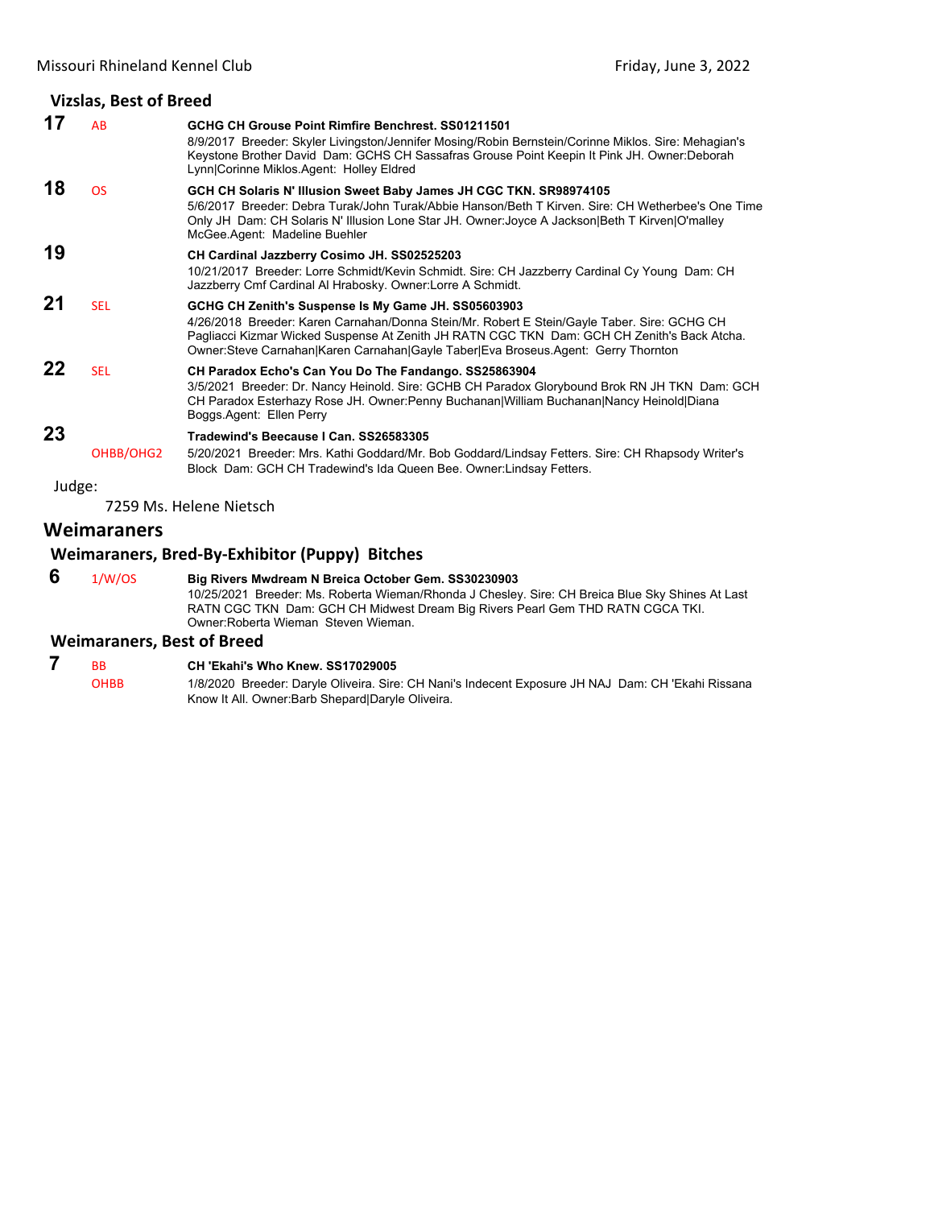### Vizslas, Best of Breed

**17** AB **GCHG CH Grouse Point Rimfire Benchrest. SS01211501**
8/9/2017 Breeder: Skyler Livingston/Jennifer Mosing/Robin Bernstein/Corinne Miklos. Sire: Mehagian's Keystone Brother David Dam: GCHS CH Sassafras Grouse Point Keepin It Pink JH. Owner:Deborah Lynn|Corinne Miklos.Agent: Holley Eldred

**18** OS **GCH CH Solaris N' Illusion Sweet Baby James JH CGC TKN. SR98974105**
5/6/2017 Breeder: Debra Turak/John Turak/Abbie Hanson/Beth T Kirven. Sire: CH Wetherbee's One Time Only JH Dam: CH Solaris N' Illusion Lone Star JH. Owner:Joyce A Jackson|Beth T Kirven|O'malley McGee.Agent: Madeline Buehler

**19** **CH Cardinal Jazzberry Cosimo JH. SS02525203**
10/21/2017 Breeder: Lorre Schmidt/Kevin Schmidt. Sire: CH Jazzberry Cardinal Cy Young Dam: CH Jazzberry Cmf Cardinal Al Hrabosky. Owner:Lorre A Schmidt.

**21** SEL **GCHG CH Zenith's Suspense Is My Game JH. SS05603903**
4/26/2018 Breeder: Karen Carnahan/Donna Stein/Mr. Robert E Stein/Gayle Taber. Sire: GCHG CH Pagliacci Kizmar Wicked Suspense At Zenith JH RATN CGC TKN Dam: GCH CH Zenith's Back Atcha. Owner:Steve Carnahan|Karen Carnahan|Gayle Taber|Eva Broseus.Agent: Gerry Thornton

**22** SEL **CH Paradox Echo's Can You Do The Fandango. SS25863904**
3/5/2021 Breeder: Dr. Nancy Heinold. Sire: GCHB CH Paradox Glorybound Brok RN JH TKN Dam: GCH CH Paradox Esterhazy Rose JH. Owner:Penny Buchanan|William Buchanan|Nancy Heinold|Diana Boggs.Agent: Ellen Perry

**23** OHBB/OHG2 **Tradewind's Beecause I Can. SS26583305**
5/20/2021 Breeder: Mrs. Kathi Goddard/Mr. Bob Goddard/Lindsay Fetters. Sire: CH Rhapsody Writer's Block Dam: GCH CH Tradewind's Ida Queen Bee. Owner:Lindsay Fetters.

Judge:

7259 Ms. Helene Nietsch

## Weimaraners

### Weimaraners, Bred-By-Exhibitor (Puppy) Bitches

**6** 1/W/OS **Big Rivers Mwdream N Breica October Gem. SS30230903**
10/25/2021 Breeder: Ms. Roberta Wieman/Rhonda J Chesley. Sire: CH Breica Blue Sky Shines At Last RATN CGC TKN Dam: GCH CH Midwest Dream Big Rivers Pearl Gem THD RATN CGCA TKI. Owner:Roberta Wieman Steven Wieman.

### Weimaraners, Best of Breed

**7** BB OHBB **CH 'Ekahi's Who Knew. SS17029005**
1/8/2020 Breeder: Daryle Oliveira. Sire: CH Nani's Indecent Exposure JH NAJ Dam: CH 'Ekahi Rissana Know It All. Owner:Barb Shepard|Daryle Oliveira.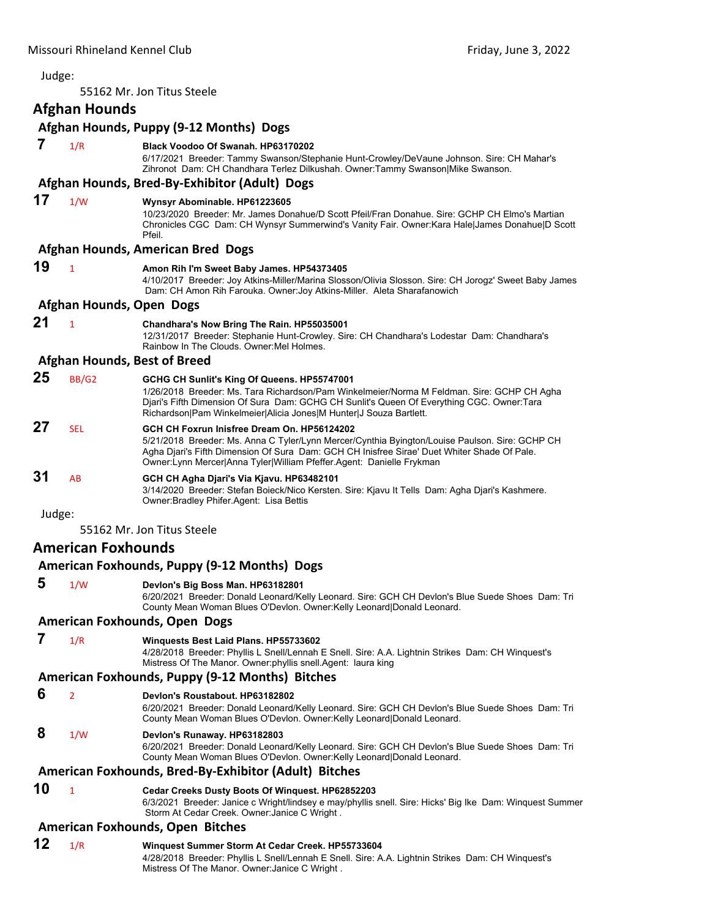Judge:

55162 Mr. Jon Titus Steele

## Afghan Hounds

### Afghan Hounds, Puppy (9-12 Months) Dogs

**7** 1/R **Black Voodoo Of Swanah. HP63170202**
6/17/2021 Breeder: Tammy Swanson/Stephanie Hunt-Crowley/DeVaune Johnson. Sire: CH Mahar's Zihronot Dam: CH Chandhara Terlez Dilkushah. Owner:Tammy Swanson|Mike Swanson.

### Afghan Hounds, Bred-By-Exhibitor (Adult) Dogs

**17** 1/W **Wynsyr Abominable. HP61223605**
10/23/2020 Breeder: Mr. James Donahue/D Scott Pfeil/Fran Donahue. Sire: GCHP CH Elmo's Martian Chronicles CGC Dam: CH Wynsyr Summerwind's Vanity Fair. Owner:Kara Hale|James Donahue|D Scott Pfeil.

### Afghan Hounds, American Bred Dogs

**19** 1 **Amon Rih I'm Sweet Baby James. HP54373405**
4/10/2017 Breeder: Joy Atkins-Miller/Marina Slosson/Olivia Slosson. Sire: CH Jorogz' Sweet Baby James Dam: CH Amon Rih Farouka. Owner:Joy Atkins-Miller. Aleta Sharafanowich

### Afghan Hounds, Open Dogs

**21** 1 **Chandhara's Now Bring The Rain. HP55035001**
12/31/2017 Breeder: Stephanie Hunt-Crowley. Sire: CH Chandhara's Lodestar Dam: Chandhara's Rainbow In The Clouds. Owner:Mel Holmes.

### Afghan Hounds, Best of Breed

**25** BB/G2 **GCHG CH Sunlit's King Of Queens. HP55747001**
1/26/2018 Breeder: Ms. Tara Richardson/Pam Winkelmeier/Norma M Feldman. Sire: GCHP CH Agha Djari's Fifth Dimension Of Sura Dam: GCHG CH Sunlit's Queen Of Everything CGC. Owner:Tara Richardson|Pam Winkelmeier|Alicia Jones|M Hunter|J Souza Bartlett.

**27** SEL **GCH CH Foxrun Inisfree Dream On. HP56124202**
5/21/2018 Breeder: Ms. Anna C Tyler/Lynn Mercer/Cynthia Byington/Louise Paulson. Sire: GCHP CH Agha Djari's Fifth Dimension Of Sura Dam: GCH CH Inisfree Sirae' Duet Whiter Shade Of Pale. Owner:Lynn Mercer|Anna Tyler|William Pfeffer.Agent: Danielle Frykman

**31** AB **GCH CH Agha Djari's Via Kjavu. HP63482101**
3/14/2020 Breeder: Stefan Boieck/Nico Kersten. Sire: Kjavu It Tells Dam: Agha Djari's Kashmere. Owner:Bradley Phifer.Agent: Lisa Bettis

Judge:

55162 Mr. Jon Titus Steele

## American Foxhounds

### American Foxhounds, Puppy (9-12 Months) Dogs

**5** 1/W **Devlon's Big Boss Man. HP63182801**
6/20/2021 Breeder: Donald Leonard/Kelly Leonard. Sire: GCH CH Devlon's Blue Suede Shoes Dam: Tri County Mean Woman Blues O'Devlon. Owner:Kelly Leonard|Donald Leonard.

### American Foxhounds, Open Dogs

**7** 1/R **Winquests Best Laid Plans. HP55733602**
4/28/2018 Breeder: Phyllis L Snell/Lennah E Snell. Sire: A.A. Lightnin Strikes Dam: CH Winquest's Mistress Of The Manor. Owner:phyllis snell.Agent: laura king

### American Foxhounds, Puppy (9-12 Months) Bitches

**6** 2 **Devlon's Roustabout. HP63182802**
6/20/2021 Breeder: Donald Leonard/Kelly Leonard. Sire: GCH CH Devlon's Blue Suede Shoes Dam: Tri County Mean Woman Blues O'Devlon. Owner:Kelly Leonard|Donald Leonard.

**8** 1/W **Devlon's Runaway. HP63182803**
6/20/2021 Breeder: Donald Leonard/Kelly Leonard. Sire: GCH CH Devlon's Blue Suede Shoes Dam: Tri County Mean Woman Blues O'Devlon. Owner:Kelly Leonard|Donald Leonard.

### American Foxhounds, Bred-By-Exhibitor (Adult) Bitches

**10** 1 **Cedar Creeks Dusty Boots Of Winquest. HP62852203**
6/3/2021 Breeder: Janice c Wright/lindsey e may/phyllis snell. Sire: Hicks' Big Ike Dam: Winquest Summer Storm At Cedar Creek. Owner:Janice C Wright .

### American Foxhounds, Open Bitches

**12** 1/R **Winquest Summer Storm At Cedar Creek. HP55733604**
4/28/2018 Breeder: Phyllis L Snell/Lennah E Snell. Sire: A.A. Lightnin Strikes Dam: CH Winquest's Mistress Of The Manor. Owner:Janice C Wright .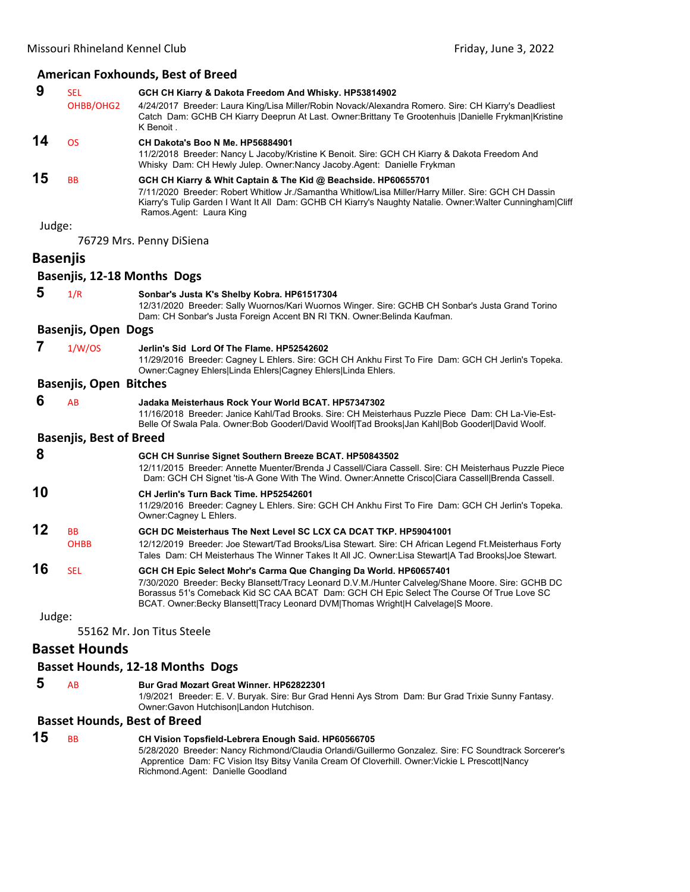### American Foxhounds, Best of Breed

**9** SEL OHBB/OHG2 **GCH CH Kiarry & Dakota Freedom And Whisky. HP53814902**
4/24/2017 Breeder: Laura King/Lisa Miller/Robin Novack/Alexandra Romero. Sire: CH Kiarry's Deadliest Catch Dam: GCHB CH Kiarry Deeprun At Last. Owner:Brittany Te Grootenhuis |Danielle Frykman|Kristine K Benoit .

**14** OS **CH Dakota's Boo N Me. HP56884901**
11/2/2018 Breeder: Nancy L Jacoby/Kristine K Benoit. Sire: GCH CH Kiarry & Dakota Freedom And Whisky Dam: CH Hewly Julep. Owner:Nancy Jacoby.Agent: Danielle Frykman

**15** BB **GCH CH Kiarry & Whit Captain & The Kid @ Beachside. HP60655701**
7/11/2020 Breeder: Robert Whitlow Jr./Samantha Whitlow/Lisa Miller/Harry Miller. Sire: GCH CH Dassin Kiarry's Tulip Garden I Want It All Dam: GCHB CH Kiarry's Naughty Natalie. Owner:Walter Cunningham|Cliff Ramos.Agent: Laura King

Judge:

76729 Mrs. Penny DiSiena

## Basenjis

### Basenjis, 12-18 Months Dogs

**5** 1/R **Sonbar's Justa K's Shelby Kobra. HP61517304**
12/31/2020 Breeder: Sally Wuornos/Kari Wuornos Winger. Sire: GCHB CH Sonbar's Justa Grand Torino Dam: CH Sonbar's Justa Foreign Accent BN RI TKN. Owner:Belinda Kaufman.

### Basenjis, Open Dogs

**7** 1/W/OS **Jerlin's Sid Lord Of The Flame. HP52542602**
11/29/2016 Breeder: Cagney L Ehlers. Sire: GCH CH Ankhu First To Fire Dam: GCH CH Jerlin's Topeka. Owner:Cagney Ehlers|Linda Ehlers|Cagney Ehlers|Linda Ehlers.

### Basenjis, Open Bitches

**6** AB **Jadaka Meisterhaus Rock Your World BCAT. HP57347302**
11/16/2018 Breeder: Janice Kahl/Tad Brooks. Sire: CH Meisterhaus Puzzle Piece Dam: CH La-Vie-Est-Belle Of Swala Pala. Owner:Bob Gooderl/David Woolf|Tad Brooks|Jan Kahl|Bob Gooderl|David Woolf.

### Basenjis, Best of Breed

**8** **GCH CH Sunrise Signet Southern Breeze BCAT. HP50843502**
12/11/2015 Breeder: Annette Muenter/Brenda J Cassell/Ciara Cassell. Sire: CH Meisterhaus Puzzle Piece Dam: GCH CH Signet 'tis-A Gone With The Wind. Owner:Annette Crisco|Ciara Cassell|Brenda Cassell.

**10** **CH Jerlin's Turn Back Time. HP52542601**
11/29/2016 Breeder: Cagney L Ehlers. Sire: GCH CH Ankhu First To Fire Dam: GCH CH Jerlin's Topeka. Owner:Cagney L Ehlers.

**12** BB OHBB **GCH DC Meisterhaus The Next Level SC LCX CA DCAT TKP. HP59041001**
12/12/2019 Breeder: Joe Stewart/Tad Brooks/Lisa Stewart. Sire: CH African Legend Ft.Meisterhaus Forty Tales Dam: CH Meisterhaus The Winner Takes It All JC. Owner:Lisa Stewart|A Tad Brooks|Joe Stewart.

**16** SEL **GCH CH Epic Select Mohr's Carma Que Changing Da World. HP60657401**
7/30/2020 Breeder: Becky Blansett/Tracy Leonard D.V.M./Hunter Calveleg/Shane Moore. Sire: GCHB DC Borassus 51's Comeback Kid SC CAA BCAT Dam: GCH CH Epic Select The Course Of True Love SC BCAT. Owner:Becky Blansett|Tracy Leonard DVM|Thomas Wright|H Calvelage|S Moore.

Judge:

55162 Mr. Jon Titus Steele

## Basset Hounds

### Basset Hounds, 12-18 Months Dogs

**5** AB **Bur Grad Mozart Great Winner. HP62822301**
1/9/2021 Breeder: E. V. Buryak. Sire: Bur Grad Henni Ays Strom Dam: Bur Grad Trixie Sunny Fantasy. Owner:Gavon Hutchison|Landon Hutchison.

### Basset Hounds, Best of Breed

**15** BB **CH Vision Topsfield-Lebrera Enough Said. HP60566705**
5/28/2020 Breeder: Nancy Richmond/Claudia Orlandi/Guillermo Gonzalez. Sire: FC Soundtrack Sorcerer's Apprentice Dam: FC Vision Itsy Bitsy Vanila Cream Of Cloverhill. Owner:Vickie L Prescott|Nancy Richmond.Agent: Danielle Goodland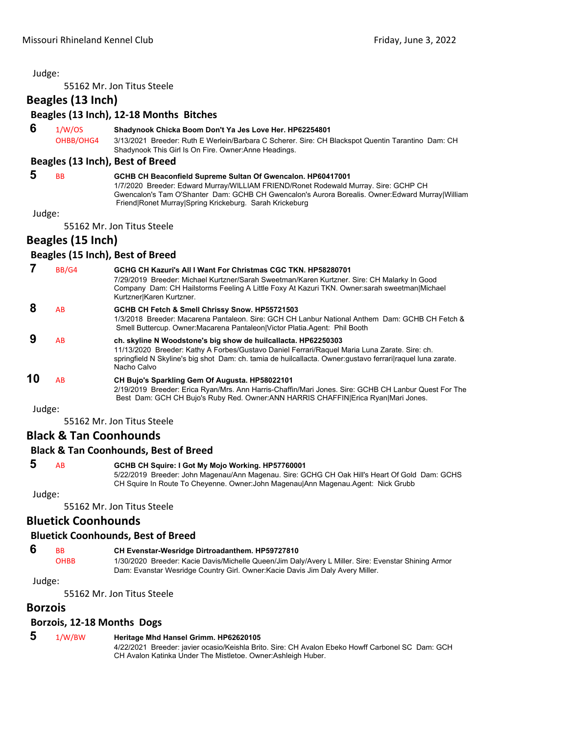Judge:

55162 Mr. Jon Titus Steele

## Beagles (13 Inch)

### Beagles (13 Inch), 12-18 Months Bitches

**6** 1/W/OS OHBB/OHG4 **Shadynook Chicka Boom Don't Ya Jes Love Her. HP62254801**
3/13/2021 Breeder: Ruth E Werlein/Barbara C Scherer. Sire: CH Blackspot Quentin Tarantino Dam: CH Shadynook This Girl Is On Fire. Owner:Anne Headings.

### Beagles (13 Inch), Best of Breed

**5** BB **GCHB CH Beaconfield Supreme Sultan Of Gwencalon. HP60417001**
1/7/2020 Breeder: Edward Murray/WILLIAM FRIEND/Ronet Rodewald Murray. Sire: GCHP CH Gwencalon's Tam O'Shanter Dam: GCHB CH Gwencalon's Aurora Borealis. Owner:Edward Murray|William Friend|Ronet Murray|Spring Krickeburg. Sarah Krickeburg

Judge:

55162 Mr. Jon Titus Steele

## Beagles (15 Inch)

### Beagles (15 Inch), Best of Breed

**7** BB/G4 **GCHG CH Kazuri's All I Want For Christmas CGC TKN. HP58280701**
7/29/2019 Breeder: Michael Kurtzner/Sarah Sweetman/Karen Kurtzner. Sire: CH Malarky In Good Company Dam: CH Hailstorms Feeling A Little Foxy At Kazuri TKN. Owner:sarah sweetman|Michael Kurtzner|Karen Kurtzner.

**8** AB **GCHB CH Fetch & Smell Chrissy Snow. HP55721503**
1/3/2018 Breeder: Macarena Pantaleon. Sire: GCH CH Lanbur National Anthem Dam: GCHB CH Fetch & Smell Buttercup. Owner:Macarena Pantaleon|Victor Platia.Agent: Phil Booth

**9** AB **ch. skyline N Woodstone's big show de huilcallacta. HP62250303**
11/13/2020 Breeder: Kathy A Forbes/Gustavo Daniel Ferrari/Raquel Maria Luna Zarate. Sire: ch. springfield N Skyline's big shot Dam: ch. tamia de huilcallacta. Owner:gustavo ferrari|raquel luna zarate. Nacho Calvo

**10** AB **CH Bujo's Sparkling Gem Of Augusta. HP58022101**
2/19/2019 Breeder: Erica Ryan/Mrs. Ann Harris-Chaffin/Mari Jones. Sire: GCHB CH Lanbur Quest For The Best Dam: GCH CH Bujo's Ruby Red. Owner:ANN HARRIS CHAFFIN|Erica Ryan|Mari Jones.

Judge:

55162 Mr. Jon Titus Steele

## Black & Tan Coonhounds

### Black & Tan Coonhounds, Best of Breed

**5** AB **GCHB CH Squire: I Got My Mojo Working. HP57760001**
5/22/2019 Breeder: John Magenau/Ann Magenau. Sire: GCHG CH Oak Hill's Heart Of Gold Dam: GCHS CH Squire In Route To Cheyenne. Owner:John Magenau|Ann Magenau.Agent: Nick Grubb

Judge:

55162 Mr. Jon Titus Steele

## Bluetick Coonhounds

### Bluetick Coonhounds, Best of Breed

**6** BB OHBB **CH Evenstar-Wesridge Dirtroadanthem. HP59727810**
1/30/2020 Breeder: Kacie Davis/Michelle Queen/Jim Daly/Avery L Miller. Sire: Evenstar Shining Armor Dam: Evanstar Wesridge Country Girl. Owner:Kacie Davis Jim Daly Avery Miller.

Judge:

55162 Mr. Jon Titus Steele

## Borzois

### Borzois, 12-18 Months Dogs

**5** 1/W/BW **Heritage Mhd Hansel Grimm. HP62620105**
4/22/2021 Breeder: javier ocasio/Keishla Brito. Sire: CH Avalon Ebeko Howff Carbonel SC Dam: GCH CH Avalon Katinka Under The Mistletoe. Owner:Ashleigh Huber.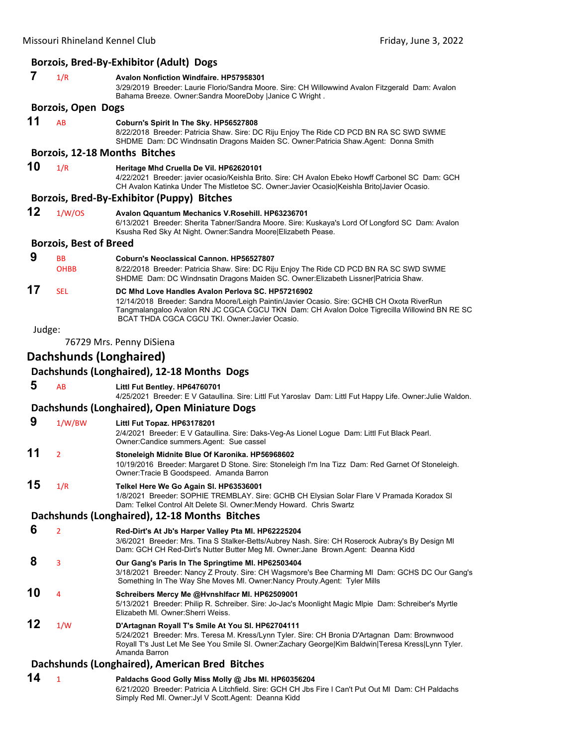### Borzois, Bred-By-Exhibitor (Adult) Dogs

**7** 1/R **Avalon Nonfiction Windfaire. HP57958301**
3/29/2019 Breeder: Laurie Florio/Sandra Moore. Sire: CH Willowwind Avalon Fitzgerald Dam: Avalon Bahama Breeze. Owner:Sandra MooreDoby |Janice C Wright .

### Borzois, Open Dogs

**11** AB **Coburn's Spirit In The Sky. HP56527808**
8/22/2018 Breeder: Patricia Shaw. Sire: DC Riju Enjoy The Ride CD PCD BN RA SC SWD SWME SHDME Dam: DC Windnsatin Dragons Maiden SC. Owner:Patricia Shaw.Agent: Donna Smith

### Borzois, 12-18 Months Bitches

**10** 1/R **Heritage Mhd Cruella De Vil. HP62620101**
4/22/2021 Breeder: javier ocasio/Keishla Brito. Sire: CH Avalon Ebeko Howff Carbonel SC Dam: GCH CH Avalon Katinka Under The Mistletoe SC. Owner:Javier Ocasio|Keishla Brito|Javier Ocasio.

### Borzois, Bred-By-Exhibitor (Puppy) Bitches

**12** 1/W/OS **Avalon Qquantum Mechanics V.Rosehill. HP63236701**
6/13/2021 Breeder: Sherita Tabner/Sandra Moore. Sire: Kuskaya's Lord Of Longford SC Dam: Avalon Ksusha Red Sky At Night. Owner:Sandra Moore|Elizabeth Pease.

### Borzois, Best of Breed

**9** BB OHBB **Coburn's Neoclassical Cannon. HP56527807**
8/22/2018 Breeder: Patricia Shaw. Sire: DC Riju Enjoy The Ride CD PCD BN RA SC SWD SWME SHDME Dam: DC Windnsatin Dragons Maiden SC. Owner:Elizabeth Lissner|Patricia Shaw.

**17** SEL **DC Mhd Love Handles Avalon Perlova SC. HP57216902**
12/14/2018 Breeder: Sandra Moore/Leigh Paintin/Javier Ocasio. Sire: GCHB CH Oxota RiverRun Tangmalangaloo Avalon RN JC CGCA CGCU TKN Dam: CH Avalon Dolce Tigrecilla Willowind BN RE SC BCAT THDA CGCA CGCU TKI. Owner:Javier Ocasio.

Judge:

76729 Mrs. Penny DiSiena

## Dachshunds (Longhaired)

### Dachshunds (Longhaired), 12-18 Months Dogs

**5** AB **Littl Fut Bentley. HP64760701**
4/25/2021 Breeder: E V Gataullina. Sire: Littl Fut Yaroslav Dam: Littl Fut Happy Life. Owner:Julie Waldon.

### Dachshunds (Longhaired), Open Miniature Dogs

**9** 1/W/BW **Littl Fut Topaz. HP63178201**
2/4/2021 Breeder: E V Gataullina. Sire: Daks-Veg-As Lionel Logue Dam: Littl Fut Black Pearl. Owner:Candice summers.Agent: Sue cassel

**11** 2 **Stoneleigh Midnite Blue Of Karonika. HP56968602**
10/19/2016 Breeder: Margaret D Stone. Sire: Stoneleigh I'm Ina Tizz Dam: Red Garnet Of Stoneleigh. Owner:Tracie B Goodspeed. Amanda Barron

**15** 1/R **Telkel Here We Go Again Sl. HP63536001**
1/8/2021 Breeder: SOPHIE TREMBLAY. Sire: GCHB CH Elysian Solar Flare V Pramada Koradox Sl Dam: Telkel Control Alt Delete Sl. Owner:Mendy Howard. Chris Swartz

### Dachshunds (Longhaired), 12-18 Months Bitches

**6** 2 **Red-Dirt's At Jb's Harper Valley Pta Ml. HP62225204**
3/6/2021 Breeder: Mrs. Tina S Stalker-Betts/Aubrey Nash. Sire: CH Roserock Aubray's By Design Ml Dam: GCH CH Red-Dirt's Nutter Butter Meg Ml. Owner:Jane Brown.Agent: Deanna Kidd

**8** 3 **Our Gang's Paris In The Springtime Ml. HP62503404**
3/18/2021 Breeder: Nancy Z Prouty. Sire: CH Wagsmore's Bee Charming Ml Dam: GCHS DC Our Gang's Something In The Way She Moves Ml. Owner:Nancy Prouty.Agent: Tyler Mills

**10** 4 **Schreibers Mercy Me @Hvnshlfacr Ml. HP62509001**
5/13/2021 Breeder: Philip R. Schreiber. Sire: Jo-Jac's Moonlight Magic Mlpie Dam: Schreiber's Myrtle Elizabeth Ml. Owner:Sherri Weiss.

**12** 1/W **D'Artagnan Royall T's Smile At You Sl. HP62704111**
5/24/2021 Breeder: Mrs. Teresa M. Kress/Lynn Tyler. Sire: CH Bronia D'Artagnan Dam: Brownwood Royall T's Just Let Me See You Smile Sl. Owner:Zachary George|Kim Baldwin|Teresa Kress|Lynn Tyler. Amanda Barron

### Dachshunds (Longhaired), American Bred Bitches

**14** 1 **Paldachs Good Golly Miss Molly @ Jbs Ml. HP60356204**
6/21/2020 Breeder: Patricia A Litchfield. Sire: GCH CH Jbs Fire I Can't Put Out Ml Dam: CH Paldachs Simply Red Ml. Owner:Jyl V Scott.Agent: Deanna Kidd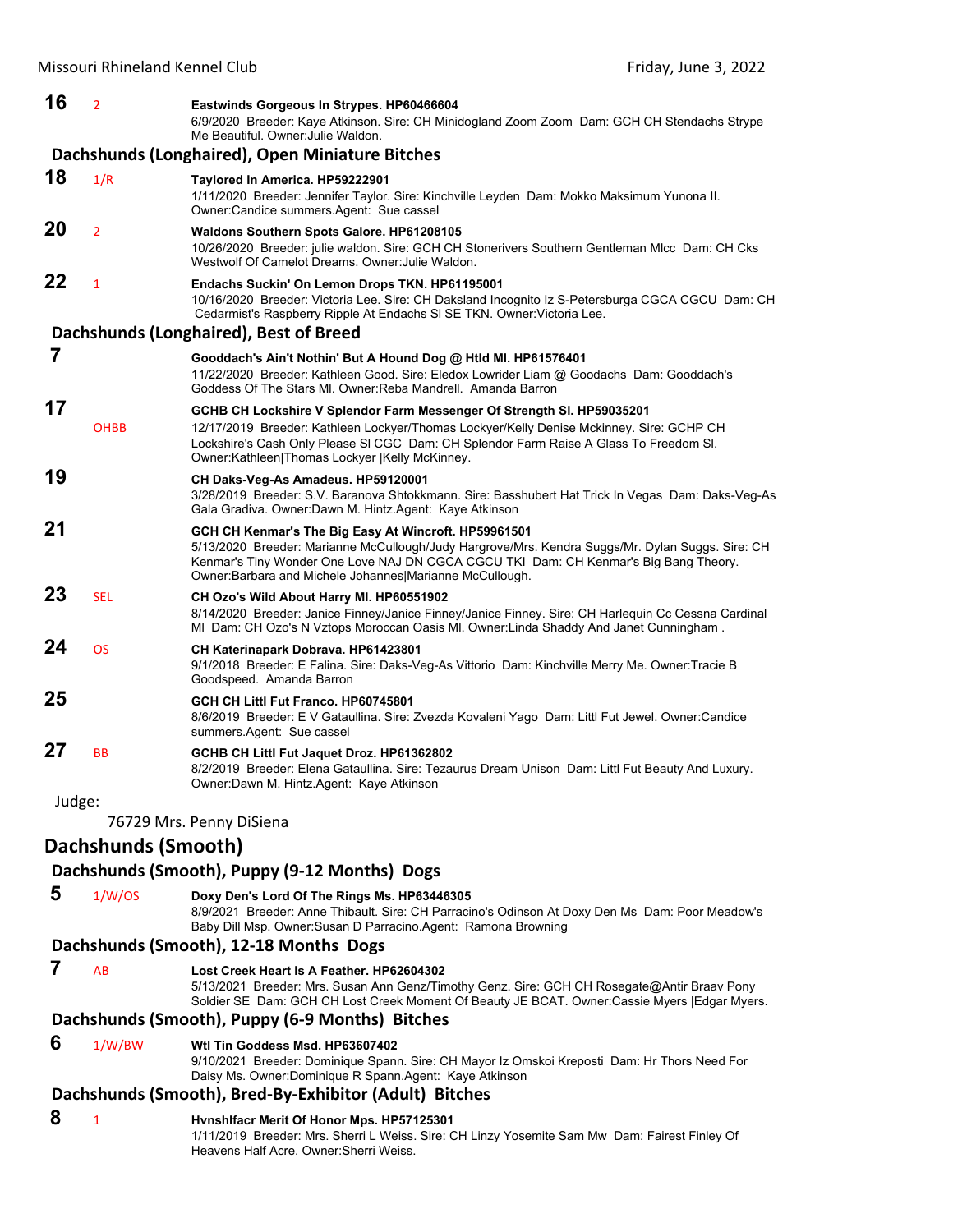**16** 2 **Eastwinds Gorgeous In Strypes. HP60466604**
6/9/2020 Breeder: Kaye Atkinson. Sire: CH Minidogland Zoom Zoom Dam: GCH CH Stendachs Strype Me Beautiful. Owner:Julie Waldon.

### Dachshunds (Longhaired), Open Miniature Bitches

**18** 1/R **Taylored In America. HP59222901**
1/11/2020 Breeder: Jennifer Taylor. Sire: Kinchville Leyden Dam: Mokko Maksimum Yunona II. Owner:Candice summers.Agent: Sue cassel

**20** 2 **Waldons Southern Spots Galore. HP61208105**
10/26/2020 Breeder: julie waldon. Sire: GCH CH Stonerivers Southern Gentleman Mlcc Dam: CH Cks Westwolf Of Camelot Dreams. Owner:Julie Waldon.

**22** 1 **Endachs Suckin' On Lemon Drops TKN. HP61195001**
10/16/2020 Breeder: Victoria Lee. Sire: CH Daksland Incognito Iz S-Petersburga CGCA CGCU Dam: CH Cedarmist's Raspberry Ripple At Endachs Sl SE TKN. Owner:Victoria Lee.

### Dachshunds (Longhaired), Best of Breed

**7** **Gooddach's Ain't Nothin' But A Hound Dog @ Htld Ml. HP61576401**
11/22/2020 Breeder: Kathleen Good. Sire: Eledox Lowrider Liam @ Goodachs Dam: Gooddach's Goddess Of The Stars Ml. Owner:Reba Mandrell. Amanda Barron

**17** OHBB **GCHB CH Lockshire V Splendor Farm Messenger Of Strength Sl. HP59035201**
12/17/2019 Breeder: Kathleen Lockyer/Thomas Lockyer/Kelly Denise Mckinney. Sire: GCHP CH Lockshire's Cash Only Please Sl CGC Dam: CH Splendor Farm Raise A Glass To Freedom Sl. Owner:Kathleen|Thomas Lockyer |Kelly McKinney.

**19** **CH Daks-Veg-As Amadeus. HP59120001**
3/28/2019 Breeder: S.V. Baranova Shtokkmann. Sire: Basshubert Hat Trick In Vegas Dam: Daks-Veg-As Gala Gradiva. Owner:Dawn M. Hintz.Agent: Kaye Atkinson

**21** **GCH CH Kenmar's The Big Easy At Wincroft. HP59961501**
5/13/2020 Breeder: Marianne McCullough/Judy Hargrove/Mrs. Kendra Suggs/Mr. Dylan Suggs. Sire: CH Kenmar's Tiny Wonder One Love NAJ DN CGCA CGCU TKI Dam: CH Kenmar's Big Bang Theory. Owner:Barbara and Michele Johannes|Marianne McCullough.

**23** SEL **CH Ozo's Wild About Harry Ml. HP60551902**
8/14/2020 Breeder: Janice Finney/Janice Finney/Janice Finney. Sire: CH Harlequin Cc Cessna Cardinal Ml Dam: CH Ozo's N Vztops Moroccan Oasis Ml. Owner:Linda Shaddy And Janet Cunningham .

**24** OS **CH Katerinapark Dobrava. HP61423801**
9/1/2018 Breeder: E Falina. Sire: Daks-Veg-As Vittorio Dam: Kinchville Merry Me. Owner:Tracie B Goodspeed. Amanda Barron

**25** **GCH CH Littl Fut Franco. HP60745801**
8/6/2019 Breeder: E V Gataullina. Sire: Zvezda Kovaleni Yago Dam: Littl Fut Jewel. Owner:Candice summers.Agent: Sue cassel

**27** BB **GCHB CH Littl Fut Jaquet Droz. HP61362802**
8/2/2019 Breeder: Elena Gataullina. Sire: Tezaurus Dream Unison Dam: Littl Fut Beauty And Luxury. Owner:Dawn M. Hintz.Agent: Kaye Atkinson

Judge:

76729 Mrs. Penny DiSiena

## Dachshunds (Smooth)

### Dachshunds (Smooth), Puppy (9-12 Months) Dogs

**5** 1/W/OS **Doxy Den's Lord Of The Rings Ms. HP63446305**
8/9/2021 Breeder: Anne Thibault. Sire: CH Parracino's Odinson At Doxy Den Ms Dam: Poor Meadow's Baby Dill Msp. Owner:Susan D Parracino.Agent: Ramona Browning

### Dachshunds (Smooth), 12-18 Months Dogs

**7** AB **Lost Creek Heart Is A Feather. HP62604302**
5/13/2021 Breeder: Mrs. Susan Ann Genz/Timothy Genz. Sire: GCH CH Rosegate@Antir Braav Pony Soldier SE Dam: GCH CH Lost Creek Moment Of Beauty JE BCAT. Owner:Cassie Myers |Edgar Myers.

### Dachshunds (Smooth), Puppy (6-9 Months) Bitches

**6** 1/W/BW **Wtl Tin Goddess Msd. HP63607402**
9/10/2021 Breeder: Dominique Spann. Sire: CH Mayor Iz Omskoi Kreposti Dam: Hr Thors Need For Daisy Ms. Owner:Dominique R Spann.Agent: Kaye Atkinson

### Dachshunds (Smooth), Bred-By-Exhibitor (Adult) Bitches

**8** 1 **Hvnshlfacr Merit Of Honor Mps. HP57125301**
1/11/2019 Breeder: Mrs. Sherri L Weiss. Sire: CH Linzy Yosemite Sam Mw Dam: Fairest Finley Of Heavens Half Acre. Owner:Sherri Weiss.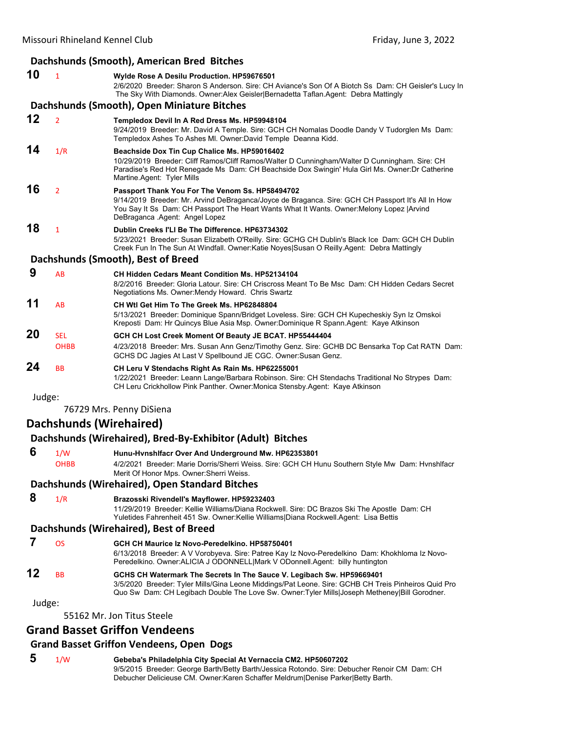### Dachshunds (Smooth), American Bred Bitches

**10** 1 **Wylde Rose A Desilu Production. HP59676501**
2/6/2020 Breeder: Sharon S Anderson. Sire: CH Aviance's Son Of A Biotch Ss Dam: CH Geisler's Lucy In The Sky With Diamonds. Owner:Alex Geisler|Bernadetta Taflan.Agent: Debra Mattingly

### Dachshunds (Smooth), Open Miniature Bitches

**12** 2 **Templedox Devil In A Red Dress Ms. HP59948104**
9/24/2019 Breeder: Mr. David A Temple. Sire: GCH CH Nomalas Doodle Dandy V Tudorglen Ms Dam: Templedox Ashes To Ashes Ml. Owner:David Temple Deanna Kidd.

**14** 1/R **Beachside Dox Tin Cup Chalice Ms. HP59016402**
10/29/2019 Breeder: Cliff Ramos/Cliff Ramos/Walter D Cunningham/Walter D Cunningham. Sire: CH Paradise's Red Hot Renegade Ms Dam: CH Beachside Dox Swingin' Hula Girl Ms. Owner:Dr Catherine Martine.Agent: Tyler Mills

**16** 2 **Passport Thank You For The Venom Ss. HP58494702**
9/14/2019 Breeder: Mr. Arvind DeBraganca/Joyce de Braganca. Sire: GCH CH Passport It's All In How You Say It Ss Dam: CH Passport The Heart Wants What It Wants. Owner:Melony Lopez |Arvind DeBraganca .Agent: Angel Lopez

**18** 1 **Dublin Creeks I'Ll Be The Difference. HP63734302**
5/23/2021 Breeder: Susan Elizabeth O'Reilly. Sire: GCHG CH Dublin's Black Ice Dam: GCH CH Dublin Creek Fun In The Sun At Windfall. Owner:Katie Noyes|Susan O Reilly.Agent: Debra Mattingly

### Dachshunds (Smooth), Best of Breed

**9** AB **CH Hidden Cedars Meant Condition Ms. HP52134104**
8/2/2016 Breeder: Gloria Latour. Sire: CH Criscross Meant To Be Msc Dam: CH Hidden Cedars Secret Negotiations Ms. Owner:Mendy Howard. Chris Swartz

**11** AB **CH Wtl Get Him To The Greek Ms. HP62848804**
5/13/2021 Breeder: Dominique Spann/Bridget Loveless. Sire: GCH CH Kupecheskiy Syn Iz Omskoi Kreposti Dam: Hr Quincys Blue Asia Msp. Owner:Dominique R Spann.Agent: Kaye Atkinson

**20** SEL OHBB **GCH CH Lost Creek Moment Of Beauty JE BCAT. HP55444404**
4/23/2018 Breeder: Mrs. Susan Ann Genz/Timothy Genz. Sire: GCHB DC Bensarka Top Cat RATN Dam: GCHS DC Jagies At Last V Spellbound JE CGC. Owner:Susan Genz.

**24** BB **CH Leru V Stendachs Right As Rain Ms. HP62255001**
1/22/2021 Breeder: Leann Lange/Barbara Robinson. Sire: CH Stendachs Traditional No Strypes Dam: CH Leru Crickhollow Pink Panther. Owner:Monica Stensby.Agent: Kaye Atkinson

Judge:

76729 Mrs. Penny DiSiena

## Dachshunds (Wirehaired)

### Dachshunds (Wirehaired), Bred-By-Exhibitor (Adult) Bitches

**6** 1/W OHBB **Hunu-Hvnshlfacr Over And Underground Mw. HP62353801**
4/2/2021 Breeder: Marie Dorris/Sherri Weiss. Sire: GCH CH Hunu Southern Style Mw Dam: Hvnshlfacr Merit Of Honor Mps. Owner:Sherri Weiss.

### Dachshunds (Wirehaired), Open Standard Bitches

**8** 1/R **Brazosski Rivendell's Mayflower. HP59232403**
11/29/2019 Breeder: Kellie Williams/Diana Rockwell. Sire: DC Brazos Ski The Apostle Dam: CH Yuletides Fahrenheit 451 Sw. Owner:Kellie Williams|Diana Rockwell.Agent: Lisa Bettis

### Dachshunds (Wirehaired), Best of Breed

**7** OS **GCH CH Maurice Iz Novo-Peredelkino. HP58750401**
6/13/2018 Breeder: A V Vorobyeva. Sire: Patree Kay Iz Novo-Peredelkino Dam: Khokhloma Iz Novo-Peredelkino. Owner:ALICIA J ODONNELL|Mark V ODonnell.Agent: billy huntington

**12** BB **GCHS CH Watermark The Secrets In The Sauce V. Legibach Sw. HP59669401**
3/5/2020 Breeder: Tyler Mills/Gina Leone Middings/Pat Leone. Sire: GCHB CH Treis Pinheiros Quid Pro Quo Sw Dam: CH Legibach Double The Love Sw. Owner:Tyler Mills|Joseph Metheney|Bill Gorodner.

Judge:

55162 Mr. Jon Titus Steele

## Grand Basset Griffon Vendeens

### Grand Basset Griffon Vendeens, Open Dogs

**5** 1/W **Gebeba's Philadelphia City Special At Vernaccia CM2. HP50607202**
9/5/2015 Breeder: George Barth/Betty Barth/Jessica Rotondo. Sire: Debucher Renoir CM Dam: CH Debucher Delicieuse CM. Owner:Karen Schaffer Meldrum|Denise Parker|Betty Barth.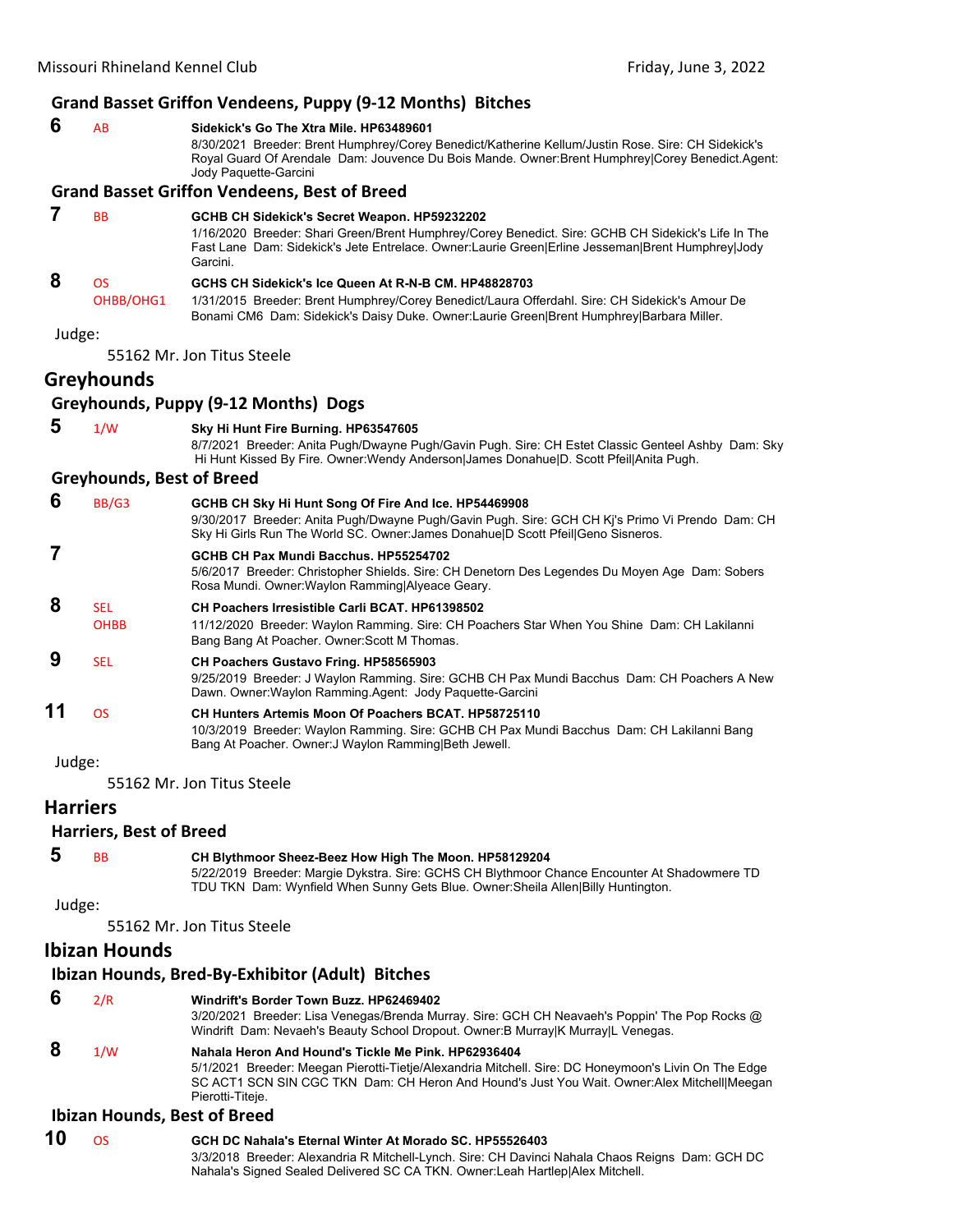### Grand Basset Griffon Vendeens, Puppy (9-12 Months) Bitches

**6** AB **Sidekick's Go The Xtra Mile. HP63489601**
8/30/2021 Breeder: Brent Humphrey/Corey Benedict/Katherine Kellum/Justin Rose. Sire: CH Sidekick's Royal Guard Of Arendale Dam: Jouvence Du Bois Mande. Owner:Brent Humphrey|Corey Benedict.Agent: Jody Paquette-Garcini

### Grand Basset Griffon Vendeens, Best of Breed

**7** BB **GCHB CH Sidekick's Secret Weapon. HP59232202**
1/16/2020 Breeder: Shari Green/Brent Humphrey/Corey Benedict. Sire: GCHB CH Sidekick's Life In The Fast Lane Dam: Sidekick's Jete Entrelace. Owner:Laurie Green|Erline Jesseman|Brent Humphrey|Jody Garcini.

**8** OS OHBB/OHG1 **GCHS CH Sidekick's Ice Queen At R-N-B CM. HP48828703**
1/31/2015 Breeder: Brent Humphrey/Corey Benedict/Laura Offerdahl. Sire: CH Sidekick's Amour De Bonami CM6 Dam: Sidekick's Daisy Duke. Owner:Laurie Green|Brent Humphrey|Barbara Miller.

Judge:

55162 Mr. Jon Titus Steele

## Greyhounds

### Greyhounds, Puppy (9-12 Months) Dogs

**5** 1/W **Sky Hi Hunt Fire Burning. HP63547605**
8/7/2021 Breeder: Anita Pugh/Dwayne Pugh/Gavin Pugh. Sire: CH Estet Classic Genteel Ashby Dam: Sky Hi Hunt Kissed By Fire. Owner:Wendy Anderson|James Donahue|D. Scott Pfeil|Anita Pugh.

### Greyhounds, Best of Breed

**6** BB/G3 **GCHB CH Sky Hi Hunt Song Of Fire And Ice. HP54469908**
9/30/2017 Breeder: Anita Pugh/Dwayne Pugh/Gavin Pugh. Sire: GCH CH Kj's Primo Vi Prendo Dam: CH Sky Hi Girls Run The World SC. Owner:James Donahue|D Scott Pfeil|Geno Sisneros.

**7** **GCHB CH Pax Mundi Bacchus. HP55254702**
5/6/2017 Breeder: Christopher Shields. Sire: CH Denetorn Des Legendes Du Moyen Age Dam: Sobers Rosa Mundi. Owner:Waylon Ramming|Alyeace Geary.

**8** SEL OHBB **CH Poachers Irresistible Carli BCAT. HP61398502**
11/12/2020 Breeder: Waylon Ramming. Sire: CH Poachers Star When You Shine Dam: CH Lakilanni Bang Bang At Poacher. Owner:Scott M Thomas.

**9** SEL **CH Poachers Gustavo Fring. HP58565903**
9/25/2019 Breeder: J Waylon Ramming. Sire: GCHB CH Pax Mundi Bacchus Dam: CH Poachers A New Dawn. Owner:Waylon Ramming.Agent: Jody Paquette-Garcini

**11** OS **CH Hunters Artemis Moon Of Poachers BCAT. HP58725110**
10/3/2019 Breeder: Waylon Ramming. Sire: GCHB CH Pax Mundi Bacchus Dam: CH Lakilanni Bang Bang At Poacher. Owner:J Waylon Ramming|Beth Jewell.

Judge:

55162 Mr. Jon Titus Steele

## Harriers

### Harriers, Best of Breed

**5** BB **CH Blythmoor Sheez-Beez How High The Moon. HP58129204**
5/22/2019 Breeder: Margie Dykstra. Sire: GCHS CH Blythmoor Chance Encounter At Shadowmere TD TDU TKN Dam: Wynfield When Sunny Gets Blue. Owner:Sheila Allen|Billy Huntington.

Judge:

55162 Mr. Jon Titus Steele

## Ibizan Hounds

### Ibizan Hounds, Bred-By-Exhibitor (Adult) Bitches

**6** 2/R **Windrift's Border Town Buzz. HP62469402**
3/20/2021 Breeder: Lisa Venegas/Brenda Murray. Sire: GCH CH Neavaeh's Poppin' The Pop Rocks @ Windrift Dam: Nevaeh's Beauty School Dropout. Owner:B Murray|K Murray|L Venegas.

**8** 1/W **Nahala Heron And Hound's Tickle Me Pink. HP62936404**
5/1/2021 Breeder: Meegan Pierotti-Tietje/Alexandria Mitchell. Sire: DC Honeymoon's Livin On The Edge SC ACT1 SCN SIN CGC TKN Dam: CH Heron And Hound's Just You Wait. Owner:Alex Mitchell|Meegan Pierotti-Titeje.

### Ibizan Hounds, Best of Breed

**10** OS **GCH DC Nahala's Eternal Winter At Morado SC. HP55526403**
3/3/2018 Breeder: Alexandria R Mitchell-Lynch. Sire: CH Davinci Nahala Chaos Reigns Dam: GCH DC Nahala's Signed Sealed Delivered SC CA TKN. Owner:Leah Hartlep|Alex Mitchell.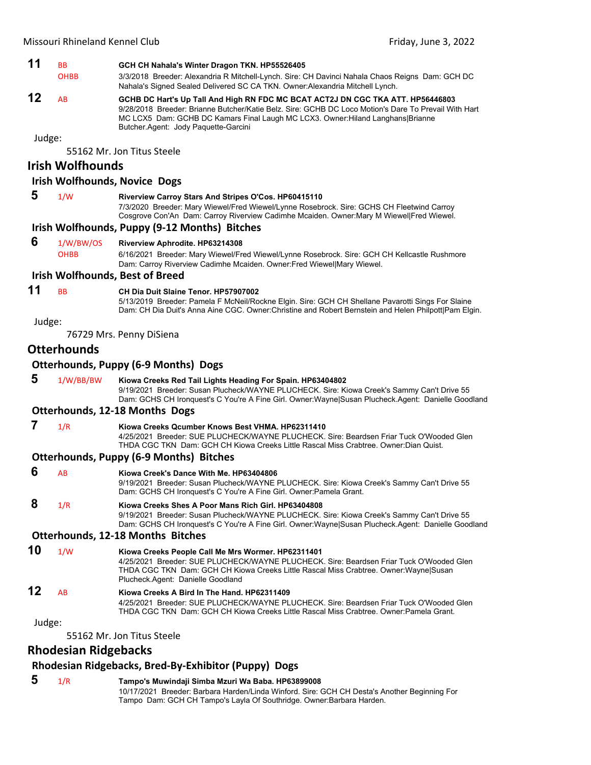**11** BB / OHBB **GCH CH Nahala's Winter Dragon TKN. HP55526405**
3/3/2018 Breeder: Alexandria R Mitchell-Lynch. Sire: CH Davinci Nahala Chaos Reigns Dam: GCH DC Nahala's Signed Sealed Delivered SC CA TKN. Owner:Alexandria Mitchell Lynch.

**12** AB **GCHB DC Hart's Up Tall And High RN FDC MC BCAT ACT2J DN CGC TKA ATT. HP56446803**
9/28/2018 Breeder: Brianne Butcher/Katie Belz. Sire: GCHB DC Loco Motion's Dare To Prevail With Hart MC LCX5 Dam: GCHB DC Kamars Final Laugh MC LCX3. Owner:Hiland Langhans|Brianne Butcher.Agent: Jody Paquette-Garcini

Judge:

55162 Mr. Jon Titus Steele

## Irish Wolfhounds

### Irish Wolfhounds, Novice Dogs

**5** 1/W **Riverview Carroy Stars And Stripes O'Cos. HP60415110**
7/3/2020 Breeder: Mary Wiewel/Fred Wiewel/Lynne Rosebrock. Sire: GCHS CH Fleetwind Carroy Cosgrove Con'An Dam: Carroy Riverview Cadimhe Mcaiden. Owner:Mary M Wiewel|Fred Wiewel.

### Irish Wolfhounds, Puppy (9-12 Months) Bitches

**6** 1/W/BW/OS / OHBB **Riverview Aphrodite. HP63214308**
6/16/2021 Breeder: Mary Wiewel/Fred Wiewel/Lynne Rosebrock. Sire: GCH CH Kellcastle Rushmore Dam: Carroy Riverview Cadimhe Mcaiden. Owner:Fred Wiewel|Mary Wiewel.

### Irish Wolfhounds, Best of Breed

**11** BB **CH Dia Duit Slaine Tenor. HP57907002**
5/13/2019 Breeder: Pamela F McNeil/Rockne Elgin. Sire: GCH CH Shellane Pavarotti Sings For Slaine Dam: CH Dia Duit's Anna Aine CGC. Owner:Christine and Robert Bernstein and Helen Philpott|Pam Elgin.

Judge:

76729 Mrs. Penny DiSiena

## Otterhounds

### Otterhounds, Puppy (6-9 Months) Dogs

**5** 1/W/BB/BW **Kiowa Creeks Red Tail Lights Heading For Spain. HP63404802**
9/19/2021 Breeder: Susan Plucheck/WAYNE PLUCHECK. Sire: Kiowa Creek's Sammy Can't Drive 55 Dam: GCHS CH Ironquest's C You're A Fine Girl. Owner:Wayne|Susan Plucheck.Agent: Danielle Goodland

### Otterhounds, 12-18 Months Dogs

**7** 1/R **Kiowa Creeks Qcumber Knows Best VHMA. HP62311410**
4/25/2021 Breeder: SUE PLUCHECK/WAYNE PLUCHECK. Sire: Beardsen Friar Tuck O'Wooded Glen THDA CGC TKN Dam: GCH CH Kiowa Creeks Little Rascal Miss Crabtree. Owner:Dian Quist.

### Otterhounds, Puppy (6-9 Months) Bitches

**6** AB **Kiowa Creek's Dance With Me. HP63404806**
9/19/2021 Breeder: Susan Plucheck/WAYNE PLUCHECK. Sire: Kiowa Creek's Sammy Can't Drive 55 Dam: GCHS CH Ironquest's C You're A Fine Girl. Owner:Pamela Grant.

**8** 1/R **Kiowa Creeks Shes A Poor Mans Rich Girl. HP63404808**
9/19/2021 Breeder: Susan Plucheck/WAYNE PLUCHECK. Sire: Kiowa Creek's Sammy Can't Drive 55 Dam: GCHS CH Ironquest's C You're A Fine Girl. Owner:Wayne|Susan Plucheck.Agent: Danielle Goodland

### Otterhounds, 12-18 Months Bitches

**10** 1/W **Kiowa Creeks People Call Me Mrs Wormer. HP62311401**
4/25/2021 Breeder: SUE PLUCHECK/WAYNE PLUCHECK. Sire: Beardsen Friar Tuck O'Wooded Glen THDA CGC TKN Dam: GCH CH Kiowa Creeks Little Rascal Miss Crabtree. Owner:Wayne|Susan Plucheck.Agent: Danielle Goodland

**12** AB **Kiowa Creeks A Bird In The Hand. HP62311409**
4/25/2021 Breeder: SUE PLUCHECK/WAYNE PLUCHECK. Sire: Beardsen Friar Tuck O'Wooded Glen THDA CGC TKN Dam: GCH CH Kiowa Creeks Little Rascal Miss Crabtree. Owner:Pamela Grant.

Judge:

55162 Mr. Jon Titus Steele

## Rhodesian Ridgebacks

### Rhodesian Ridgebacks, Bred-By-Exhibitor (Puppy) Dogs

**5** 1/R **Tampo's Muwindaji Simba Mzuri Wa Baba. HP63899008**
10/17/2021 Breeder: Barbara Harden/Linda Winford. Sire: GCH CH Desta's Another Beginning For Tampo Dam: GCH CH Tampo's Layla Of Southridge. Owner:Barbara Harden.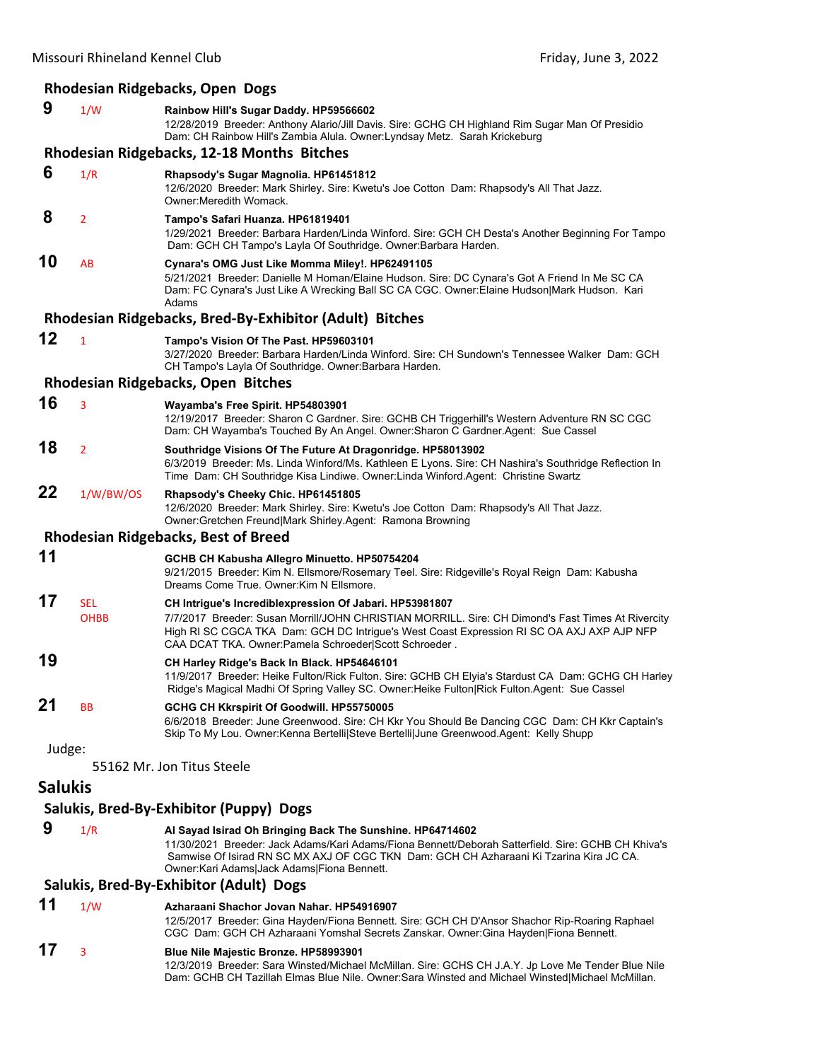### Rhodesian Ridgebacks, Open Dogs

**9** 1/W **Rainbow Hill's Sugar Daddy. HP59566602**
12/28/2019 Breeder: Anthony Alario/Jill Davis. Sire: GCHG CH Highland Rim Sugar Man Of Presidio Dam: CH Rainbow Hill's Zambia Alula. Owner:Lyndsay Metz. Sarah Krickeburg

### Rhodesian Ridgebacks, 12-18 Months Bitches

**6** 1/R **Rhapsody's Sugar Magnolia. HP61451812**
12/6/2020 Breeder: Mark Shirley. Sire: Kwetu's Joe Cotton Dam: Rhapsody's All That Jazz. Owner:Meredith Womack.

**8** 2 **Tampo's Safari Huanza. HP61819401**
1/29/2021 Breeder: Barbara Harden/Linda Winford. Sire: GCH CH Desta's Another Beginning For Tampo Dam: GCH CH Tampo's Layla Of Southridge. Owner:Barbara Harden.

**10** AB **Cynara's OMG Just Like Momma Miley!. HP62491105**
5/21/2021 Breeder: Danielle M Homan/Elaine Hudson. Sire: DC Cynara's Got A Friend In Me SC CA Dam: FC Cynara's Just Like A Wrecking Ball SC CA CGC. Owner:Elaine Hudson|Mark Hudson. Kari Adams

### Rhodesian Ridgebacks, Bred-By-Exhibitor (Adult) Bitches

**12** 1 **Tampo's Vision Of The Past. HP59603101**
3/27/2020 Breeder: Barbara Harden/Linda Winford. Sire: CH Sundown's Tennessee Walker Dam: GCH CH Tampo's Layla Of Southridge. Owner:Barbara Harden.

### Rhodesian Ridgebacks, Open Bitches

**16** 3 **Wayamba's Free Spirit. HP54803901**
12/19/2017 Breeder: Sharon C Gardner. Sire: GCHB CH Triggerhill's Western Adventure RN SC CGC Dam: CH Wayamba's Touched By An Angel. Owner:Sharon C Gardner.Agent: Sue Cassel

**18** 2 **Southridge Visions Of The Future At Dragonridge. HP58013902**
6/3/2019 Breeder: Ms. Linda Winford/Ms. Kathleen E Lyons. Sire: CH Nashira's Southridge Reflection In Time Dam: CH Southridge Kisa Lindiwe. Owner:Linda Winford.Agent: Christine Swartz

**22** 1/W/BW/OS **Rhapsody's Cheeky Chic. HP61451805**
12/6/2020 Breeder: Mark Shirley. Sire: Kwetu's Joe Cotton Dam: Rhapsody's All That Jazz. Owner:Gretchen Freund|Mark Shirley.Agent: Ramona Browning

### Rhodesian Ridgebacks, Best of Breed

**11** **GCHB CH Kabusha Allegro Minuetto. HP50754204**
9/21/2015 Breeder: Kim N. Ellsmore/Rosemary Teel. Sire: Ridgeville's Royal Reign Dam: Kabusha Dreams Come True. Owner:Kim N Ellsmore.

**17** SEL OHBB **CH Intrigue's Incrediblexpression Of Jabari. HP53981807**
7/7/2017 Breeder: Susan Morrill/JOHN CHRISTIAN MORRILL. Sire: CH Dimond's Fast Times At Rivercity High RI SC CGCA TKA Dam: GCH DC Intrigue's West Coast Expression RI SC OA AXJ AXP AJP NFP CAA DCAT TKA. Owner:Pamela Schroeder|Scott Schroeder .

**19** **CH Harley Ridge's Back In Black. HP54646101**
11/9/2017 Breeder: Heike Fulton/Rick Fulton. Sire: GCHB CH Elyia's Stardust CA Dam: GCHG CH Harley Ridge's Magical Madhi Of Spring Valley SC. Owner:Heike Fulton|Rick Fulton.Agent: Sue Cassel

**21** BB **GCHG CH Kkrspirit Of Goodwill. HP55750005**
6/6/2018 Breeder: June Greenwood. Sire: CH Kkr You Should Be Dancing CGC Dam: CH Kkr Captain's Skip To My Lou. Owner:Kenna Bertelli|Steve Bertelli|June Greenwood.Agent: Kelly Shupp

Judge:

55162 Mr. Jon Titus Steele

## Salukis

### Salukis, Bred-By-Exhibitor (Puppy) Dogs

**9** 1/R **Al Sayad Isirad Oh Bringing Back The Sunshine. HP64714602**
11/30/2021 Breeder: Jack Adams/Kari Adams/Fiona Bennett/Deborah Satterfield. Sire: GCHB CH Khiva's Samwise Of Isirad RN SC MX AXJ OF CGC TKN Dam: GCH CH Azharaani Ki Tzarina Kira JC CA. Owner:Kari Adams|Jack Adams|Fiona Bennett.

### Salukis, Bred-By-Exhibitor (Adult) Dogs

**11** 1/W **Azharaani Shachor Jovan Nahar. HP54916907**
12/5/2017 Breeder: Gina Hayden/Fiona Bennett. Sire: GCH CH D'Ansor Shachor Rip-Roaring Raphael CGC Dam: GCH CH Azharaani Yomshal Secrets Zanskar. Owner:Gina Hayden|Fiona Bennett.

**17** 3 **Blue Nile Majestic Bronze. HP58993901**
12/3/2019 Breeder: Sara Winsted/Michael McMillan. Sire: GCHS CH J.A.Y. Jp Love Me Tender Blue Nile Dam: GCHB CH Tazillah Elmas Blue Nile. Owner:Sara Winsted and Michael Winsted|Michael McMillan.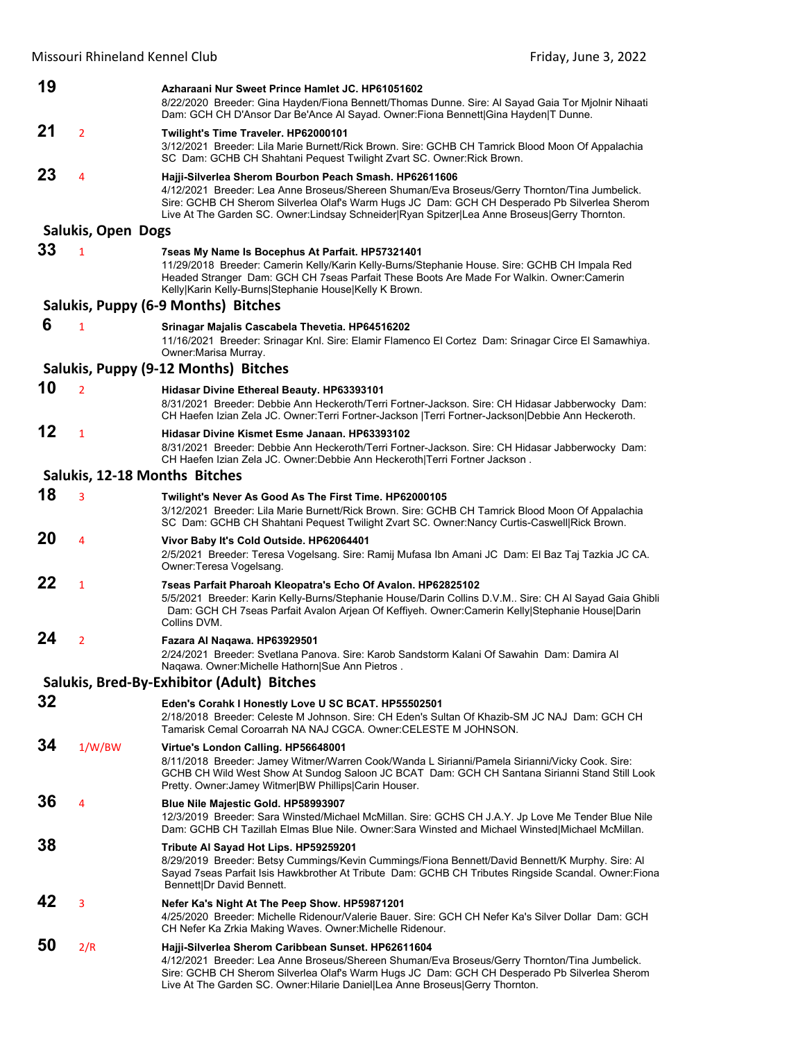**19** &nbsp;&nbsp; **Azharaani Nur Sweet Prince Hamlet JC. HP61051602**
8/22/2020 Breeder: Gina Hayden/Fiona Bennett/Thomas Dunne. Sire: Al Sayad Gaia Tor Mjolnir Nihaati Dam: GCH CH D'Ansor Dar Be'Ance Al Sayad. Owner:Fiona Bennett|Gina Hayden|T Dunne.

**21** &nbsp;&nbsp; 2 &nbsp;&nbsp; **Twilight's Time Traveler. HP62000101**
3/12/2021 Breeder: Lila Marie Burnett/Rick Brown. Sire: GCHB CH Tamrick Blood Moon Of Appalachia SC Dam: GCHB CH Shahtani Pequest Twilight Zvart SC. Owner:Rick Brown.

**23** &nbsp;&nbsp; 4 &nbsp;&nbsp; **Hajji-Silverlea Sherom Bourbon Peach Smash. HP62611606**
4/12/2021 Breeder: Lea Anne Broseus/Shereen Shuman/Eva Broseus/Gerry Thornton/Tina Jumbelick. Sire: GCHB CH Sherom Silverlea Olaf's Warm Hugs JC Dam: GCH CH Desperado Pb Silverlea Sherom Live At The Garden SC. Owner:Lindsay Schneider|Ryan Spitzer|Lea Anne Broseus|Gerry Thornton.

## Salukis, Open Dogs

**33** &nbsp;&nbsp; 1 &nbsp;&nbsp; **7seas My Name Is Bocephus At Parfait. HP57321401**
11/29/2018 Breeder: Camerin Kelly/Karin Kelly-Burns/Stephanie House. Sire: GCHB CH Impala Red Headed Stranger Dam: GCH CH 7seas Parfait These Boots Are Made For Walkin. Owner:Camerin Kelly|Karin Kelly-Burns|Stephanie House|Kelly K Brown.

## Salukis, Puppy (6-9 Months) Bitches

**6** &nbsp;&nbsp; 1 &nbsp;&nbsp; **Srinagar Majalis Cascabela Thevetia. HP64516202**
11/16/2021 Breeder: Srinagar Knl. Sire: Elamir Flamenco El Cortez Dam: Srinagar Circe El Samawhiya. Owner:Marisa Murray.

## Salukis, Puppy (9-12 Months) Bitches

**10** &nbsp;&nbsp; 2 &nbsp;&nbsp; **Hidasar Divine Ethereal Beauty. HP63393101**
8/31/2021 Breeder: Debbie Ann Heckeroth/Terri Fortner-Jackson. Sire: CH Hidasar Jabberwocky Dam: CH Haefen Izian Zela JC. Owner:Terri Fortner-Jackson |Terri Fortner-Jackson|Debbie Ann Heckeroth.

**12** &nbsp;&nbsp; 1 &nbsp;&nbsp; **Hidasar Divine Kismet Esme Janaan. HP63393102**
8/31/2021 Breeder: Debbie Ann Heckeroth/Terri Fortner-Jackson. Sire: CH Hidasar Jabberwocky Dam: CH Haefen Izian Zela JC. Owner:Debbie Ann Heckeroth|Terri Fortner Jackson .

## Salukis, 12-18 Months Bitches

**18** &nbsp;&nbsp; 3 &nbsp;&nbsp; **Twilight's Never As Good As The First Time. HP62000105**
3/12/2021 Breeder: Lila Marie Burnett/Rick Brown. Sire: GCHB CH Tamrick Blood Moon Of Appalachia SC Dam: GCHB CH Shahtani Pequest Twilight Zvart SC. Owner:Nancy Curtis-Caswell|Rick Brown.

**20** &nbsp;&nbsp; 4 &nbsp;&nbsp; **Vivor Baby It's Cold Outside. HP62064401**
2/5/2021 Breeder: Teresa Vogelsang. Sire: Ramij Mufasa Ibn Amani JC Dam: El Baz Taj Tazkia JC CA. Owner:Teresa Vogelsang.

**22** &nbsp;&nbsp; 1 &nbsp;&nbsp; **7seas Parfait Pharoah Kleopatra's Echo Of Avalon. HP62825102**
5/5/2021 Breeder: Karin Kelly-Burns/Stephanie House/Darin Collins D.V.M.. Sire: CH Al Sayad Gaia Ghibli Dam: GCH CH 7seas Parfait Avalon Arjean Of Keffiyeh. Owner:Camerin Kelly|Stephanie House|Darin Collins DVM.

**24** &nbsp;&nbsp; 2 &nbsp;&nbsp; **Fazara Al Naqawa. HP63929501**
2/24/2021 Breeder: Svetlana Panova. Sire: Karob Sandstorm Kalani Of Sawahin Dam: Damira Al Naqawa. Owner:Michelle Hathorn|Sue Ann Pietros .

## Salukis, Bred-By-Exhibitor (Adult) Bitches

**32** &nbsp;&nbsp; **Eden's Corahk I Honestly Love U SC BCAT. HP55502501**
2/18/2018 Breeder: Celeste M Johnson. Sire: CH Eden's Sultan Of Khazib-SM JC NAJ Dam: GCH CH Tamarisk Cemal Coroarrah NA NAJ CGCA. Owner:CELESTE M JOHNSON.

**34** &nbsp;&nbsp; 1/W/BW &nbsp;&nbsp; **Virtue's London Calling. HP56648001**
8/11/2018 Breeder: Jamey Witmer/Warren Cook/Wanda L Sirianni/Pamela Sirianni/Vicky Cook. Sire: GCHB CH Wild West Show At Sundog Saloon JC BCAT Dam: GCH CH Santana Sirianni Stand Still Look Pretty. Owner:Jamey Witmer|BW Phillips|Carin Houser.

**36** &nbsp;&nbsp; 4 &nbsp;&nbsp; **Blue Nile Majestic Gold. HP58993907**
12/3/2019 Breeder: Sara Winsted/Michael McMillan. Sire: GCHS CH J.A.Y. Jp Love Me Tender Blue Nile Dam: GCHB CH Tazillah Elmas Blue Nile. Owner:Sara Winsted and Michael Winsted|Michael McMillan.

**38** &nbsp;&nbsp; **Tribute Al Sayad Hot Lips. HP59259201**
8/29/2019 Breeder: Betsy Cummings/Kevin Cummings/Fiona Bennett/David Bennett/K Murphy. Sire: Al Sayad 7seas Parfait Isis Hawkbrother At Tribute Dam: GCHB CH Tributes Ringside Scandal. Owner:Fiona Bennett|Dr David Bennett.

**42** &nbsp;&nbsp; 3 &nbsp;&nbsp; **Nefer Ka's Night At The Peep Show. HP59871201**
4/25/2020 Breeder: Michelle Ridenour/Valerie Bauer. Sire: GCH CH Nefer Ka's Silver Dollar Dam: GCH CH Nefer Ka Zrkia Making Waves. Owner:Michelle Ridenour.

**50** &nbsp;&nbsp; 2/R &nbsp;&nbsp; **Hajji-Silverlea Sherom Caribbean Sunset. HP62611604**
4/12/2021 Breeder: Lea Anne Broseus/Shereen Shuman/Eva Broseus/Gerry Thornton/Tina Jumbelick. Sire: GCHB CH Sherom Silverlea Olaf's Warm Hugs JC Dam: GCH CH Desperado Pb Silverlea Sherom Live At The Garden SC. Owner:Hilarie Daniel|Lea Anne Broseus|Gerry Thornton.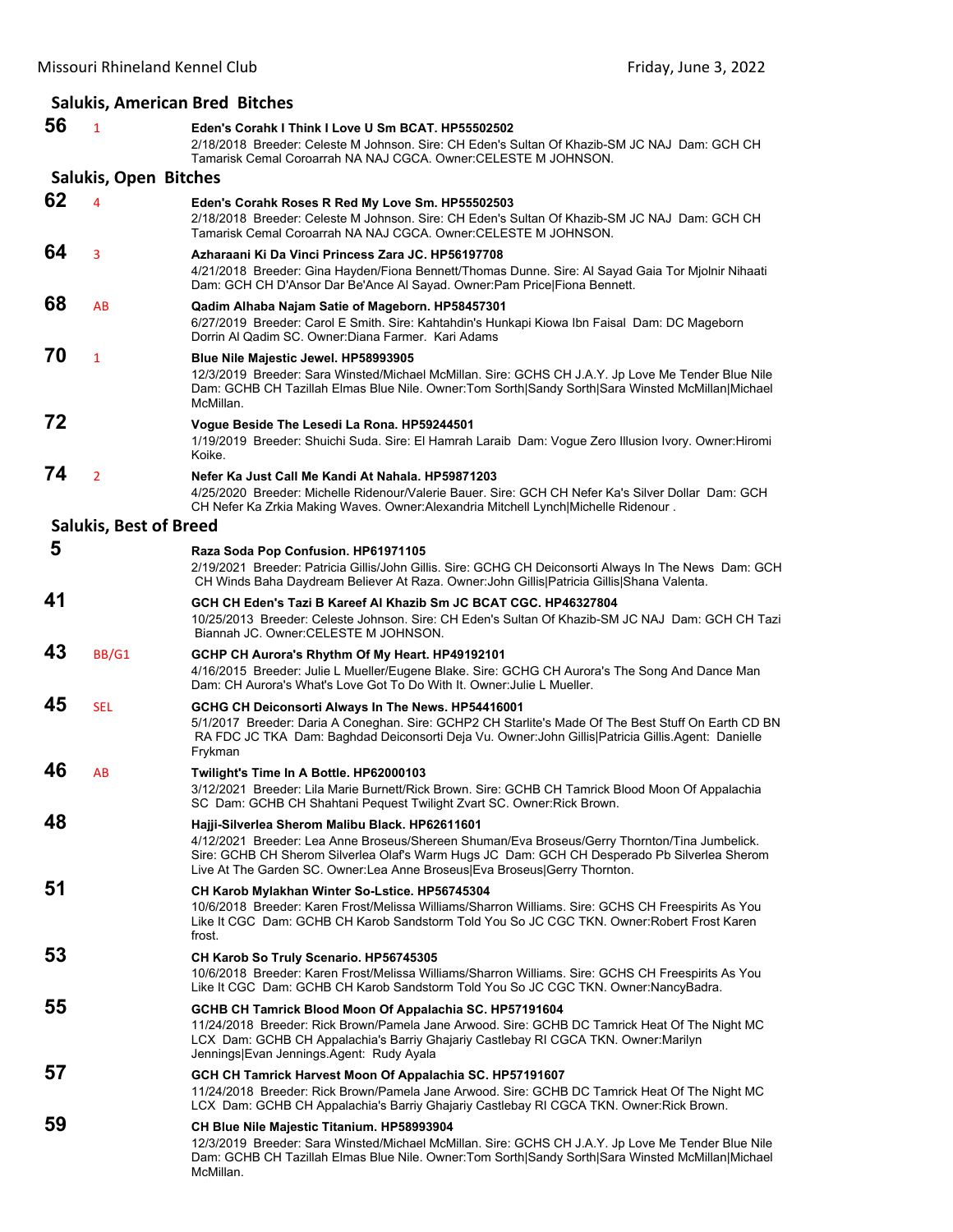## Salukis, American Bred Bitches

**56** 1 **Eden's Corahk I Think I Love U Sm BCAT. HP55502502**
2/18/2018 Breeder: Celeste M Johnson. Sire: CH Eden's Sultan Of Khazib-SM JC NAJ Dam: GCH CH Tamarisk Cemal Coroarrah NA NAJ CGCA. Owner:CELESTE M JOHNSON.

## Salukis, Open Bitches

**62** 4 **Eden's Corahk Roses R Red My Love Sm. HP55502503**
2/18/2018 Breeder: Celeste M Johnson. Sire: CH Eden's Sultan Of Khazib-SM JC NAJ Dam: GCH CH Tamarisk Cemal Coroarrah NA NAJ CGCA. Owner:CELESTE M JOHNSON.

**64** 3 **Azharaani Ki Da Vinci Princess Zara JC. HP56197708**
4/21/2018 Breeder: Gina Hayden/Fiona Bennett/Thomas Dunne. Sire: Al Sayad Gaia Tor Mjolnir Nihaati Dam: GCH CH D'Ansor Dar Be'Ance Al Sayad. Owner:Pam Price|Fiona Bennett.

**68** AB **Qadim Alhaba Najam Satie of Mageborn. HP58457301**
6/27/2019 Breeder: Carol E Smith. Sire: Kahtahdin's Hunkapi Kiowa Ibn Faisal Dam: DC Mageborn Dorrin Al Qadim SC. Owner:Diana Farmer. Kari Adams

**70** 1 **Blue Nile Majestic Jewel. HP58993905**
12/3/2019 Breeder: Sara Winsted/Michael McMillan. Sire: GCHS CH J.A.Y. Jp Love Me Tender Blue Nile Dam: GCHB CH Tazillah Elmas Blue Nile. Owner:Tom Sorth|Sandy Sorth|Sara Winsted McMillan|Michael McMillan.

**72** **Vogue Beside The Lesedi La Rona. HP59244501**
1/19/2019 Breeder: Shuichi Suda. Sire: El Hamrah Laraib Dam: Vogue Zero Illusion Ivory. Owner:Hiromi Koike.

**74** 2 **Nefer Ka Just Call Me Kandi At Nahala. HP59871203**
4/25/2020 Breeder: Michelle Ridenour/Valerie Bauer. Sire: GCH CH Nefer Ka's Silver Dollar Dam: GCH CH Nefer Ka Zrkia Making Waves. Owner:Alexandria Mitchell Lynch|Michelle Ridenour .

## Salukis, Best of Breed

**5** **Raza Soda Pop Confusion. HP61971105**
2/19/2021 Breeder: Patricia Gillis/John Gillis. Sire: GCHG CH Deiconsorti Always In The News Dam: GCH CH Winds Baha Daydream Believer At Raza. Owner:John Gillis|Patricia Gillis|Shana Valenta.

**41** **GCH CH Eden's Tazi B Kareef Al Khazib Sm JC BCAT CGC. HP46327804**
10/25/2013 Breeder: Celeste Johnson. Sire: CH Eden's Sultan Of Khazib-SM JC NAJ Dam: GCH CH Tazi Biannah JC. Owner:CELESTE M JOHNSON.

**43** BB/G1 **GCHP CH Aurora's Rhythm Of My Heart. HP49192101**
4/16/2015 Breeder: Julie L Mueller/Eugene Blake. Sire: GCHG CH Aurora's The Song And Dance Man Dam: CH Aurora's What's Love Got To Do With It. Owner:Julie L Mueller.

**45** SEL **GCHG CH Deiconsorti Always In The News. HP54416001**
5/1/2017 Breeder: Daria A Coneghan. Sire: GCHP2 CH Starlite's Made Of The Best Stuff On Earth CD BN RA FDC JC TKA Dam: Baghdad Deiconsorti Deja Vu. Owner:John Gillis|Patricia Gillis.Agent: Danielle Frykman

**46** AB **Twilight's Time In A Bottle. HP62000103**
3/12/2021 Breeder: Lila Marie Burnett/Rick Brown. Sire: GCHB CH Tamrick Blood Moon Of Appalachia SC Dam: GCHB CH Shahtani Pequest Twilight Zvart SC. Owner:Rick Brown.

**48** **Hajji-Silverlea Sherom Malibu Black. HP62611601**
4/12/2021 Breeder: Lea Anne Broseus/Shereen Shuman/Eva Broseus/Gerry Thornton/Tina Jumbelick. Sire: GCHB CH Sherom Silverlea Olaf's Warm Hugs JC Dam: GCH CH Desperado Pb Silverlea Sherom Live At The Garden SC. Owner:Lea Anne Broseus|Eva Broseus|Gerry Thornton.

**51** **CH Karob Mylakhan Winter So-Lstice. HP56745304**
10/6/2018 Breeder: Karen Frost/Melissa Williams/Sharron Williams. Sire: GCHS CH Freespirits As You Like It CGC Dam: GCHB CH Karob Sandstorm Told You So JC CGC TKN. Owner:Robert Frost Karen frost.

**53** **CH Karob So Truly Scenario. HP56745305**
10/6/2018 Breeder: Karen Frost/Melissa Williams/Sharron Williams. Sire: GCHS CH Freespirits As You Like It CGC Dam: GCHB CH Karob Sandstorm Told You So JC CGC TKN. Owner:NancyBadra.

**55** **GCHB CH Tamrick Blood Moon Of Appalachia SC. HP57191604**
11/24/2018 Breeder: Rick Brown/Pamela Jane Arwood. Sire: GCHB DC Tamrick Heat Of The Night MC LCX Dam: GCHB CH Appalachia's Barriy Ghajariy Castlebay RI CGCA TKN. Owner:Marilyn Jennings|Evan Jennings.Agent: Rudy Ayala

**57** **GCH CH Tamrick Harvest Moon Of Appalachia SC. HP57191607**
11/24/2018 Breeder: Rick Brown/Pamela Jane Arwood. Sire: GCHB DC Tamrick Heat Of The Night MC LCX Dam: GCHB CH Appalachia's Barriy Ghajariy Castlebay RI CGCA TKN. Owner:Rick Brown.

**59** **CH Blue Nile Majestic Titanium. HP58993904**
12/3/2019 Breeder: Sara Winsted/Michael McMillan. Sire: GCHS CH J.A.Y. Jp Love Me Tender Blue Nile Dam: GCHB CH Tazillah Elmas Blue Nile. Owner:Tom Sorth|Sandy Sorth|Sara Winsted McMillan|Michael McMillan.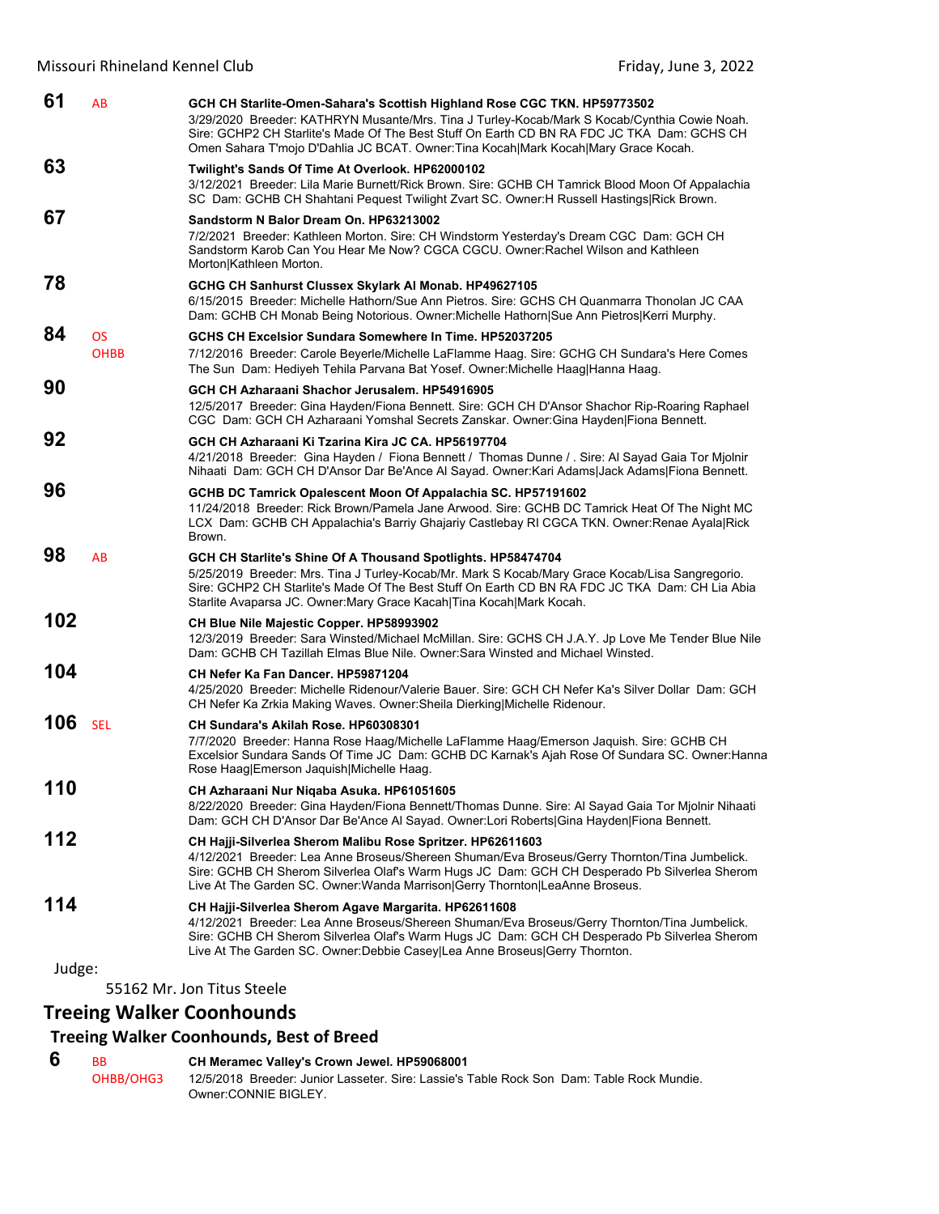**61** AB **GCH CH Starlite-Omen-Sahara's Scottish Highland Rose CGC TKN. HP59773502**
3/29/2020 Breeder: KATHRYN Musante/Mrs. Tina J Turley-Kocab/Mark S Kocab/Cynthia Cowie Noah. Sire: GCHP2 CH Starlite's Made Of The Best Stuff On Earth CD BN RA FDC JC TKA Dam: GCHS CH Omen Sahara T'mojo D'Dahlia JC BCAT. Owner:Tina Kocab|Mark Kocab|Mary Grace Kocab.

**63** **Twilight's Sands Of Time At Overlook. HP62000102**
3/12/2021 Breeder: Lila Marie Burnett/Rick Brown. Sire: GCHB CH Tamrick Blood Moon Of Appalachia SC Dam: GCHB CH Shahtani Pequest Twilight Zvart SC. Owner:H Russell Hastings|Rick Brown.

**67** **Sandstorm N Balor Dream On. HP63213002**
7/2/2021 Breeder: Kathleen Morton. Sire: CH Windstorm Yesterday's Dream CGC Dam: GCH CH Sandstorm Karob Can You Hear Me Now? CGCA CGCU. Owner:Rachel Wilson and Kathleen Morton|Kathleen Morton.

**78** **GCHG CH Sanhurst Clussex Skylark Al Monab. HP49627105**
6/15/2015 Breeder: Michelle Hathorn/Sue Ann Pietros. Sire: GCHS CH Quanmarra Thonolan JC CAA Dam: GCHB CH Monab Being Notorious. Owner:Michelle Hathorn|Sue Ann Pietros|Kerri Murphy.

**84** OS OHBB **GCHS CH Excelsior Sundara Somewhere In Time. HP52037205**
7/12/2016 Breeder: Carole Beyerle/Michelle LaFlamme Haag. Sire: GCHG CH Sundara's Here Comes The Sun Dam: Hediyeh Tehila Parvana Bat Yosef. Owner:Michelle Haag|Hanna Haag.

**90** **GCH CH Azharaani Shachor Jerusalem. HP54916905**
12/5/2017 Breeder: Gina Hayden/Fiona Bennett. Sire: GCH CH D'Ansor Shachor Rip-Roaring Raphael CGC Dam: GCH CH Azharaani Yomshal Secrets Zanskar. Owner:Gina Hayden|Fiona Bennett.

**92** **GCH CH Azharaani Ki Tzarina Kira JC CA. HP56197704**
4/21/2018 Breeder: Gina Hayden / Fiona Bennett / Thomas Dunne / . Sire: Al Sayad Gaia Tor Mjolnir Nihaati Dam: GCH CH D'Ansor Dar Be'Ance Al Sayad. Owner:Kari Adams|Jack Adams|Fiona Bennett.

**96** **GCHB DC Tamrick Opalescent Moon Of Appalachia SC. HP57191602**
11/24/2018 Breeder: Rick Brown/Pamela Jane Arwood. Sire: GCHB DC Tamrick Heat Of The Night MC LCX Dam: GCHB CH Appalachia's Barriy Ghajariy Castlebay RI CGCA TKN. Owner:Renae Ayala|Rick Brown.

**98** AB **GCH CH Starlite's Shine Of A Thousand Spotlights. HP58474704**
5/25/2019 Breeder: Mrs. Tina J Turley-Kocab/Mr. Mark S Kocab/Mary Grace Kocab/Lisa Sangregorio. Sire: GCHP2 CH Starlite's Made Of The Best Stuff On Earth CD BN RA FDC JC TKA Dam: CH Lia Abia Starlite Avaparsa JC. Owner:Mary Grace Kacah|Tina Kocah|Mark Kocah.

**102** **CH Blue Nile Majestic Copper. HP58993902**
12/3/2019 Breeder: Sara Winsted/Michael McMillan. Sire: GCHS CH J.A.Y. Jp Love Me Tender Blue Nile Dam: GCHB CH Tazillah Elmas Blue Nile. Owner:Sara Winsted and Michael Winsted.

**104** **CH Nefer Ka Fan Dancer. HP59871204**
4/25/2020 Breeder: Michelle Ridenour/Valerie Bauer. Sire: GCH CH Nefer Ka's Silver Dollar Dam: GCH CH Nefer Ka Zrkia Making Waves. Owner:Sheila Dierking|Michelle Ridenour.

**106** SEL **CH Sundara's Akilah Rose. HP60308301**
7/7/2020 Breeder: Hanna Rose Haag/Michelle LaFlamme Haag/Emerson Jaquish. Sire: GCHB CH Excelsior Sundara Sands Of Time JC Dam: GCHB DC Karnak's Ajah Rose Of Sundara SC. Owner:Hanna Rose Haag|Emerson Jaquish|Michelle Haag.

**110** **CH Azharaani Nur Niqaba Asuka. HP61051605**
8/22/2020 Breeder: Gina Hayden/Fiona Bennett/Thomas Dunne. Sire: Al Sayad Gaia Tor Mjolnir Nihaati Dam: GCH CH D'Ansor Dar Be'Ance Al Sayad. Owner:Lori Roberts|Gina Hayden|Fiona Bennett.

**112** **CH Hajji-Silverlea Sherom Malibu Rose Spritzer. HP62611603**
4/12/2021 Breeder: Lea Anne Broseus/Shereen Shuman/Eva Broseus/Gerry Thornton/Tina Jumbelick. Sire: GCHB CH Sherom Silverlea Olaf's Warm Hugs JC Dam: GCH CH Desperado Pb Silverlea Sherom Live At The Garden SC. Owner:Wanda Marrison|Gerry Thornton|LeaAnne Broseus.

**114** **CH Hajji-Silverlea Sherom Agave Margarita. HP62611608**
4/12/2021 Breeder: Lea Anne Broseus/Shereen Shuman/Eva Broseus/Gerry Thornton/Tina Jumbelick. Sire: GCHB CH Sherom Silverlea Olaf's Warm Hugs JC Dam: GCH CH Desperado Pb Silverlea Sherom Live At The Garden SC. Owner:Debbie Casey|Lea Anne Broseus|Gerry Thornton.

Judge:

55162 Mr. Jon Titus Steele

## Treeing Walker Coonhounds

### Treeing Walker Coonhounds, Best of Breed

**6** BB OHBB/OHG3 **CH Meramec Valley's Crown Jewel. HP59068001**
12/5/2018 Breeder: Junior Lasseter. Sire: Lassie's Table Rock Son Dam: Table Rock Mundie. Owner:CONNIE BIGLEY.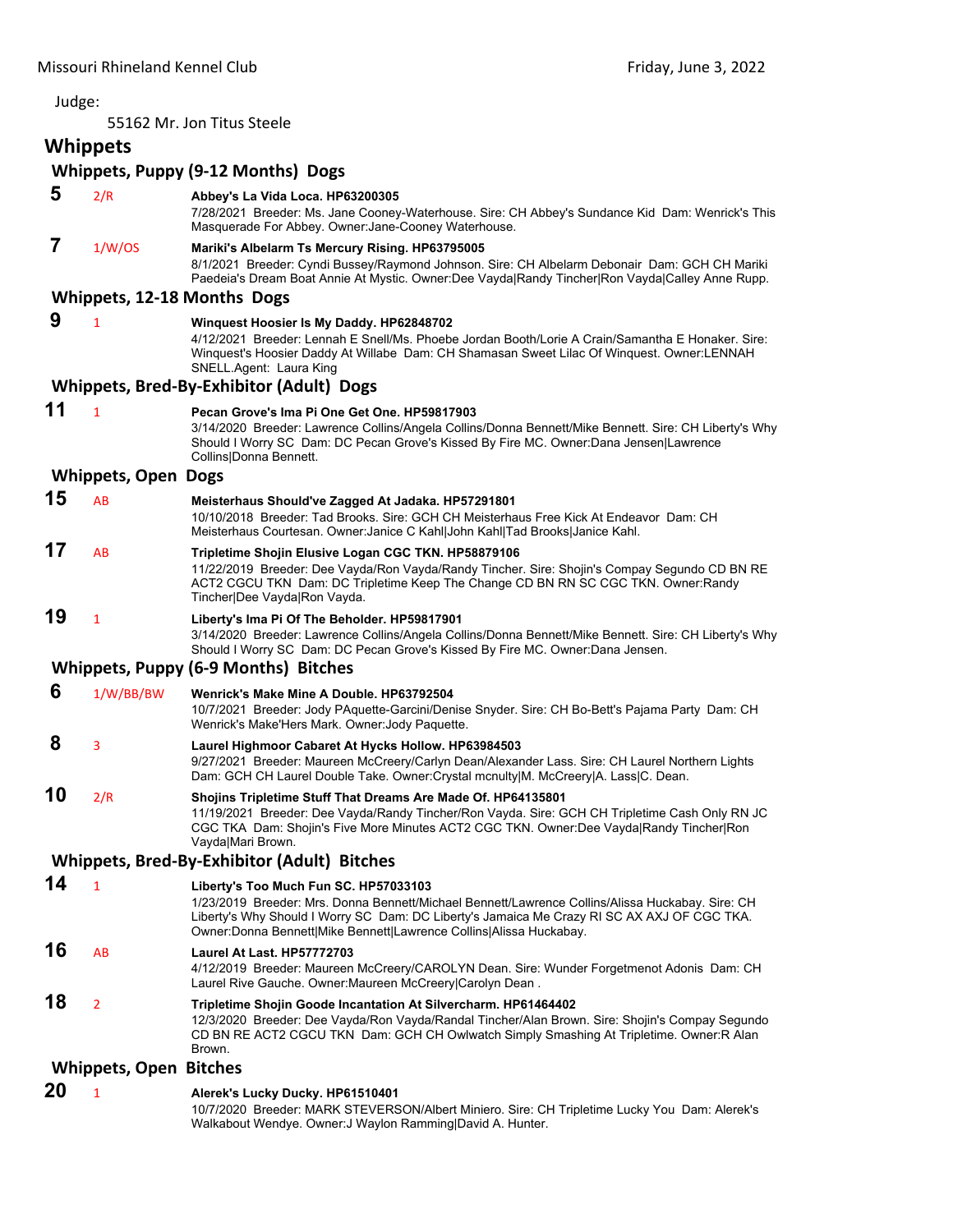Judge:

55162 Mr. Jon Titus Steele

## Whippets

### Whippets, Puppy (9-12 Months) Dogs

**5** 2/R **Abbey's La Vida Loca. HP63200305**
7/28/2021 Breeder: Ms. Jane Cooney-Waterhouse. Sire: CH Abbey's Sundance Kid Dam: Wenrick's This Masquerade For Abbey. Owner:Jane-Cooney Waterhouse.

**7** 1/W/OS **Mariki's Albelarm Ts Mercury Rising. HP63795005**
8/1/2021 Breeder: Cyndi Bussey/Raymond Johnson. Sire: CH Albelarm Debonair Dam: GCH CH Mariki Paedeia's Dream Boat Annie At Mystic. Owner:Dee Vayda|Randy Tincher|Ron Vayda|Calley Anne Rupp.

### Whippets, 12-18 Months Dogs

**9** 1 **Winquest Hoosier Is My Daddy. HP62848702**
4/12/2021 Breeder: Lennah E Snell/Ms. Phoebe Jordan Booth/Lorie A Crain/Samantha E Honaker. Sire: Winquest's Hoosier Daddy At Willabe Dam: CH Shamasan Sweet Lilac Of Winquest. Owner:LENNAH SNELL.Agent: Laura King

### Whippets, Bred-By-Exhibitor (Adult) Dogs

**11** 1 **Pecan Grove's Ima Pi One Get One. HP59817903**
3/14/2020 Breeder: Lawrence Collins/Angela Collins/Donna Bennett/Mike Bennett. Sire: CH Liberty's Why Should I Worry SC Dam: DC Pecan Grove's Kissed By Fire MC. Owner:Dana Jensen|Lawrence Collins|Donna Bennett.

### Whippets, Open Dogs

**15** AB **Meisterhaus Should've Zagged At Jadaka. HP57291801**
10/10/2018 Breeder: Tad Brooks. Sire: GCH CH Meisterhaus Free Kick At Endeavor Dam: CH Meisterhaus Courtesan. Owner:Janice C Kahl|John Kahl|Tad Brooks|Janice Kahl.

**17** AB **Tripletime Shojin Elusive Logan CGC TKN. HP58879106**
11/22/2019 Breeder: Dee Vayda/Ron Vayda/Randy Tincher. Sire: Shojin's Compay Segundo CD BN RE ACT2 CGCU TKN Dam: DC Tripletime Keep The Change CD BN RN SC CGC TKN. Owner:Randy Tincher|Dee Vayda|Ron Vayda.

**19** 1 **Liberty's Ima Pi Of The Beholder. HP59817901**
3/14/2020 Breeder: Lawrence Collins/Angela Collins/Donna Bennett/Mike Bennett. Sire: CH Liberty's Why Should I Worry SC Dam: DC Pecan Grove's Kissed By Fire MC. Owner:Dana Jensen.

### Whippets, Puppy (6-9 Months) Bitches

**6** 1/W/BB/BW **Wenrick's Make Mine A Double. HP63792504**
10/7/2021 Breeder: Jody PAquette-Garcini/Denise Snyder. Sire: CH Bo-Bett's Pajama Party Dam: CH Wenrick's Make'Hers Mark. Owner:Jody Paquette.

**8** 3 **Laurel Highmoor Cabaret At Hycks Hollow. HP63984503**
9/27/2021 Breeder: Maureen McCreery/Carlyn Dean/Alexander Lass. Sire: CH Laurel Northern Lights Dam: GCH CH Laurel Double Take. Owner:Crystal mcnulty|M. McCreery|A. Lass|C. Dean.

**10** 2/R **Shojins Tripletime Stuff That Dreams Are Made Of. HP64135801**
11/19/2021 Breeder: Dee Vayda/Randy Tincher/Ron Vayda. Sire: GCH CH Tripletime Cash Only RN JC CGC TKA Dam: Shojin's Five More Minutes ACT2 CGC TKN. Owner:Dee Vayda|Randy Tincher|Ron Vayda|Mari Brown.

### Whippets, Bred-By-Exhibitor (Adult) Bitches

**14** 1 **Liberty's Too Much Fun SC. HP57033103**
1/23/2019 Breeder: Mrs. Donna Bennett/Michael Bennett/Lawrence Collins/Alissa Huckabay. Sire: CH Liberty's Why Should I Worry SC Dam: DC Liberty's Jamaica Me Crazy RI SC AX AXJ OF CGC TKA. Owner:Donna Bennett|Mike Bennett|Lawrence Collins|Alissa Huckabay.

**16** AB **Laurel At Last. HP57772703**
4/12/2019 Breeder: Maureen McCreery/CAROLYN Dean. Sire: Wunder Forgetmenot Adonis Dam: CH Laurel Rive Gauche. Owner:Maureen McCreery|Carolyn Dean .

**18** 2 **Tripletime Shojin Goode Incantation At Silvercharm. HP61464402**
12/3/2020 Breeder: Dee Vayda/Ron Vayda/Randal Tincher/Alan Brown. Sire: Shojin's Compay Segundo CD BN RE ACT2 CGCU TKN Dam: GCH CH Owlwatch Simply Smashing At Tripletime. Owner:R Alan Brown.

### Whippets, Open Bitches

**20** 1 **Alerek's Lucky Ducky. HP61510401**
10/7/2020 Breeder: MARK STEVERSON/Albert Miniero. Sire: CH Tripletime Lucky You Dam: Alerek's Walkabout Wendye. Owner:J Waylon Ramming|David A. Hunter.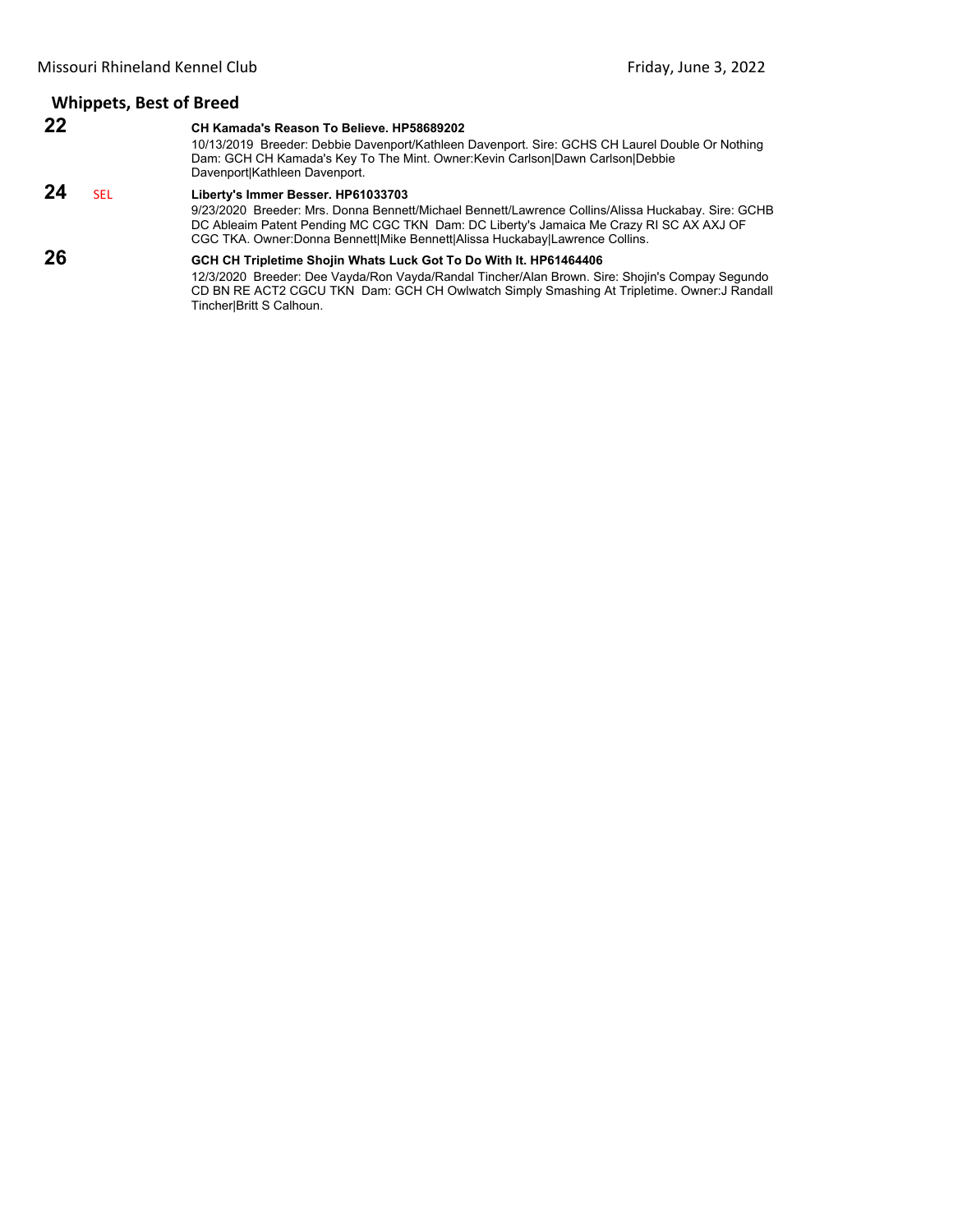## Whippets, Best of Breed

**22** **CH Kamada's Reason To Believe. HP58689202**
10/13/2019 Breeder: Debbie Davenport/Kathleen Davenport. Sire: GCHS CH Laurel Double Or Nothing Dam: GCH CH Kamada's Key To The Mint. Owner:Kevin Carlson|Dawn Carlson|Debbie Davenport|Kathleen Davenport.

**24** SEL **Liberty's Immer Besser. HP61033703**
9/23/2020 Breeder: Mrs. Donna Bennett/Michael Bennett/Lawrence Collins/Alissa Huckabay. Sire: GCHB DC Ableaim Patent Pending MC CGC TKN Dam: DC Liberty's Jamaica Me Crazy RI SC AX AXJ OF CGC TKA. Owner:Donna Bennett|Mike Bennett|Alissa Huckabay|Lawrence Collins.

**26** **GCH CH Tripletime Shojin Whats Luck Got To Do With It. HP61464406**
12/3/2020 Breeder: Dee Vayda/Ron Vayda/Randal Tincher/Alan Brown. Sire: Shojin's Compay Segundo CD BN RE ACT2 CGCU TKN Dam: GCH CH Owlwatch Simply Smashing At Tripletime. Owner:J Randall Tincher|Britt S Calhoun.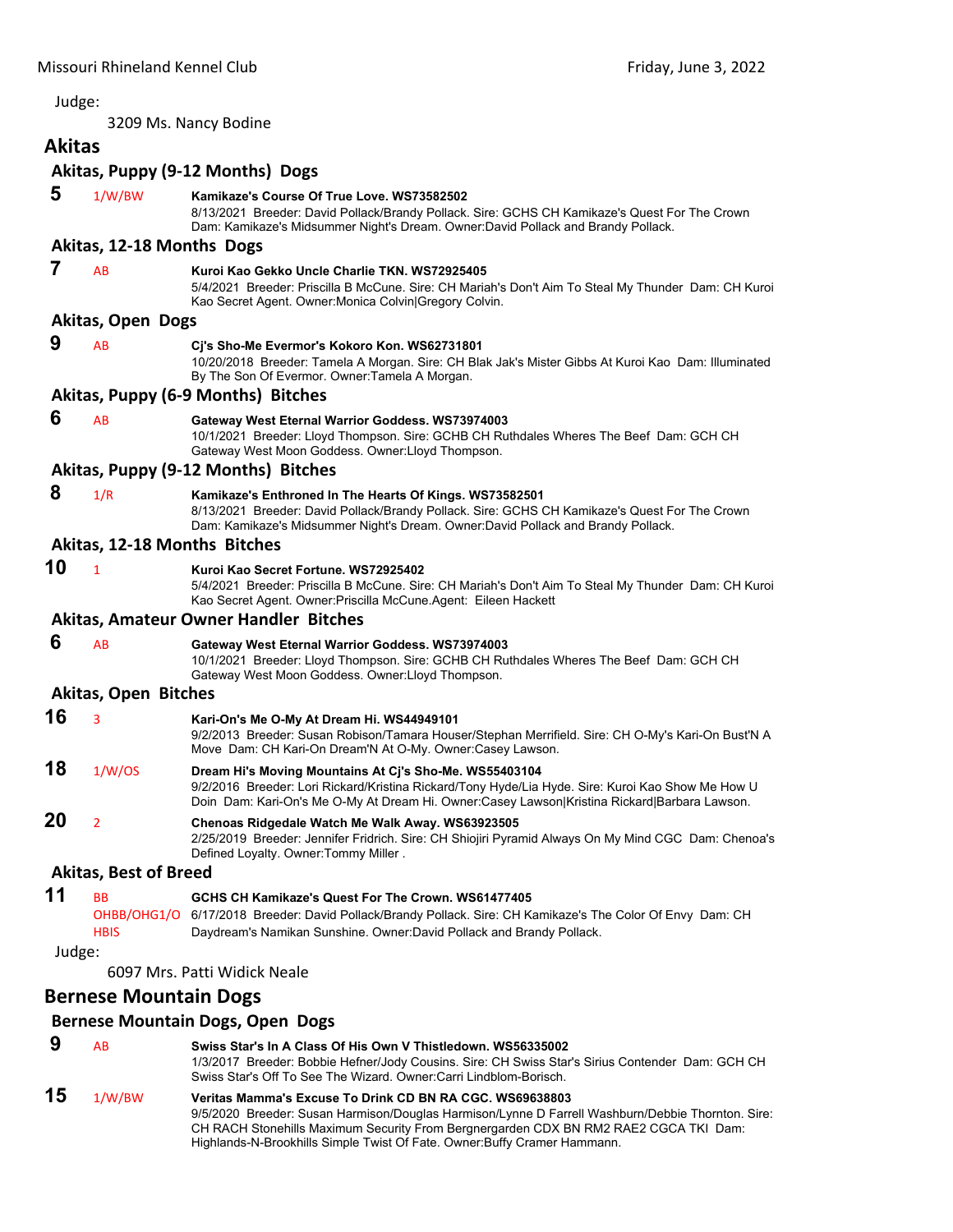Judge:

3209 Ms. Nancy Bodine

## Akitas

### Akitas, Puppy (9-12 Months) Dogs

**5** 1/W/BW **Kamikaze's Course Of True Love. WS73582502**
8/13/2021 Breeder: David Pollack/Brandy Pollack. Sire: GCHS CH Kamikaze's Quest For The Crown Dam: Kamikaze's Midsummer Night's Dream. Owner:David Pollack and Brandy Pollack.

### Akitas, 12-18 Months Dogs

**7** AB **Kuroi Kao Gekko Uncle Charlie TKN. WS72925405**
5/4/2021 Breeder: Priscilla B McCune. Sire: CH Mariah's Don't Aim To Steal My Thunder Dam: CH Kuroi Kao Secret Agent. Owner:Monica Colvin|Gregory Colvin.

### Akitas, Open Dogs

**9** AB **Cj's Sho-Me Evermor's Kokoro Kon. WS62731801**
10/20/2018 Breeder: Tamela A Morgan. Sire: CH Blak Jak's Mister Gibbs At Kuroi Kao Dam: Illuminated By The Son Of Evermor. Owner:Tamela A Morgan.

### Akitas, Puppy (6-9 Months) Bitches

**6** AB **Gateway West Eternal Warrior Goddess. WS73974003**
10/1/2021 Breeder: Lloyd Thompson. Sire: GCHB CH Ruthdales Wheres The Beef Dam: GCH CH Gateway West Moon Goddess. Owner:Lloyd Thompson.

### Akitas, Puppy (9-12 Months) Bitches

**8** 1/R **Kamikaze's Enthroned In The Hearts Of Kings. WS73582501**
8/13/2021 Breeder: David Pollack/Brandy Pollack. Sire: GCHS CH Kamikaze's Quest For The Crown Dam: Kamikaze's Midsummer Night's Dream. Owner:David Pollack and Brandy Pollack.

### Akitas, 12-18 Months Bitches

**10** 1 **Kuroi Kao Secret Fortune. WS72925402**
5/4/2021 Breeder: Priscilla B McCune. Sire: CH Mariah's Don't Aim To Steal My Thunder Dam: CH Kuroi Kao Secret Agent. Owner:Priscilla McCune.Agent: Eileen Hackett

### Akitas, Amateur Owner Handler Bitches

**6** AB **Gateway West Eternal Warrior Goddess. WS73974003**
10/1/2021 Breeder: Lloyd Thompson. Sire: GCHB CH Ruthdales Wheres The Beef Dam: GCH CH Gateway West Moon Goddess. Owner:Lloyd Thompson.

### Akitas, Open Bitches

**16** 3 **Kari-On's Me O-My At Dream Hi. WS44949101**
9/2/2013 Breeder: Susan Robison/Tamara Houser/Stephan Merrifield. Sire: CH O-My's Kari-On Bust'N A Move Dam: CH Kari-On Dream'N At O-My. Owner:Casey Lawson.

**18** 1/W/OS **Dream Hi's Moving Mountains At Cj's Sho-Me. WS55403104**
9/2/2016 Breeder: Lori Rickard/Kristina Rickard/Tony Hyde/Lia Hyde. Sire: Kuroi Kao Show Me How U Doin Dam: Kari-On's Me O-My At Dream Hi. Owner:Casey Lawson|Kristina Rickard|Barbara Lawson.

**20** 2 **Chenoas Ridgedale Watch Me Walk Away. WS63923505**
2/25/2019 Breeder: Jennifer Fridrich. Sire: CH Shiojiri Pyramid Always On My Mind CGC Dam: Chenoa's Defined Loyalty. Owner:Tommy Miller .

### Akitas, Best of Breed

**11** BB OHBB/OHG1/O HBIS **GCHS CH Kamikaze's Quest For The Crown. WS61477405**
6/17/2018 Breeder: David Pollack/Brandy Pollack. Sire: CH Kamikaze's The Color Of Envy Dam: CH Daydream's Namikan Sunshine. Owner:David Pollack and Brandy Pollack.

Judge:

6097 Mrs. Patti Widick Neale

## Bernese Mountain Dogs

### Bernese Mountain Dogs, Open Dogs

**9** AB **Swiss Star's In A Class Of His Own V Thistledown. WS56335002**
1/3/2017 Breeder: Bobbie Hefner/Jody Cousins. Sire: CH Swiss Star's Sirius Contender Dam: GCH CH Swiss Star's Off To See The Wizard. Owner:Carri Lindblom-Borisch.

**15** 1/W/BW **Veritas Mamma's Excuse To Drink CD BN RA CGC. WS69638803**
9/5/2020 Breeder: Susan Harmison/Douglas Harmison/Lynne D Farrell Washburn/Debbie Thornton. Sire: CH RACH Stonehills Maximum Security From Bergnergarden CDX BN RM2 RAE2 CGCA TKI Dam: Highlands-N-Brookhills Simple Twist Of Fate. Owner:Buffy Cramer Hammann.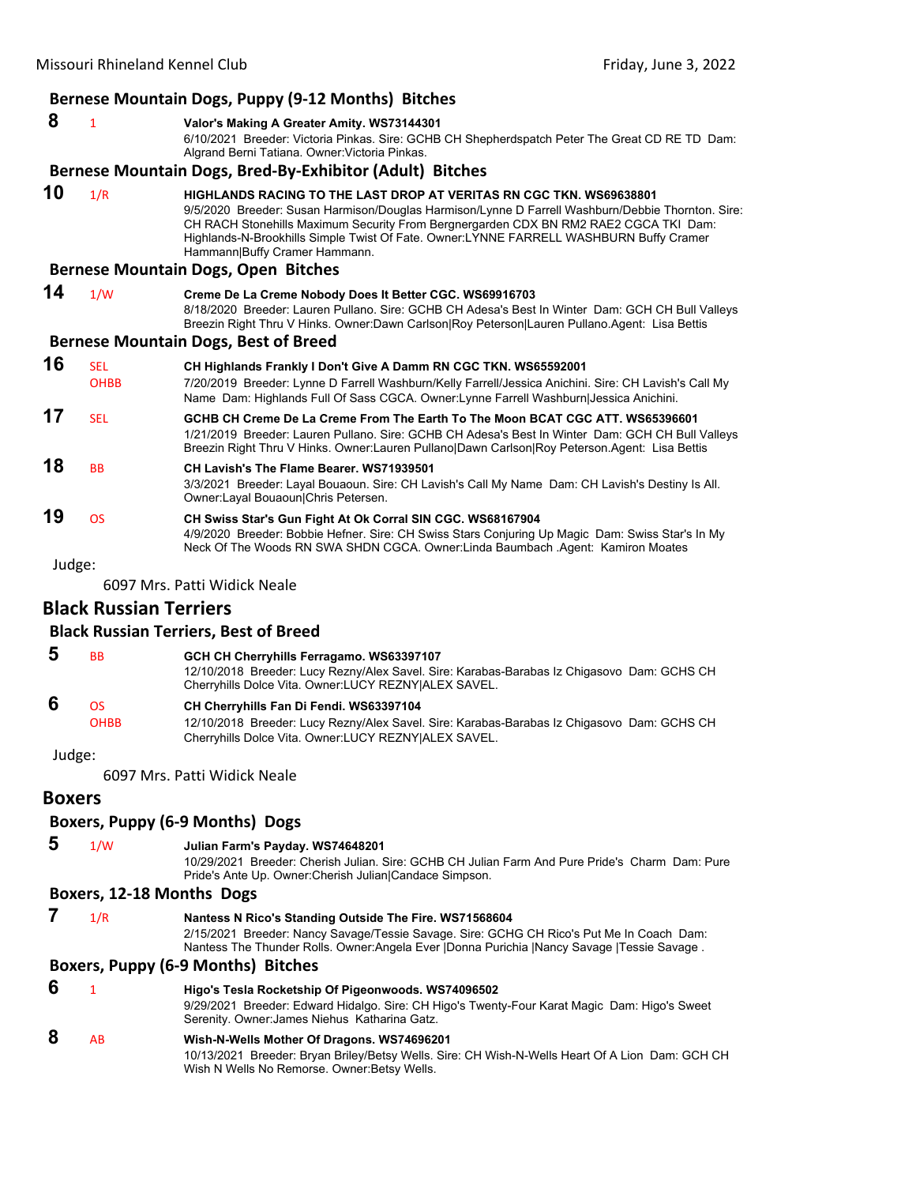### Bernese Mountain Dogs, Puppy (9-12 Months) Bitches

**8** 1 **Valor's Making A Greater Amity. WS73144301**
6/10/2021 Breeder: Victoria Pinkas. Sire: GCHB CH Shepherdspatch Peter The Great CD RE TD Dam: Algrand Berni Tatiana. Owner:Victoria Pinkas.

### Bernese Mountain Dogs, Bred-By-Exhibitor (Adult) Bitches

**10** 1/R **HIGHLANDS RACING TO THE LAST DROP AT VERITAS RN CGC TKN. WS69638801**
9/5/2020 Breeder: Susan Harmison/Douglas Harmison/Lynne D Farrell Washburn/Debbie Thornton. Sire: CH RACH Stonehills Maximum Security From Bergnergarden CDX BN RM2 RAE2 CGCA TKI Dam: Highlands-N-Brookhills Simple Twist Of Fate. Owner:LYNNE FARRELL WASHBURN Buffy Cramer Hammann|Buffy Cramer Hammann.

### Bernese Mountain Dogs, Open Bitches

**14** 1/W **Creme De La Creme Nobody Does It Better CGC. WS69916703**
8/18/2020 Breeder: Lauren Pullano. Sire: GCHB CH Adesa's Best In Winter Dam: GCH CH Bull Valleys Breezin Right Thru V Hinks. Owner:Dawn Carlson|Roy Peterson|Lauren Pullano.Agent: Lisa Bettis

### Bernese Mountain Dogs, Best of Breed

**16** SEL OHBB **CH Highlands Frankly I Don't Give A Damm RN CGC TKN. WS65592001**
7/20/2019 Breeder: Lynne D Farrell Washburn/Kelly Farrell/Jessica Anichini. Sire: CH Lavish's Call My Name Dam: Highlands Full Of Sass CGCA. Owner:Lynne Farrell Washburn|Jessica Anichini.

**17** SEL **GCHB CH Creme De La Creme From The Earth To The Moon BCAT CGC ATT. WS65396601**
1/21/2019 Breeder: Lauren Pullano. Sire: GCHB CH Adesa's Best In Winter Dam: GCH CH Bull Valleys Breezin Right Thru V Hinks. Owner:Lauren Pullano|Dawn Carlson|Roy Peterson.Agent: Lisa Bettis

**18** BB **CH Lavish's The Flame Bearer. WS71939501**
3/3/2021 Breeder: Layal Bouaoun. Sire: CH Lavish's Call My Name Dam: CH Lavish's Destiny Is All. Owner:Layal Bouaoun|Chris Petersen.

**19** OS **CH Swiss Star's Gun Fight At Ok Corral SIN CGC. WS68167904**
4/9/2020 Breeder: Bobbie Hefner. Sire: CH Swiss Stars Conjuring Up Magic Dam: Swiss Star's In My Neck Of The Woods RN SWA SHDN CGCA. Owner:Linda Baumbach .Agent: Kamiron Moates

Judge:

6097 Mrs. Patti Widick Neale

## Black Russian Terriers

### Black Russian Terriers, Best of Breed

**5** BB **GCH CH Cherryhills Ferragamo. WS63397107**
12/10/2018 Breeder: Lucy Rezny/Alex Savel. Sire: Karabas-Barabas Iz Chigasovo Dam: GCHS CH Cherryhills Dolce Vita. Owner:LUCY REZNY|ALEX SAVEL.

**6** OS OHBB **CH Cherryhills Fan Di Fendi. WS63397104**
12/10/2018 Breeder: Lucy Rezny/Alex Savel. Sire: Karabas-Barabas Iz Chigasovo Dam: GCHS CH Cherryhills Dolce Vita. Owner:LUCY REZNY|ALEX SAVEL.

Judge:

6097 Mrs. Patti Widick Neale

## Boxers

### Boxers, Puppy (6-9 Months) Dogs

**5** 1/W **Julian Farm's Payday. WS74648201**
10/29/2021 Breeder: Cherish Julian. Sire: GCHB CH Julian Farm And Pure Pride's Charm Dam: Pure Pride's Ante Up. Owner:Cherish Julian|Candace Simpson.

### Boxers, 12-18 Months Dogs

**7** 1/R **Nantess N Rico's Standing Outside The Fire. WS71568604**
2/15/2021 Breeder: Nancy Savage/Tessie Savage. Sire: GCHG CH Rico's Put Me In Coach Dam: Nantess The Thunder Rolls. Owner:Angela Ever |Donna Purichia |Nancy Savage |Tessie Savage .

### Boxers, Puppy (6-9 Months) Bitches

**6** 1 **Higo's Tesla Rocketship Of Pigeonwoods. WS74096502**
9/29/2021 Breeder: Edward Hidalgo. Sire: CH Higo's Twenty-Four Karat Magic Dam: Higo's Sweet Serenity. Owner:James Niehus Katharina Gatz.

**8** AB **Wish-N-Wells Mother Of Dragons. WS74696201**
10/13/2021 Breeder: Bryan Briley/Betsy Wells. Sire: CH Wish-N-Wells Heart Of A Lion Dam: GCH CH Wish N Wells No Remorse. Owner:Betsy Wells.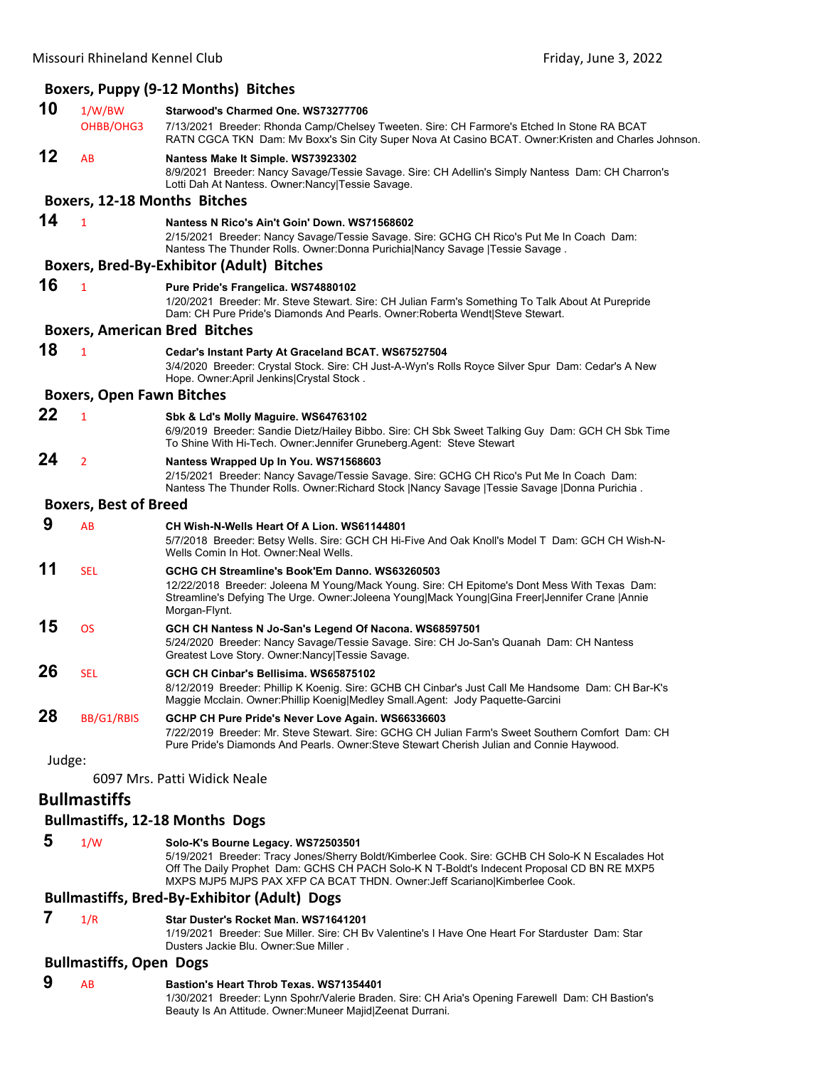### Boxers, Puppy (9-12 Months) Bitches

**10** 1/W/BW OHBB/OHG3 **Starwood's Charmed One. WS73277706**
7/13/2021 Breeder: Rhonda Camp/Chelsey Tweeten. Sire: CH Farmore's Etched In Stone RA BCAT RATN CGCA TKN Dam: Mv Boxx's Sin City Super Nova At Casino BCAT. Owner:Kristen and Charles Johnson.

**12** AB **Nantess Make It Simple. WS73923302**
8/9/2021 Breeder: Nancy Savage/Tessie Savage. Sire: CH Adellin's Simply Nantess Dam: CH Charron's Lotti Dah At Nantess. Owner:Nancy|Tessie Savage.

### Boxers, 12-18 Months Bitches

**14** 1 **Nantess N Rico's Ain't Goin' Down. WS71568602**
2/15/2021 Breeder: Nancy Savage/Tessie Savage. Sire: GCHG CH Rico's Put Me In Coach Dam: Nantess The Thunder Rolls. Owner:Donna Purichia|Nancy Savage |Tessie Savage .

### Boxers, Bred-By-Exhibitor (Adult) Bitches

**16** 1 **Pure Pride's Frangelica. WS74880102**
1/20/2021 Breeder: Mr. Steve Stewart. Sire: CH Julian Farm's Something To Talk About At Purepride Dam: CH Pure Pride's Diamonds And Pearls. Owner:Roberta Wendt|Steve Stewart.

### Boxers, American Bred Bitches

**18** 1 **Cedar's Instant Party At Graceland BCAT. WS67527504**
3/4/2020 Breeder: Crystal Stock. Sire: CH Just-A-Wyn's Rolls Royce Silver Spur Dam: Cedar's A New Hope. Owner:April Jenkins|Crystal Stock .

### Boxers, Open Fawn Bitches

**22** 1 **Sbk & Ld's Molly Maguire. WS64763102**
6/9/2019 Breeder: Sandie Dietz/Hailey Bibbo. Sire: CH Sbk Sweet Talking Guy Dam: GCH CH Sbk Time To Shine With Hi-Tech. Owner:Jennifer Gruneberg.Agent: Steve Stewart

**24** 2 **Nantess Wrapped Up In You. WS71568603**
2/15/2021 Breeder: Nancy Savage/Tessie Savage. Sire: GCHG CH Rico's Put Me In Coach Dam: Nantess The Thunder Rolls. Owner:Richard Stock |Nancy Savage |Tessie Savage |Donna Purichia .

### Boxers, Best of Breed

**9** AB **CH Wish-N-Wells Heart Of A Lion. WS61144801**
5/7/2018 Breeder: Betsy Wells. Sire: GCH CH Hi-Five And Oak Knoll's Model T Dam: GCH CH Wish-N-Wells Comin In Hot. Owner:Neal Wells.

**11** SEL **GCHG CH Streamline's Book'Em Danno. WS63260503**
12/22/2018 Breeder: Joleena M Young/Mack Young. Sire: CH Epitome's Dont Mess With Texas Dam: Streamline's Defying The Urge. Owner:Joleena Young|Mack Young|Gina Freer|Jennifer Crane |Annie Morgan-Flynt.

**15** OS **GCH CH Nantess N Jo-San's Legend Of Nacona. WS68597501**
5/24/2020 Breeder: Nancy Savage/Tessie Savage. Sire: CH Jo-San's Quanah Dam: CH Nantess Greatest Love Story. Owner:Nancy|Tessie Savage.

**26** SEL **GCH CH Cinbar's Bellisima. WS65875102**
8/12/2019 Breeder: Phillip K Koenig. Sire: GCHB CH Cinbar's Just Call Me Handsome Dam: CH Bar-K's Maggie Mcclain. Owner:Phillip Koenig|Medley Small.Agent: Jody Paquette-Garcini

**28** BB/G1/RBIS **GCHP CH Pure Pride's Never Love Again. WS66336603**
7/22/2019 Breeder: Mr. Steve Stewart. Sire: GCHG CH Julian Farm's Sweet Southern Comfort Dam: CH Pure Pride's Diamonds And Pearls. Owner:Steve Stewart Cherish Julian and Connie Haywood.

Judge:

6097 Mrs. Patti Widick Neale

## Bullmastiffs

### Bullmastiffs, 12-18 Months Dogs

**5** 1/W **Solo-K's Bourne Legacy. WS72503501**
5/19/2021 Breeder: Tracy Jones/Sherry Boldt/Kimberlee Cook. Sire: GCHB CH Solo-K N Escalades Hot Off The Daily Prophet Dam: GCHS CH PACH Solo-K N T-Boldt's Indecent Proposal CD BN RE MXP5 MXPS MJP5 MJPS PAX XFP CA BCAT THDN. Owner:Jeff Scariano|Kimberlee Cook.

### Bullmastiffs, Bred-By-Exhibitor (Adult) Dogs

**7** 1/R **Star Duster's Rocket Man. WS71641201**
1/19/2021 Breeder: Sue Miller. Sire: CH Bv Valentine's I Have One Heart For Starduster Dam: Star Dusters Jackie Blu. Owner:Sue Miller .

### Bullmastiffs, Open Dogs

**9** AB **Bastion's Heart Throb Texas. WS71354401**
1/30/2021 Breeder: Lynn Spohr/Valerie Braden. Sire: CH Aria's Opening Farewell Dam: CH Bastion's Beauty Is An Attitude. Owner:Muneer Majid|Zeenat Durrani.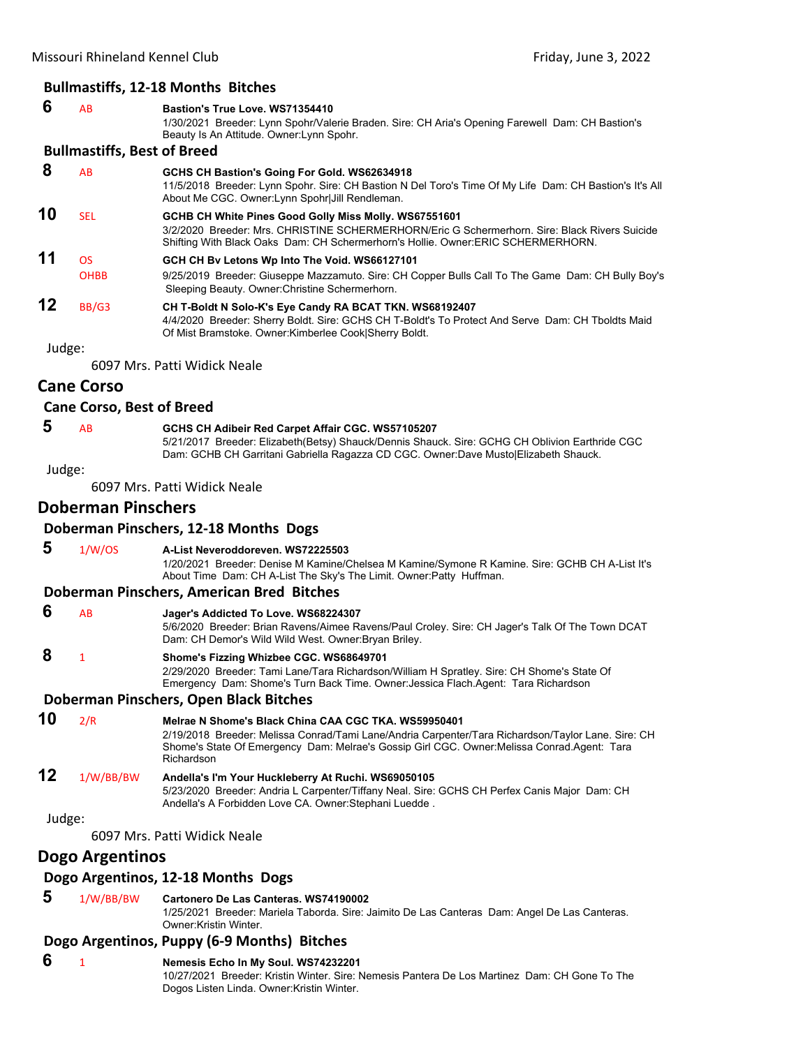### Bullmastiffs, 12-18 Months Bitches

**6** AB **Bastion's True Love. WS71354410**
1/30/2021 Breeder: Lynn Spohr/Valerie Braden. Sire: CH Aria's Opening Farewell Dam: CH Bastion's Beauty Is An Attitude. Owner:Lynn Spohr.

### Bullmastiffs, Best of Breed

**8** AB **GCHS CH Bastion's Going For Gold. WS62634918**
11/5/2018 Breeder: Lynn Spohr. Sire: CH Bastion N Del Toro's Time Of My Life Dam: CH Bastion's It's All About Me CGC. Owner:Lynn Spohr|Jill Rendleman.

**10** SEL **GCHB CH White Pines Good Golly Miss Molly. WS67551601**
3/2/2020 Breeder: Mrs. CHRISTINE SCHERMERHORN/Eric G Schermerhorn. Sire: Black Rivers Suicide Shifting With Black Oaks Dam: CH Schermerhorn's Hollie. Owner:ERIC SCHERMERHORN.

**11** OS OHBB **GCH CH Bv Letons Wp Into The Void. WS66127101**
9/25/2019 Breeder: Giuseppe Mazzamuto. Sire: CH Copper Bulls Call To The Game Dam: CH Bully Boy's Sleeping Beauty. Owner:Christine Schermerhorn.

**12** BB/G3 **CH T-Boldt N Solo-K's Eye Candy RA BCAT TKN. WS68192407**
4/4/2020 Breeder: Sherry Boldt. Sire: GCHS CH T-Boldt's To Protect And Serve Dam: CH Tboldts Maid Of Mist Bramstoke. Owner:Kimberlee Cook|Sherry Boldt.

Judge:
6097 Mrs. Patti Widick Neale

## Cane Corso

### Cane Corso, Best of Breed

**5** AB **GCHS CH Adibeir Red Carpet Affair CGC. WS57105207**
5/21/2017 Breeder: Elizabeth(Betsy) Shauck/Dennis Shauck. Sire: GCHG CH Oblivion Earthride CGC Dam: GCHB CH Garritani Gabriella Ragazza CD CGC. Owner:Dave Musto|Elizabeth Shauck.

Judge:
6097 Mrs. Patti Widick Neale

## Doberman Pinschers

### Doberman Pinschers, 12-18 Months Dogs

**5** 1/W/OS **A-List Neveroddoreven. WS72225503**
1/20/2021 Breeder: Denise M Kamine/Chelsea M Kamine/Symone R Kamine. Sire: GCHB CH A-List It's About Time Dam: CH A-List The Sky's The Limit. Owner:Patty Huffman.

### Doberman Pinschers, American Bred Bitches

**6** AB **Jager's Addicted To Love. WS68224307**
5/6/2020 Breeder: Brian Ravens/Aimee Ravens/Paul Croley. Sire: CH Jager's Talk Of The Town DCAT Dam: CH Demor's Wild Wild West. Owner:Bryan Briley.

**8** 1 **Shome's Fizzing Whizbee CGC. WS68649701**
2/29/2020 Breeder: Tami Lane/Tara Richardson/William H Spratley. Sire: CH Shome's State Of Emergency Dam: Shome's Turn Back Time. Owner:Jessica Flach.Agent: Tara Richardson

### Doberman Pinschers, Open Black Bitches

**10** 2/R **Melrae N Shome's Black China CAA CGC TKA. WS59950401**
2/19/2018 Breeder: Melissa Conrad/Tami Lane/Andria Carpenter/Tara Richardson/Taylor Lane. Sire: CH Shome's State Of Emergency Dam: Melrae's Gossip Girl CGC. Owner:Melissa Conrad.Agent: Tara Richardson

**12** 1/W/BB/BW **Andella's I'm Your Huckleberry At Ruchi. WS69050105**
5/23/2020 Breeder: Andria L Carpenter/Tiffany Neal. Sire: GCHS CH Perfex Canis Major Dam: CH Andella's A Forbidden Love CA. Owner:Stephani Luedde .

Judge:
6097 Mrs. Patti Widick Neale

## Dogo Argentinos

### Dogo Argentinos, 12-18 Months Dogs

**5** 1/W/BB/BW **Cartonero De Las Canteras. WS74190002**
1/25/2021 Breeder: Mariela Taborda. Sire: Jaimito De Las Canteras Dam: Angel De Las Canteras. Owner:Kristin Winter.

### Dogo Argentinos, Puppy (6-9 Months) Bitches

**6** 1 **Nemesis Echo In My Soul. WS74232201**
10/27/2021 Breeder: Kristin Winter. Sire: Nemesis Pantera De Los Martinez Dam: CH Gone To The Dogos Listen Linda. Owner:Kristin Winter.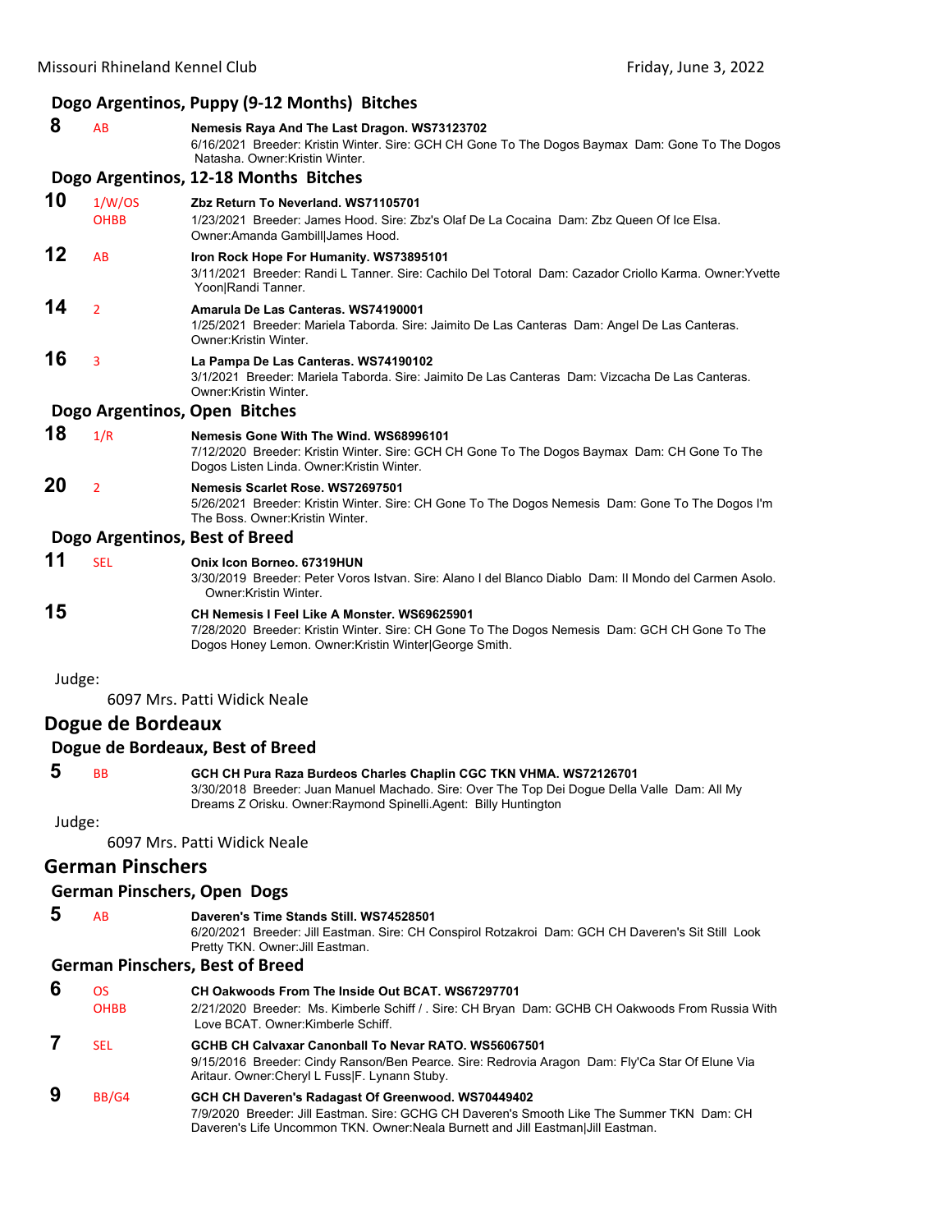### Dogo Argentinos, Puppy (9-12 Months) Bitches

**8** AB **Nemesis Raya And The Last Dragon. WS73123702**
6/16/2021 Breeder: Kristin Winter. Sire: GCH CH Gone To The Dogos Baymax Dam: Gone To The Dogos Natasha. Owner:Kristin Winter.

### Dogo Argentinos, 12-18 Months Bitches

**10** 1/W/OS OHBB **Zbz Return To Neverland. WS71105701**
1/23/2021 Breeder: James Hood. Sire: Zbz's Olaf De La Cocaina Dam: Zbz Queen Of Ice Elsa. Owner:Amanda Gambill|James Hood.

**12** AB **Iron Rock Hope For Humanity. WS73895101**
3/11/2021 Breeder: Randi L Tanner. Sire: Cachilo Del Totoral Dam: Cazador Criollo Karma. Owner:Yvette Yoon|Randi Tanner.

**14** 2 **Amarula De Las Canteras. WS74190001**
1/25/2021 Breeder: Mariela Taborda. Sire: Jaimito De Las Canteras Dam: Angel De Las Canteras. Owner:Kristin Winter.

**16** 3 **La Pampa De Las Canteras. WS74190102**
3/1/2021 Breeder: Mariela Taborda. Sire: Jaimito De Las Canteras Dam: Vizcacha De Las Canteras. Owner:Kristin Winter.

### Dogo Argentinos, Open Bitches

**18** 1/R **Nemesis Gone With The Wind. WS68996101**
7/12/2020 Breeder: Kristin Winter. Sire: GCH CH Gone To The Dogos Baymax Dam: CH Gone To The Dogos Listen Linda. Owner:Kristin Winter.

**20** 2 **Nemesis Scarlet Rose. WS72697501**
5/26/2021 Breeder: Kristin Winter. Sire: CH Gone To The Dogos Nemesis Dam: Gone To The Dogos I'm The Boss. Owner:Kristin Winter.

### Dogo Argentinos, Best of Breed

**11** SEL **Onix Icon Borneo. 67319HUN**
3/30/2019 Breeder: Peter Voros Istvan. Sire: Alano I del Blanco Diablo Dam: Il Mondo del Carmen Asolo. Owner:Kristin Winter.

**15** **CH Nemesis I Feel Like A Monster. WS69625901**
7/28/2020 Breeder: Kristin Winter. Sire: CH Gone To The Dogos Nemesis Dam: GCH CH Gone To The Dogos Honey Lemon. Owner:Kristin Winter|George Smith.

Judge:
6097 Mrs. Patti Widick Neale

## Dogue de Bordeaux

### Dogue de Bordeaux, Best of Breed

**5** BB **GCH CH Pura Raza Burdeos Charles Chaplin CGC TKN VHMA. WS72126701**
3/30/2018 Breeder: Juan Manuel Machado. Sire: Over The Top Dei Dogue Della Valle Dam: All My Dreams Z Orisku. Owner:Raymond Spinelli.Agent: Billy Huntington

Judge:
6097 Mrs. Patti Widick Neale

## German Pinschers

### German Pinschers, Open Dogs

**5** AB **Daveren's Time Stands Still. WS74528501**
6/20/2021 Breeder: Jill Eastman. Sire: CH Conspirol Rotzakroi Dam: GCH CH Daveren's Sit Still Look Pretty TKN. Owner:Jill Eastman.

### German Pinschers, Best of Breed

**6** OS OHBB **CH Oakwoods From The Inside Out BCAT. WS67297701**
2/21/2020 Breeder: Ms. Kimberle Schiff / . Sire: CH Bryan Dam: GCHB CH Oakwoods From Russia With Love BCAT. Owner:Kimberle Schiff.

**7** SEL **GCHB CH Calvaxar Canonball To Nevar RATO. WS56067501**
9/15/2016 Breeder: Cindy Ranson/Ben Pearce. Sire: Redrovia Aragon Dam: Fly'Ca Star Of Elune Via Aritaur. Owner:Cheryl L Fuss|F. Lynann Stuby.

**9** BB/G4 **GCH CH Daveren's Radagast Of Greenwood. WS70449402**
7/9/2020 Breeder: Jill Eastman. Sire: GCHG CH Daveren's Smooth Like The Summer TKN Dam: CH Daveren's Life Uncommon TKN. Owner:Neala Burnett and Jill Eastman|Jill Eastman.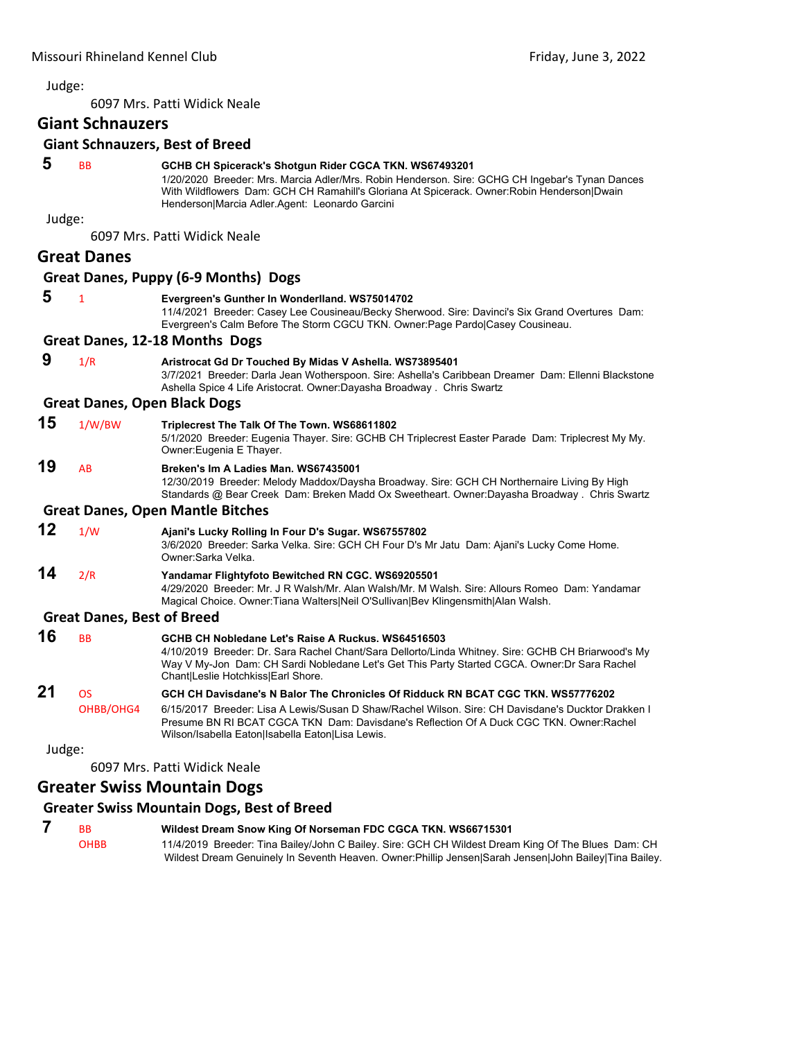Judge:

6097 Mrs. Patti Widick Neale

## Giant Schnauzers

### Giant Schnauzers, Best of Breed

**5** BB **GCHB CH Spicerack's Shotgun Rider CGCA TKN. WS67493201**
1/20/2020 Breeder: Mrs. Marcia Adler/Mrs. Robin Henderson. Sire: GCHG CH Ingebar's Tynan Dances With Wildflowers Dam: GCH CH Ramahill's Gloriana At Spicerack. Owner:Robin Henderson|Dwain Henderson|Marcia Adler.Agent: Leonardo Garcini

Judge:

6097 Mrs. Patti Widick Neale

## Great Danes

### Great Danes, Puppy (6-9 Months) Dogs

**5** 1 **Evergreen's Gunther In Wonderlland. WS75014702**
11/4/2021 Breeder: Casey Lee Cousineau/Becky Sherwood. Sire: Davinci's Six Grand Overtures Dam: Evergreen's Calm Before The Storm CGCU TKN. Owner:Page Pardo|Casey Cousineau.

### Great Danes, 12-18 Months Dogs

**9** 1/R **Aristrocat Gd Dr Touched By Midas V Ashella. WS73895401**
3/7/2021 Breeder: Darla Jean Wotherspoon. Sire: Ashella's Caribbean Dreamer Dam: Ellenni Blackstone Ashella Spice 4 Life Aristocrat. Owner:Dayasha Broadway . Chris Swartz

### Great Danes, Open Black Dogs

**15** 1/W/BW **Triplecrest The Talk Of The Town. WS68611802**
5/1/2020 Breeder: Eugenia Thayer. Sire: GCHB CH Triplecrest Easter Parade Dam: Triplecrest My My. Owner:Eugenia E Thayer.

**19** AB **Breken's Im A Ladies Man. WS67435001**
12/30/2019 Breeder: Melody Maddox/Daysha Broadway. Sire: GCH CH Northernaire Living By High Standards @ Bear Creek Dam: Breken Madd Ox Sweetheart. Owner:Dayasha Broadway . Chris Swartz

### Great Danes, Open Mantle Bitches

**12** 1/W **Ajani's Lucky Rolling In Four D's Sugar. WS67557802**
3/6/2020 Breeder: Sarka Velka. Sire: GCH CH Four D's Mr Jatu Dam: Ajani's Lucky Come Home. Owner:Sarka Velka.

**14** 2/R **Yandamar Flightyfoto Bewitched RN CGC. WS69205501**
4/29/2020 Breeder: Mr. J R Walsh/Mr. Alan Walsh/Mr. M Walsh. Sire: Allours Romeo Dam: Yandamar Magical Choice. Owner:Tiana Walters|Neil O'Sullivan|Bev Klingensmith|Alan Walsh.

### Great Danes, Best of Breed

**16** BB **GCHB CH Nobledane Let's Raise A Ruckus. WS64516503**
4/10/2019 Breeder: Dr. Sara Rachel Chant/Sara Dellorto/Linda Whitney. Sire: GCHB CH Briarwood's My Way V My-Jon Dam: CH Sardi Nobledane Let's Get This Party Started CGCA. Owner:Dr Sara Rachel Chant|Leslie Hotchkiss|Earl Shore.

**21** OS OHBB/OHG4 **GCH CH Davisdane's N Balor The Chronicles Of Ridduck RN BCAT CGC TKN. WS57776202**
6/15/2017 Breeder: Lisa A Lewis/Susan D Shaw/Rachel Wilson. Sire: CH Davisdane's Ducktor Drakken I Presume BN RI BCAT CGCA TKN Dam: Davisdane's Reflection Of A Duck CGC TKN. Owner:Rachel Wilson/Isabella Eaton|Isabella Eaton|Lisa Lewis.

Judge:

6097 Mrs. Patti Widick Neale

## Greater Swiss Mountain Dogs

### Greater Swiss Mountain Dogs, Best of Breed

**7** BB OHBB **Wildest Dream Snow King Of Norseman FDC CGCA TKN. WS66715301**
11/4/2019 Breeder: Tina Bailey/John C Bailey. Sire: GCH CH Wildest Dream King Of The Blues Dam: CH Wildest Dream Genuinely In Seventh Heaven. Owner:Phillip Jensen|Sarah Jensen|John Bailey|Tina Bailey.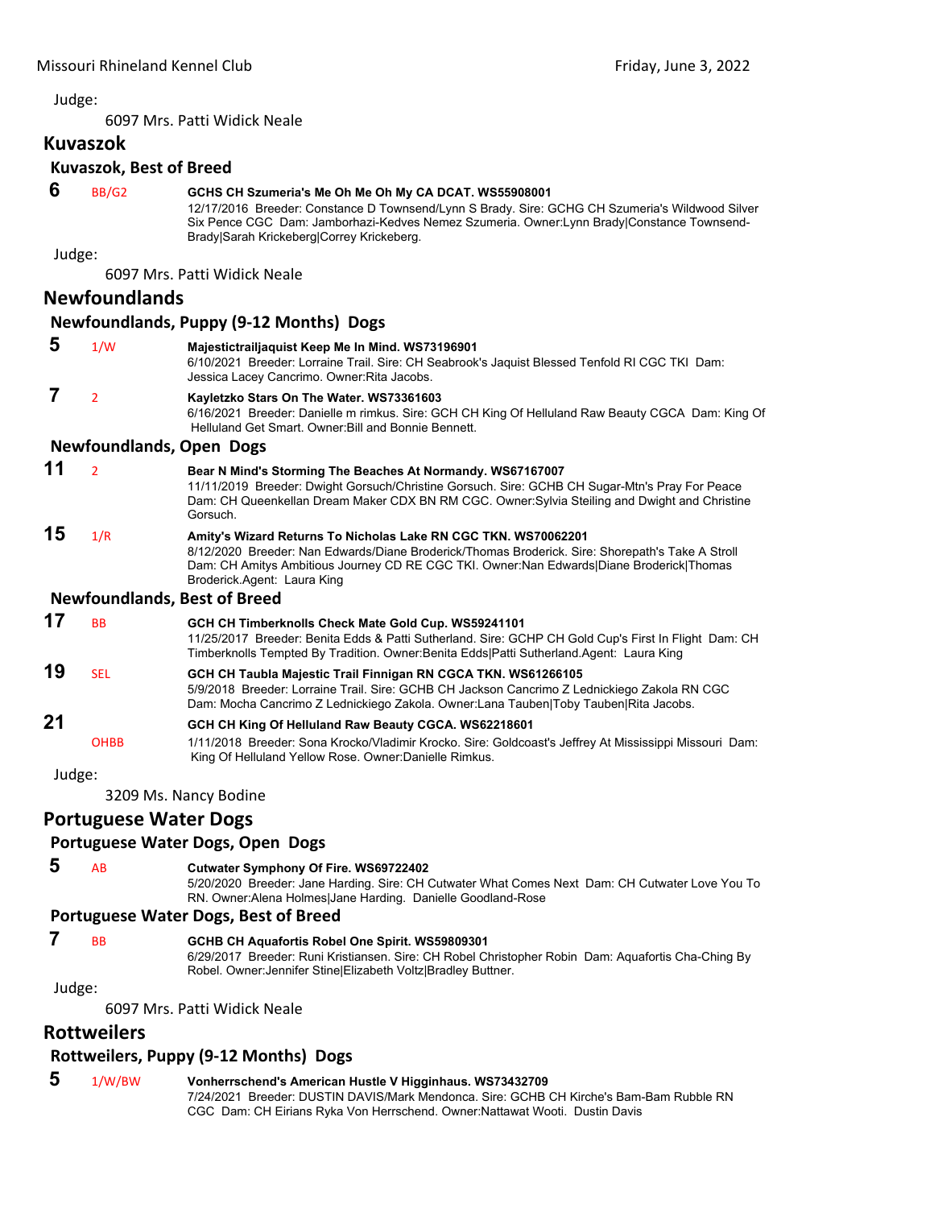Judge:

6097 Mrs. Patti Widick Neale

## Kuvaszok

### Kuvaszok, Best of Breed

**6** BB/G2 **GCHS CH Szumeria's Me Oh Me Oh My CA DCAT. WS55908001**
12/17/2016 Breeder: Constance D Townsend/Lynn S Brady. Sire: GCHG CH Szumeria's Wildwood Silver Six Pence CGC Dam: Jamborhazi-Kedves Nemez Szumeria. Owner:Lynn Brady|Constance Townsend-Brady|Sarah Krickeberg|Correy Krickeberg.

Judge:

6097 Mrs. Patti Widick Neale

## Newfoundlands

### Newfoundlands, Puppy (9-12 Months) Dogs

**5** 1/W **Majestictrailjaquist Keep Me In Mind. WS73196901**
6/10/2021 Breeder: Lorraine Trail. Sire: CH Seabrook's Jaquist Blessed Tenfold RI CGC TKI Dam: Jessica Lacey Cancrimo. Owner:Rita Jacobs.

**7** 2 **Kayletzko Stars On The Water. WS73361603**
6/16/2021 Breeder: Danielle m rimkus. Sire: GCH CH King Of Helluland Raw Beauty CGCA Dam: King Of Helluland Get Smart. Owner:Bill and Bonnie Bennett.

### Newfoundlands, Open Dogs

**11** 2 **Bear N Mind's Storming The Beaches At Normandy. WS67167007**
11/11/2019 Breeder: Dwight Gorsuch/Christine Gorsuch. Sire: GCHB CH Sugar-Mtn's Pray For Peace Dam: CH Queenkellan Dream Maker CDX BN RM CGC. Owner:Sylvia Steiling and Dwight and Christine Gorsuch.

**15** 1/R **Amity's Wizard Returns To Nicholas Lake RN CGC TKN. WS70062201**
8/12/2020 Breeder: Nan Edwards/Diane Broderick/Thomas Broderick. Sire: Shorepath's Take A Stroll Dam: CH Amitys Ambitious Journey CD RE CGC TKI. Owner:Nan Edwards|Diane Broderick|Thomas Broderick.Agent: Laura King

### Newfoundlands, Best of Breed

**17** BB **GCH CH Timberknolls Check Mate Gold Cup. WS59241101**
11/25/2017 Breeder: Benita Edds & Patti Sutherland. Sire: GCHP CH Gold Cup's First In Flight Dam: CH Timberknolls Tempted By Tradition. Owner:Benita Edds|Patti Sutherland.Agent: Laura King

**19** SEL **GCH CH Taubla Majestic Trail Finnigan RN CGCA TKN. WS61266105**
5/9/2018 Breeder: Lorraine Trail. Sire: GCHB CH Jackson Cancrimo Z Lednickiego Zakola RN CGC Dam: Mocha Cancrimo Z Lednickiego Zakola. Owner:Lana Tauben|Toby Tauben|Rita Jacobs.

**21** OHBB **GCH CH King Of Helluland Raw Beauty CGCA. WS62218601**
1/11/2018 Breeder: Sona Krocko/Vladimir Krocko. Sire: Goldcoast's Jeffrey At Mississippi Missouri Dam: King Of Helluland Yellow Rose. Owner:Danielle Rimkus.

Judge:

3209 Ms. Nancy Bodine

## Portuguese Water Dogs

### Portuguese Water Dogs, Open Dogs

**5** AB **Cutwater Symphony Of Fire. WS69722402**
5/20/2020 Breeder: Jane Harding. Sire: CH Cutwater What Comes Next Dam: CH Cutwater Love You To RN. Owner:Alena Holmes|Jane Harding. Danielle Goodland-Rose

### Portuguese Water Dogs, Best of Breed

**7** BB **GCHB CH Aquafortis Robel One Spirit. WS59809301**
6/29/2017 Breeder: Runi Kristiansen. Sire: CH Robel Christopher Robin Dam: Aquafortis Cha-Ching By Robel. Owner:Jennifer Stine|Elizabeth Voltz|Bradley Buttner.

Judge:

6097 Mrs. Patti Widick Neale

## Rottweilers

### Rottweilers, Puppy (9-12 Months) Dogs

**5** 1/W/BW **Vonherrschend's American Hustle V Higginhaus. WS73432709**
7/24/2021 Breeder: DUSTIN DAVIS/Mark Mendonca. Sire: GCHB CH Kirche's Bam-Bam Rubble RN CGC Dam: CH Eirians Ryka Von Herrschend. Owner:Nattawat Wooti. Dustin Davis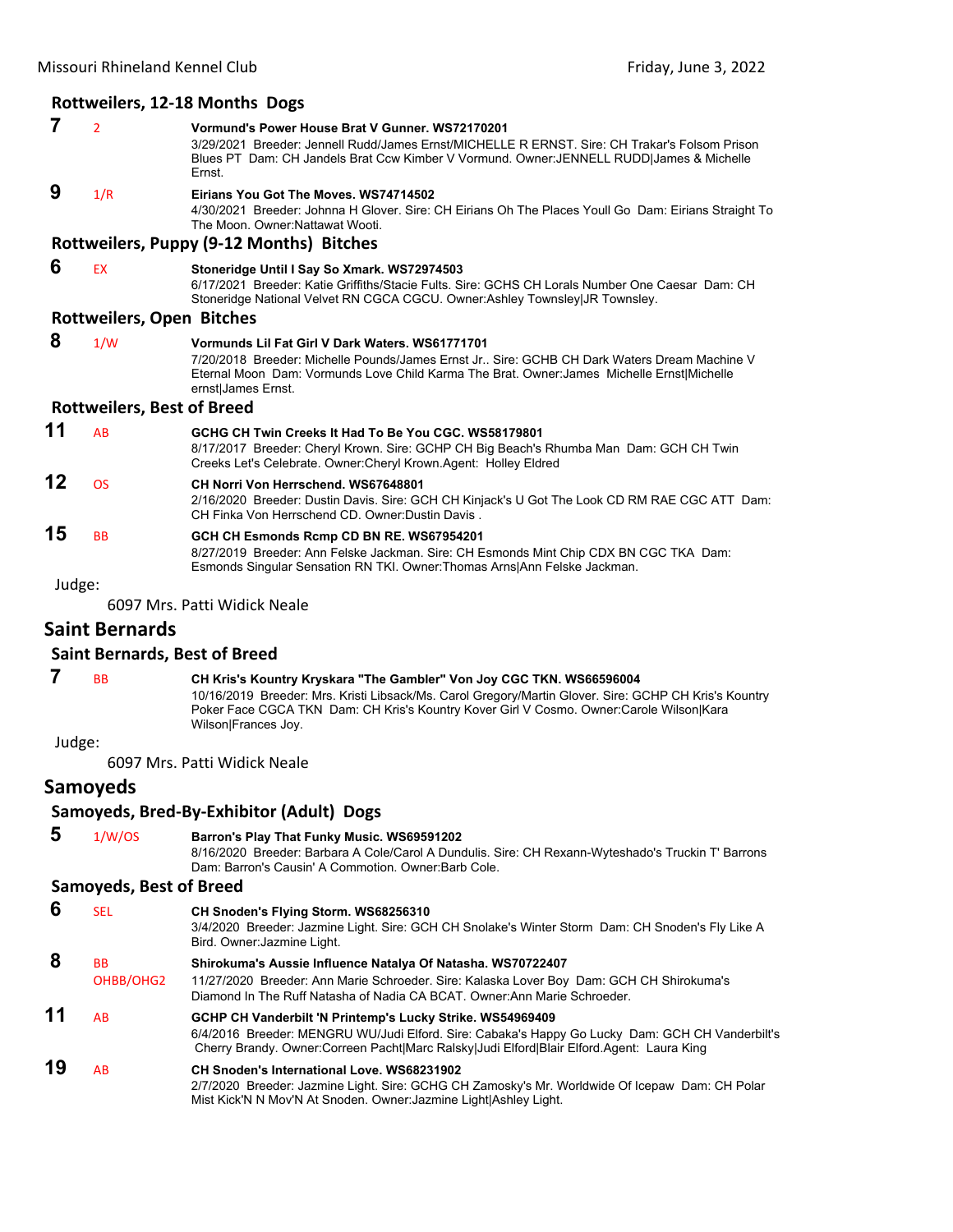### Rottweilers, 12-18 Months Dogs

**7** 2 **Vormund's Power House Brat V Gunner. WS72170201**
3/29/2021 Breeder: Jennell Rudd/James Ernst/MICHELLE R ERNST. Sire: CH Trakar's Folsom Prison Blues PT Dam: CH Jandels Brat Ccw Kimber V Vormund. Owner:JENNELL RUDD|James & Michelle Ernst.

**9** 1/R **Eirians You Got The Moves. WS74714502**
4/30/2021 Breeder: Johnna H Glover. Sire: CH Eirians Oh The Places Youll Go Dam: Eirians Straight To The Moon. Owner:Nattawat Wooti.

### Rottweilers, Puppy (9-12 Months) Bitches

**6** EX **Stoneridge Until I Say So Xmark. WS72974503**
6/17/2021 Breeder: Katie Griffiths/Stacie Fults. Sire: GCHS CH Lorals Number One Caesar Dam: CH Stoneridge National Velvet RN CGCA CGCU. Owner:Ashley Townsley|JR Townsley.

### Rottweilers, Open Bitches

**8** 1/W **Vormunds Lil Fat Girl V Dark Waters. WS61771701**
7/20/2018 Breeder: Michelle Pounds/James Ernst Jr.. Sire: GCHB CH Dark Waters Dream Machine V Eternal Moon Dam: Vormunds Love Child Karma The Brat. Owner:James Michelle Ernst|Michelle ernst|James Ernst.

### Rottweilers, Best of Breed

**11** AB **GCHG CH Twin Creeks It Had To Be You CGC. WS58179801**
8/17/2017 Breeder: Cheryl Krown. Sire: GCHP CH Big Beach's Rhumba Man Dam: GCH CH Twin Creeks Let's Celebrate. Owner:Cheryl Krown.Agent: Holley Eldred

**12** OS **CH Norri Von Herrschend. WS67648801**
2/16/2020 Breeder: Dustin Davis. Sire: GCH CH Kinjack's U Got The Look CD RM RAE CGC ATT Dam: CH Finka Von Herrschend CD. Owner:Dustin Davis .

**15** BB **GCH CH Esmonds Rcmp CD BN RE. WS67954201**
8/27/2019 Breeder: Ann Felske Jackman. Sire: CH Esmonds Mint Chip CDX BN CGC TKA Dam: Esmonds Singular Sensation RN TKI. Owner:Thomas Arns|Ann Felske Jackman.

Judge:

6097 Mrs. Patti Widick Neale

## Saint Bernards

### Saint Bernards, Best of Breed

**7** BB **CH Kris's Kountry Kryskara "The Gambler" Von Joy CGC TKN. WS66596004**
10/16/2019 Breeder: Mrs. Kristi Libsack/Ms. Carol Gregory/Martin Glover. Sire: GCHP CH Kris's Kountry Poker Face CGCA TKN Dam: CH Kris's Kountry Kover Girl V Cosmo. Owner:Carole Wilson|Kara Wilson|Frances Joy.

Judge:

6097 Mrs. Patti Widick Neale

## Samoyeds

### Samoyeds, Bred-By-Exhibitor (Adult) Dogs

**5** 1/W/OS **Barron's Play That Funky Music. WS69591202**
8/16/2020 Breeder: Barbara A Cole/Carol A Dundulis. Sire: CH Rexann-Wyteshado's Truckin T' Barrons Dam: Barron's Causin' A Commotion. Owner:Barb Cole.

### Samoyeds, Best of Breed

**6** SEL **CH Snoden's Flying Storm. WS68256310**
3/4/2020 Breeder: Jazmine Light. Sire: GCH CH Snolake's Winter Storm Dam: CH Snoden's Fly Like A Bird. Owner:Jazmine Light.

**8** BB OHBB/OHG2 **Shirokuma's Aussie Influence Natalya Of Natasha. WS70722407**
11/27/2020 Breeder: Ann Marie Schroeder. Sire: Kalaska Lover Boy Dam: GCH CH Shirokuma's Diamond In The Ruff Natasha of Nadia CA BCAT. Owner:Ann Marie Schroeder.

**11** AB **GCHP CH Vanderbilt 'N Printemp's Lucky Strike. WS54969409**
6/4/2016 Breeder: MENGRU WU/Judi Elford. Sire: Cabaka's Happy Go Lucky Dam: GCH CH Vanderbilt's Cherry Brandy. Owner:Correen Pacht|Marc Ralsky|Judi Elford|Blair Elford.Agent: Laura King

**19** AB **CH Snoden's International Love. WS68231902**
2/7/2020 Breeder: Jazmine Light. Sire: GCHG CH Zamosky's Mr. Worldwide Of Icepaw Dam: CH Polar Mist Kick'N N Mov'N At Snoden. Owner:Jazmine Light|Ashley Light.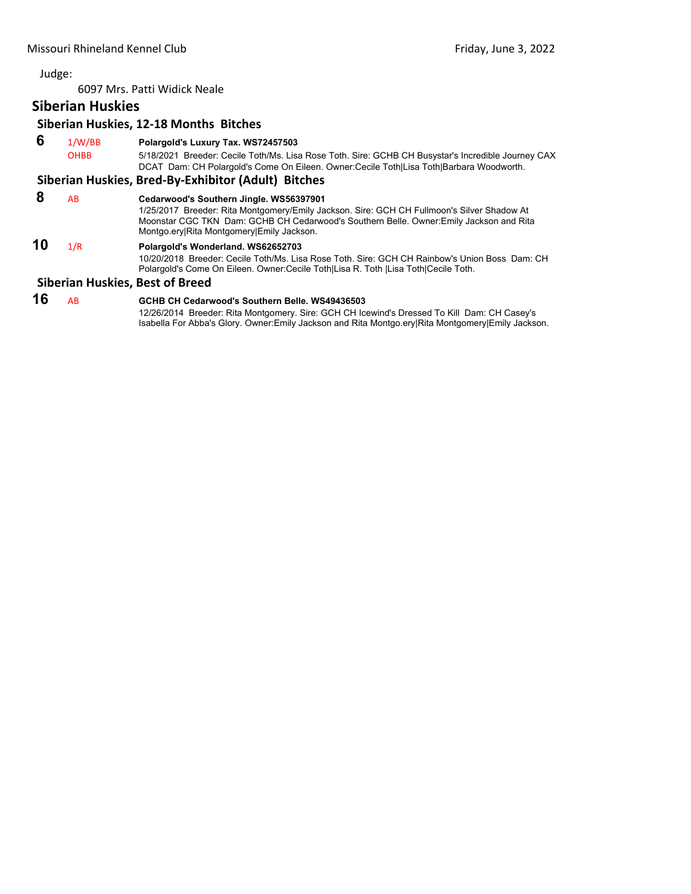Judge:

6097 Mrs. Patti Widick Neale

## Siberian Huskies

### Siberian Huskies, 12-18 Months Bitches

**6** 1/W/BB OHBB **Polargold's Luxury Tax. WS72457503**
5/18/2021 Breeder: Cecile Toth/Ms. Lisa Rose Toth. Sire: GCHB CH Busystar's Incredible Journey CAX DCAT Dam: CH Polargold's Come On Eileen. Owner:Cecile Toth|Lisa Toth|Barbara Woodworth.

### Siberian Huskies, Bred-By-Exhibitor (Adult) Bitches

**8** AB **Cedarwood's Southern Jingle. WS56397901**
1/25/2017 Breeder: Rita Montgomery/Emily Jackson. Sire: GCH CH Fullmoon's Silver Shadow At Moonstar CGC TKN Dam: GCHB CH Cedarwood's Southern Belle. Owner:Emily Jackson and Rita Montgo.ery|Rita Montgomery|Emily Jackson.

**10** 1/R **Polargold's Wonderland. WS62652703**
10/20/2018 Breeder: Cecile Toth/Ms. Lisa Rose Toth. Sire: GCH CH Rainbow's Union Boss Dam: CH Polargold's Come On Eileen. Owner:Cecile Toth|Lisa R. Toth |Lisa Toth|Cecile Toth.

### Siberian Huskies, Best of Breed

**16** AB **GCHB CH Cedarwood's Southern Belle. WS49436503**
12/26/2014 Breeder: Rita Montgomery. Sire: GCH CH Icewind's Dressed To Kill Dam: CH Casey's Isabella For Abba's Glory. Owner:Emily Jackson and Rita Montgo.ery|Rita Montgomery|Emily Jackson.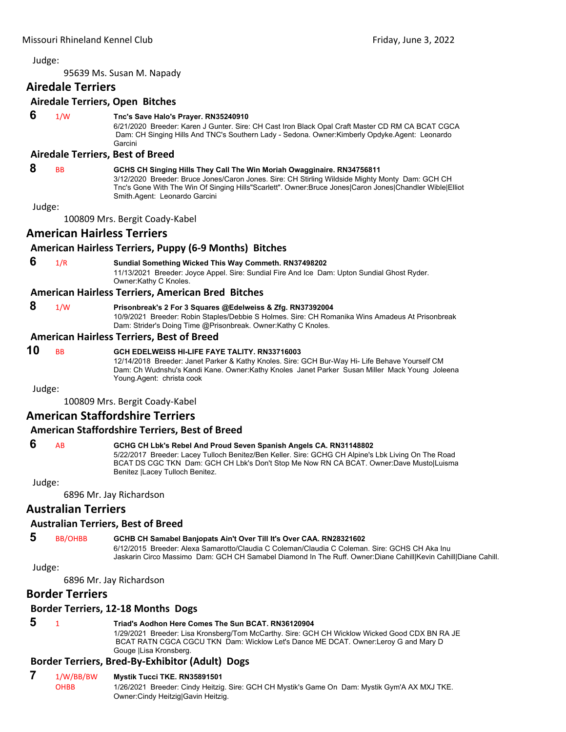Judge:

95639 Ms. Susan M. Napady

## Airedale Terriers

### Airedale Terriers, Open Bitches

**6** 1/W **Tnc's Save Halo's Prayer. RN35240910**
6/21/2020 Breeder: Karen J Gunter. Sire: CH Cast Iron Black Opal Craft Master CD RM CA BCAT CGCA Dam: CH Singing Hills And TNC's Southern Lady - Sedona. Owner:Kimberly Opdyke.Agent: Leonardo Garcini

### Airedale Terriers, Best of Breed

**8** BB **GCHS CH Singing Hills They Call The Win Moriah Owagginaire. RN34756811**
3/12/2020 Breeder: Bruce Jones/Caron Jones. Sire: CH Stirling Wildside Mighty Monty Dam: GCH CH Tnc's Gone With The Win Of Singing Hills"Scarlett". Owner:Bruce Jones|Caron Jones|Chandler Wible|Elliot Smith.Agent: Leonardo Garcini

Judge:

100809 Mrs. Bergit Coady-Kabel

## American Hairless Terriers

### American Hairless Terriers, Puppy (6-9 Months) Bitches

**6** 1/R **Sundial Something Wicked This Way Commeth. RN37498202**
11/13/2021 Breeder: Joyce Appel. Sire: Sundial Fire And Ice Dam: Upton Sundial Ghost Ryder. Owner:Kathy C Knoles.

### American Hairless Terriers, American Bred Bitches

**8** 1/W **Prisonbreak's 2 For 3 Squares @Edelweiss & Zfg. RN37392004**
10/9/2021 Breeder: Robin Staples/Debbie S Holmes. Sire: CH Romanika Wins Amadeus At Prisonbreak Dam: Strider's Doing Time @Prisonbreak. Owner:Kathy C Knoles.

### American Hairless Terriers, Best of Breed

**10** BB **GCH EDELWEISS HI-LIFE FAYE TALITY. RN33716003**
12/14/2018 Breeder: Janet Parker & Kathy Knoles. Sire: GCH Bur-Way Hi- Life Behave Yourself CM Dam: Ch Wudnshu's Kandi Kane. Owner:Kathy Knoles Janet Parker Susan Miller Mack Young Joleena Young.Agent: christa cook

Judge:

100809 Mrs. Bergit Coady-Kabel

## American Staffordshire Terriers

### American Staffordshire Terriers, Best of Breed

**6** AB **GCHG CH Lbk's Rebel And Proud Seven Spanish Angels CA. RN31148802**
5/22/2017 Breeder: Lacey Tulloch Benitez/Ben Keller. Sire: GCHG CH Alpine's Lbk Living On The Road BCAT DS CGC TKN Dam: GCH CH Lbk's Don't Stop Me Now RN CA BCAT. Owner:Dave Musto|Luisma Benitez |Lacey Tulloch Benitez.

Judge:

6896 Mr. Jay Richardson

## Australian Terriers

### Australian Terriers, Best of Breed

**5** BB/OHBB **GCHB CH Samabel Banjopats Ain't Over Till It's Over CAA. RN28321602**
6/12/2015 Breeder: Alexa Samarotto/Claudia C Coleman/Claudia C Coleman. Sire: GCHS CH Aka Inu Jaskarin Circo Massimo Dam: GCH CH Samabel Diamond In The Ruff. Owner:Diane Cahill|Kevin Cahill|Diane Cahill.

Judge:

6896 Mr. Jay Richardson

## Border Terriers

### Border Terriers, 12-18 Months Dogs

**5** 1 **Triad's Aodhon Here Comes The Sun BCAT. RN36120904**
1/29/2021 Breeder: Lisa Kronsberg/Tom McCarthy. Sire: GCH CH Wicklow Wicked Good CDX BN RA JE BCAT RATN CGCA CGCU TKN Dam: Wicklow Let's Dance ME DCAT. Owner:Leroy G and Mary D Gouge |Lisa Kronsberg.

### Border Terriers, Bred-By-Exhibitor (Adult) Dogs

**7** 1/W/BB/BW OHBB **Mystik Tucci TKE. RN35891501**
1/26/2021 Breeder: Cindy Heitzig. Sire: GCH CH Mystik's Game On Dam: Mystik Gym'A AX MXJ TKE. Owner:Cindy Heitzig|Gavin Heitzig.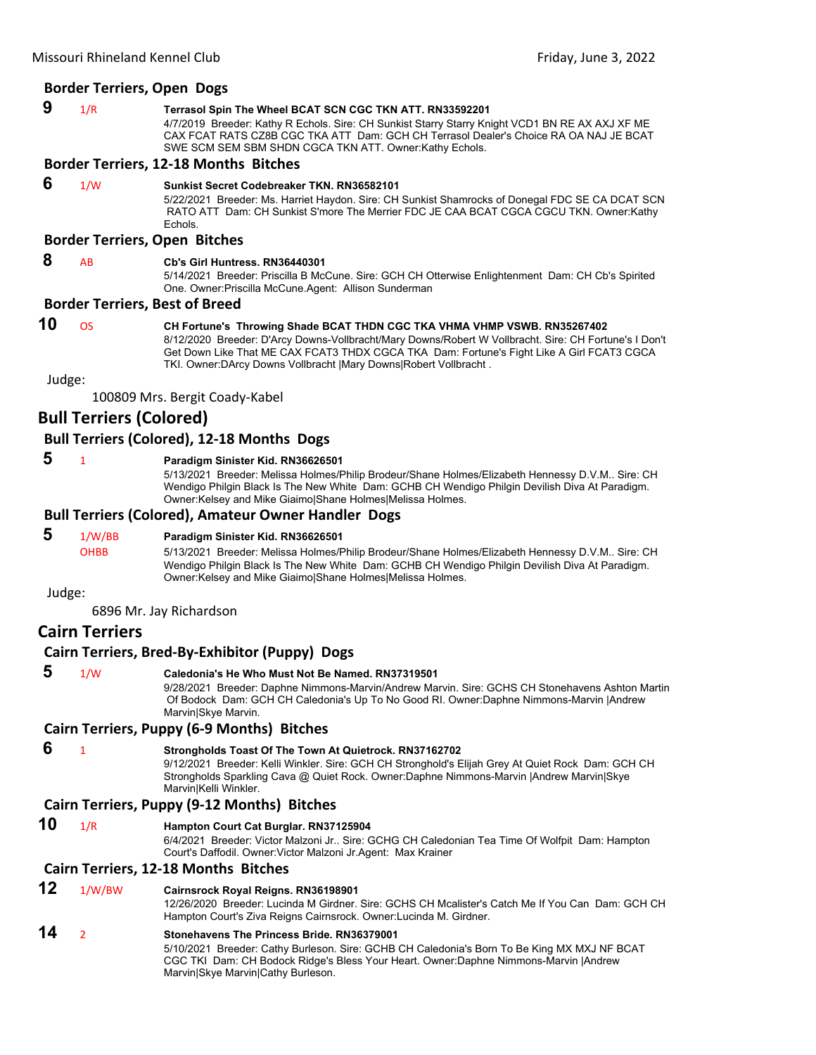### Border Terriers, Open Dogs

**9** 1/R **Terrasol Spin The Wheel BCAT SCN CGC TKN ATT. RN33592201**
4/7/2019 Breeder: Kathy R Echols. Sire: CH Sunkist Starry Starry Knight VCD1 BN RE AX AXJ XF ME CAX FCAT RATS CZ8B CGC TKA ATT Dam: GCH CH Terrasol Dealer's Choice RA OA NAJ JE BCAT SWE SCM SEM SBM SHDN CGCA TKN ATT. Owner:Kathy Echols.

### Border Terriers, 12-18 Months Bitches

**6** 1/W **Sunkist Secret Codebreaker TKN. RN36582101**
5/22/2021 Breeder: Ms. Harriet Haydon. Sire: CH Sunkist Shamrocks of Donegal FDC SE CA DCAT SCN RATO ATT Dam: CH Sunkist S'more The Merrier FDC JE CAA BCAT CGCA CGCU TKN. Owner:Kathy Echols.

### Border Terriers, Open Bitches

**8** AB **Cb's Girl Huntress. RN36440301**
5/14/2021 Breeder: Priscilla B McCune. Sire: GCH CH Otterwise Enlightenment Dam: CH Cb's Spirited One. Owner:Priscilla McCune.Agent: Allison Sunderman

### Border Terriers, Best of Breed

**10** OS **CH Fortune's Throwing Shade BCAT THDN CGC TKA VHMA VHMP VSWB. RN35267402**
8/12/2020 Breeder: D'Arcy Downs-Vollbracht/Mary Downs/Robert W Vollbracht. Sire: CH Fortune's I Don't Get Down Like That ME CAX FCAT3 THDX CGCA TKA Dam: Fortune's Fight Like A Girl FCAT3 CGCA TKI. Owner:DArcy Downs Vollbracht |Mary Downs|Robert Vollbracht .

Judge:

100809 Mrs. Bergit Coady-Kabel

## Bull Terriers (Colored)

### Bull Terriers (Colored), 12-18 Months Dogs

**5** 1 **Paradigm Sinister Kid. RN36626501**
5/13/2021 Breeder: Melissa Holmes/Philip Brodeur/Shane Holmes/Elizabeth Hennessy D.V.M.. Sire: CH Wendigo Philgin Black Is The New White Dam: GCHB CH Wendigo Philgin Devilish Diva At Paradigm. Owner:Kelsey and Mike Giaimo|Shane Holmes|Melissa Holmes.

### Bull Terriers (Colored), Amateur Owner Handler Dogs

**5** 1/W/BB OHBB **Paradigm Sinister Kid. RN36626501**
5/13/2021 Breeder: Melissa Holmes/Philip Brodeur/Shane Holmes/Elizabeth Hennessy D.V.M.. Sire: CH Wendigo Philgin Black Is The New White Dam: GCHB CH Wendigo Philgin Devilish Diva At Paradigm. Owner:Kelsey and Mike Giaimo|Shane Holmes|Melissa Holmes.

Judge:

6896 Mr. Jay Richardson

## Cairn Terriers

### Cairn Terriers, Bred-By-Exhibitor (Puppy) Dogs

**5** 1/W **Caledonia's He Who Must Not Be Named. RN37319501**
9/28/2021 Breeder: Daphne Nimmons-Marvin/Andrew Marvin. Sire: GCHS CH Stonehavens Ashton Martin Of Bodock Dam: GCH CH Caledonia's Up To No Good RI. Owner:Daphne Nimmons-Marvin |Andrew Marvin|Skye Marvin.

### Cairn Terriers, Puppy (6-9 Months) Bitches

**6** 1 **Strongholds Toast Of The Town At Quietrock. RN37162702**
9/12/2021 Breeder: Kelli Winkler. Sire: GCH CH Stronghold's Elijah Grey At Quiet Rock Dam: GCH CH Strongholds Sparkling Cava @ Quiet Rock. Owner:Daphne Nimmons-Marvin |Andrew Marvin|Skye Marvin|Kelli Winkler.

### Cairn Terriers, Puppy (9-12 Months) Bitches

**10** 1/R **Hampton Court Cat Burglar. RN37125904**
6/4/2021 Breeder: Victor Malzoni Jr.. Sire: GCHG CH Caledonian Tea Time Of Wolfpit Dam: Hampton Court's Daffodil. Owner:Victor Malzoni Jr.Agent: Max Krainer

### Cairn Terriers, 12-18 Months Bitches

**12** 1/W/BW **Cairnsrock Royal Reigns. RN36198901**
12/26/2020 Breeder: Lucinda M Girdner. Sire: GCHS CH Mcalister's Catch Me If You Can Dam: GCH CH Hampton Court's Ziva Reigns Cairnsrock. Owner:Lucinda M. Girdner.

**14** 2 **Stonehavens The Princess Bride. RN36379001**
5/10/2021 Breeder: Cathy Burleson. Sire: GCHB CH Caledonia's Born To Be King MX MXJ NF BCAT CGC TKI Dam: CH Bodock Ridge's Bless Your Heart. Owner:Daphne Nimmons-Marvin |Andrew Marvin|Skye Marvin|Cathy Burleson.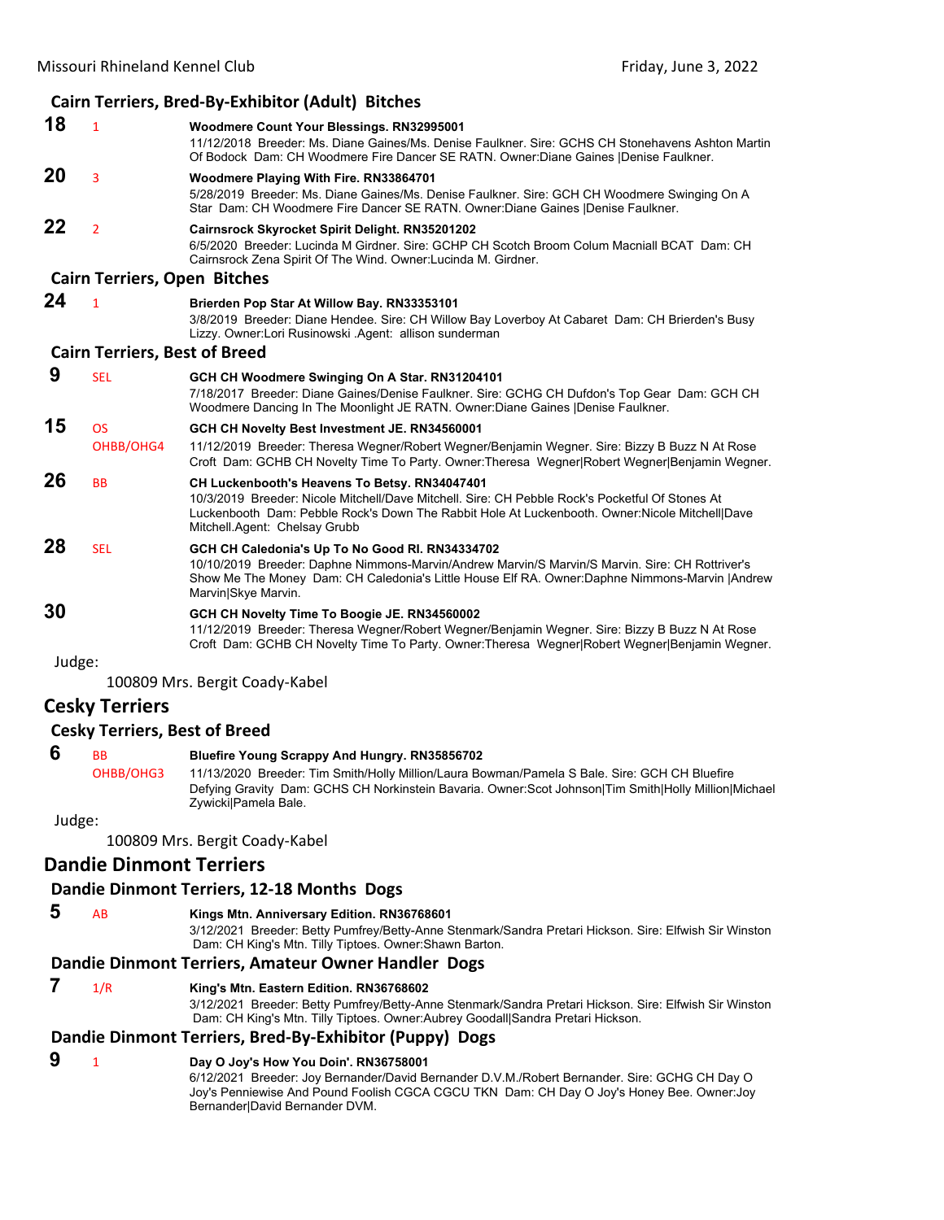### Cairn Terriers, Bred-By-Exhibitor (Adult) Bitches

**18** 1 **Woodmere Count Your Blessings. RN32995001**
11/12/2018 Breeder: Ms. Diane Gaines/Ms. Denise Faulkner. Sire: GCHS CH Stonehavens Ashton Martin Of Bodock Dam: CH Woodmere Fire Dancer SE RATN. Owner:Diane Gaines |Denise Faulkner.

**20** 3 **Woodmere Playing With Fire. RN33864701**
5/28/2019 Breeder: Ms. Diane Gaines/Ms. Denise Faulkner. Sire: GCH CH Woodmere Swinging On A Star Dam: CH Woodmere Fire Dancer SE RATN. Owner:Diane Gaines |Denise Faulkner.

**22** 2 **Cairnsrock Skyrocket Spirit Delight. RN35201202**
6/5/2020 Breeder: Lucinda M Girdner. Sire: GCHP CH Scotch Broom Colum Macniall BCAT Dam: CH Cairnsrock Zena Spirit Of The Wind. Owner:Lucinda M. Girdner.

### Cairn Terriers, Open Bitches

**24** 1 **Brierden Pop Star At Willow Bay. RN33353101**
3/8/2019 Breeder: Diane Hendee. Sire: CH Willow Bay Loverboy At Cabaret Dam: CH Brierden's Busy Lizzy. Owner:Lori Rusinowski .Agent: allison sunderman

### Cairn Terriers, Best of Breed

**9** SEL **GCH CH Woodmere Swinging On A Star. RN31204101**
7/18/2017 Breeder: Diane Gaines/Denise Faulkner. Sire: GCHG CH Dufdon's Top Gear Dam: GCH CH Woodmere Dancing In The Moonlight JE RATN. Owner:Diane Gaines |Denise Faulkner.

**15** OS OHBB/OHG4 **GCH CH Novelty Best Investment JE. RN34560001**
11/12/2019 Breeder: Theresa Wegner/Robert Wegner/Benjamin Wegner. Sire: Bizzy B Buzz N At Rose Croft Dam: GCHB CH Novelty Time To Party. Owner:Theresa Wegner|Robert Wegner|Benjamin Wegner.

**26** BB **CH Luckenbooth's Heavens To Betsy. RN34047401**
10/3/2019 Breeder: Nicole Mitchell/Dave Mitchell. Sire: CH Pebble Rock's Pocketful Of Stones At Luckenbooth Dam: Pebble Rock's Down The Rabbit Hole At Luckenbooth. Owner:Nicole Mitchell|Dave Mitchell.Agent: Chelsay Grubb

**28** SEL **GCH CH Caledonia's Up To No Good RI. RN34334702**
10/10/2019 Breeder: Daphne Nimmons-Marvin/Andrew Marvin/S Marvin/S Marvin. Sire: CH Rottriver's Show Me The Money Dam: CH Caledonia's Little House Elf RA. Owner:Daphne Nimmons-Marvin |Andrew Marvin|Skye Marvin.

**30** **GCH CH Novelty Time To Boogie JE. RN34560002**
11/12/2019 Breeder: Theresa Wegner/Robert Wegner/Benjamin Wegner. Sire: Bizzy B Buzz N At Rose Croft Dam: GCHB CH Novelty Time To Party. Owner:Theresa Wegner|Robert Wegner|Benjamin Wegner.

Judge:

100809 Mrs. Bergit Coady-Kabel

## Cesky Terriers

### Cesky Terriers, Best of Breed

**6** BB OHBB/OHG3 **Bluefire Young Scrappy And Hungry. RN35856702**
11/13/2020 Breeder: Tim Smith/Holly Million/Laura Bowman/Pamela S Bale. Sire: GCH CH Bluefire Defying Gravity Dam: GCHS CH Norkinstein Bavaria. Owner:Scot Johnson|Tim Smith|Holly Million|Michael Zywicki|Pamela Bale.

Judge:

100809 Mrs. Bergit Coady-Kabel

## Dandie Dinmont Terriers

### Dandie Dinmont Terriers, 12-18 Months Dogs

**5** AB **Kings Mtn. Anniversary Edition. RN36768601**
3/12/2021 Breeder: Betty Pumfrey/Betty-Anne Stenmark/Sandra Pretari Hickson. Sire: Elfwish Sir Winston Dam: CH King's Mtn. Tilly Tiptoes. Owner:Shawn Barton.

### Dandie Dinmont Terriers, Amateur Owner Handler Dogs

**7** 1/R **King's Mtn. Eastern Edition. RN36768602**
3/12/2021 Breeder: Betty Pumfrey/Betty-Anne Stenmark/Sandra Pretari Hickson. Sire: Elfwish Sir Winston Dam: CH King's Mtn. Tilly Tiptoes. Owner:Aubrey Goodall|Sandra Pretari Hickson.

### Dandie Dinmont Terriers, Bred-By-Exhibitor (Puppy) Dogs

**9** 1 **Day O Joy's How You Doin'. RN36758001**
6/12/2021 Breeder: Joy Bernander/David Bernander D.V.M./Robert Bernander. Sire: GCHG CH Day O Joy's Penniewise And Pound Foolish CGCA CGCU TKN Dam: CH Day O Joy's Honey Bee. Owner:Joy Bernander|David Bernander DVM.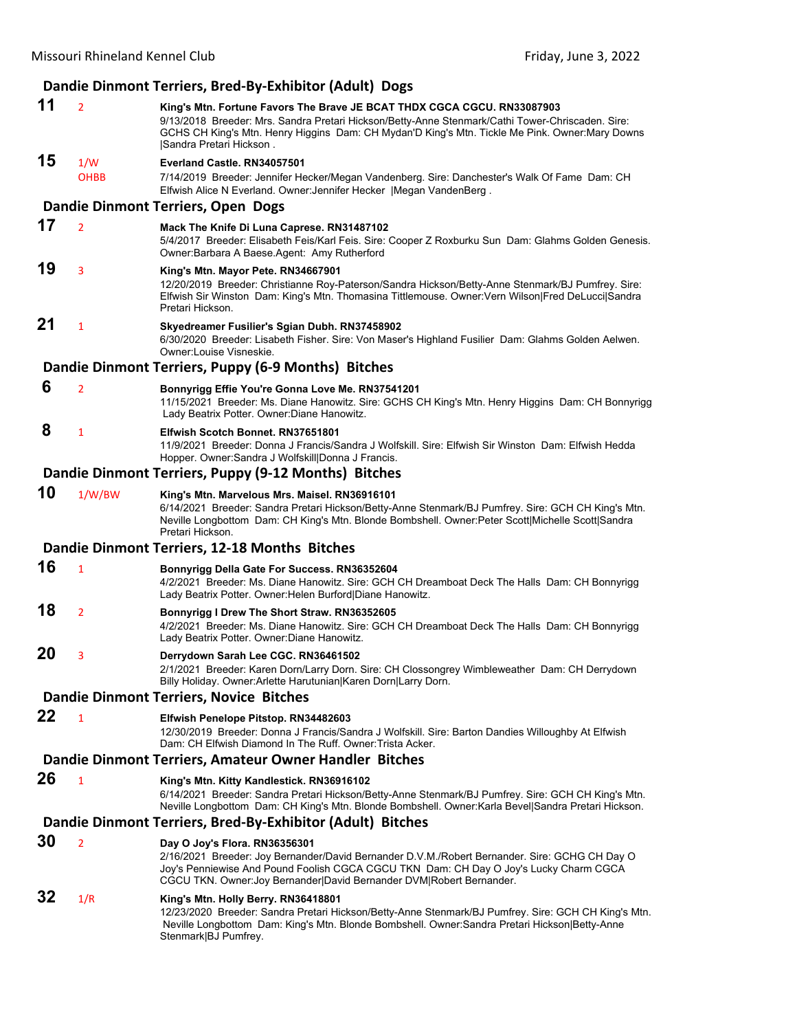## Dandie Dinmont Terriers, Bred-By-Exhibitor (Adult) Dogs

**11** 2 **King's Mtn. Fortune Favors The Brave JE BCAT THDX CGCA CGCU. RN33087903**
9/13/2018 Breeder: Mrs. Sandra Pretari Hickson/Betty-Anne Stenmark/Cathi Tower-Chriscaden. Sire: GCHS CH King's Mtn. Henry Higgins Dam: CH Mydan'D King's Mtn. Tickle Me Pink. Owner:Mary Downs |Sandra Pretari Hickson .

**15** 1/W OHBB **Everland Castle. RN34057501**
7/14/2019 Breeder: Jennifer Hecker/Megan Vandenberg. Sire: Danchester's Walk Of Fame Dam: CH Elfwish Alice N Everland. Owner:Jennifer Hecker |Megan VandenBerg .

## Dandie Dinmont Terriers, Open Dogs

**17** 2 **Mack The Knife Di Luna Caprese. RN31487102**
5/4/2017 Breeder: Elisabeth Feis/Karl Feis. Sire: Cooper Z Roxburku Sun Dam: Glahms Golden Genesis. Owner:Barbara A Baese.Agent: Amy Rutherford

**19** 3 **King's Mtn. Mayor Pete. RN34667901**
12/20/2019 Breeder: Christianne Roy-Paterson/Sandra Hickson/Betty-Anne Stenmark/BJ Pumfrey. Sire: Elfwish Sir Winston Dam: King's Mtn. Thomasina Tittlemouse. Owner:Vern Wilson|Fred DeLucci|Sandra Pretari Hickson.

**21** 1 **Skyedreamer Fusilier's Sgian Dubh. RN37458902**
6/30/2020 Breeder: Lisabeth Fisher. Sire: Von Maser's Highland Fusilier Dam: Glahms Golden Aelwen. Owner:Louise Visneskie.

## Dandie Dinmont Terriers, Puppy (6-9 Months) Bitches

**6** 2 **Bonnyrigg Effie You're Gonna Love Me. RN37541201**
11/15/2021 Breeder: Ms. Diane Hanowitz. Sire: GCHS CH King's Mtn. Henry Higgins Dam: CH Bonnyrigg Lady Beatrix Potter. Owner:Diane Hanowitz.

**8** 1 **Elfwish Scotch Bonnet. RN37651801**
11/9/2021 Breeder: Donna J Francis/Sandra J Wolfskill. Sire: Elfwish Sir Winston Dam: Elfwish Hedda Hopper. Owner:Sandra J Wolfskill|Donna J Francis.

## Dandie Dinmont Terriers, Puppy (9-12 Months) Bitches

**10** 1/W/BW **King's Mtn. Marvelous Mrs. Maisel. RN36916101**
6/14/2021 Breeder: Sandra Pretari Hickson/Betty-Anne Stenmark/BJ Pumfrey. Sire: GCH CH King's Mtn. Neville Longbottom Dam: CH King's Mtn. Blonde Bombshell. Owner:Peter Scott|Michelle Scott|Sandra Pretari Hickson.

## Dandie Dinmont Terriers, 12-18 Months Bitches

**16** 1 **Bonnyrigg Della Gate For Success. RN36352604**
4/2/2021 Breeder: Ms. Diane Hanowitz. Sire: GCH CH Dreamboat Deck The Halls Dam: CH Bonnyrigg Lady Beatrix Potter. Owner:Helen Burford|Diane Hanowitz.

**18** 2 **Bonnyrigg I Drew The Short Straw. RN36352605**
4/2/2021 Breeder: Ms. Diane Hanowitz. Sire: GCH CH Dreamboat Deck The Halls Dam: CH Bonnyrigg Lady Beatrix Potter. Owner:Diane Hanowitz.

**20** 3 **Derrydown Sarah Lee CGC. RN36461502**
2/1/2021 Breeder: Karen Dorn/Larry Dorn. Sire: CH Clossongrey Wimbleweather Dam: CH Derrydown Billy Holiday. Owner:Arlette Harutunian|Karen Dorn|Larry Dorn.

## Dandie Dinmont Terriers, Novice Bitches

**22** 1 **Elfwish Penelope Pitstop. RN34482603**
12/30/2019 Breeder: Donna J Francis/Sandra J Wolfskill. Sire: Barton Dandies Willoughby At Elfwish Dam: CH Elfwish Diamond In The Ruff. Owner:Trista Acker.

## Dandie Dinmont Terriers, Amateur Owner Handler Bitches

**26** 1 **King's Mtn. Kitty Kandlestick. RN36916102**
6/14/2021 Breeder: Sandra Pretari Hickson/Betty-Anne Stenmark/BJ Pumfrey. Sire: GCH CH King's Mtn. Neville Longbottom Dam: CH King's Mtn. Blonde Bombshell. Owner:Karla Bevel|Sandra Pretari Hickson.

## Dandie Dinmont Terriers, Bred-By-Exhibitor (Adult) Bitches

**30** 2 **Day O Joy's Flora. RN36356301**
2/16/2021 Breeder: Joy Bernander/David Bernander D.V.M./Robert Bernander. Sire: GCHG CH Day O Joy's Penniewise And Pound Foolish CGCA CGCU TKN Dam: CH Day O Joy's Lucky Charm CGCA CGCU TKN. Owner:Joy Bernander|David Bernander DVM|Robert Bernander.

**32** 1/R **King's Mtn. Holly Berry. RN36418801**
12/23/2020 Breeder: Sandra Pretari Hickson/Betty-Anne Stenmark/BJ Pumfrey. Sire: GCH CH King's Mtn. Neville Longbottom Dam: King's Mtn. Blonde Bombshell. Owner:Sandra Pretari Hickson|Betty-Anne Stenmark|BJ Pumfrey.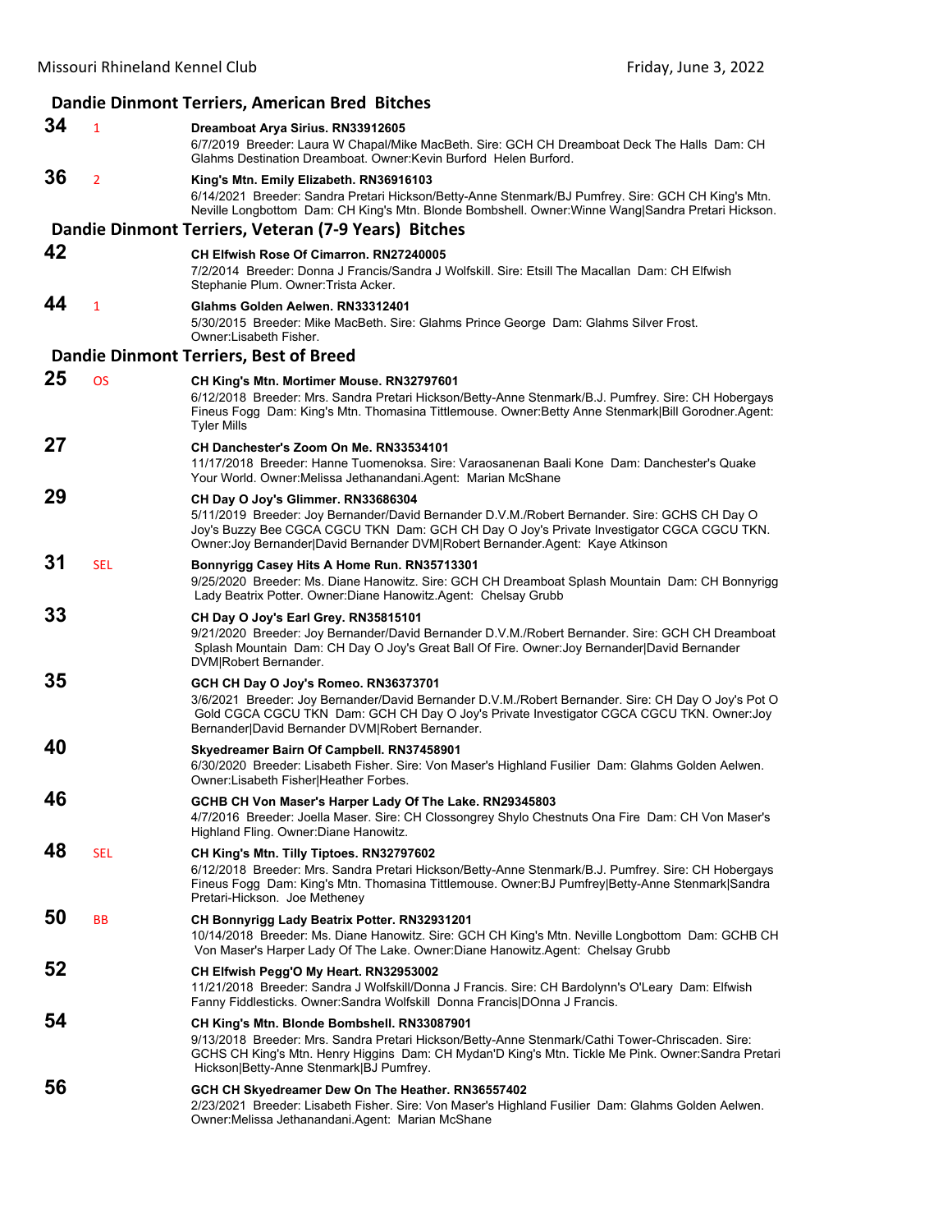## Dandie Dinmont Terriers, American Bred Bitches

**34** 1 **Dreamboat Arya Sirius. RN33912605**
6/7/2019 Breeder: Laura W Chapal/Mike MacBeth. Sire: GCH CH Dreamboat Deck The Halls Dam: CH Glahms Destination Dreamboat. Owner:Kevin Burford Helen Burford.

**36** 2 **King's Mtn. Emily Elizabeth. RN36916103**
6/14/2021 Breeder: Sandra Pretari Hickson/Betty-Anne Stenmark/BJ Pumfrey. Sire: GCH CH King's Mtn. Neville Longbottom Dam: CH King's Mtn. Blonde Bombshell. Owner:Winne Wang|Sandra Pretari Hickson.

## Dandie Dinmont Terriers, Veteran (7-9 Years) Bitches

**42** **CH Elfwish Rose Of Cimarron. RN27240005**
7/2/2014 Breeder: Donna J Francis/Sandra J Wolfskill. Sire: Etsill The Macallan Dam: CH Elfwish Stephanie Plum. Owner:Trista Acker.

**44** 1 **Glahms Golden Aelwen. RN33312401**
5/30/2015 Breeder: Mike MacBeth. Sire: Glahms Prince George Dam: Glahms Silver Frost. Owner:Lisabeth Fisher.

## Dandie Dinmont Terriers, Best of Breed

**25** OS **CH King's Mtn. Mortimer Mouse. RN32797601**
6/12/2018 Breeder: Mrs. Sandra Pretari Hickson/Betty-Anne Stenmark/B.J. Pumfrey. Sire: CH Hobergays Fineus Fogg Dam: King's Mtn. Thomasina Tittlemouse. Owner:Betty Anne Stenmark|Bill Gorodner.Agent: Tyler Mills

**27** **CH Danchester's Zoom On Me. RN33534101**
11/17/2018 Breeder: Hanne Tuomenoksa. Sire: Varaosanenan Baali Kone Dam: Danchester's Quake Your World. Owner:Melissa Jethanandani.Agent: Marian McShane

**29** **CH Day O Joy's Glimmer. RN33686304**
5/11/2019 Breeder: Joy Bernander/David Bernander D.V.M./Robert Bernander. Sire: GCHS CH Day O Joy's Buzzy Bee CGCA CGCU TKN Dam: GCH CH Day O Joy's Private Investigator CGCA CGCU TKN. Owner:Joy Bernander|David Bernander DVM|Robert Bernander.Agent: Kaye Atkinson

**31** SEL **Bonnyrigg Casey Hits A Home Run. RN35713301**
9/25/2020 Breeder: Ms. Diane Hanowitz. Sire: GCH CH Dreamboat Splash Mountain Dam: CH Bonnyrigg Lady Beatrix Potter. Owner:Diane Hanowitz.Agent: Chelsay Grubb

**33** **CH Day O Joy's Earl Grey. RN35815101**
9/21/2020 Breeder: Joy Bernander/David Bernander D.V.M./Robert Bernander. Sire: GCH CH Dreamboat Splash Mountain Dam: CH Day O Joy's Great Ball Of Fire. Owner:Joy Bernander|David Bernander DVM|Robert Bernander.

**35** **GCH CH Day O Joy's Romeo. RN36373701**
3/6/2021 Breeder: Joy Bernander/David Bernander D.V.M./Robert Bernander. Sire: CH Day O Joy's Pot O Gold CGCA CGCU TKN Dam: GCH CH Day O Joy's Private Investigator CGCA CGCU TKN. Owner:Joy Bernander|David Bernander DVM|Robert Bernander.

**40** **Skyedreamer Bairn Of Campbell. RN37458901**
6/30/2020 Breeder: Lisabeth Fisher. Sire: Von Maser's Highland Fusilier Dam: Glahms Golden Aelwen. Owner:Lisabeth Fisher|Heather Forbes.

**46** **GCHB CH Von Maser's Harper Lady Of The Lake. RN29345803**
4/7/2016 Breeder: Joella Maser. Sire: CH Clossongrey Shylo Chestnuts Ona Fire Dam: CH Von Maser's Highland Fling. Owner:Diane Hanowitz.

**48** SEL **CH King's Mtn. Tilly Tiptoes. RN32797602**
6/12/2018 Breeder: Mrs. Sandra Pretari Hickson/Betty-Anne Stenmark/B.J. Pumfrey. Sire: CH Hobergays Fineus Fogg Dam: King's Mtn. Thomasina Tittlemouse. Owner:BJ Pumfrey|Betty-Anne Stenmark|Sandra Pretari-Hickson. Joe Metheney

**50** BB **CH Bonnyrigg Lady Beatrix Potter. RN32931201**
10/14/2018 Breeder: Ms. Diane Hanowitz. Sire: GCH CH King's Mtn. Neville Longbottom Dam: GCHB CH Von Maser's Harper Lady Of The Lake. Owner:Diane Hanowitz.Agent: Chelsay Grubb

**52** **CH Elfwish Pegg'O My Heart. RN32953002**
11/21/2018 Breeder: Sandra J Wolfskill/Donna J Francis. Sire: CH Bardolynn's O'Leary Dam: Elfwish Fanny Fiddlesticks. Owner:Sandra Wolfskill Donna Francis|DOnna J Francis.

**54** **CH King's Mtn. Blonde Bombshell. RN33087901**
9/13/2018 Breeder: Mrs. Sandra Pretari Hickson/Betty-Anne Stenmark/Cathi Tower-Chriscaden. Sire: GCHS CH King's Mtn. Henry Higgins Dam: CH Mydan'D King's Mtn. Tickle Me Pink. Owner:Sandra Pretari Hickson|Betty-Anne Stenmark|BJ Pumfrey.

**56** **GCH CH Skyedreamer Dew On The Heather. RN36557402**
2/23/2021 Breeder: Lisabeth Fisher. Sire: Von Maser's Highland Fusilier Dam: Glahms Golden Aelwen. Owner:Melissa Jethanandani.Agent: Marian McShane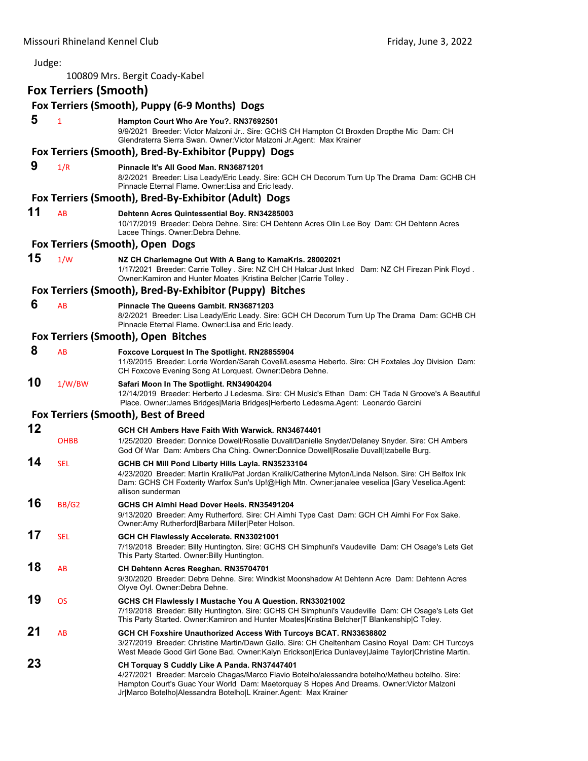Judge:

100809 Mrs. Bergit Coady-Kabel

## Fox Terriers (Smooth)

### Fox Terriers (Smooth), Puppy (6-9 Months) Dogs

**5** 1 **Hampton Court Who Are You?. RN37692501**
9/9/2021 Breeder: Victor Malzoni Jr.. Sire: GCHS CH Hampton Ct Broxden Dropthe Mic Dam: CH Glendraterra Sierra Swan. Owner:Victor Malzoni Jr.Agent: Max Krainer

### Fox Terriers (Smooth), Bred-By-Exhibitor (Puppy) Dogs

**9** 1/R **Pinnacle It's All Good Man. RN36871201**
8/2/2021 Breeder: Lisa Leady/Eric Leady. Sire: GCH CH Decorum Turn Up The Drama Dam: GCHB CH Pinnacle Eternal Flame. Owner:Lisa and Eric leady.

### Fox Terriers (Smooth), Bred-By-Exhibitor (Adult) Dogs

**11** AB **Dehtenn Acres Quintessential Boy. RN34285003**
10/17/2019 Breeder: Debra Dehne. Sire: CH Dehtenn Acres Olin Lee Boy Dam: CH Dehtenn Acres Lacee Things. Owner:Debra Dehne.

### Fox Terriers (Smooth), Open Dogs

**15** 1/W **NZ CH Charlemagne Out With A Bang to KamaKris. 28002021**
1/17/2021 Breeder: Carrie Tolley . Sire: NZ CH CH Halcar Just Inked Dam: NZ CH Firezan Pink Floyd . Owner:Kamiron and Hunter Moates |Kristina Belcher |Carrie Tolley .

### Fox Terriers (Smooth), Bred-By-Exhibitor (Puppy) Bitches

**6** AB **Pinnacle The Queens Gambit. RN36871203**
8/2/2021 Breeder: Lisa Leady/Eric Leady. Sire: GCH CH Decorum Turn Up The Drama Dam: GCHB CH Pinnacle Eternal Flame. Owner:Lisa and Eric leady.

### Fox Terriers (Smooth), Open Bitches

**8** AB **Foxcove Lorquest In The Spotlight. RN28855904**
11/9/2015 Breeder: Lorrie Worden/Sarah Covell/Lesesma Heberto. Sire: CH Foxtales Joy Division Dam: CH Foxcove Evening Song At Lorquest. Owner:Debra Dehne.

**10** 1/W/BW **Safari Moon In The Spotlight. RN34904204**
12/14/2019 Breeder: Herberto J Ledesma. Sire: CH Music's Ethan Dam: CH Tada N Groove's A Beautiful Place. Owner:James Bridges|Maria Bridges|Herberto Ledesma.Agent: Leonardo Garcini

### Fox Terriers (Smooth), Best of Breed

**12** OHBB **GCH CH Ambers Have Faith With Warwick. RN34674401**
1/25/2020 Breeder: Donnice Dowell/Rosalie Duvall/Danielle Snyder/Delaney Snyder. Sire: CH Ambers God Of War Dam: Ambers Cha Ching. Owner:Donnice Dowell|Rosalie Duvall|Izabelle Burg.

**14** SEL **GCHB CH Mill Pond Liberty Hills Layla. RN35233104**
4/23/2020 Breeder: Martin Kralik/Pat Jordan Kralik/Catherine Myton/Linda Nelson. Sire: CH Belfox Ink Dam: GCHS CH Foxterity Warfox Sun's Up!@High Mtn. Owner:janalee veselica |Gary Veselica.Agent: allison sunderman

**16** BB/G2 **GCHS CH Aimhi Head Dover Heels. RN35491204**
9/13/2020 Breeder: Amy Rutherford. Sire: CH Aimhi Type Cast Dam: GCH CH Aimhi For Fox Sake. Owner:Amy Rutherford|Barbara Miller|Peter Holson.

**17** SEL **GCH CH Flawlessly Accelerate. RN33021001**
7/19/2018 Breeder: Billy Huntington. Sire: GCHS CH Simphuni's Vaudeville Dam: CH Osage's Lets Get This Party Started. Owner:Billy Huntington.

**18** AB **CH Dehtenn Acres Reeghan. RN35704701**
9/30/2020 Breeder: Debra Dehne. Sire: Windkist Moonshadow At Dehtenn Acre Dam: Dehtenn Acres Olyve Oyl. Owner:Debra Dehne.

**19** OS **GCHS CH Flawlessly I Mustache You A Question. RN33021002**
7/19/2018 Breeder: Billy Huntington. Sire: GCHS CH Simphuni's Vaudeville Dam: CH Osage's Lets Get This Party Started. Owner:Kamiron and Hunter Moates|Kristina Belcher|T Blankenship|C Toley.

**21** AB **GCH CH Foxshire Unauthorized Access With Turcoys BCAT. RN33638802**
3/27/2019 Breeder: Christine Martin/Dawn Gallo. Sire: CH Cheltenham Casino Royal Dam: CH Turcoys West Meade Good Girl Gone Bad. Owner:Kalyn Erickson|Erica Dunlavey|Jaime Taylor|Christine Martin.

**23** **CH Torquay S Cuddly Like A Panda. RN37447401**
4/27/2021 Breeder: Marcelo Chagas/Marco Flavio Botelho/alessandra botelho/Matheu botelho. Sire: Hampton Court's Guac Your World Dam: Maetorquay S Hopes And Dreams. Owner:Victor Malzoni Jr|Marco Botelho|Alessandra Botelho|L Krainer.Agent: Max Krainer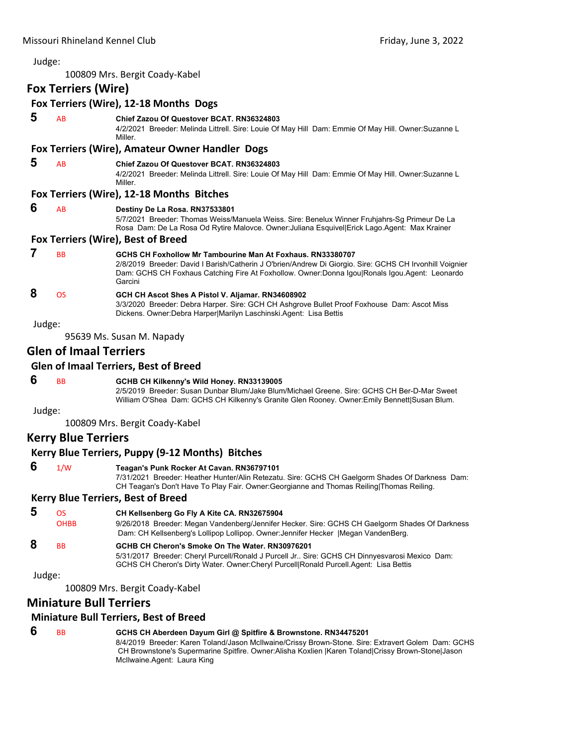Judge:

100809 Mrs. Bergit Coady-Kabel

## Fox Terriers (Wire)

### Fox Terriers (Wire), 12-18 Months Dogs

**5** AB **Chief Zazou Of Questover BCAT. RN36324803**
4/2/2021 Breeder: Melinda Littrell. Sire: Louie Of May Hill Dam: Emmie Of May Hill. Owner:Suzanne L Miller.

### Fox Terriers (Wire), Amateur Owner Handler Dogs

**5** AB **Chief Zazou Of Questover BCAT. RN36324803**
4/2/2021 Breeder: Melinda Littrell. Sire: Louie Of May Hill Dam: Emmie Of May Hill. Owner:Suzanne L Miller.

### Fox Terriers (Wire), 12-18 Months Bitches

**6** AB **Destiny De La Rosa. RN37533801**
5/7/2021 Breeder: Thomas Weiss/Manuela Weiss. Sire: Benelux Winner Fruhjahrs-Sg Primeur De La Rosa Dam: De La Rosa Od Rytire Malovce. Owner:Juliana Esquivel|Erick Lago.Agent: Max Krainer

### Fox Terriers (Wire), Best of Breed

**7** BB **GCHS CH Foxhollow Mr Tambourine Man At Foxhaus. RN33380707**
2/8/2019 Breeder: David I Barish/Catherin J O'brien/Andrew Di Giorgio. Sire: GCHS CH Irvonhill Voignier Dam: GCHS CH Foxhaus Catching Fire At Foxhollow. Owner:Donna Igou|Ronals Igou.Agent: Leonardo Garcini

**8** OS **GCH CH Ascot Shes A Pistol V. Aljamar. RN34608902**
3/3/2020 Breeder: Debra Harper. Sire: GCH CH Ashgrove Bullet Proof Foxhouse Dam: Ascot Miss Dickens. Owner:Debra Harper|Marilyn Laschinski.Agent: Lisa Bettis

Judge:

95639 Ms. Susan M. Napady

## Glen of Imaal Terriers

### Glen of Imaal Terriers, Best of Breed

**6** BB **GCHB CH Kilkenny's Wild Honey. RN33139005**
2/5/2019 Breeder: Susan Dunbar Blum/Jake Blum/Michael Greene. Sire: GCHS CH Ber-D-Mar Sweet William O'Shea Dam: GCHS CH Kilkenny's Granite Glen Rooney. Owner:Emily Bennett|Susan Blum.

Judge:

100809 Mrs. Bergit Coady-Kabel

## Kerry Blue Terriers

### Kerry Blue Terriers, Puppy (9-12 Months) Bitches

**6** 1/W **Teagan's Punk Rocker At Cavan. RN36797101**
7/31/2021 Breeder: Heather Hunter/Alin Retezatu. Sire: GCHS CH Gaelgorm Shades Of Darkness Dam: CH Teagan's Don't Have To Play Fair. Owner:Georgianne and Thomas Reiling|Thomas Reiling.

### Kerry Blue Terriers, Best of Breed

**5** OS OHBB **CH Kellsenberg Go Fly A Kite CA. RN32675904**
9/26/2018 Breeder: Megan Vandenberg/Jennifer Hecker. Sire: GCHS CH Gaelgorm Shades Of Darkness Dam: CH Kellsenberg's Lollipop Lollipop. Owner:Jennifer Hecker |Megan VandenBerg.

**8** BB **GCHB CH Cheron's Smoke On The Water. RN30976201**
5/31/2017 Breeder: Cheryl Purcell/Ronald J Purcell Jr.. Sire: GCHS CH Dinnyesvarosi Mexico Dam: GCHS CH Cheron's Dirty Water. Owner:Cheryl Purcell|Ronald Purcell.Agent: Lisa Bettis

Judge:

100809 Mrs. Bergit Coady-Kabel

## Miniature Bull Terriers

### Miniature Bull Terriers, Best of Breed

**6** BB **GCHS CH Aberdeen Dayum Girl @ Spitfire & Brownstone. RN34475201**
8/4/2019 Breeder: Karen Toland/Jason McIlwaine/Crissy Brown-Stone. Sire: Extravert Golem Dam: GCHS CH Brownstone's Supermarine Spitfire. Owner:Alisha Koxlien |Karen Toland|Crissy Brown-Stone|Jason McIlwaine.Agent: Laura King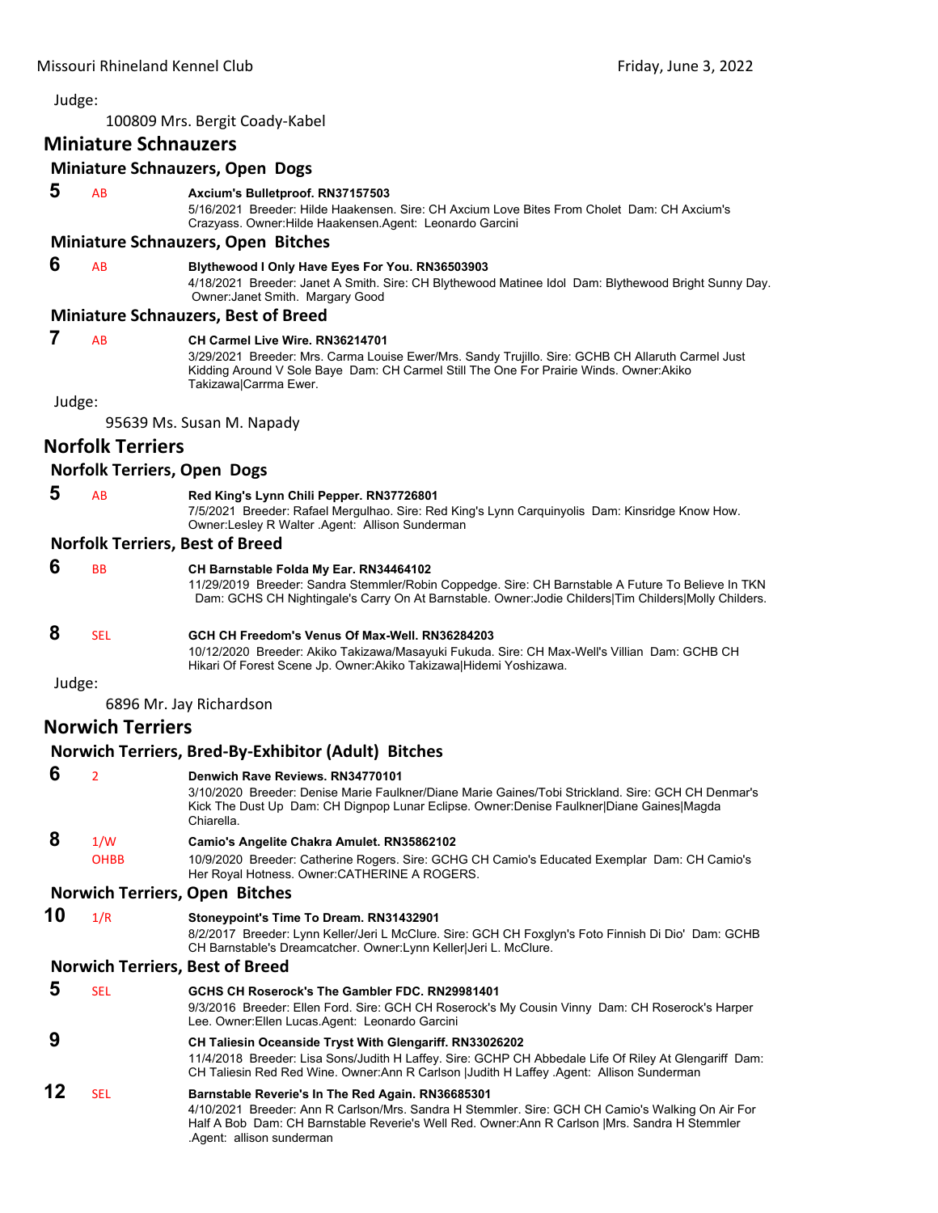Judge:

100809 Mrs. Bergit Coady-Kabel

## Miniature Schnauzers

### Miniature Schnauzers, Open Dogs

**5** AB **Axcium's Bulletproof. RN37157503**
5/16/2021 Breeder: Hilde Haakensen. Sire: CH Axcium Love Bites From Cholet Dam: CH Axcium's Crazyass. Owner:Hilde Haakensen.Agent: Leonardo Garcini

### Miniature Schnauzers, Open Bitches

**6** AB **Blythewood I Only Have Eyes For You. RN36503903**
4/18/2021 Breeder: Janet A Smith. Sire: CH Blythewood Matinee Idol Dam: Blythewood Bright Sunny Day. Owner:Janet Smith. Margary Good

### Miniature Schnauzers, Best of Breed

**7** AB **CH Carmel Live Wire. RN36214701**
3/29/2021 Breeder: Mrs. Carma Louise Ewer/Mrs. Sandy Trujillo. Sire: GCHB CH Allaruth Carmel Just Kidding Around V Sole Baye Dam: CH Carmel Still The One For Prairie Winds. Owner:Akiko Takizawa|Carrma Ewer.

Judge:

95639 Ms. Susan M. Napady

## Norfolk Terriers

### Norfolk Terriers, Open Dogs

**5** AB **Red King's Lynn Chili Pepper. RN37726801**
7/5/2021 Breeder: Rafael Mergulhao. Sire: Red King's Lynn Carquinyolis Dam: Kinsridge Know How. Owner:Lesley R Walter .Agent: Allison Sunderman

### Norfolk Terriers, Best of Breed

**6** BB **CH Barnstable Folda My Ear. RN34464102**
11/29/2019 Breeder: Sandra Stemmler/Robin Coppedge. Sire: CH Barnstable A Future To Believe In TKN Dam: GCHS CH Nightingale's Carry On At Barnstable. Owner:Jodie Childers|Tim Childers|Molly Childers.

**8** SEL **GCH CH Freedom's Venus Of Max-Well. RN36284203**
10/12/2020 Breeder: Akiko Takizawa/Masayuki Fukuda. Sire: CH Max-Well's Villian Dam: GCHB CH Hikari Of Forest Scene Jp. Owner:Akiko Takizawa|Hidemi Yoshizawa.

Judge:

6896 Mr. Jay Richardson

## Norwich Terriers

### Norwich Terriers, Bred-By-Exhibitor (Adult) Bitches

**6** 2 **Denwich Rave Reviews. RN34770101**
3/10/2020 Breeder: Denise Marie Faulkner/Diane Marie Gaines/Tobi Strickland. Sire: GCH CH Denmar's Kick The Dust Up Dam: CH Dignpop Lunar Eclipse. Owner:Denise Faulkner|Diane Gaines|Magda Chiarella.

**8** 1/W OHBB **Camio's Angelite Chakra Amulet. RN35862102**
10/9/2020 Breeder: Catherine Rogers. Sire: GCHG CH Camio's Educated Exemplar Dam: CH Camio's Her Royal Hotness. Owner:CATHERINE A ROGERS.

### Norwich Terriers, Open Bitches

**10** 1/R **Stoneypoint's Time To Dream. RN31432901**
8/2/2017 Breeder: Lynn Keller/Jeri L McClure. Sire: GCH CH Foxglyn's Foto Finnish Di Dio' Dam: GCHB CH Barnstable's Dreamcatcher. Owner:Lynn Keller|Jeri L. McClure.

### Norwich Terriers, Best of Breed

**5** SEL **GCHS CH Roserock's The Gambler FDC. RN29981401**
9/3/2016 Breeder: Ellen Ford. Sire: GCH CH Roserock's My Cousin Vinny Dam: CH Roserock's Harper Lee. Owner:Ellen Lucas.Agent: Leonardo Garcini

**9** **CH Taliesin Oceanside Tryst With Glengariff. RN33026202**
11/4/2018 Breeder: Lisa Sons/Judith H Laffey. Sire: GCHP CH Abbedale Life Of Riley At Glengariff Dam: CH Taliesin Red Red Wine. Owner:Ann R Carlson |Judith H Laffey .Agent: Allison Sunderman

**12** SEL **Barnstable Reverie's In The Red Again. RN36685301**
4/10/2021 Breeder: Ann R Carlson/Mrs. Sandra H Stemmler. Sire: GCH CH Camio's Walking On Air For Half A Bob Dam: CH Barnstable Reverie's Well Red. Owner:Ann R Carlson |Mrs. Sandra H Stemmler .Agent: allison sunderman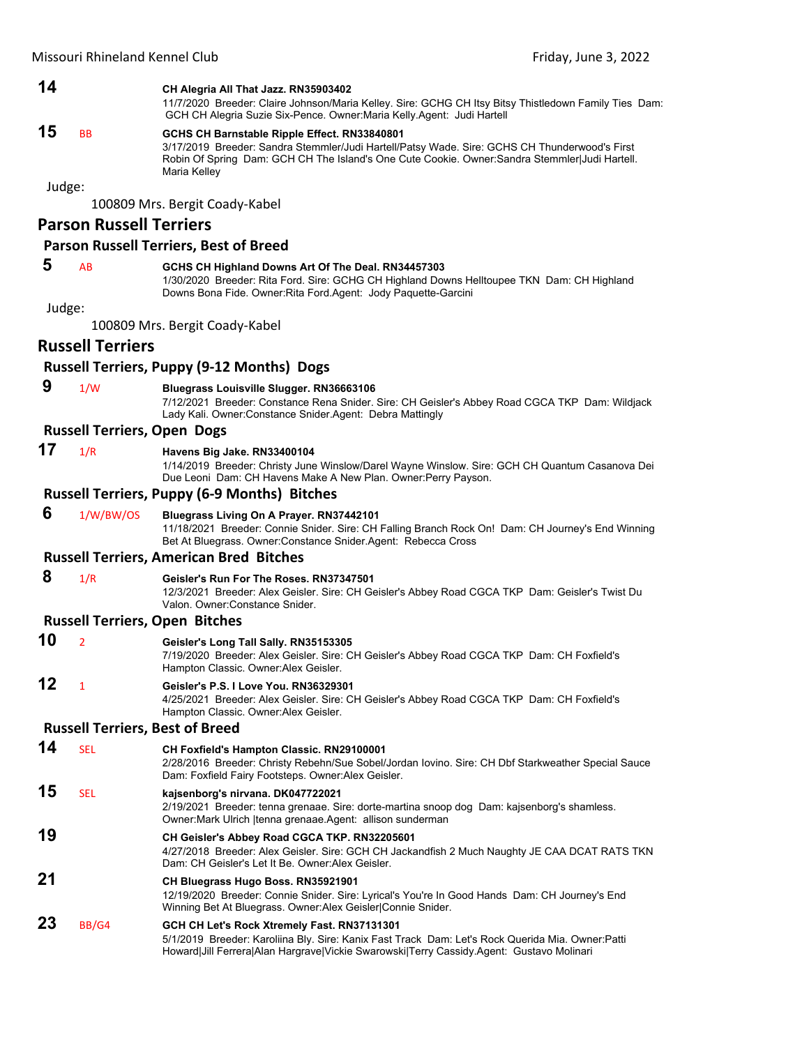**14** CH Alegria All That Jazz. RN35903402
11/7/2020 Breeder: Claire Johnson/Maria Kelley. Sire: GCHG CH Itsy Bitsy Thistledown Family Ties Dam: GCH CH Alegria Suzie Six-Pence. Owner:Maria Kelly.Agent: Judi Hartell

**15** BB **GCHS CH Barnstable Ripple Effect. RN33840801**
3/17/2019 Breeder: Sandra Stemmler/Judi Hartell/Patsy Wade. Sire: GCHS CH Thunderwood's First Robin Of Spring Dam: GCH CH The Island's One Cute Cookie. Owner:Sandra Stemmler|Judi Hartell. Maria Kelley

Judge:

100809 Mrs. Bergit Coady-Kabel

## Parson Russell Terriers

### Parson Russell Terriers, Best of Breed

**5** AB **GCHS CH Highland Downs Art Of The Deal. RN34457303**
1/30/2020 Breeder: Rita Ford. Sire: GCHG CH Highland Downs Helltoupee TKN Dam: CH Highland Downs Bona Fide. Owner:Rita Ford.Agent: Jody Paquette-Garcini

Judge:

100809 Mrs. Bergit Coady-Kabel

## Russell Terriers

### Russell Terriers, Puppy (9-12 Months) Dogs

**9** 1/W **Bluegrass Louisville Slugger. RN36663106**
7/12/2021 Breeder: Constance Rena Snider. Sire: CH Geisler's Abbey Road CGCA TKP Dam: Wildjack Lady Kali. Owner:Constance Snider.Agent: Debra Mattingly

### Russell Terriers, Open Dogs

**17** 1/R **Havens Big Jake. RN33400104**
1/14/2019 Breeder: Christy June Winslow/Darel Wayne Winslow. Sire: GCH CH Quantum Casanova Dei Due Leoni Dam: CH Havens Make A New Plan. Owner:Perry Payson.

### Russell Terriers, Puppy (6-9 Months) Bitches

**6** 1/W/BW/OS **Bluegrass Living On A Prayer. RN37442101**
11/18/2021 Breeder: Connie Snider. Sire: CH Falling Branch Rock On! Dam: CH Journey's End Winning Bet At Bluegrass. Owner:Constance Snider.Agent: Rebecca Cross

### Russell Terriers, American Bred Bitches

**8** 1/R **Geisler's Run For The Roses. RN37347501**
12/3/2021 Breeder: Alex Geisler. Sire: CH Geisler's Abbey Road CGCA TKP Dam: Geisler's Twist Du Valon. Owner:Constance Snider.

### Russell Terriers, Open Bitches

**10** 2 **Geisler's Long Tall Sally. RN35153305**
7/19/2020 Breeder: Alex Geisler. Sire: CH Geisler's Abbey Road CGCA TKP Dam: CH Foxfield's Hampton Classic. Owner:Alex Geisler.

**12** 1 **Geisler's P.S. I Love You. RN36329301**
4/25/2021 Breeder: Alex Geisler. Sire: CH Geisler's Abbey Road CGCA TKP Dam: CH Foxfield's Hampton Classic. Owner:Alex Geisler.

### Russell Terriers, Best of Breed

**14** SEL **CH Foxfield's Hampton Classic. RN29100001**
2/28/2016 Breeder: Christy Rebehn/Sue Sobel/Jordan Iovino. Sire: CH Dbf Starkweather Special Sauce Dam: Foxfield Fairy Footsteps. Owner:Alex Geisler.

**15** SEL **kajsenborg's nirvana. DK047722021**
2/19/2021 Breeder: tenna grenaae. Sire: dorte-martina snoop dog Dam: kajsenborg's shamless. Owner:Mark Ulrich |tenna grenaae.Agent: allison sunderman

**19** **CH Geisler's Abbey Road CGCA TKP. RN32205601**
4/27/2018 Breeder: Alex Geisler. Sire: GCH CH Jackandfish 2 Much Naughty JE CAA DCAT RATS TKN Dam: CH Geisler's Let It Be. Owner:Alex Geisler.

**21** **CH Bluegrass Hugo Boss. RN35921901**
12/19/2020 Breeder: Connie Snider. Sire: Lyrical's You're In Good Hands Dam: CH Journey's End Winning Bet At Bluegrass. Owner:Alex Geisler|Connie Snider.

**23** BB/G4 **GCH CH Let's Rock Xtremely Fast. RN37131301**
5/1/2019 Breeder: Karoliina Bly. Sire: Kanix Fast Track Dam: Let's Rock Querida Mia. Owner:Patti Howard|Jill Ferrera|Alan Hargrave|Vickie Swarowski|Terry Cassidy.Agent: Gustavo Molinari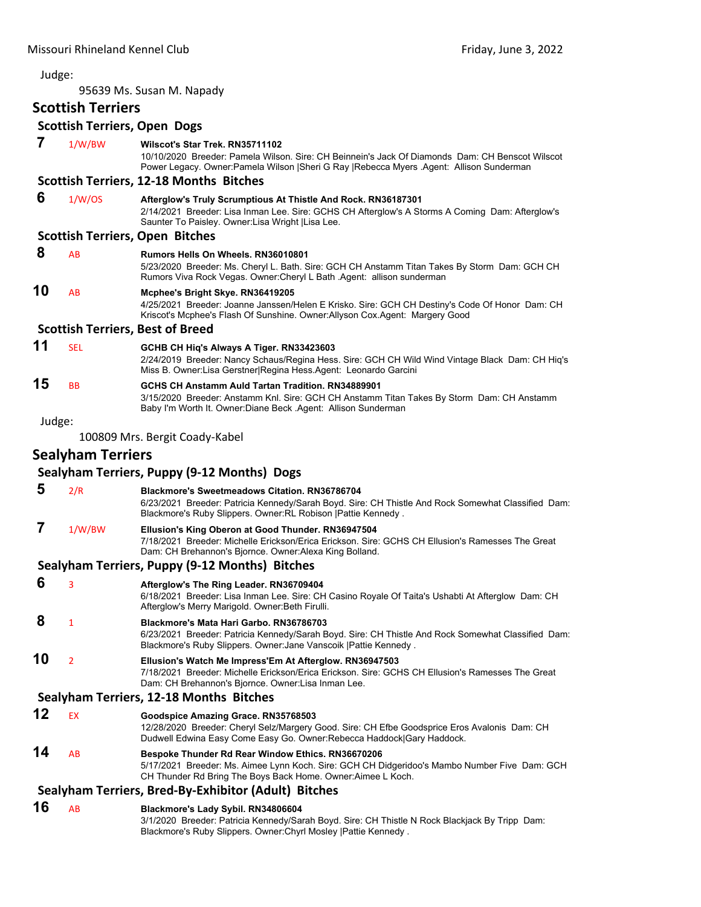Judge:

95639 Ms. Susan M. Napady

## Scottish Terriers

### Scottish Terriers, Open Dogs

**7** 1/W/BW **Wilscot's Star Trek. RN35711102**
10/10/2020 Breeder: Pamela Wilson. Sire: CH Beinnein's Jack Of Diamonds Dam: CH Benscot Wilscot Power Legacy. Owner:Pamela Wilson |Sheri G Ray |Rebecca Myers .Agent: Allison Sunderman

### Scottish Terriers, 12-18 Months Bitches

**6** 1/W/OS **Afterglow's Truly Scrumptious At Thistle And Rock. RN36187301**
2/14/2021 Breeder: Lisa Inman Lee. Sire: GCHS CH Afterglow's A Storms A Coming Dam: Afterglow's Saunter To Paisley. Owner:Lisa Wright |Lisa Lee.

### Scottish Terriers, Open Bitches

**8** AB **Rumors Hells On Wheels. RN36010801**
5/23/2020 Breeder: Ms. Cheryl L. Bath. Sire: GCH CH Anstamm Titan Takes By Storm Dam: GCH CH Rumors Viva Rock Vegas. Owner:Cheryl L Bath .Agent: allison sunderman

**10** AB **Mcphee's Bright Skye. RN36419205**
4/25/2021 Breeder: Joanne Janssen/Helen E Krisko. Sire: GCH CH Destiny's Code Of Honor Dam: CH Kriscot's Mcphee's Flash Of Sunshine. Owner:Allyson Cox.Agent: Margery Good

### Scottish Terriers, Best of Breed

**11** SEL **GCHB CH Hiq's Always A Tiger. RN33423603**
2/24/2019 Breeder: Nancy Schaus/Regina Hess. Sire: GCH CH Wild Wind Vintage Black Dam: CH Hiq's Miss B. Owner:Lisa Gerstner|Regina Hess.Agent: Leonardo Garcini

**15** BB **GCHS CH Anstamm Auld Tartan Tradition. RN34889901**
3/15/2020 Breeder: Anstamm Knl. Sire: GCH CH Anstamm Titan Takes By Storm Dam: CH Anstamm Baby I'm Worth It. Owner:Diane Beck .Agent: Allison Sunderman

Judge:

100809 Mrs. Bergit Coady-Kabel

## Sealyham Terriers

### Sealyham Terriers, Puppy (9-12 Months) Dogs

**5** 2/R **Blackmore's Sweetmeadows Citation. RN36786704**
6/23/2021 Breeder: Patricia Kennedy/Sarah Boyd. Sire: CH Thistle And Rock Somewhat Classified Dam: Blackmore's Ruby Slippers. Owner:RL Robison |Pattie Kennedy .

**7** 1/W/BW **Ellusion's King Oberon at Good Thunder. RN36947504**
7/18/2021 Breeder: Michelle Erickson/Erica Erickson. Sire: GCHS CH Ellusion's Ramesses The Great Dam: CH Brehannon's Bjornce. Owner:Alexa King Bolland.

### Sealyham Terriers, Puppy (9-12 Months) Bitches

**6** 3 **Afterglow's The Ring Leader. RN36709404**
6/18/2021 Breeder: Lisa Inman Lee. Sire: CH Casino Royale Of Taita's Ushabti At Afterglow Dam: CH Afterglow's Merry Marigold. Owner:Beth Firulli.

**8** 1 **Blackmore's Mata Hari Garbo. RN36786703**
6/23/2021 Breeder: Patricia Kennedy/Sarah Boyd. Sire: CH Thistle And Rock Somewhat Classified Dam: Blackmore's Ruby Slippers. Owner:Jane Vanscoik |Pattie Kennedy .

**10** 2 **Ellusion's Watch Me Impress'Em At Afterglow. RN36947503**
7/18/2021 Breeder: Michelle Erickson/Erica Erickson. Sire: GCHS CH Ellusion's Ramesses The Great Dam: CH Brehannon's Bjornce. Owner:Lisa Inman Lee.

### Sealyham Terriers, 12-18 Months Bitches

**12** EX **Goodspice Amazing Grace. RN35768503**
12/28/2020 Breeder: Cheryl Selz/Margery Good. Sire: CH Efbe Goodsprice Eros Avalonis Dam: CH Dudwell Edwina Easy Come Easy Go. Owner:Rebecca Haddock|Gary Haddock.

**14** AB **Bespoke Thunder Rd Rear Window Ethics. RN36670206**
5/17/2021 Breeder: Ms. Aimee Lynn Koch. Sire: GCH CH Didgeridoo's Mambo Number Five Dam: GCH CH Thunder Rd Bring The Boys Back Home. Owner:Aimee L Koch.

### Sealyham Terriers, Bred-By-Exhibitor (Adult) Bitches

**16** AB **Blackmore's Lady Sybil. RN34806604**
3/1/2020 Breeder: Patricia Kennedy/Sarah Boyd. Sire: CH Thistle N Rock Blackjack By Tripp Dam: Blackmore's Ruby Slippers. Owner:Chyrl Mosley |Pattie Kennedy .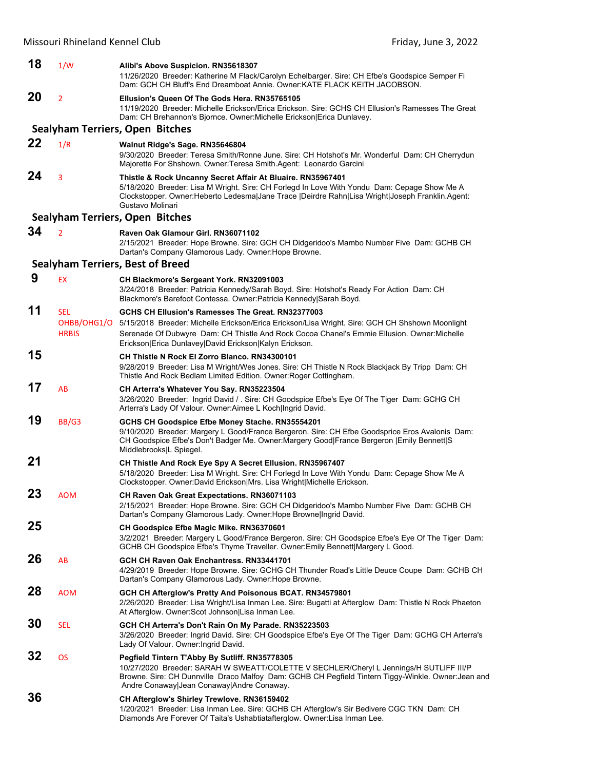**18** 1/W **Alibi's Above Suspicion. RN35618307**
11/26/2020 Breeder: Katherine M Flack/Carolyn Echelbarger. Sire: CH Efbe's Goodspice Semper Fi Dam: GCH CH Bluff's End Dreamboat Annie. Owner:KATE FLACK KEITH JACOBSON.

**20** 2 **Ellusion's Queen Of The Gods Hera. RN35765105**
11/19/2020 Breeder: Michelle Erickson/Erica Erickson. Sire: GCHS CH Ellusion's Ramesses The Great Dam: CH Brehannon's Bjornce. Owner:Michelle Erickson|Erica Dunlavey.

## Sealyham Terriers, Open Bitches

**22** 1/R **Walnut Ridge's Sage. RN35646804**
9/30/2020 Breeder: Teresa Smith/Ronne June. Sire: CH Hotshot's Mr. Wonderful Dam: CH Cherrydun Majorette For Shshown. Owner:Teresa Smith.Agent: Leonardo Garcini

**24** 3 **Thistle & Rock Uncanny Secret Affair At Bluaire. RN35967401**
5/18/2020 Breeder: Lisa M Wright. Sire: CH Forlegd In Love With Yondu Dam: Cepage Show Me A Clockstopper. Owner:Heberto Ledesma|Jane Trace |Deirdre Rahn|Lisa Wright|Joseph Franklin.Agent: Gustavo Molinari

## Sealyham Terriers, Open Bitches

**34** 2 **Raven Oak Glamour Girl. RN36071102**
2/15/2021 Breeder: Hope Browne. Sire: GCH CH Didgeridoo's Mambo Number Five Dam: GCHB CH Dartan's Company Glamorous Lady. Owner:Hope Browne.

## Sealyham Terriers, Best of Breed

**9** EX **CH Blackmore's Sergeant York. RN32091003**
3/24/2018 Breeder: Patricia Kennedy/Sarah Boyd. Sire: Hotshot's Ready For Action Dam: CH Blackmore's Barefoot Contessa. Owner:Patricia Kennedy|Sarah Boyd.

**11** SEL OHBB/OHG1/OHRBIS **GCHS CH Ellusion's Ramesses The Great. RN32377003**
5/15/2018 Breeder: Michelle Erickson/Erica Erickson/Lisa Wright. Sire: GCH CH Shshown Moonlight Serenade Of Dubwyre Dam: CH Thistle And Rock Cocoa Chanel's Emmie Ellusion. Owner:Michelle Erickson|Erica Dunlavey|David Erickson|Kalyn Erickson.

**15** **CH Thistle N Rock El Zorro Blanco. RN34300101**
9/28/2019 Breeder: Lisa M Wright/Wes Jones. Sire: CH Thistle N Rock Blackjack By Tripp Dam: CH Thistle And Rock Bedlam Limited Edition. Owner:Roger Cottingham.

**17** AB **CH Arterra's Whatever You Say. RN35223504**
3/26/2020 Breeder: Ingrid David / . Sire: CH Goodspice Efbe's Eye Of The Tiger Dam: GCHG CH Arterra's Lady Of Valour. Owner:Aimee L Koch|Ingrid David.

**19** BB/G3 **GCHS CH Goodspice Efbe Money Stache. RN35554201**
9/10/2020 Breeder: Margery L Good/France Bergeron. Sire: CH Efbe Goodsprice Eros Avalonis Dam: CH Goodspice Efbe's Don't Badger Me. Owner:Margery Good|France Bergeron |Emily Bennett|S Middlebrooks|L Spiegel.

**21** **CH Thistle And Rock Eye Spy A Secret Ellusion. RN35967407**
5/18/2020 Breeder: Lisa M Wright. Sire: CH Forlegd In Love With Yondu Dam: Cepage Show Me A Clockstopper. Owner:David Erickson|Mrs. Lisa Wright|Michelle Erickson.

**23** AOM **CH Raven Oak Great Expectations. RN36071103**
2/15/2021 Breeder: Hope Browne. Sire: GCH CH Didgeridoo's Mambo Number Five Dam: GCHB CH Dartan's Company Glamorous Lady. Owner:Hope Browne|Ingrid David.

**25** **CH Goodspice Efbe Magic Mike. RN36370601**
3/2/2021 Breeder: Margery L Good/France Bergeron. Sire: CH Goodspice Efbe's Eye Of The Tiger Dam: GCHB CH Goodspice Efbe's Thyme Traveller. Owner:Emily Bennett|Margery L Good.

**26** AB **GCH CH Raven Oak Enchantress. RN33441701**
4/29/2019 Breeder: Hope Browne. Sire: GCHG CH Thunder Road's Little Deuce Coupe Dam: GCHB CH Dartan's Company Glamorous Lady. Owner:Hope Browne.

**28** AOM **GCH CH Afterglow's Pretty And Poisonous BCAT. RN34579801**
2/26/2020 Breeder: Lisa Wright/Lisa Inman Lee. Sire: Bugatti at Afterglow Dam: Thistle N Rock Phaeton At Afterglow. Owner:Scot Johnson|Lisa Inman Lee.

**30** SEL **GCH CH Arterra's Don't Rain On My Parade. RN35223503**
3/26/2020 Breeder: Ingrid David. Sire: CH Goodspice Efbe's Eye Of The Tiger Dam: GCHG CH Arterra's Lady Of Valour. Owner:Ingrid David.

**32** OS **Pegfield Tintern T'Abby By Sutliff. RN35778305**
10/27/2020 Breeder: SARAH W SWEATT/COLETTE V SECHLER/Cheryl L Jennings/H SUTLIFF III/P Browne. Sire: CH Dunnville Draco Malfoy Dam: GCHB CH Pegfield Tintern Tiggy-Winkle. Owner:Jean and Andre Conaway|Jean Conaway|Andre Conaway.

**36** **CH Afterglow's Shirley Trewlove. RN36159402**
1/20/2021 Breeder: Lisa Inman Lee. Sire: GCHB CH Afterglow's Sir Bedivere CGC TKN Dam: CH Diamonds Are Forever Of Taita's Ushabtiatafterglow. Owner:Lisa Inman Lee.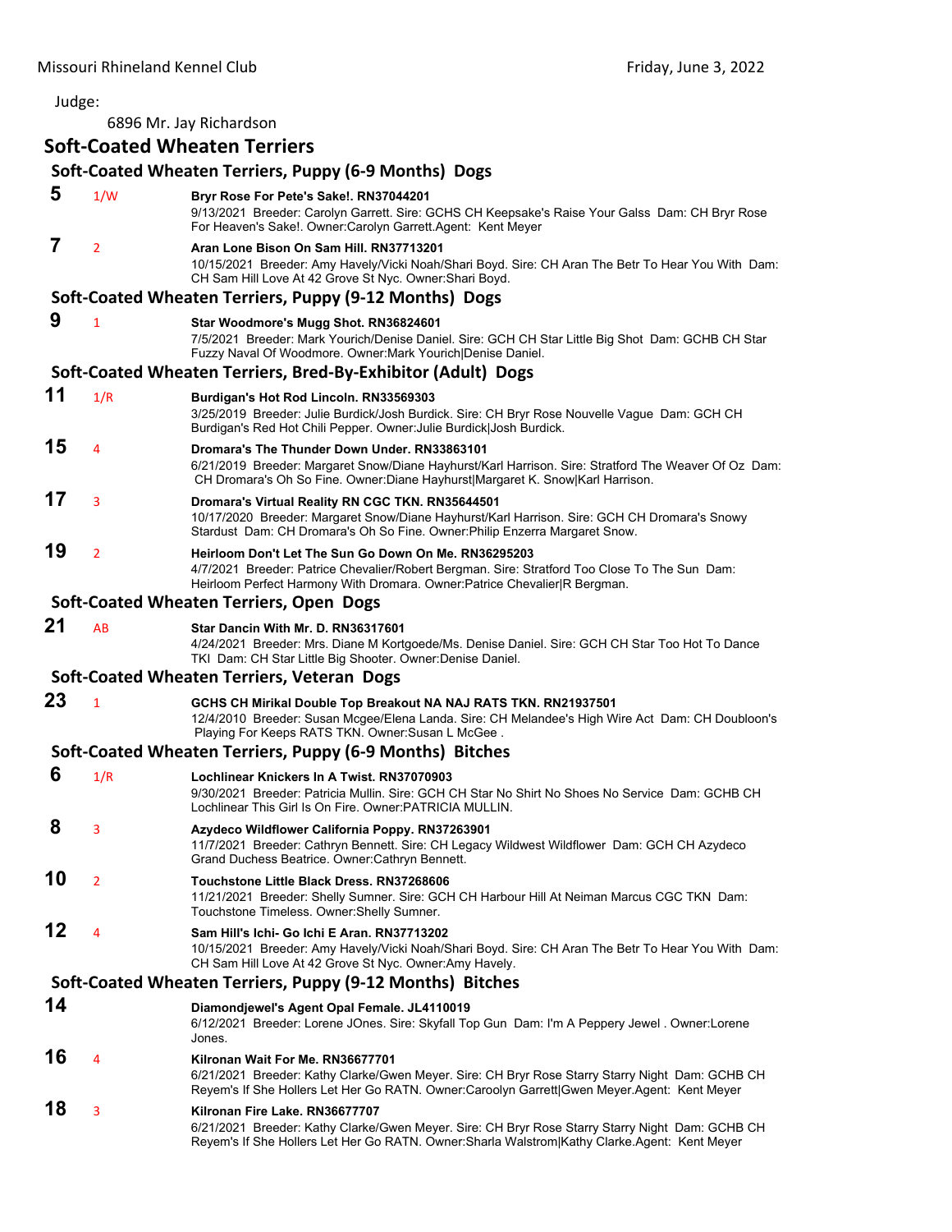Judge:

6896 Mr. Jay Richardson

## Soft-Coated Wheaten Terriers

### Soft-Coated Wheaten Terriers, Puppy (6-9 Months) Dogs

**5** 1/W **Bryr Rose For Pete's Sake!. RN37044201**
9/13/2021 Breeder: Carolyn Garrett. Sire: GCHS CH Keepsake's Raise Your Galss Dam: CH Bryr Rose For Heaven's Sake!. Owner:Carolyn Garrett.Agent: Kent Meyer

**7** 2 **Aran Lone Bison On Sam Hill. RN37713201**
10/15/2021 Breeder: Amy Havely/Vicki Noah/Shari Boyd. Sire: CH Aran The Betr To Hear You With Dam: CH Sam Hill Love At 42 Grove St Nyc. Owner:Shari Boyd.

### Soft-Coated Wheaten Terriers, Puppy (9-12 Months) Dogs

**9** 1 **Star Woodmore's Mugg Shot. RN36824601**
7/5/2021 Breeder: Mark Yourich/Denise Daniel. Sire: GCH CH Star Little Big Shot Dam: GCHB CH Star Fuzzy Naval Of Woodmore. Owner:Mark Yourich|Denise Daniel.

### Soft-Coated Wheaten Terriers, Bred-By-Exhibitor (Adult) Dogs

**11** 1/R **Burdigan's Hot Rod Lincoln. RN33569303**
3/25/2019 Breeder: Julie Burdick/Josh Burdick. Sire: CH Bryr Rose Nouvelle Vague Dam: GCH CH Burdigan's Red Hot Chili Pepper. Owner:Julie Burdick|Josh Burdick.

**15** 4 **Dromara's The Thunder Down Under. RN33863101**
6/21/2019 Breeder: Margaret Snow/Diane Hayhurst/Karl Harrison. Sire: Stratford The Weaver Of Oz Dam: CH Dromara's Oh So Fine. Owner:Diane Hayhurst|Margaret K. Snow|Karl Harrison.

**17** 3 **Dromara's Virtual Reality RN CGC TKN. RN35644501**
10/17/2020 Breeder: Margaret Snow/Diane Hayhurst/Karl Harrison. Sire: GCH CH Dromara's Snowy Stardust Dam: CH Dromara's Oh So Fine. Owner:Philip Enzerra Margaret Snow.

**19** 2 **Heirloom Don't Let The Sun Go Down On Me. RN36295203**
4/7/2021 Breeder: Patrice Chevalier/Robert Bergman. Sire: Stratford Too Close To The Sun Dam: Heirloom Perfect Harmony With Dromara. Owner:Patrice Chevalier|R Bergman.

### Soft-Coated Wheaten Terriers, Open Dogs

**21** AB **Star Dancin With Mr. D. RN36317601**
4/24/2021 Breeder: Mrs. Diane M Kortgoede/Ms. Denise Daniel. Sire: GCH CH Star Too Hot To Dance TKI Dam: CH Star Little Big Shooter. Owner:Denise Daniel.

### Soft-Coated Wheaten Terriers, Veteran Dogs

**23** 1 **GCHS CH Mirikal Double Top Breakout NA NAJ RATS TKN. RN21937501**
12/4/2010 Breeder: Susan Mcgee/Elena Landa. Sire: CH Melandee's High Wire Act Dam: CH Doubloon's Playing For Keeps RATS TKN. Owner:Susan L McGee .

### Soft-Coated Wheaten Terriers, Puppy (6-9 Months) Bitches

**6** 1/R **Lochlinear Knickers In A Twist. RN37070903**
9/30/2021 Breeder: Patricia Mullin. Sire: GCH CH Star No Shirt No Shoes No Service Dam: GCHB CH Lochlinear This Girl Is On Fire. Owner:PATRICIA MULLIN.

**8** 3 **Azydeco Wildflower California Poppy. RN37263901**
11/7/2021 Breeder: Cathryn Bennett. Sire: CH Legacy Wildwest Wildflower Dam: GCH CH Azydeco Grand Duchess Beatrice. Owner:Cathryn Bennett.

**10** 2 **Touchstone Little Black Dress. RN37268606**
11/21/2021 Breeder: Shelly Sumner. Sire: GCH CH Harbour Hill At Neiman Marcus CGC TKN Dam: Touchstone Timeless. Owner:Shelly Sumner.

**12** 4 **Sam Hill's Ichi- Go Ichi E Aran. RN37713202**
10/15/2021 Breeder: Amy Havely/Vicki Noah/Shari Boyd. Sire: CH Aran The Betr To Hear You With Dam: CH Sam Hill Love At 42 Grove St Nyc. Owner:Amy Havely.

### Soft-Coated Wheaten Terriers, Puppy (9-12 Months) Bitches

**14** **Diamondjewel's Agent Opal Female. JL4110019**
6/12/2021 Breeder: Lorene JOnes. Sire: Skyfall Top Gun Dam: I'm A Peppery Jewel . Owner:Lorene Jones.

**16** 4 **Kilronan Wait For Me. RN36677701**
6/21/2021 Breeder: Kathy Clarke/Gwen Meyer. Sire: CH Bryr Rose Starry Starry Night Dam: GCHB CH Reyem's If She Hollers Let Her Go RATN. Owner:Caroolyn Garrett|Gwen Meyer.Agent: Kent Meyer

**18** 3 **Kilronan Fire Lake. RN36677707**
6/21/2021 Breeder: Kathy Clarke/Gwen Meyer. Sire: CH Bryr Rose Starry Starry Night Dam: GCHB CH Reyem's If She Hollers Let Her Go RATN. Owner:Sharla Walstrom|Kathy Clarke.Agent: Kent Meyer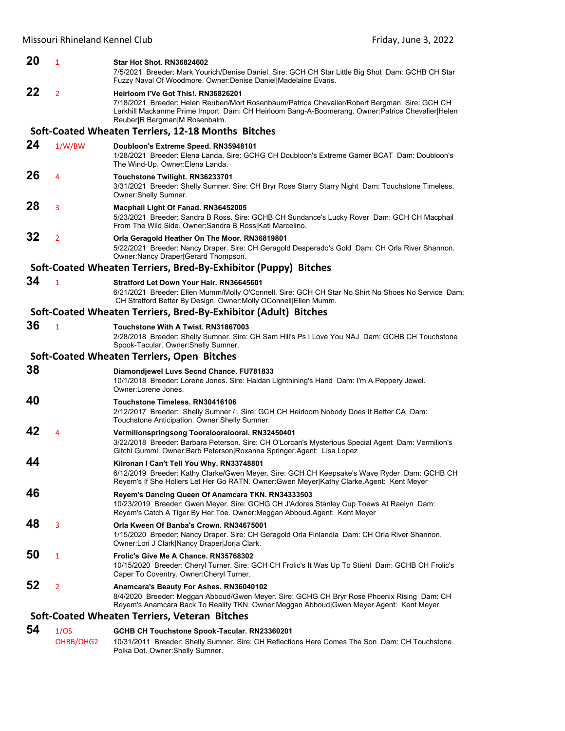**20** 1 **Star Hot Shot. RN36824602**
7/5/2021 Breeder: Mark Yourich/Denise Daniel. Sire: GCH CH Star Little Big Shot Dam: GCHB CH Star Fuzzy Naval Of Woodmore. Owner:Denise Daniel|Madelaine Evans.

**22** 2 **Heirloom I'Ve Got This!. RN36826201**
7/18/2021 Breeder: Helen Reuben/Mort Rosenbaum/Patrice Chevalier/Robert Bergman. Sire: GCH CH Larkhill Mackanme Prime Import Dam: CH Heirloom Bang-A-Boomerang. Owner:Patrice Chevalier|Helen Reuber|R Bergman|M Rosenbalm.

## Soft-Coated Wheaten Terriers, 12-18 Months Bitches

**24** 1/W/BW **Doubloon's Extreme Speed. RN35948101**
1/28/2021 Breeder: Elena Landa. Sire: GCHG CH Doubloon's Extreme Gamer BCAT Dam: Doubloon's The Wind-Up. Owner:Elena Landa.

**26** 4 **Touchstone Twilight. RN36233701**
3/31/2021 Breeder: Shelly Sumner. Sire: CH Bryr Rose Starry Starry Night Dam: Touchstone Timeless. Owner:Shelly Sumner.

**28** 3 **Macphail Light Of Fanad. RN36452005**
5/23/2021 Breeder: Sandra B Ross. Sire: GCHB CH Sundance's Lucky Rover Dam: GCH CH Macphail From The Wild Side. Owner:Sandra B Ross|Kati Marcelino.

**32** 2 **Orla Geragold Heather On The Moor. RN36819801**
5/22/2021 Breeder: Nancy Draper. Sire: CH Geragold Desperado's Gold Dam: CH Orla River Shannon. Owner:Nancy Draper|Gerard Thompson.

## Soft-Coated Wheaten Terriers, Bred-By-Exhibitor (Puppy) Bitches

**34** 1 **Stratford Let Down Your Hair. RN36645601**
6/21/2021 Breeder: Ellen Mumm/Molly O'Connell. Sire: GCH CH Star No Shirt No Shoes No Service Dam: CH Stratford Better By Design. Owner:Molly OConnell|Ellen Mumm.

## Soft-Coated Wheaten Terriers, Bred-By-Exhibitor (Adult) Bitches

**36** 1 **Touchstone With A Twist. RN31867003**
2/28/2018 Breeder: Shelly Sumner. Sire: CH Sam Hill's Ps I Love You NAJ Dam: GCHB CH Touchstone Spook-Tacular. Owner:Shelly Sumner.

## Soft-Coated Wheaten Terriers, Open Bitches

**38** **Diamondjewel Luvs Secnd Chance. FU781833**
10/1/2018 Breeder: Lorene Jones. Sire: Haldan Lightnining's Hand Dam: I'm A Peppery Jewel. Owner:Lorene Jones.

**40** **Touchstone Timeless. RN30416106**
2/12/2017 Breeder: Shelly Sumner / . Sire: GCH CH Heirloom Nobody Does It Better CA Dam: Touchstone Anticipation. Owner:Shelly Sumner.

**42** 4 **Vermilionspringsong Tooralooralooral. RN32450401**
3/22/2018 Breeder: Barbara Peterson. Sire: CH O'Lorcan's Mysterious Special Agent Dam: Vermilion's Gitchi Gummi. Owner:Barb Peterson|Roxanna Springer.Agent: Lisa Lopez

**44** **Kilronan I Can't Tell You Why. RN33748801**
6/12/2019 Breeder: Kathy Clarke/Gwen Meyer. Sire: GCH CH Keepsake's Wave Ryder Dam: GCHB CH Reyem's If She Hollers Let Her Go RATN. Owner:Gwen Meyer|Kathy Clarke.Agent: Kent Meyer

**46** **Reyem's Dancing Queen Of Anamcara TKN. RN34333503**
10/23/2019 Breeder: Gwen Meyer. Sire: GCHG CH J'Adores Stanley Cup Toews At Raelyn Dam: Reyem's Catch A Tiger By Her Toe. Owner:Meggan Abboud.Agent: Kent Meyer

**48** 3 **Orla Kween Of Banba's Crown. RN34675001**
1/15/2020 Breeder: Nancy Draper. Sire: CH Geragold Orla Finlandia Dam: CH Orla River Shannon. Owner:Lori J Clark|Nancy Draper|Jorja Clark.

**50** 1 **Frolic's Give Me A Chance. RN35768302**
10/15/2020 Breeder: Cheryl Turner. Sire: GCH CH Frolic's It Was Up To Stiehl Dam: GCHB CH Frolic's Caper To Coventry. Owner:Cheryl Turner.

**52** 2 **Anamcara's Beauty For Ashes. RN36040102**
8/4/2020 Breeder: Meggan Abboud/Gwen Meyer. Sire: GCHG CH Bryr Rose Phoenix Rising Dam: CH Reyem's Anamcara Back To Reality TKN. Owner:Meggan Abboud|Gwen Meyer.Agent: Kent Meyer

## Soft-Coated Wheaten Terriers, Veteran Bitches

**54** 1/OS OHBB/OHG2 **GCHB CH Touchstone Spook-Tacular. RN23360201**
10/31/2011 Breeder: Shelly Sumner. Sire: CH Reflections Here Comes The Son Dam: CH Touchstone Polka Dot. Owner:Shelly Sumner.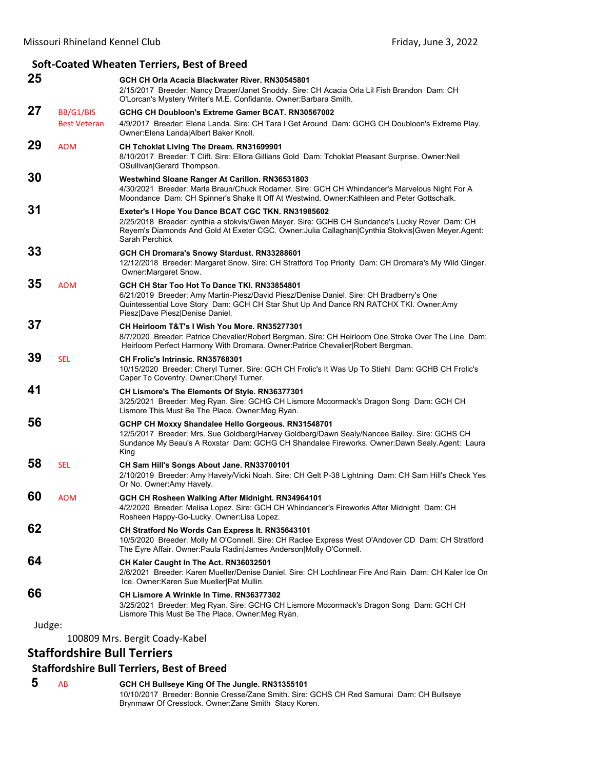### Soft-Coated Wheaten Terriers, Best of Breed

**25** **GCH CH Orla Acacia Blackwater River. RN30545801**
2/15/2017 Breeder: Nancy Draper/Janet Snoddy. Sire: CH Acacia Orla Lil Fish Brandon Dam: CH O'Lorcan's Mystery Writer's M.E. Confidante. Owner:Barbara Smith.

**27** BB/G1/BIS Best Veteran **GCHG CH Doubloon's Extreme Gamer BCAT. RN30567002**
4/9/2017 Breeder: Elena Landa. Sire: CH Tara I Get Around Dam: GCHG CH Doubloon's Extreme Play. Owner:Elena Landa|Albert Baker Knoll.

**29** AOM **CH Tchoklat Living The Dream. RN31699901**
8/10/2017 Breeder: T Clift. Sire: Ellora Gillians Gold Dam: Tchoklat Pleasant Surprise. Owner:Neil OSullivan|Gerard Thompson.

**30** **Westwhind Sloane Ranger At Carillon. RN36531803**
4/30/2021 Breeder: Marla Braun/Chuck Rodamer. Sire: GCH CH Whindancer's Marvelous Night For A Moondance Dam: CH Spinner's Shake It Off At Westwind. Owner:Kathleen and Peter Gottschalk.

**31** **Exeter's I Hope You Dance BCAT CGC TKN. RN31985602**
2/25/2018 Breeder: cynthia a stokvis/Gwen Meyer. Sire: GCHB CH Sundance's Lucky Rover Dam: CH Reyem's Diamonds And Gold At Exeter CGC. Owner:Julia Callaghan|Cynthia Stokvis|Gwen Meyer.Agent: Sarah Perchick

**33** **GCH CH Dromara's Snowy Stardust. RN33288601**
12/12/2018 Breeder: Margaret Snow. Sire: CH Stratford Top Priority Dam: CH Dromara's My Wild Ginger. Owner:Margaret Snow.

**35** AOM **GCH CH Star Too Hot To Dance TKI. RN33854801**
6/21/2019 Breeder: Amy Martin-Piesz/David Piesz/Denise Daniel. Sire: CH Bradberry's One Quintessential Love Story Dam: GCH CH Star Shut Up And Dance RN RATCHX TKI. Owner:Amy Piesz|Dave Piesz|Denise Daniel.

**37** **CH Heirloom T&T's I Wish You More. RN35277301**
8/7/2020 Breeder: Patrice Chevalier/Robert Bergman. Sire: CH Heirloom One Stroke Over The Line Dam: Heirloom Perfect Harmony With Dromara. Owner:Patrice Chevalier|Robert Bergman.

**39** SEL **CH Frolic's Intrinsic. RN35768301**
10/15/2020 Breeder: Cheryl Turner. Sire: GCH CH Frolic's It Was Up To Stiehl Dam: GCHB CH Frolic's Caper To Coventry. Owner:Cheryl Turner.

**41** **CH Lismore's The Elements Of Style. RN36377301**
3/25/2021 Breeder: Meg Ryan. Sire: GCHG CH Lismore Mccormack's Dragon Song Dam: GCH CH Lismore This Must Be The Place. Owner:Meg Ryan.

**56** **GCHP CH Moxxy Shandalee Hello Gorgeous. RN31548701**
12/5/2017 Breeder: Mrs. Sue Goldberg/Harvey Goldberg/Dawn Sealy/Nancee Bailey. Sire: GCHS CH Sundance My Beau's A Roxstar Dam: GCHG CH Shandalee Fireworks. Owner:Dawn Sealy.Agent: Laura King

**58** SEL **CH Sam Hill's Songs About Jane. RN33700101**
2/10/2019 Breeder: Amy Havely/Vicki Noah. Sire: CH Gelt P-38 Lightning Dam: CH Sam Hill's Check Yes Or No. Owner:Amy Havely.

**60** AOM **GCH CH Rosheen Walking After Midnight. RN34964101**
4/2/2020 Breeder: Melisa Lopez. Sire: GCH CH Whindancer's Fireworks After Midnight Dam: CH Rosheen Happy-Go-Lucky. Owner:Lisa Lopez.

**62** **CH Stratford No Words Can Express It. RN35643101**
10/5/2020 Breeder: Molly M O'Connell. Sire: CH Raclee Express West O'Andover CD Dam: CH Stratford The Eyre Affair. Owner:Paula Radin|James Anderson|Molly O'Connell.

**64** **CH Kaler Caught In The Act. RN36032501**
2/6/2021 Breeder: Karen Mueller/Denise Daniel. Sire: CH Lochlinear Fire And Rain Dam: CH Kaler Ice On Ice. Owner:Karen Sue Mueller|Pat Mullin.

**66** **CH Lismore A Wrinkle In Time. RN36377302**
3/25/2021 Breeder: Meg Ryan. Sire: GCHG CH Lismore Mccormack's Dragon Song Dam: GCH CH Lismore This Must Be The Place. Owner:Meg Ryan.

Judge:

100809 Mrs. Bergit Coady-Kabel

## Staffordshire Bull Terriers

### Staffordshire Bull Terriers, Best of Breed

**5** AB **GCH CH Bullseye King Of The Jungle. RN31355101**
10/10/2017 Breeder: Bonnie Cresse/Zane Smith. Sire: GCHS CH Red Samurai Dam: CH Bullseye Brynmawr Of Cresstock. Owner:Zane Smith Stacy Koren.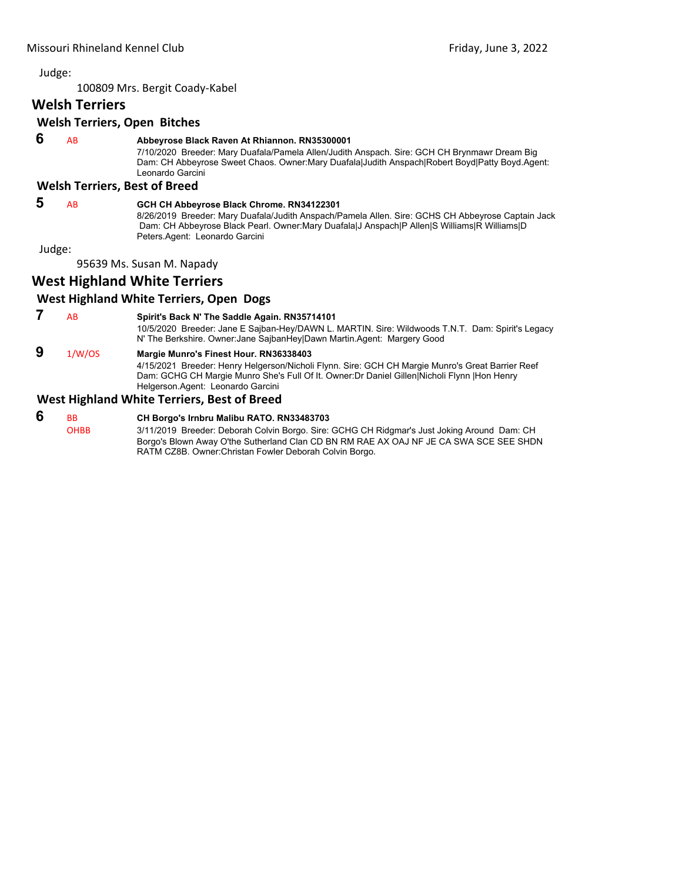Judge:

100809 Mrs. Bergit Coady-Kabel

## Welsh Terriers

### Welsh Terriers, Open Bitches

**6** AB **Abbeyrose Black Raven At Rhiannon. RN35300001**
7/10/2020 Breeder: Mary Duafala/Pamela Allen/Judith Anspach. Sire: GCH CH Brynmawr Dream Big Dam: CH Abbeyrose Sweet Chaos. Owner:Mary Duafala|Judith Anspach|Robert Boyd|Patty Boyd.Agent: Leonardo Garcini

### Welsh Terriers, Best of Breed

**5** AB **GCH CH Abbeyrose Black Chrome. RN34122301**
8/26/2019 Breeder: Mary Duafala/Judith Anspach/Pamela Allen. Sire: GCHS CH Abbeyrose Captain Jack Dam: CH Abbeyrose Black Pearl. Owner:Mary Duafala|J Anspach|P Allen|S Williams|R Williams|D Peters.Agent: Leonardo Garcini

Judge:

95639 Ms. Susan M. Napady

## West Highland White Terriers

### West Highland White Terriers, Open Dogs

**7** AB **Spirit's Back N' The Saddle Again. RN35714101**
10/5/2020 Breeder: Jane E Sajban-Hey/DAWN L. MARTIN. Sire: Wildwoods T.N.T. Dam: Spirit's Legacy N' The Berkshire. Owner:Jane SajbanHey|Dawn Martin.Agent: Margery Good

**9** 1/W/OS **Margie Munro's Finest Hour. RN36338403**
4/15/2021 Breeder: Henry Helgerson/Nicholi Flynn. Sire: GCH CH Margie Munro's Great Barrier Reef Dam: GCHG CH Margie Munro She's Full Of It. Owner:Dr Daniel Gillen|Nicholi Flynn |Hon Henry Helgerson.Agent: Leonardo Garcini

### West Highland White Terriers, Best of Breed

**6** BB OHBB **CH Borgo's Irnbru Malibu RATO. RN33483703**
3/11/2019 Breeder: Deborah Colvin Borgo. Sire: GCHG CH Ridgmar's Just Joking Around Dam: CH Borgo's Blown Away O'the Sutherland Clan CD BN RM RAE AX OAJ NF JE CA SWA SCE SEE SHDN RATM CZ8B. Owner:Christan Fowler Deborah Colvin Borgo.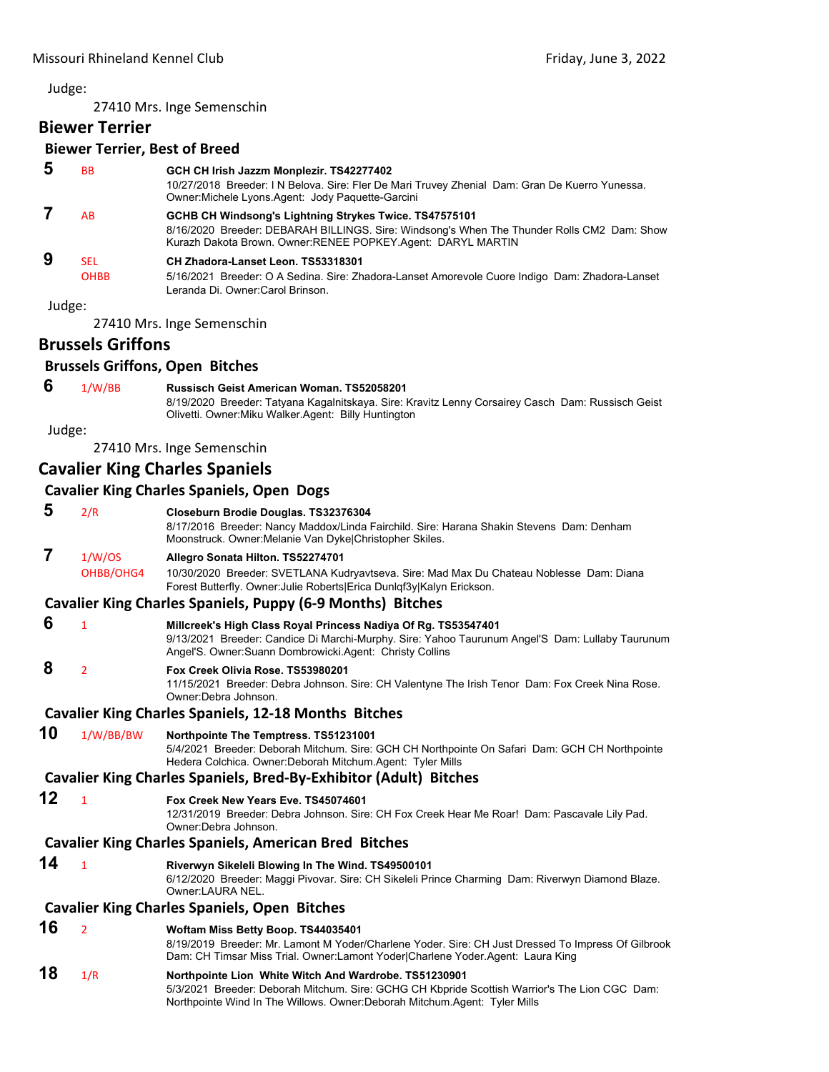Judge:

27410 Mrs. Inge Semenschin

## Biewer Terrier

### Biewer Terrier, Best of Breed

**5** BB **GCH CH Irish Jazzm Monplezir. TS42277402**
10/27/2018 Breeder: I N Belova. Sire: Fler De Mari Truvey Zhenial Dam: Gran De Kuerro Yunessa. Owner:Michele Lyons.Agent: Jody Paquette-Garcini

**7** AB **GCHB CH Windsong's Lightning Strykes Twice. TS47575101**
8/16/2020 Breeder: DEBARAH BILLINGS. Sire: Windsong's When The Thunder Rolls CM2 Dam: Show Kurazh Dakota Brown. Owner:RENEE POPKEY.Agent: DARYL MARTIN

**9** SEL OHBB **CH Zhadora-Lanset Leon. TS53318301**
5/16/2021 Breeder: O A Sedina. Sire: Zhadora-Lanset Amorevole Cuore Indigo Dam: Zhadora-Lanset Leranda Di. Owner:Carol Brinson.

Judge:

27410 Mrs. Inge Semenschin

## Brussels Griffons

### Brussels Griffons, Open Bitches

**6** 1/W/BB **Russisch Geist American Woman. TS52058201**
8/19/2020 Breeder: Tatyana Kagalnitskaya. Sire: Kravitz Lenny Corsairey Casch Dam: Russisch Geist Olivetti. Owner:Miku Walker.Agent: Billy Huntington

Judge:

27410 Mrs. Inge Semenschin

## Cavalier King Charles Spaniels

### Cavalier King Charles Spaniels, Open Dogs

**5** 2/R **Closeburn Brodie Douglas. TS32376304**
8/17/2016 Breeder: Nancy Maddox/Linda Fairchild. Sire: Harana Shakin Stevens Dam: Denham Moonstruck. Owner:Melanie Van Dyke|Christopher Skiles.

**7** 1/W/OS OHBB/OHG4 **Allegro Sonata Hilton. TS52274701**
10/30/2020 Breeder: SVETLANA Kudryavtseva. Sire: Mad Max Du Chateau Noblesse Dam: Diana Forest Butterfly. Owner:Julie Roberts|Erica Dunlqf3y|Kalyn Erickson.

### Cavalier King Charles Spaniels, Puppy (6-9 Months) Bitches

**6** 1 **Millcreek's High Class Royal Princess Nadiya Of Rg. TS53547401**
9/13/2021 Breeder: Candice Di Marchi-Murphy. Sire: Yahoo Taurunum Angel'S Dam: Lullaby Taurunum Angel'S. Owner:Suann Dombrowicki.Agent: Christy Collins

**8** 2 **Fox Creek Olivia Rose. TS53980201**
11/15/2021 Breeder: Debra Johnson. Sire: CH Valentyne The Irish Tenor Dam: Fox Creek Nina Rose. Owner:Debra Johnson.

### Cavalier King Charles Spaniels, 12-18 Months Bitches

**10** 1/W/BB/BW **Northpointe The Temptress. TS51231001**
5/4/2021 Breeder: Deborah Mitchum. Sire: GCH CH Northpointe On Safari Dam: GCH CH Northpointe Hedera Colchica. Owner:Deborah Mitchum.Agent: Tyler Mills

### Cavalier King Charles Spaniels, Bred-By-Exhibitor (Adult) Bitches

**12** 1 **Fox Creek New Years Eve. TS45074601**
12/31/2019 Breeder: Debra Johnson. Sire: CH Fox Creek Hear Me Roar! Dam: Pascavale Lily Pad. Owner:Debra Johnson.

### Cavalier King Charles Spaniels, American Bred Bitches

**14** 1 **Riverwyn Sikeleli Blowing In The Wind. TS49500101**
6/12/2020 Breeder: Maggi Pivovar. Sire: CH Sikeleli Prince Charming Dam: Riverwyn Diamond Blaze. Owner:LAURA NEL.

### Cavalier King Charles Spaniels, Open Bitches

**16** 2 **Woftam Miss Betty Boop. TS44035401**
8/19/2019 Breeder: Mr. Lamont M Yoder/Charlene Yoder. Sire: CH Just Dressed To Impress Of Gilbrook Dam: CH Timsar Miss Trial. Owner:Lamont Yoder|Charlene Yoder.Agent: Laura King

**18** 1/R **Northpointe Lion White Witch And Wardrobe. TS51230901**
5/3/2021 Breeder: Deborah Mitchum. Sire: GCHG CH Kbpride Scottish Warrior's The Lion CGC Dam: Northpointe Wind In The Willows. Owner:Deborah Mitchum.Agent: Tyler Mills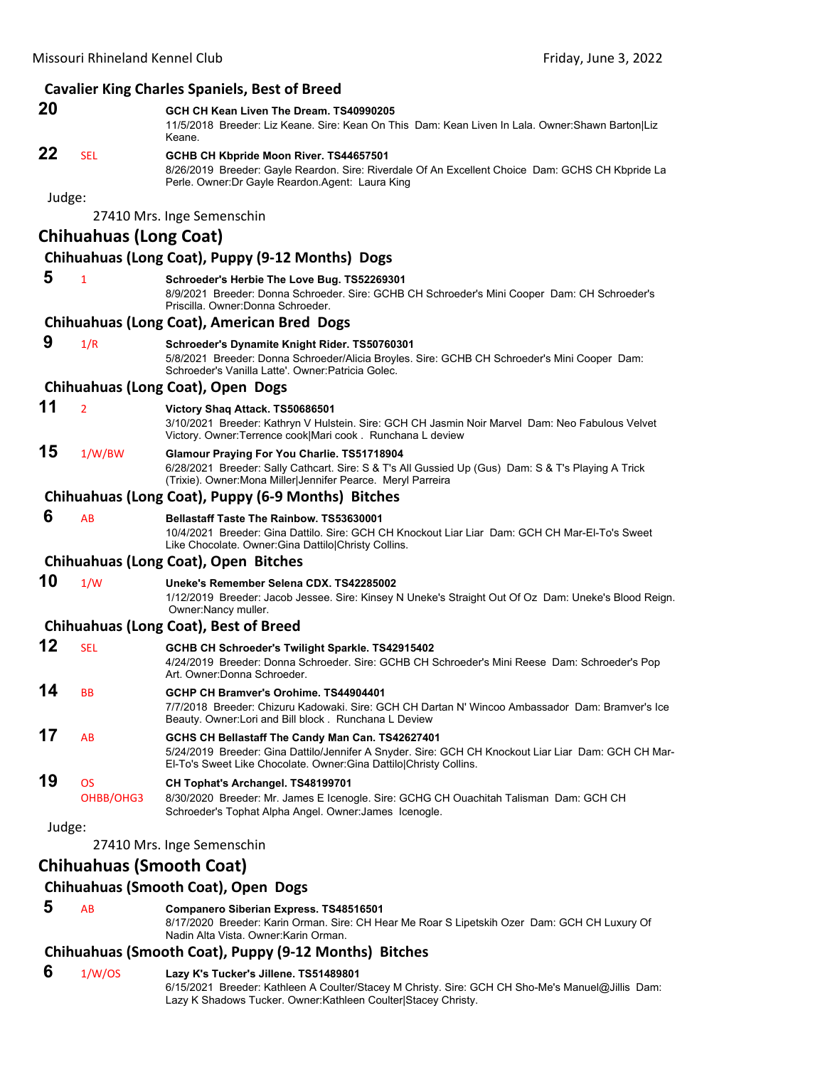### Cavalier King Charles Spaniels, Best of Breed

**20** — **GCH CH Kean Liven The Dream. TS40990205**
11/5/2018 Breeder: Liz Keane. Sire: Kean On This Dam: Kean Liven In Lala. Owner:Shawn Barton|Liz Keane.

**22** SEL — **GCHB CH Kbpride Moon River. TS44657501**
8/26/2019 Breeder: Gayle Reardon. Sire: Riverdale Of An Excellent Choice Dam: GCHS CH Kbpride La Perle. Owner:Dr Gayle Reardon.Agent: Laura King

Judge:

27410 Mrs. Inge Semenschin

## Chihuahuas (Long Coat)

### Chihuahuas (Long Coat), Puppy (9-12 Months) Dogs

**5** 1 — **Schroeder's Herbie The Love Bug. TS52269301**
8/9/2021 Breeder: Donna Schroeder. Sire: GCHB CH Schroeder's Mini Cooper Dam: CH Schroeder's Priscilla. Owner:Donna Schroeder.

### Chihuahuas (Long Coat), American Bred Dogs

**9** 1/R — **Schroeder's Dynamite Knight Rider. TS50760301**
5/8/2021 Breeder: Donna Schroeder/Alicia Broyles. Sire: GCHB CH Schroeder's Mini Cooper Dam: Schroeder's Vanilla Latte'. Owner:Patricia Golec.

### Chihuahuas (Long Coat), Open Dogs

**11** 2 — **Victory Shaq Attack. TS50686501**
3/10/2021 Breeder: Kathryn V Hulstein. Sire: GCH CH Jasmin Noir Marvel Dam: Neo Fabulous Velvet Victory. Owner:Terrence cook|Mari cook . Runchana L deview

**15** 1/W/BW — **Glamour Praying For You Charlie. TS51718904**
6/28/2021 Breeder: Sally Cathcart. Sire: S & T's All Gussied Up (Gus) Dam: S & T's Playing A Trick (Trixie). Owner:Mona Miller|Jennifer Pearce. Meryl Parreira

### Chihuahuas (Long Coat), Puppy (6-9 Months) Bitches

**6** AB — **Bellastaff Taste The Rainbow. TS53630001**
10/4/2021 Breeder: Gina Dattilo. Sire: GCH CH Knockout Liar Liar Dam: GCH CH Mar-El-To's Sweet Like Chocolate. Owner:Gina Dattilo|Christy Collins.

### Chihuahuas (Long Coat), Open Bitches

**10** 1/W — **Uneke's Remember Selena CDX. TS42285002**
1/12/2019 Breeder: Jacob Jessee. Sire: Kinsey N Uneke's Straight Out Of Oz Dam: Uneke's Blood Reign. Owner:Nancy muller.

### Chihuahuas (Long Coat), Best of Breed

**12** SEL — **GCHB CH Schroeder's Twilight Sparkle. TS42915402**
4/24/2019 Breeder: Donna Schroeder. Sire: GCHB CH Schroeder's Mini Reese Dam: Schroeder's Pop Art. Owner:Donna Schroeder.

**14** BB — **GCHP CH Bramver's Orohime. TS44904401**
7/7/2018 Breeder: Chizuru Kadowaki. Sire: GCH CH Dartan N' Wincoo Ambassador Dam: Bramver's Ice Beauty. Owner:Lori and Bill block . Runchana L Deview

**17** AB — **GCHS CH Bellastaff The Candy Man Can. TS42627401**
5/24/2019 Breeder: Gina Dattilo/Jennifer A Snyder. Sire: GCH CH Knockout Liar Liar Dam: GCH CH Mar-El-To's Sweet Like Chocolate. Owner:Gina Dattilo|Christy Collins.

**19** OS OHBB/OHG3 — **CH Tophat's Archangel. TS48199701**
8/30/2020 Breeder: Mr. James E Icenogle. Sire: GCHG CH Ouachitah Talisman Dam: GCH CH Schroeder's Tophat Alpha Angel. Owner:James Icenogle.

Judge:

27410 Mrs. Inge Semenschin

## Chihuahuas (Smooth Coat)

### Chihuahuas (Smooth Coat), Open Dogs

**5** AB — **Companero Siberian Express. TS48516501**
8/17/2020 Breeder: Karin Orman. Sire: CH Hear Me Roar S Lipetskih Ozer Dam: GCH CH Luxury Of Nadin Alta Vista. Owner:Karin Orman.

### Chihuahuas (Smooth Coat), Puppy (9-12 Months) Bitches

**6** 1/W/OS — **Lazy K's Tucker's Jillene. TS51489801**
6/15/2021 Breeder: Kathleen A Coulter/Stacey M Christy. Sire: GCH CH Sho-Me's Manuel@Jillis Dam: Lazy K Shadows Tucker. Owner:Kathleen Coulter|Stacey Christy.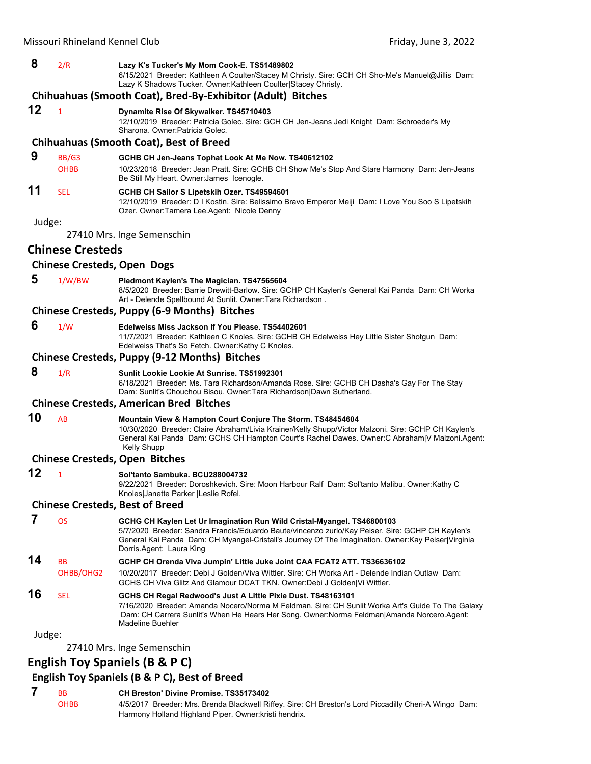**8** 2/R **Lazy K's Tucker's My Mom Cook-E. TS51489802**
6/15/2021 Breeder: Kathleen A Coulter/Stacey M Christy. Sire: GCH CH Sho-Me's Manuel@Jillis Dam: Lazy K Shadows Tucker. Owner:Kathleen Coulter|Stacey Christy.

### Chihuahuas (Smooth Coat), Bred-By-Exhibitor (Adult) Bitches

**12** 1 **Dynamite Rise Of Skywalker. TS45710403**
12/10/2019 Breeder: Patricia Golec. Sire: GCH CH Jen-Jeans Jedi Knight Dam: Schroeder's My Sharona. Owner:Patricia Golec.

### Chihuahuas (Smooth Coat), Best of Breed

**9** BB/G3 OHBB **GCHB CH Jen-Jeans Tophat Look At Me Now. TS40612102**
10/23/2018 Breeder: Jean Pratt. Sire: GCHB CH Show Me's Stop And Stare Harmony Dam: Jen-Jeans Be Still My Heart. Owner:James Icenogle.

**11** SEL **GCHB CH Sailor S Lipetskih Ozer. TS49594601**
12/10/2019 Breeder: D I Kostin. Sire: Belissimo Bravo Emperor Meiji Dam: I Love You Soo S Lipetskih Ozer. Owner:Tamera Lee.Agent: Nicole Denny

Judge:

27410 Mrs. Inge Semenschin

## Chinese Cresteds

### Chinese Cresteds, Open Dogs

**5** 1/W/BW **Piedmont Kaylen's The Magician. TS47565604**
8/5/2020 Breeder: Barrie Drewitt-Barlow. Sire: GCHP CH Kaylen's General Kai Panda Dam: CH Worka Art - Delende Spellbound At Sunlit. Owner:Tara Richardson .

### Chinese Cresteds, Puppy (6-9 Months) Bitches

**6** 1/W **Edelweiss Miss Jackson If You Please. TS54402601**
11/7/2021 Breeder: Kathleen C Knoles. Sire: GCHB CH Edelweiss Hey Little Sister Shotgun Dam: Edelweiss That's So Fetch. Owner:Kathy C Knoles.

### Chinese Cresteds, Puppy (9-12 Months) Bitches

**8** 1/R **Sunlit Lookie Lookie At Sunrise. TS51992301**
6/18/2021 Breeder: Ms. Tara Richardson/Amanda Rose. Sire: GCHB CH Dasha's Gay For The Stay Dam: Sunlit's Chouchou Bisou. Owner:Tara Richardson|Dawn Sutherland.

### Chinese Cresteds, American Bred Bitches

**10** AB **Mountain View & Hampton Court Conjure The Storm. TS48454604**
10/30/2020 Breeder: Claire Abraham/Livia Krainer/Kelly Shupp/Victor Malzoni. Sire: GCHP CH Kaylen's General Kai Panda Dam: GCHS CH Hampton Court's Rachel Dawes. Owner:C Abraham|V Malzoni.Agent: Kelly Shupp

### Chinese Cresteds, Open Bitches

**12** 1 **Sol'tanto Sambuka. BCU288004732**
9/22/2021 Breeder: Doroshkevich. Sire: Moon Harbour Ralf Dam: Sol'tanto Malibu. Owner:Kathy C Knoles|Janette Parker |Leslie Rofel.

### Chinese Cresteds, Best of Breed

**7** OS **GCHG CH Kaylen Let Ur Imagination Run Wild Cristal-Myangel. TS46800103**
5/7/2020 Breeder: Sandra Francis/Eduardo Baute/vincenzo zurlo/Kay Peiser. Sire: GCHP CH Kaylen's General Kai Panda Dam: CH Myangel-Cristall's Journey Of The Imagination. Owner:Kay Peiser|Virginia Dorris.Agent: Laura King

**14** BB OHBB/OHG2 **GCHP CH Orenda Viva Jumpin' Little Juke Joint CAA FCAT2 ATT. TS36636102**
10/20/2017 Breeder: Debi J Golden/Viva Wittler. Sire: CH Worka Art - Delende Indian Outlaw Dam: GCHS CH Viva Glitz And Glamour DCAT TKN. Owner:Debi J Golden|Vi Wittler.

**16** SEL **GCHS CH Regal Redwood's Just A Little Pixie Dust. TS48163101**
7/16/2020 Breeder: Amanda Nocero/Norma M Feldman. Sire: CH Sunlit Worka Art's Guide To The Galaxy Dam: CH Carrera Sunlit's When He Hears Her Song. Owner:Norma Feldman|Amanda Norcero.Agent: Madeline Buehler

Judge:

27410 Mrs. Inge Semenschin

## English Toy Spaniels (B & P C)

### English Toy Spaniels (B & P C), Best of Breed

**7** BB OHBB **CH Breston' Divine Promise. TS35173402**
4/5/2017 Breeder: Mrs. Brenda Blackwell Riffey. Sire: CH Breston's Lord Piccadilly Cheri-A Wingo Dam: Harmony Holland Highland Piper. Owner:kristi hendrix.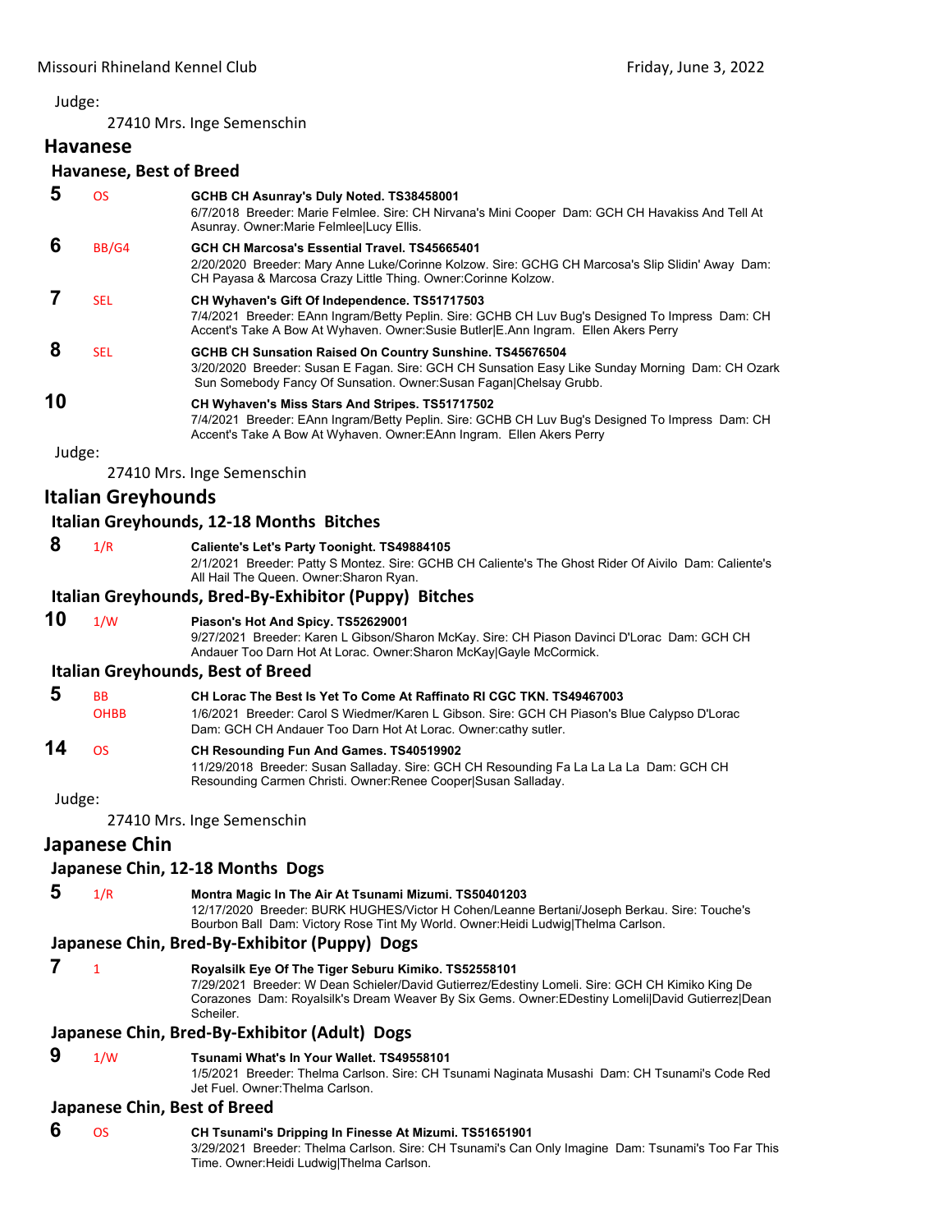Judge:

27410 Mrs. Inge Semenschin

## Havanese

### Havanese, Best of Breed

**5** OS **GCHB CH Asunray's Duly Noted. TS38458001**
6/7/2018 Breeder: Marie Felmlee. Sire: CH Nirvana's Mini Cooper Dam: GCH CH Havakiss And Tell At Asunray. Owner:Marie Felmlee|Lucy Ellis.

**6** BB/G4 **GCH CH Marcosa's Essential Travel. TS45665401**
2/20/2020 Breeder: Mary Anne Luke/Corinne Kolzow. Sire: GCHG CH Marcosa's Slip Slidin' Away Dam: CH Payasa & Marcosa Crazy Little Thing. Owner:Corinne Kolzow.

**7** SEL **CH Wyhaven's Gift Of Independence. TS51717503**
7/4/2021 Breeder: EAnn Ingram/Betty Peplin. Sire: GCHB CH Luv Bug's Designed To Impress Dam: CH Accent's Take A Bow At Wyhaven. Owner:Susie Butler|E.Ann Ingram. Ellen Akers Perry

**8** SEL **GCHB CH Sunsation Raised On Country Sunshine. TS45676504**
3/20/2020 Breeder: Susan E Fagan. Sire: GCH CH Sunsation Easy Like Sunday Morning Dam: CH Ozark Sun Somebody Fancy Of Sunsation. Owner:Susan Fagan|Chelsay Grubb.

**10** **CH Wyhaven's Miss Stars And Stripes. TS51717502**
7/4/2021 Breeder: EAnn Ingram/Betty Peplin. Sire: GCHB CH Luv Bug's Designed To Impress Dam: CH Accent's Take A Bow At Wyhaven. Owner:EAnn Ingram. Ellen Akers Perry

Judge:

27410 Mrs. Inge Semenschin

## Italian Greyhounds

### Italian Greyhounds, 12-18 Months Bitches

**8** 1/R **Caliente's Let's Party Toonight. TS49884105**
2/1/2021 Breeder: Patty S Montez. Sire: GCHB CH Caliente's The Ghost Rider Of Aivilo Dam: Caliente's All Hail The Queen. Owner:Sharon Ryan.

### Italian Greyhounds, Bred-By-Exhibitor (Puppy) Bitches

**10** 1/W **Piason's Hot And Spicy. TS52629001**
9/27/2021 Breeder: Karen L Gibson/Sharon McKay. Sire: CH Piason Davinci D'Lorac Dam: GCH CH Andauer Too Darn Hot At Lorac. Owner:Sharon McKay|Gayle McCormick.

### Italian Greyhounds, Best of Breed

**5** BB OHBB **CH Lorac The Best Is Yet To Come At Raffinato RI CGC TKN. TS49467003**
1/6/2021 Breeder: Carol S Wiedmer/Karen L Gibson. Sire: GCH CH Piason's Blue Calypso D'Lorac Dam: GCH CH Andauer Too Darn Hot At Lorac. Owner:cathy sutler.

**14** OS **CH Resounding Fun And Games. TS40519902**
11/29/2018 Breeder: Susan Salladay. Sire: GCH CH Resounding Fa La La La La Dam: GCH CH Resounding Carmen Christi. Owner:Renee Cooper|Susan Salladay.

Judge:

27410 Mrs. Inge Semenschin

## Japanese Chin

### Japanese Chin, 12-18 Months Dogs

**5** 1/R **Montra Magic In The Air At Tsunami Mizumi. TS50401203**
12/17/2020 Breeder: BURK HUGHES/Victor H Cohen/Leanne Bertani/Joseph Berkau. Sire: Touche's Bourbon Ball Dam: Victory Rose Tint My World. Owner:Heidi Ludwig|Thelma Carlson.

### Japanese Chin, Bred-By-Exhibitor (Puppy) Dogs

**7** 1 **Royalsilk Eye Of The Tiger Seburu Kimiko. TS52558101**
7/29/2021 Breeder: W Dean Schieler/David Gutierrez/Edestiny Lomeli. Sire: GCH CH Kimiko King De Corazones Dam: Royalsilk's Dream Weaver By Six Gems. Owner:EDestiny Lomeli|David Gutierrez|Dean Scheiler.

### Japanese Chin, Bred-By-Exhibitor (Adult) Dogs

**9** 1/W **Tsunami What's In Your Wallet. TS49558101**
1/5/2021 Breeder: Thelma Carlson. Sire: CH Tsunami Naginata Musashi Dam: CH Tsunami's Code Red Jet Fuel. Owner:Thelma Carlson.

### Japanese Chin, Best of Breed

**6** OS **CH Tsunami's Dripping In Finesse At Mizumi. TS51651901**
3/29/2021 Breeder: Thelma Carlson. Sire: CH Tsunami's Can Only Imagine Dam: Tsunami's Too Far This Time. Owner:Heidi Ludwig|Thelma Carlson.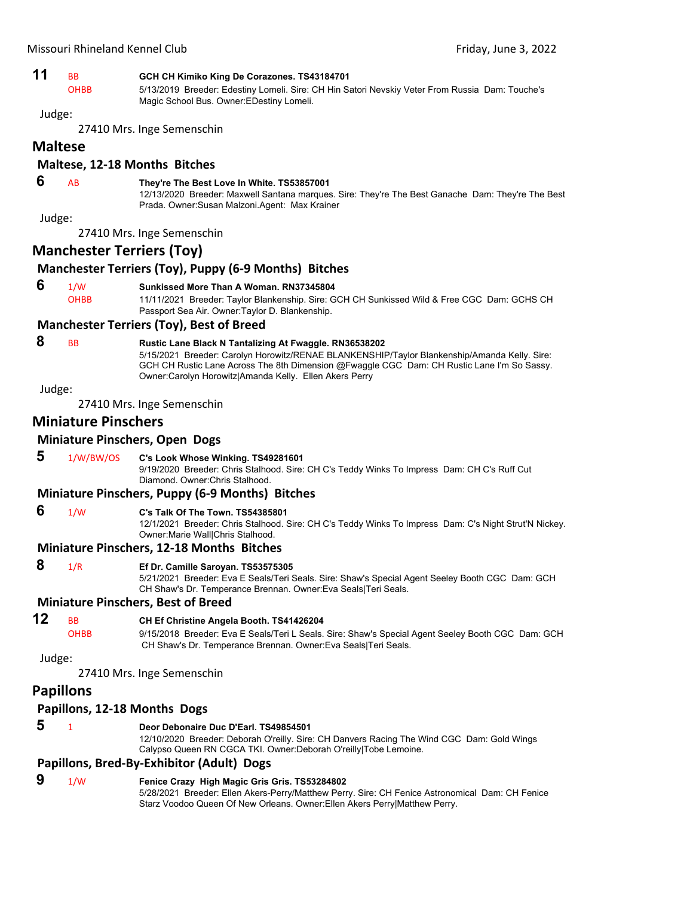**11** BB OHBB **GCH CH Kimiko King De Corazones. TS43184701**
5/13/2019 Breeder: Edestiny Lomeli. Sire: CH Hin Satori Nevskiy Veter From Russia Dam: Touche's Magic School Bus. Owner:EDestiny Lomeli.

Judge:

27410 Mrs. Inge Semenschin

## Maltese

### Maltese, 12-18 Months Bitches

**6** AB **They're The Best Love In White. TS53857001**
12/13/2020 Breeder: Maxwell Santana marques. Sire: They're The Best Ganache Dam: They're The Best Prada. Owner:Susan Malzoni.Agent: Max Krainer

Judge:

27410 Mrs. Inge Semenschin

## Manchester Terriers (Toy)

### Manchester Terriers (Toy), Puppy (6-9 Months) Bitches

**6** 1/W OHBB **Sunkissed More Than A Woman. RN37345804**
11/11/2021 Breeder: Taylor Blankenship. Sire: GCH CH Sunkissed Wild & Free CGC Dam: GCHS CH Passport Sea Air. Owner:Taylor D. Blankenship.

### Manchester Terriers (Toy), Best of Breed

**8** BB **Rustic Lane Black N Tantalizing At Fwaggle. RN36538202**
5/15/2021 Breeder: Carolyn Horowitz/RENAE BLANKENSHIP/Taylor Blankenship/Amanda Kelly. Sire: GCH CH Rustic Lane Across The 8th Dimension @Fwaggle CGC Dam: CH Rustic Lane I'm So Sassy. Owner:Carolyn Horowitz|Amanda Kelly. Ellen Akers Perry

Judge:

27410 Mrs. Inge Semenschin

## Miniature Pinschers

### Miniature Pinschers, Open Dogs

**5** 1/W/BW/OS **C's Look Whose Winking. TS49281601**
9/19/2020 Breeder: Chris Stalhood. Sire: CH C's Teddy Winks To Impress Dam: CH C's Ruff Cut Diamond. Owner:Chris Stalhood.

### Miniature Pinschers, Puppy (6-9 Months) Bitches

**6** 1/W **C's Talk Of The Town. TS54385801**
12/1/2021 Breeder: Chris Stalhood. Sire: CH C's Teddy Winks To Impress Dam: C's Night Strut'N Nickey. Owner:Marie Wall|Chris Stalhood.

### Miniature Pinschers, 12-18 Months Bitches

**8** 1/R **Ef Dr. Camille Saroyan. TS53575305**
5/21/2021 Breeder: Eva E Seals/Teri Seals. Sire: Shaw's Special Agent Seeley Booth CGC Dam: GCH CH Shaw's Dr. Temperance Brennan. Owner:Eva Seals|Teri Seals.

### Miniature Pinschers, Best of Breed

**12** BB OHBB **CH Ef Christine Angela Booth. TS41426204**
9/15/2018 Breeder: Eva E Seals/Teri L Seals. Sire: Shaw's Special Agent Seeley Booth CGC Dam: GCH CH Shaw's Dr. Temperance Brennan. Owner:Eva Seals|Teri Seals.

Judge:

27410 Mrs. Inge Semenschin

## Papillons

### Papillons, 12-18 Months Dogs

**5** 1 **Deor Debonaire Duc D'Earl. TS49854501**
12/10/2020 Breeder: Deborah O'reilly. Sire: CH Danvers Racing The Wind CGC Dam: Gold Wings Calypso Queen RN CGCA TKI. Owner:Deborah O'reilly|Tobe Lemoine.

### Papillons, Bred-By-Exhibitor (Adult) Dogs

**9** 1/W **Fenice Crazy High Magic Gris Gris. TS53284802**
5/28/2021 Breeder: Ellen Akers-Perry/Matthew Perry. Sire: CH Fenice Astronomical Dam: CH Fenice Starz Voodoo Queen Of New Orleans. Owner:Ellen Akers Perry|Matthew Perry.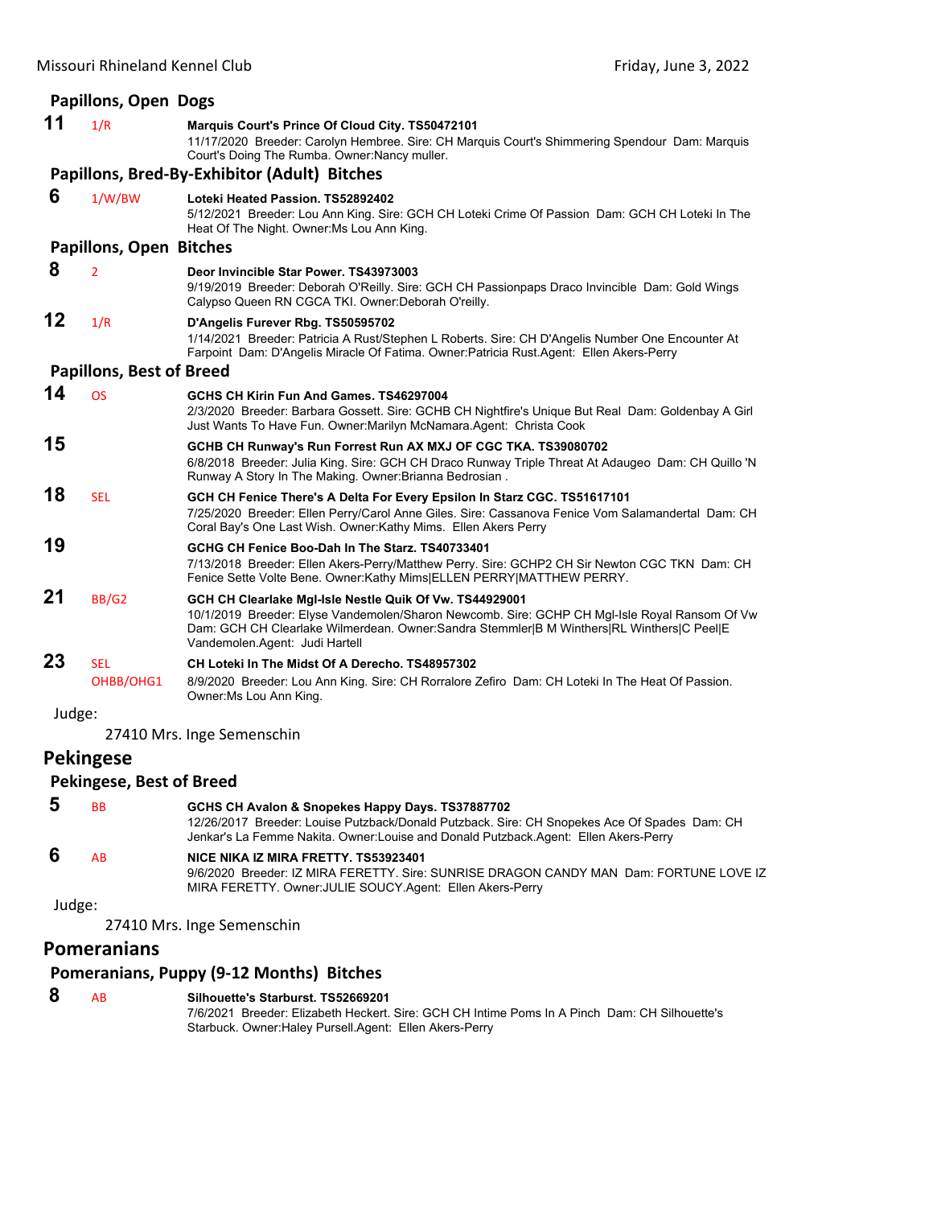### Papillons, Open Dogs

**11** 1/R **Marquis Court's Prince Of Cloud City. TS50472101**
11/17/2020 Breeder: Carolyn Hembree. Sire: CH Marquis Court's Shimmering Spendour Dam: Marquis Court's Doing The Rumba. Owner:Nancy muller.

### Papillons, Bred-By-Exhibitor (Adult) Bitches

**6** 1/W/BW **Loteki Heated Passion. TS52892402**
5/12/2021 Breeder: Lou Ann King. Sire: GCH CH Loteki Crime Of Passion Dam: GCH CH Loteki In The Heat Of The Night. Owner:Ms Lou Ann King.

### Papillons, Open Bitches

**8** 2 **Deor Invincible Star Power. TS43973003**
9/19/2019 Breeder: Deborah O'Reilly. Sire: GCH CH Passionpaps Draco Invincible Dam: Gold Wings Calypso Queen RN CGCA TKI. Owner:Deborah O'reilly.

**12** 1/R **D'Angelis Furever Rbg. TS50595702**
1/14/2021 Breeder: Patricia A Rust/Stephen L Roberts. Sire: CH D'Angelis Number One Encounter At Farpoint Dam: D'Angelis Miracle Of Fatima. Owner:Patricia Rust.Agent: Ellen Akers-Perry

### Papillons, Best of Breed

**14** OS **GCHS CH Kirin Fun And Games. TS46297004**
2/3/2020 Breeder: Barbara Gossett. Sire: GCHB CH Nightfire's Unique But Real Dam: Goldenbay A Girl Just Wants To Have Fun. Owner:Marilyn McNamara.Agent: Christa Cook

**15** **GCHB CH Runway's Run Forrest Run AX MXJ OF CGC TKA. TS39080702**
6/8/2018 Breeder: Julia King. Sire: GCH CH Draco Runway Triple Threat At Adaugeo Dam: CH Quillo 'N Runway A Story In The Making. Owner:Brianna Bedrosian .

**18** SEL **GCH CH Fenice There's A Delta For Every Epsilon In Starz CGC. TS51617101**
7/25/2020 Breeder: Ellen Perry/Carol Anne Giles. Sire: Cassanova Fenice Vom Salamandertal Dam: CH Coral Bay's One Last Wish. Owner:Kathy Mims. Ellen Akers Perry

**19** **GCHG CH Fenice Boo-Dah In The Starz. TS40733401**
7/13/2018 Breeder: Ellen Akers-Perry/Matthew Perry. Sire: GCHP2 CH Sir Newton CGC TKN Dam: CH Fenice Sette Volte Bene. Owner:Kathy Mims|ELLEN PERRY|MATTHEW PERRY.

**21** BB/G2 **GCH CH Clearlake Mgl-Isle Nestle Quik Of Vw. TS44929001**
10/1/2019 Breeder: Elyse Vandemolen/Sharon Newcomb. Sire: GCHP CH Mgl-Isle Royal Ransom Of Vw Dam: GCH CH Clearlake Wilmerdean. Owner:Sandra Stemmler|B M Winthers|RL Winthers|C Peel|E Vandemolen.Agent: Judi Hartell

**23** SEL OHBB/OHG1 **CH Loteki In The Midst Of A Derecho. TS48957302**
8/9/2020 Breeder: Lou Ann King. Sire: CH Rorralore Zefiro Dam: CH Loteki In The Heat Of Passion. Owner:Ms Lou Ann King.

Judge:

27410 Mrs. Inge Semenschin

## Pekingese

### Pekingese, Best of Breed

**5** BB **GCHS CH Avalon & Snopekes Happy Days. TS37887702**
12/26/2017 Breeder: Louise Putzback/Donald Putzback. Sire: CH Snopekes Ace Of Spades Dam: CH Jenkar's La Femme Nakita. Owner:Louise and Donald Putzback.Agent: Ellen Akers-Perry

**6** AB **NICE NIKA IZ MIRA FRETTY. TS53923401**
9/6/2020 Breeder: IZ MIRA FERETTY. Sire: SUNRISE DRAGON CANDY MAN Dam: FORTUNE LOVE IZ MIRA FERETTY. Owner:JULIE SOUCY.Agent: Ellen Akers-Perry

Judge:

27410 Mrs. Inge Semenschin

## Pomeranians

### Pomeranians, Puppy (9-12 Months) Bitches

**8** AB **Silhouette's Starburst. TS52669201**
7/6/2021 Breeder: Elizabeth Heckert. Sire: GCH CH Intime Poms In A Pinch Dam: CH Silhouette's Starbuck. Owner:Haley Pursell.Agent: Ellen Akers-Perry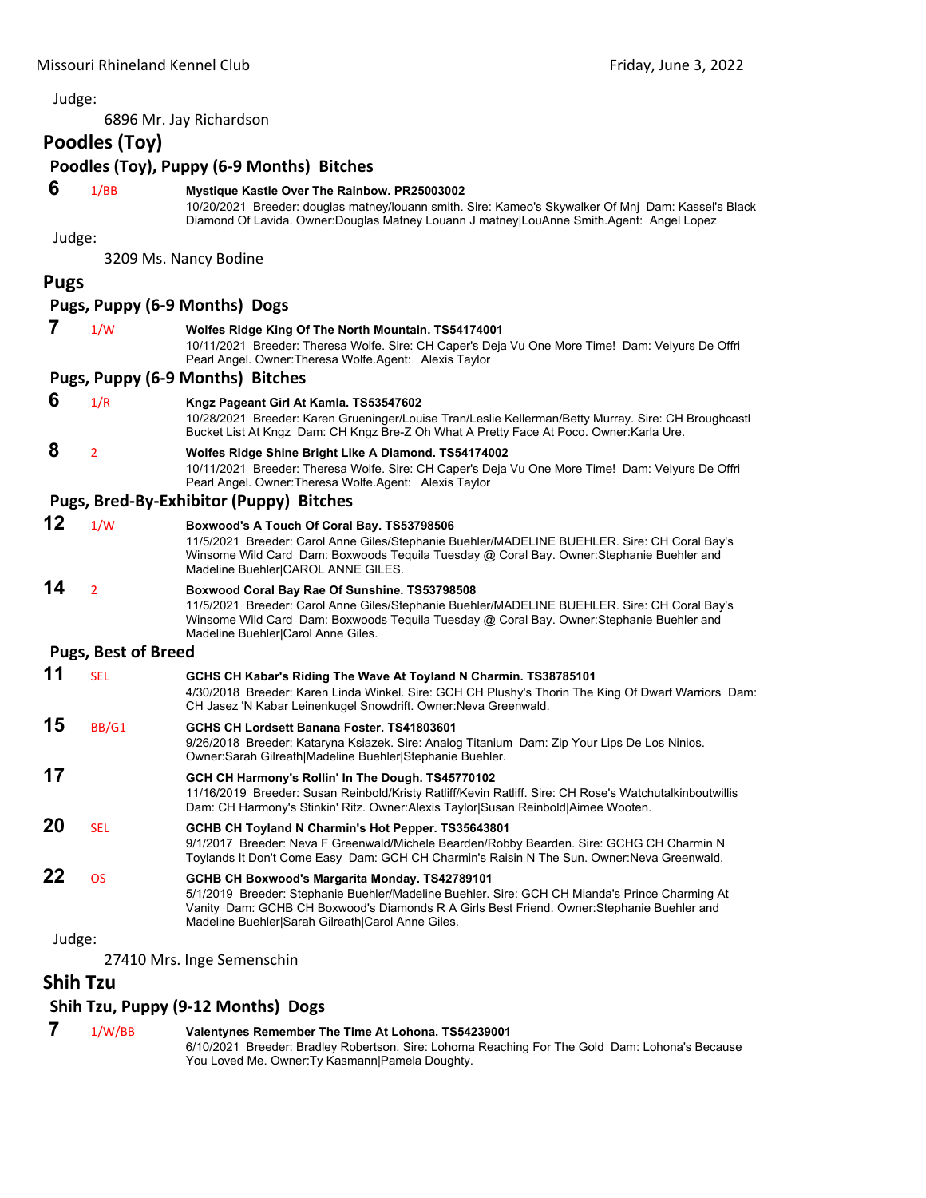Judge:

6896 Mr. Jay Richardson

## Poodles (Toy)

### Poodles (Toy), Puppy (6-9 Months) Bitches

**6** 1/BB **Mystique Kastle Over The Rainbow. PR25003002**
10/20/2021 Breeder: douglas matney/louann smith. Sire: Kameo's Skywalker Of Mnj Dam: Kassel's Black Diamond Of Lavida. Owner:Douglas Matney Louann J matney|LouAnne Smith.Agent: Angel Lopez

Judge:

3209 Ms. Nancy Bodine

## Pugs

### Pugs, Puppy (6-9 Months) Dogs

**7** 1/W **Wolfes Ridge King Of The North Mountain. TS54174001**
10/11/2021 Breeder: Theresa Wolfe. Sire: CH Caper's Deja Vu One More Time! Dam: Velyurs De Offri Pearl Angel. Owner:Theresa Wolfe.Agent: Alexis Taylor

### Pugs, Puppy (6-9 Months) Bitches

**6** 1/R **Kngz Pageant Girl At Kamla. TS53547602**
10/28/2021 Breeder: Karen Grueninger/Louise Tran/Leslie Kellerman/Betty Murray. Sire: CH Broughcastl Bucket List At Kngz Dam: CH Kngz Bre-Z Oh What A Pretty Face At Poco. Owner:Karla Ure.

**8** 2 **Wolfes Ridge Shine Bright Like A Diamond. TS54174002**
10/11/2021 Breeder: Theresa Wolfe. Sire: CH Caper's Deja Vu One More Time! Dam: Velyurs De Offri Pearl Angel. Owner:Theresa Wolfe.Agent: Alexis Taylor

### Pugs, Bred-By-Exhibitor (Puppy) Bitches

**12** 1/W **Boxwood's A Touch Of Coral Bay. TS53798506**
11/5/2021 Breeder: Carol Anne Giles/Stephanie Buehler/MADELINE BUEHLER. Sire: CH Coral Bay's Winsome Wild Card Dam: Boxwoods Tequila Tuesday @ Coral Bay. Owner:Stephanie Buehler and Madeline Buehler|CAROL ANNE GILES.

**14** 2 **Boxwood Coral Bay Rae Of Sunshine. TS53798508**
11/5/2021 Breeder: Carol Anne Giles/Stephanie Buehler/MADELINE BUEHLER. Sire: CH Coral Bay's Winsome Wild Card Dam: Boxwoods Tequila Tuesday @ Coral Bay. Owner:Stephanie Buehler and Madeline Buehler|Carol Anne Giles.

### Pugs, Best of Breed

**11** SEL **GCHS CH Kabar's Riding The Wave At Toyland N Charmin. TS38785101**
4/30/2018 Breeder: Karen Linda Winkel. Sire: GCH CH Plushy's Thorin The King Of Dwarf Warriors Dam: CH Jasez 'N Kabar Leinenkugel Snowdrift. Owner:Neva Greenwald.

**15** BB/G1 **GCHS CH Lordsett Banana Foster. TS41803601**
9/26/2018 Breeder: Kataryna Ksiazek. Sire: Analog Titanium Dam: Zip Your Lips De Los Ninios. Owner:Sarah Gilreath|Madeline Buehler|Stephanie Buehler.

**17** **GCH CH Harmony's Rollin' In The Dough. TS45770102**
11/16/2019 Breeder: Susan Reinbold/Kristy Ratliff/Kevin Ratliff. Sire: CH Rose's Watchutalkinboutwillis Dam: CH Harmony's Stinkin' Ritz. Owner:Alexis Taylor|Susan Reinbold|Aimee Wooten.

**20** SEL **GCHB CH Toyland N Charmin's Hot Pepper. TS35643801**
9/1/2017 Breeder: Neva F Greenwald/Michele Bearden/Robby Bearden. Sire: GCHG CH Charmin N Toylands It Don't Come Easy Dam: GCH CH Charmin's Raisin N The Sun. Owner:Neva Greenwald.

**22** OS **GCHB CH Boxwood's Margarita Monday. TS42789101**
5/1/2019 Breeder: Stephanie Buehler/Madeline Buehler. Sire: GCH CH Mianda's Prince Charming At Vanity Dam: GCHB CH Boxwood's Diamonds R A Girls Best Friend. Owner:Stephanie Buehler and Madeline Buehler|Sarah Gilreath|Carol Anne Giles.

Judge:

27410 Mrs. Inge Semenschin

## Shih Tzu

### Shih Tzu, Puppy (9-12 Months) Dogs

**7** 1/W/BB **Valentynes Remember The Time At Lohona. TS54239001**
6/10/2021 Breeder: Bradley Robertson. Sire: Lohoma Reaching For The Gold Dam: Lohona's Because You Loved Me. Owner:Ty Kasmann|Pamela Doughty.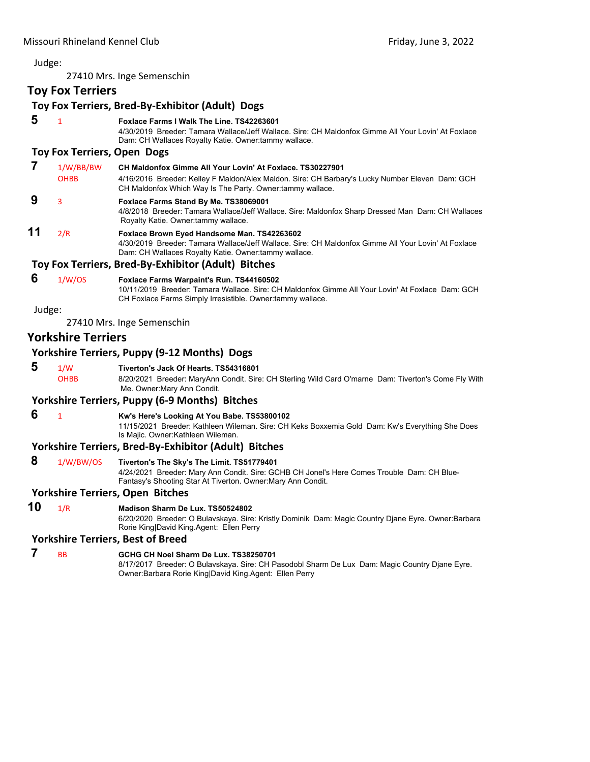Judge:

27410 Mrs. Inge Semenschin

## Toy Fox Terriers

### Toy Fox Terriers, Bred-By-Exhibitor (Adult) Dogs

**5** 1 **Foxlace Farms I Walk The Line. TS42263601**
4/30/2019 Breeder: Tamara Wallace/Jeff Wallace. Sire: CH Maldonfox Gimme All Your Lovin' At Foxlace Dam: CH Wallaces Royalty Katie. Owner:tammy wallace.

### Toy Fox Terriers, Open Dogs

**7** 1/W/BB/BW OHBB **CH Maldonfox Gimme All Your Lovin' At Foxlace. TS30227901**
4/16/2016 Breeder: Kelley F Maldon/Alex Maldon. Sire: CH Barbary's Lucky Number Eleven Dam: GCH CH Maldonfox Which Way Is The Party. Owner:tammy wallace.

**9** 3 **Foxlace Farms Stand By Me. TS38069001**
4/8/2018 Breeder: Tamara Wallace/Jeff Wallace. Sire: Maldonfox Sharp Dressed Man Dam: CH Wallaces Royalty Katie. Owner:tammy wallace.

**11** 2/R **Foxlace Brown Eyed Handsome Man. TS42263602**
4/30/2019 Breeder: Tamara Wallace/Jeff Wallace. Sire: CH Maldonfox Gimme All Your Lovin' At Foxlace Dam: CH Wallaces Royalty Katie. Owner:tammy wallace.

### Toy Fox Terriers, Bred-By-Exhibitor (Adult) Bitches

**6** 1/W/OS **Foxlace Farms Warpaint's Run. TS44160502**
10/11/2019 Breeder: Tamara Wallace. Sire: CH Maldonfox Gimme All Your Lovin' At Foxlace Dam: GCH CH Foxlace Farms Simply Irresistible. Owner:tammy wallace.

Judge:

27410 Mrs. Inge Semenschin

## Yorkshire Terriers

### Yorkshire Terriers, Puppy (9-12 Months) Dogs

**5** 1/W OHBB **Tiverton's Jack Of Hearts. TS54316801**
8/20/2021 Breeder: MaryAnn Condit. Sire: CH Sterling Wild Card O'marne Dam: Tiverton's Come Fly With Me. Owner:Mary Ann Condit.

### Yorkshire Terriers, Puppy (6-9 Months) Bitches

**6** 1 **Kw's Here's Looking At You Babe. TS53800102**
11/15/2021 Breeder: Kathleen Wileman. Sire: CH Keks Boxxemia Gold Dam: Kw's Everything She Does Is Majic. Owner:Kathleen Wileman.

### Yorkshire Terriers, Bred-By-Exhibitor (Adult) Bitches

**8** 1/W/BW/OS **Tiverton's The Sky's The Limit. TS51779401**
4/24/2021 Breeder: Mary Ann Condit. Sire: GCHB CH Jonel's Here Comes Trouble Dam: CH Blue-Fantasy's Shooting Star At Tiverton. Owner:Mary Ann Condit.

### Yorkshire Terriers, Open Bitches

**10** 1/R **Madison Sharm De Lux. TS50524802**
6/20/2020 Breeder: O Bulavskaya. Sire: Kristly Dominik Dam: Magic Country Djane Eyre. Owner:Barbara Rorie King|David King.Agent: Ellen Perry

### Yorkshire Terriers, Best of Breed

**7** BB **GCHG CH Noel Sharm De Lux. TS38250701**
8/17/2017 Breeder: O Bulavskaya. Sire: CH Pasodobl Sharm De Lux Dam: Magic Country Djane Eyre. Owner:Barbara Rorie King|David King.Agent: Ellen Perry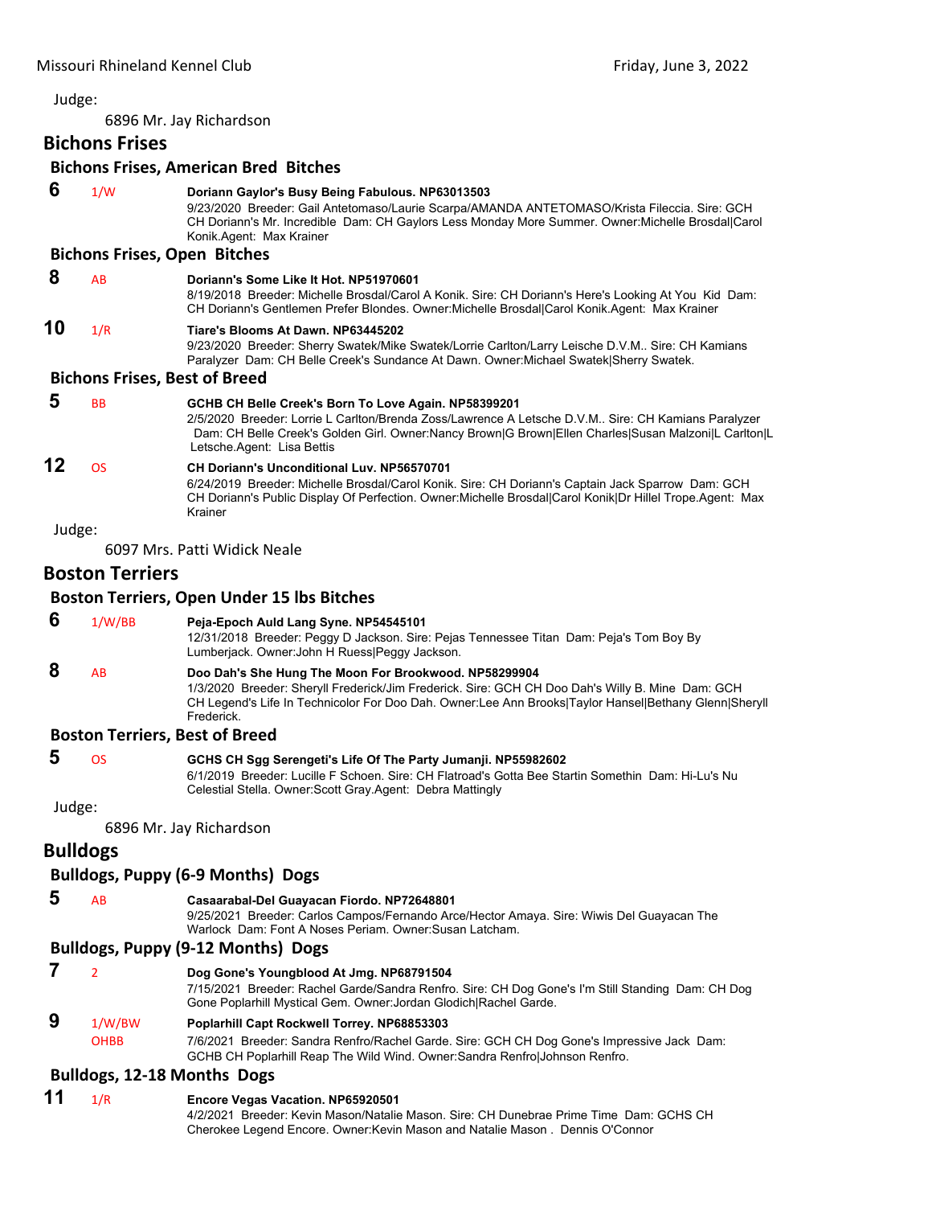Judge:

6896 Mr. Jay Richardson

## Bichons Frises

### Bichons Frises, American Bred Bitches

**6** 1/W **Doriann Gaylor's Busy Being Fabulous. NP63013503**
9/23/2020 Breeder: Gail Antetomaso/Laurie Scarpa/AMANDA ANTETOMASO/Krista Fileccia. Sire: GCH CH Doriann's Mr. Incredible Dam: CH Gaylors Less Monday More Summer. Owner:Michelle Brosdal|Carol Konik.Agent: Max Krainer

### Bichons Frises, Open Bitches

**8** AB **Doriann's Some Like It Hot. NP51970601**
8/19/2018 Breeder: Michelle Brosdal/Carol A Konik. Sire: CH Doriann's Here's Looking At You Kid Dam: CH Doriann's Gentlemen Prefer Blondes. Owner:Michelle Brosdal|Carol Konik.Agent: Max Krainer

**10** 1/R **Tiare's Blooms At Dawn. NP63445202**
9/23/2020 Breeder: Sherry Swatek/Mike Swatek/Lorrie Carlton/Larry Leische D.V.M.. Sire: CH Kamians Paralyzer Dam: CH Belle Creek's Sundance At Dawn. Owner:Michael Swatek|Sherry Swatek.

### Bichons Frises, Best of Breed

**5** BB **GCHB CH Belle Creek's Born To Love Again. NP58399201**
2/5/2020 Breeder: Lorrie L Carlton/Brenda Zoss/Lawrence A Letsche D.V.M.. Sire: CH Kamians Paralyzer Dam: CH Belle Creek's Golden Girl. Owner:Nancy Brown|G Brown|Ellen Charles|Susan Malzoni|L Carlton|L Letsche.Agent: Lisa Bettis

**12** OS **CH Doriann's Unconditional Luv. NP56570701**
6/24/2019 Breeder: Michelle Brosdal/Carol Konik. Sire: CH Doriann's Captain Jack Sparrow Dam: GCH CH Doriann's Public Display Of Perfection. Owner:Michelle Brosdal|Carol Konik|Dr Hillel Trope.Agent: Max Krainer

Judge:

6097 Mrs. Patti Widick Neale

## Boston Terriers

### Boston Terriers, Open Under 15 lbs Bitches

**6** 1/W/BB **Peja-Epoch Auld Lang Syne. NP54545101**
12/31/2018 Breeder: Peggy D Jackson. Sire: Pejas Tennessee Titan Dam: Peja's Tom Boy By Lumberjack. Owner:John H Ruess|Peggy Jackson.

**8** AB **Doo Dah's She Hung The Moon For Brookwood. NP58299904**
1/3/2020 Breeder: Sheryll Frederick/Jim Frederick. Sire: GCH CH Doo Dah's Willy B. Mine Dam: GCH CH Legend's Life In Technicolor For Doo Dah. Owner:Lee Ann Brooks|Taylor Hansel|Bethany Glenn|Sheryll Frederick.

### Boston Terriers, Best of Breed

**5** OS **GCHS CH Sgg Serengeti's Life Of The Party Jumanji. NP55982602**
6/1/2019 Breeder: Lucille F Schoen. Sire: CH Flatroad's Gotta Bee Startin Somethin Dam: Hi-Lu's Nu Celestial Stella. Owner:Scott Gray.Agent: Debra Mattingly

Judge:

6896 Mr. Jay Richardson

## Bulldogs

### Bulldogs, Puppy (6-9 Months) Dogs

**5** AB **Casaarabal-Del Guayacan Fiordo. NP72648801**
9/25/2021 Breeder: Carlos Campos/Fernando Arce/Hector Amaya. Sire: Wiwis Del Guayacan The Warlock Dam: Font A Noses Periam. Owner:Susan Latcham.

### Bulldogs, Puppy (9-12 Months) Dogs

**7** 2 **Dog Gone's Youngblood At Jmg. NP68791504**
7/15/2021 Breeder: Rachel Garde/Sandra Renfro. Sire: CH Dog Gone's I'm Still Standing Dam: CH Dog Gone Poplarhill Mystical Gem. Owner:Jordan Glodich|Rachel Garde.

**9** 1/W/BW OHBB **Poplarhill Capt Rockwell Torrey. NP68853303**
7/6/2021 Breeder: Sandra Renfro/Rachel Garde. Sire: GCH CH Dog Gone's Impressive Jack Dam: GCHB CH Poplarhill Reap The Wild Wind. Owner:Sandra Renfro|Johnson Renfro.

### Bulldogs, 12-18 Months Dogs

**11** 1/R **Encore Vegas Vacation. NP65920501**
4/2/2021 Breeder: Kevin Mason/Natalie Mason. Sire: CH Dunebrae Prime Time Dam: GCHS CH Cherokee Legend Encore. Owner:Kevin Mason and Natalie Mason . Dennis O'Connor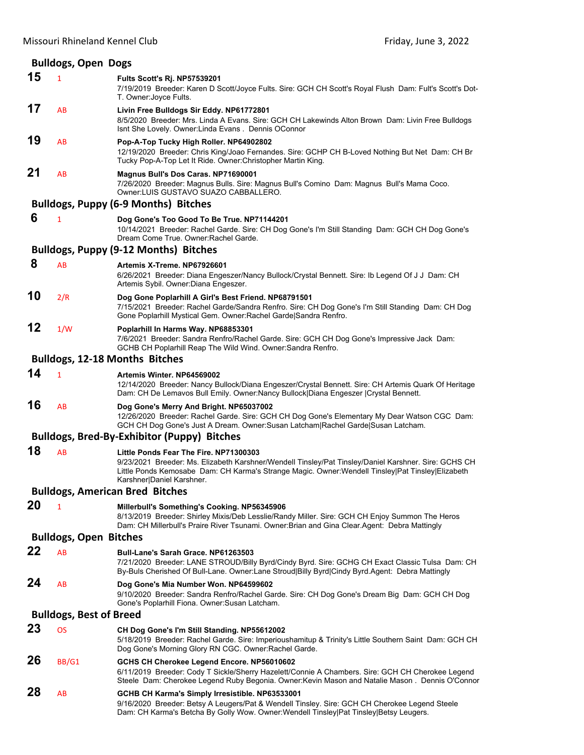## Bulldogs, Open Dogs

**15** 1 **Fults Scott's Rj. NP57539201**
7/19/2019 Breeder: Karen D Scott/Joyce Fults. Sire: GCH CH Scott's Royal Flush Dam: Fult's Scott's Dot-T. Owner:Joyce Fults.

**17** AB **Livin Free Bulldogs Sir Eddy. NP61772801**
8/5/2020 Breeder: Mrs. Linda A Evans. Sire: GCH CH Lakewinds Alton Brown Dam: Livin Free Bulldogs Isnt She Lovely. Owner:Linda Evans . Dennis OConnor

**19** AB **Pop-A-Top Tucky High Roller. NP64902802**
12/19/2020 Breeder: Chris King/Joao Fernandes. Sire: GCHP CH B-Loved Nothing But Net Dam: CH Br Tucky Pop-A-Top Let It Ride. Owner:Christopher Martin King.

**21** AB **Magnus Bull's Dos Caras. NP71690001**
7/26/2020 Breeder: Magnus Bulls. Sire: Magnus Bull's Comino Dam: Magnus Bull's Mama Coco. Owner:LUIS GUSTAVO SUAZO CABBALLERO.

## Bulldogs, Puppy (6-9 Months) Bitches

**6** 1 **Dog Gone's Too Good To Be True. NP71144201**
10/14/2021 Breeder: Rachel Garde. Sire: CH Dog Gone's I'm Still Standing Dam: GCH CH Dog Gone's Dream Come True. Owner:Rachel Garde.

## Bulldogs, Puppy (9-12 Months) Bitches

**8** AB **Artemis X-Treme. NP67926601**
6/26/2021 Breeder: Diana Engeszer/Nancy Bullock/Crystal Bennett. Sire: Ib Legend Of J J Dam: CH Artemis Sybil. Owner:Diana Engeszer.

**10** 2/R **Dog Gone Poplarhill A Girl's Best Friend. NP68791501**
7/15/2021 Breeder: Rachel Garde/Sandra Renfro. Sire: CH Dog Gone's I'm Still Standing Dam: CH Dog Gone Poplarhill Mystical Gem. Owner:Rachel Garde|Sandra Renfro.

**12** 1/W **Poplarhill In Harms Way. NP68853301**
7/6/2021 Breeder: Sandra Renfro/Rachel Garde. Sire: GCH CH Dog Gone's Impressive Jack Dam: GCHB CH Poplarhill Reap The Wild Wind. Owner:Sandra Renfro.

## Bulldogs, 12-18 Months Bitches

**14** 1 **Artemis Winter. NP64569002**
12/14/2020 Breeder: Nancy Bullock/Diana Engeszer/Crystal Bennett. Sire: CH Artemis Quark Of Heritage Dam: CH De Lemavos Bull Emily. Owner:Nancy Bullock|Diana Engeszer |Crystal Bennett.

**16** AB **Dog Gone's Merry And Bright. NP65037002**
12/26/2020 Breeder: Rachel Garde. Sire: GCH CH Dog Gone's Elementary My Dear Watson CGC Dam: GCH CH Dog Gone's Just A Dream. Owner:Susan Latcham|Rachel Garde|Susan Latcham.

## Bulldogs, Bred-By-Exhibitor (Puppy) Bitches

**18** AB **Little Ponds Fear The Fire. NP71300303**
9/23/2021 Breeder: Ms. Elizabeth Karshner/Wendell Tinsley/Pat Tinsley/Daniel Karshner. Sire: GCHS CH Little Ponds Kemosabe Dam: CH Karma's Strange Magic. Owner:Wendell Tinsley|Pat Tinsley|Elizabeth Karshner|Daniel Karshner.

## Bulldogs, American Bred Bitches

**20** 1 **Millerbull's Something's Cooking. NP56345906**
8/13/2019 Breeder: Shirley Mixis/Deb Lesslie/Randy Miller. Sire: GCH CH Enjoy Summon The Heros Dam: CH Millerbull's Praire River Tsunami. Owner:Brian and Gina Clear.Agent: Debra Mattingly

## Bulldogs, Open Bitches

**22** AB **Bull-Lane's Sarah Grace. NP61263503**
7/21/2020 Breeder: LANE STROUD/Billy Byrd/Cindy Byrd. Sire: GCHG CH Exact Classic Tulsa Dam: CH By-Buls Cherished Of Bull-Lane. Owner:Lane Stroud|Billy Byrd|Cindy Byrd.Agent: Debra Mattingly

**24** AB **Dog Gone's Mia Number Won. NP64599602**
9/10/2020 Breeder: Sandra Renfro/Rachel Garde. Sire: CH Dog Gone's Dream Big Dam: GCH CH Dog Gone's Poplarhill Fiona. Owner:Susan Latcham.

## Bulldogs, Best of Breed

**23** OS **CH Dog Gone's I'm Still Standing. NP55612002**
5/18/2019 Breeder: Rachel Garde. Sire: Imperioushamitup & Trinity's Little Southern Saint Dam: GCH CH Dog Gone's Morning Glory RN CGC. Owner:Rachel Garde.

**26** BB/G1 **GCHS CH Cherokee Legend Encore. NP56010602**
6/11/2019 Breeder: Cody T Sickle/Sherry Hazelett/Connie A Chambers. Sire: GCH CH Cherokee Legend Steele Dam: Cherokee Legend Ruby Begonia. Owner:Kevin Mason and Natalie Mason . Dennis O'Connor

**28** AB **GCHB CH Karma's Simply Irresistible. NP63533001**
9/16/2020 Breeder: Betsy A Leugers/Pat & Wendell Tinsley. Sire: GCH CH Cherokee Legend Steele Dam: CH Karma's Betcha By Golly Wow. Owner:Wendell Tinsley|Pat Tinsley|Betsy Leugers.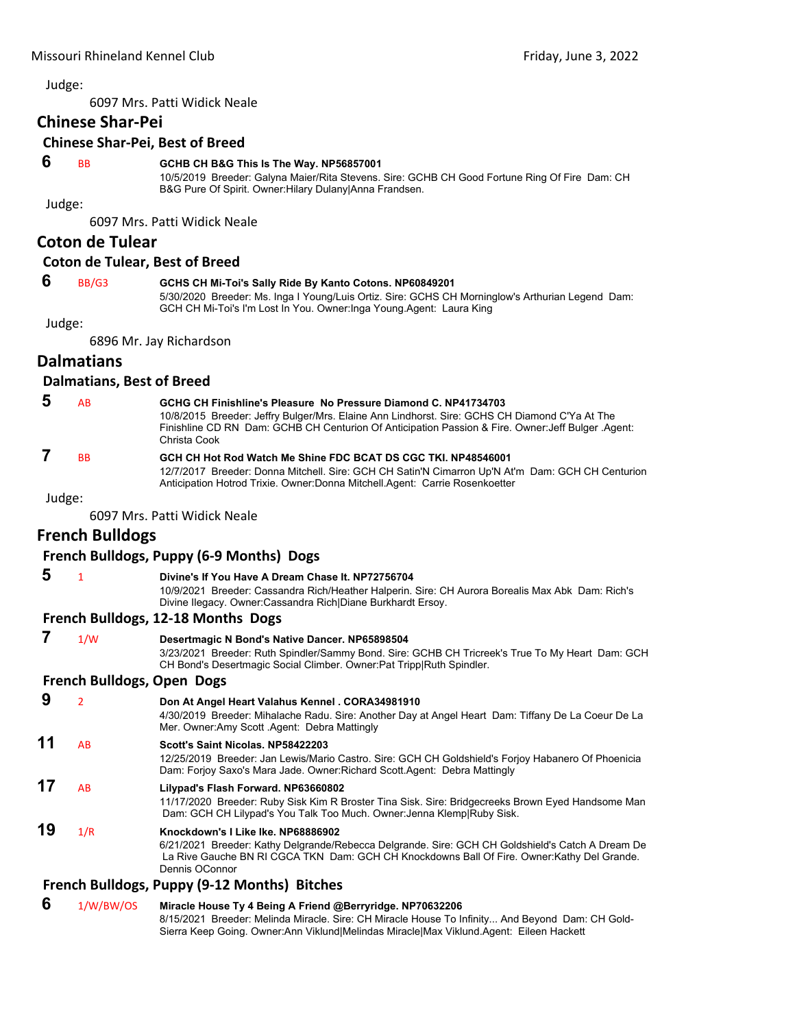Judge:

6097 Mrs. Patti Widick Neale

## Chinese Shar-Pei

### Chinese Shar-Pei, Best of Breed

**6** BB **GCHB CH B&G This Is The Way. NP56857001**
10/5/2019 Breeder: Galyna Maier/Rita Stevens. Sire: GCHB CH Good Fortune Ring Of Fire Dam: CH B&G Pure Of Spirit. Owner:Hilary Dulany|Anna Frandsen.

Judge:

6097 Mrs. Patti Widick Neale

## Coton de Tulear

### Coton de Tulear, Best of Breed

**6** BB/G3 **GCHS CH Mi-Toi's Sally Ride By Kanto Cotons. NP60849201**
5/30/2020 Breeder: Ms. Inga I Young/Luis Ortiz. Sire: GCHS CH Morninglow's Arthurian Legend Dam: GCH CH Mi-Toi's I'm Lost In You. Owner:Inga Young.Agent: Laura King

Judge:

6896 Mr. Jay Richardson

## Dalmatians

### Dalmatians, Best of Breed

**5** AB **GCHG CH Finishline's Pleasure No Pressure Diamond C. NP41734703**
10/8/2015 Breeder: Jeffry Bulger/Mrs. Elaine Ann Lindhorst. Sire: GCHS CH Diamond C'Ya At The Finishline CD RN Dam: GCHB CH Centurion Of Anticipation Passion & Fire. Owner:Jeff Bulger .Agent: Christa Cook

**7** BB **GCH CH Hot Rod Watch Me Shine FDC BCAT DS CGC TKI. NP48546001**
12/7/2017 Breeder: Donna Mitchell. Sire: GCH CH Satin'N Cimarron Up'N At'm Dam: GCH CH Centurion Anticipation Hotrod Trixie. Owner:Donna Mitchell.Agent: Carrie Rosenkoetter

Judge:

6097 Mrs. Patti Widick Neale

## French Bulldogs

### French Bulldogs, Puppy (6-9 Months) Dogs

**5** 1 **Divine's If You Have A Dream Chase It. NP72756704**
10/9/2021 Breeder: Cassandra Rich/Heather Halperin. Sire: CH Aurora Borealis Max Abk Dam: Rich's Divine Ilegacy. Owner:Cassandra Rich|Diane Burkhardt Ersoy.

### French Bulldogs, 12-18 Months Dogs

**7** 1/W **Desertmagic N Bond's Native Dancer. NP65898504**
3/23/2021 Breeder: Ruth Spindler/Sammy Bond. Sire: GCHB CH Tricreek's True To My Heart Dam: GCH CH Bond's Desertmagic Social Climber. Owner:Pat Tripp|Ruth Spindler.

### French Bulldogs, Open Dogs

**9** 2 **Don At Angel Heart Valahus Kennel . CORA34981910**
4/30/2019 Breeder: Mihalache Radu. Sire: Another Day at Angel Heart Dam: Tiffany De La Coeur De La Mer. Owner:Amy Scott .Agent: Debra Mattingly

**11** AB **Scott's Saint Nicolas. NP58422203**
12/25/2019 Breeder: Jan Lewis/Mario Castro. Sire: GCH CH Goldshield's Forjoy Habanero Of Phoenicia Dam: Forjoy Saxo's Mara Jade. Owner:Richard Scott.Agent: Debra Mattingly

**17** AB **Lilypad's Flash Forward. NP63660802**
11/17/2020 Breeder: Ruby Sisk Kim R Broster Tina Sisk. Sire: Bridgecreeks Brown Eyed Handsome Man Dam: GCH CH Lilypad's You Talk Too Much. Owner:Jenna Klemp|Ruby Sisk.

**19** 1/R **Knockdown's I Like Ike. NP68886902**
6/21/2021 Breeder: Kathy Delgrande/Rebecca Delgrande. Sire: GCH CH Goldshield's Catch A Dream De La Rive Gauche BN RI CGCA TKN Dam: GCH CH Knockdowns Ball Of Fire. Owner:Kathy Del Grande. Dennis OConnor

### French Bulldogs, Puppy (9-12 Months) Bitches

**6** 1/W/BW/OS **Miracle House Ty 4 Being A Friend @Berryridge. NP70632206**
8/15/2021 Breeder: Melinda Miracle. Sire: CH Miracle House To Infinity... And Beyond Dam: CH Gold-Sierra Keep Going. Owner:Ann Viklund|Melindas Miracle|Max Viklund.Agent: Eileen Hackett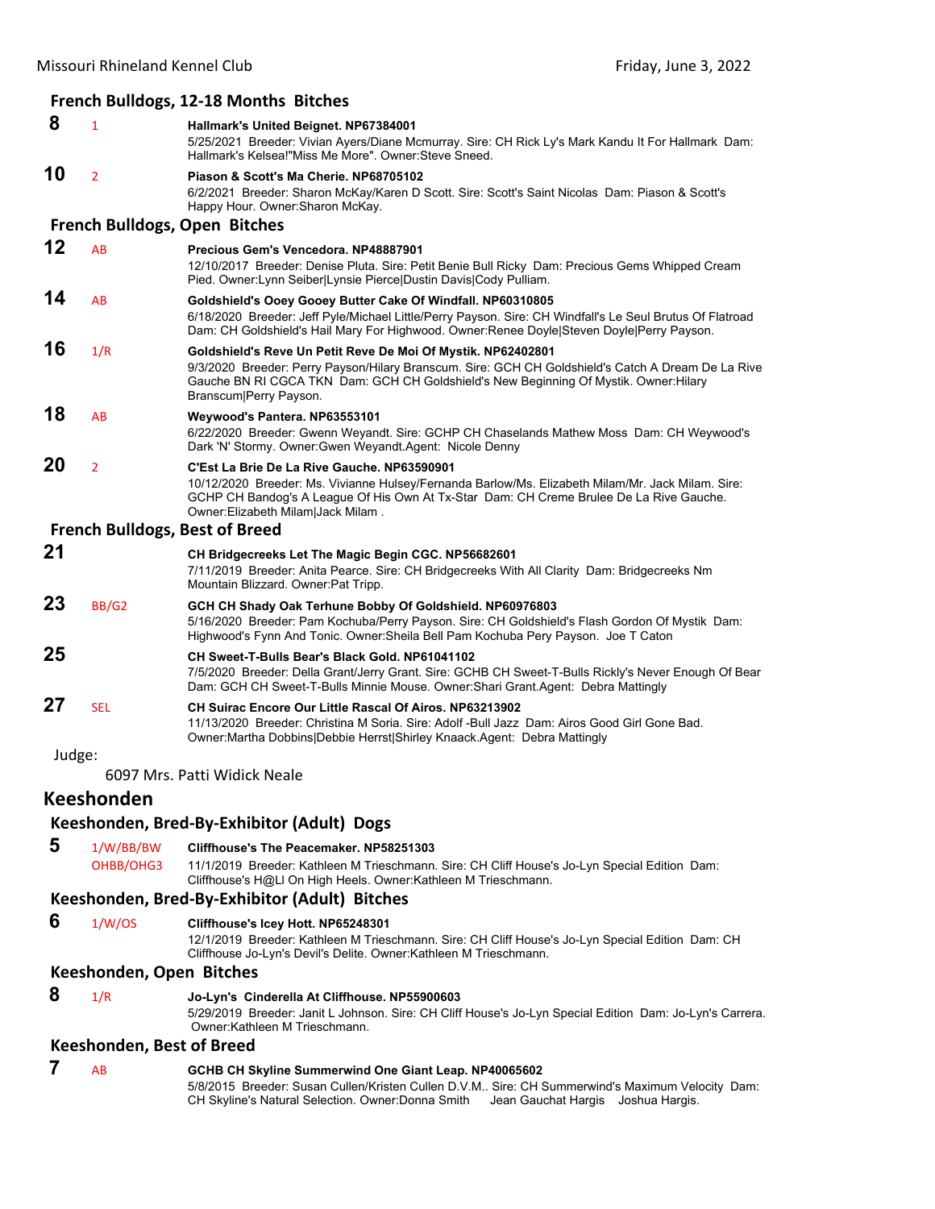### French Bulldogs, 12-18 Months Bitches

**8** 1 **Hallmark's United Beignet. NP67384001**
5/25/2021 Breeder: Vivian Ayers/Diane Mcmurray. Sire: CH Rick Ly's Mark Kandu It For Hallmark Dam: Hallmark's Kelsea!"Miss Me More". Owner:Steve Sneed.

**10** 2 **Piason & Scott's Ma Cherie. NP68705102**
6/2/2021 Breeder: Sharon McKay/Karen D Scott. Sire: Scott's Saint Nicolas Dam: Piason & Scott's Happy Hour. Owner:Sharon McKay.

### French Bulldogs, Open Bitches

**12** AB **Precious Gem's Vencedora. NP48887901**
12/10/2017 Breeder: Denise Pluta. Sire: Petit Benie Bull Ricky Dam: Precious Gems Whipped Cream Pied. Owner:Lynn Seiber|Lynsie Pierce|Dustin Davis|Cody Pulliam.

**14** AB **Goldshield's Ooey Gooey Butter Cake Of Windfall. NP60310805**
6/18/2020 Breeder: Jeff Pyle/Michael Little/Perry Payson. Sire: CH Windfall's Le Seul Brutus Of Flatroad Dam: CH Goldshield's Hail Mary For Highwood. Owner:Renee Doyle|Steven Doyle|Perry Payson.

**16** 1/R **Goldshield's Reve Un Petit Reve De Moi Of Mystik. NP62402801**
9/3/2020 Breeder: Perry Payson/Hilary Branscum. Sire: GCH CH Goldshield's Catch A Dream De La Rive Gauche BN RI CGCA TKN Dam: GCH CH Goldshield's New Beginning Of Mystik. Owner:Hilary Branscum|Perry Payson.

**18** AB **Weywood's Pantera. NP63553101**
6/22/2020 Breeder: Gwenn Weyandt. Sire: GCHP CH Chaselands Mathew Moss Dam: CH Weywood's Dark 'N' Stormy. Owner:Gwen Weyandt.Agent: Nicole Denny

**20** 2 **C'Est La Brie De La Rive Gauche. NP63590901**
10/12/2020 Breeder: Ms. Vivianne Hulsey/Fernanda Barlow/Ms. Elizabeth Milam/Mr. Jack Milam. Sire: GCHP CH Bandog's A League Of His Own At Tx-Star Dam: CH Creme Brulee De La Rive Gauche. Owner:Elizabeth Milam|Jack Milam .

### French Bulldogs, Best of Breed

**21** **CH Bridgecreeks Let The Magic Begin CGC. NP56682601**
7/11/2019 Breeder: Anita Pearce. Sire: CH Bridgecreeks With All Clarity Dam: Bridgecreeks Nm Mountain Blizzard. Owner:Pat Tripp.

**23** BB/G2 **GCH CH Shady Oak Terhune Bobby Of Goldshield. NP60976803**
5/16/2020 Breeder: Pam Kochuba/Perry Payson. Sire: CH Goldshield's Flash Gordon Of Mystik Dam: Highwood's Fynn And Tonic. Owner:Sheila Bell Pam Kochuba Pery Payson. Joe T Caton

**25** **CH Sweet-T-Bulls Bear's Black Gold. NP61041102**
7/5/2020 Breeder: Della Grant/Jerry Grant. Sire: GCHB CH Sweet-T-Bulls Rickly's Never Enough Of Bear Dam: GCH CH Sweet-T-Bulls Minnie Mouse. Owner:Shari Grant.Agent: Debra Mattingly

**27** SEL **CH Suirac Encore Our Little Rascal Of Airos. NP63213902**
11/13/2020 Breeder: Christina M Soria. Sire: Adolf -Bull Jazz Dam: Airos Good Girl Gone Bad. Owner:Martha Dobbins|Debbie Herrst|Shirley Knaack.Agent: Debra Mattingly

Judge:

6097 Mrs. Patti Widick Neale

## Keeshonden

### Keeshonden, Bred-By-Exhibitor (Adult) Dogs

**5** 1/W/BB/BW OHBB/OHG3 **Cliffhouse's The Peacemaker. NP58251303**
11/1/2019 Breeder: Kathleen M Trieschmann. Sire: CH Cliff House's Jo-Lyn Special Edition Dam: Cliffhouse's H@LI On High Heels. Owner:Kathleen M Trieschmann.

### Keeshonden, Bred-By-Exhibitor (Adult) Bitches

**6** 1/W/OS **Cliffhouse's Icey Hott. NP65248301**
12/1/2019 Breeder: Kathleen M Trieschmann. Sire: CH Cliff House's Jo-Lyn Special Edition Dam: CH Cliffhouse Jo-Lyn's Devil's Delite. Owner:Kathleen M Trieschmann.

### Keeshonden, Open Bitches

**8** 1/R **Jo-Lyn's Cinderella At Cliffhouse. NP55900603**
5/29/2019 Breeder: Janit L Johnson. Sire: CH Cliff House's Jo-Lyn Special Edition Dam: Jo-Lyn's Carrera. Owner:Kathleen M Trieschmann.

### Keeshonden, Best of Breed

**7** AB **GCHB CH Skyline Summerwind One Giant Leap. NP40065602**
5/8/2015 Breeder: Susan Cullen/Kristen Cullen D.V.M.. Sire: CH Summerwind's Maximum Velocity Dam: CH Skyline's Natural Selection. Owner:Donna Smith Jean Gauchat Hargis Joshua Hargis.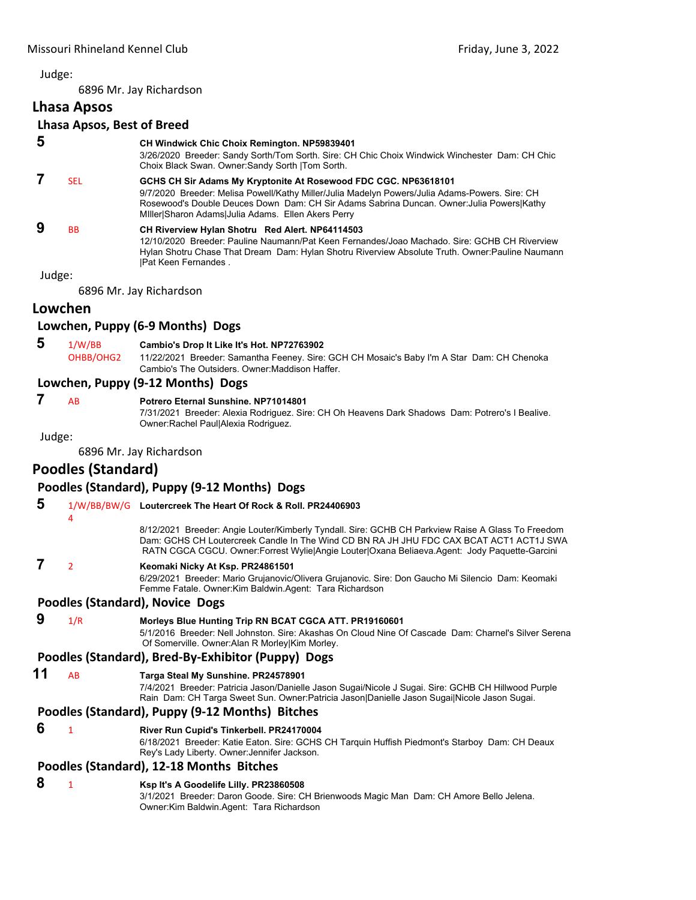Judge:

6896 Mr. Jay Richardson

## Lhasa Apsos

### Lhasa Apsos, Best of Breed

**5** **CH Windwick Chic Choix Remington. NP59839401**
3/26/2020 Breeder: Sandy Sorth/Tom Sorth. Sire: CH Chic Choix Windwick Winchester Dam: CH Chic Choix Black Swan. Owner:Sandy Sorth |Tom Sorth.

**7** SEL **GCHS CH Sir Adams My Kryptonite At Rosewood FDC CGC. NP63618101**
9/7/2020 Breeder: Melisa Powell/Kathy Miller/Julia Madelyn Powers/Julia Adams-Powers. Sire: CH Rosewood's Double Deuces Down Dam: CH Sir Adams Sabrina Duncan. Owner:Julia Powers|Kathy MIller|Sharon Adams|Julia Adams. Ellen Akers Perry

**9** BB **CH Riverview Hylan Shotru Red Alert. NP64114503**
12/10/2020 Breeder: Pauline Naumann/Pat Keen Fernandes/Joao Machado. Sire: GCHB CH Riverview Hylan Shotru Chase That Dream Dam: Hylan Shotru Riverview Absolute Truth. Owner:Pauline Naumann |Pat Keen Fernandes .

Judge:

6896 Mr. Jay Richardson

## Lowchen

### Lowchen, Puppy (6-9 Months) Dogs

**5** 1/W/BB OHBB/OHG2 **Cambio's Drop It Like It's Hot. NP72763902**
11/22/2021 Breeder: Samantha Feeney. Sire: GCH CH Mosaic's Baby I'm A Star Dam: CH Chenoka Cambio's The Outsiders. Owner:Maddison Haffer.

### Lowchen, Puppy (9-12 Months) Dogs

**7** AB **Potrero Eternal Sunshine. NP71014801**
7/31/2021 Breeder: Alexia Rodriguez. Sire: CH Oh Heavens Dark Shadows Dam: Potrero's I Bealive. Owner:Rachel Paul|Alexia Rodriguez.

Judge:

6896 Mr. Jay Richardson

## Poodles (Standard)

### Poodles (Standard), Puppy (9-12 Months) Dogs

**5** 1/W/BB/BW/G4 **Loutercreek The Heart Of Rock & Roll. PR24406903**
8/12/2021 Breeder: Angie Louter/Kimberly Tyndall. Sire: GCHB CH Parkview Raise A Glass To Freedom Dam: GCHS CH Loutercreek Candle In The Wind CD BN RA JH JHU FDC CAX BCAT ACT1 ACT1J SWA RATN CGCA CGCU. Owner:Forrest Wylie|Angie Louter|Oxana Beliaeva.Agent: Jody Paquette-Garcini

**7** 2 **Keomaki Nicky At Ksp. PR24861501**
6/29/2021 Breeder: Mario Grujanovic/Olivera Grujanovic. Sire: Don Gaucho Mi Silencio Dam: Keomaki Femme Fatale. Owner:Kim Baldwin.Agent: Tara Richardson

### Poodles (Standard), Novice Dogs

**9** 1/R **Morleys Blue Hunting Trip RN BCAT CGCA ATT. PR19160601**
5/1/2016 Breeder: Nell Johnston. Sire: Akashas On Cloud Nine Of Cascade Dam: Charnel's Silver Serena Of Somerville. Owner:Alan R Morley|Kim Morley.

### Poodles (Standard), Bred-By-Exhibitor (Puppy) Dogs

**11** AB **Targa Steal My Sunshine. PR24578901**
7/4/2021 Breeder: Patricia Jason/Danielle Jason Sugai/Nicole J Sugai. Sire: GCHB CH Hillwood Purple Rain Dam: CH Targa Sweet Sun. Owner:Patricia Jason|Danielle Jason Sugai|Nicole Jason Sugai.

### Poodles (Standard), Puppy (9-12 Months) Bitches

**6** 1 **River Run Cupid's Tinkerbell. PR24170004**
6/18/2021 Breeder: Katie Eaton. Sire: GCHS CH Tarquin Huffish Piedmont's Starboy Dam: CH Deaux Rey's Lady Liberty. Owner:Jennifer Jackson.

### Poodles (Standard), 12-18 Months Bitches

**8** 1 **Ksp It's A Goodelife Lilly. PR23860508**
3/1/2021 Breeder: Daron Goode. Sire: CH Brienwoods Magic Man Dam: CH Amore Bello Jelena. Owner:Kim Baldwin.Agent: Tara Richardson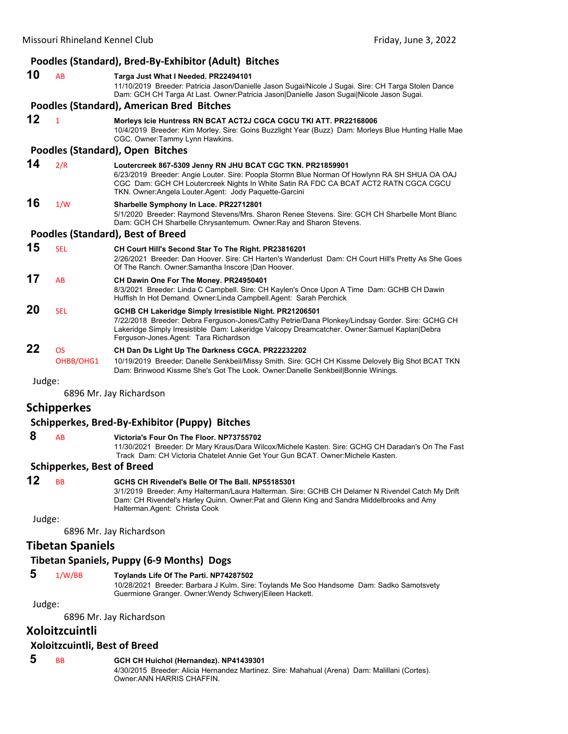### Poodles (Standard), Bred-By-Exhibitor (Adult) Bitches

**10** AB **Targa Just What I Needed. PR22494101**
11/10/2019 Breeder: Patricia Jason/Danielle Jason Sugai/Nicole J Sugai. Sire: CH Targa Stolen Dance Dam: GCH CH Targa At Last. Owner:Patricia Jason|Danielle Jason Sugai|Nicole Jason Sugai.

### Poodles (Standard), American Bred Bitches

**12** 1 **Morleys Icie Huntress RN BCAT ACT2J CGCA CGCU TKI ATT. PR22168006**
10/4/2019 Breeder: Kim Morley. Sire: Goins Buzzlight Year (Buzz) Dam: Morleys Blue Hunting Halle Mae CGC. Owner:Tammy Lynn Hawkins.

### Poodles (Standard), Open Bitches

**14** 2/R **Loutercreek 867-5309 Jenny RN JHU BCAT CGC TKN. PR21859901**
6/23/2019 Breeder: Angie Louter. Sire: Poopla Stormn Blue Norman Of Howlynn RA SH SHUA OA OAJ CGC Dam: GCH CH Loutercreek Nights In White Satin RA FDC CA BCAT ACT2 RATN CGCA CGCU TKN. Owner:Angela Louter.Agent: Jody Paquette-Garcini

**16** 1/W **Sharbelle Symphony In Lace. PR22712801**
5/1/2020 Breeder: Raymond Stevens/Mrs. Sharon Renee Stevens. Sire: GCH CH Sharbelle Mont Blanc Dam: GCH CH Sharbelle Chrysantemum. Owner:Ray and Sharon Stevens.

### Poodles (Standard), Best of Breed

**15** SEL **CH Court Hill's Second Star To The Right. PR23816201**
2/26/2021 Breeder: Dan Hoover. Sire: CH Harten's Wanderlust Dam: CH Court Hill's Pretty As She Goes Of The Ranch. Owner:Samantha Inscore |Dan Hoover.

**17** AB **CH Dawin One For The Money. PR24950401**
8/3/2021 Breeder: Linda C Campbell. Sire: CH Kaylen's Once Upon A Time Dam: GCHB CH Dawin Huffish In Hot Demand. Owner:Linda Campbell.Agent: Sarah Perchick

**20** SEL **GCHB CH Lakeridge Simply Irresistible Night. PR21206501**
7/22/2018 Breeder: Debra Ferguson-Jones/Cathy Petrie/Dana Plonkey/Lindsay Gorder. Sire: GCHG CH Lakeridge Simply Irresistible Dam: Lakeridge Valcopy Dreamcatcher. Owner:Samuel Kaplan|Debra Ferguson-Jones.Agent: Tara Richardson

**22** OS OHBB/OHG1 **CH Dan Ds Light Up The Darkness CGCA. PR22232202**
10/19/2019 Breeder: Danelle Senkbeil/Missy Smith. Sire: GCH CH Kissme Delovely Big Shot BCAT TKN Dam: Brinwood Kissme She's Got The Look. Owner:Danelle Senkbeil|Bonnie Winings.

Judge:

6896 Mr. Jay Richardson

## Schipperkes

### Schipperkes, Bred-By-Exhibitor (Puppy) Bitches

**8** AB **Victoria's Four On The Floor. NP73755702**
11/30/2021 Breeder: Dr Mary Kraus/Dara Wilcox/Michele Kasten. Sire: GCHG CH Daradan's On The Fast Track Dam: CH Victoria Chatelet Annie Get Your Gun BCAT. Owner:Michele Kasten.

### Schipperkes, Best of Breed

**12** BB **GCHS CH Rivendel's Belle Of The Ball. NP55185301**
3/1/2019 Breeder: Amy Halterman/Laura Halterman. Sire: GCHB CH Delamer N Rivendel Catch My Drift Dam: CH Rivendel's Harley Quinn. Owner:Pat and Glenn King and Sandra Middelbrooks and Amy Halterman.Agent: Christa Cook

Judge:

6896 Mr. Jay Richardson

## Tibetan Spaniels

### Tibetan Spaniels, Puppy (6-9 Months) Dogs

**5** 1/W/BB **Toylands Life Of The Parti. NP74287502**
10/28/2021 Breeder: Barbara J Kulm. Sire: Toylands Me Soo Handsome Dam: Sadko Samotsvety Guermione Granger. Owner:Wendy Schwery|Eileen Hackett.

Judge:

6896 Mr. Jay Richardson

## Xoloitzcuintli

### Xoloitzcuintli, Best of Breed

**5** BB **GCH CH Huichol (Hernandez). NP41439301**
4/30/2015 Breeder: Alicia Hernandez Martinez. Sire: Mahahual (Arena) Dam: Malillani (Cortes). Owner:ANN HARRIS CHAFFIN.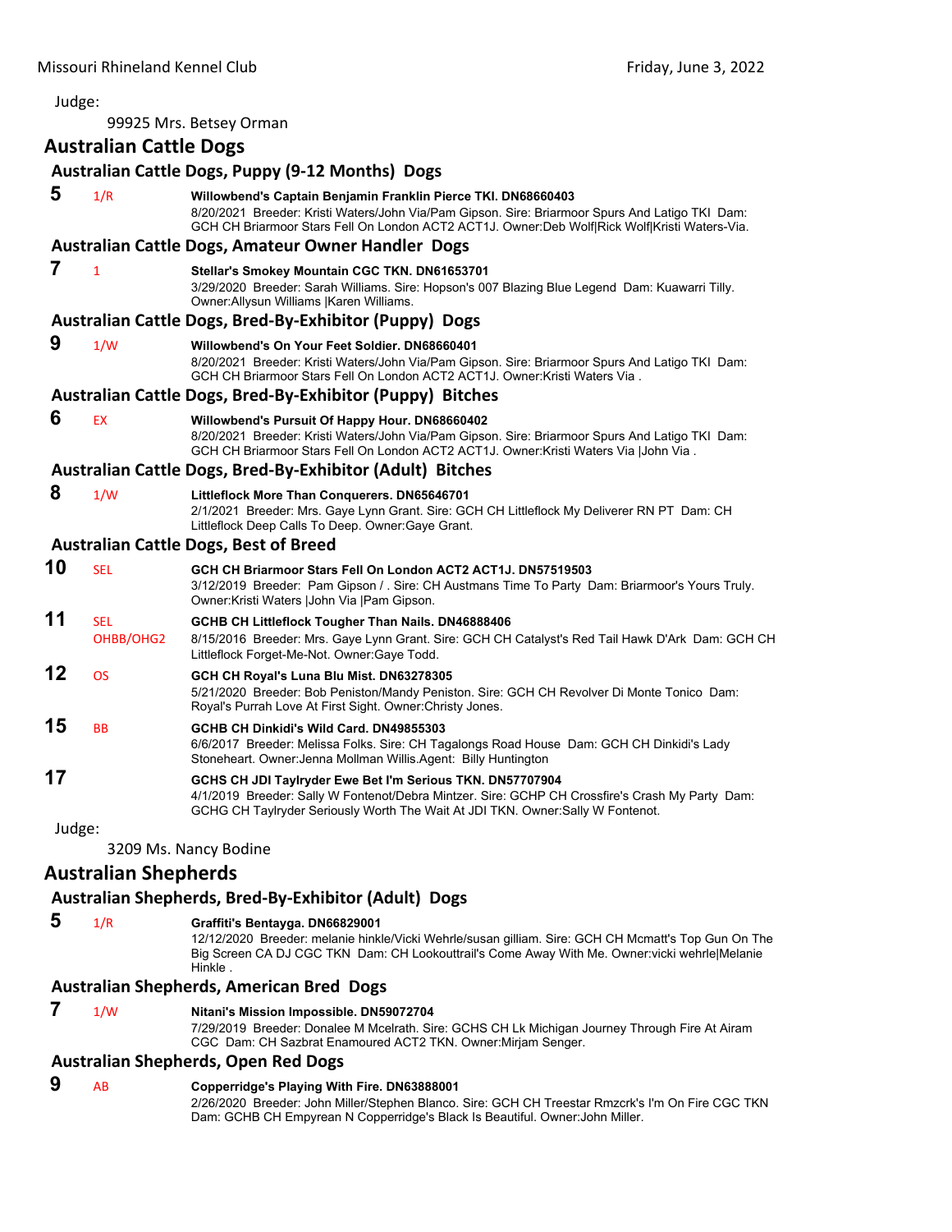Judge:

99925 Mrs. Betsey Orman

## Australian Cattle Dogs

### Australian Cattle Dogs, Puppy (9-12 Months) Dogs

**5** 1/R **Willowbend's Captain Benjamin Franklin Pierce TKI. DN68660403**
8/20/2021 Breeder: Kristi Waters/John Via/Pam Gipson. Sire: Briarmoor Spurs And Latigo TKI Dam: GCH CH Briarmoor Stars Fell On London ACT2 ACT1J. Owner:Deb Wolf|Rick Wolf|Kristi Waters-Via.

### Australian Cattle Dogs, Amateur Owner Handler Dogs

**7** 1 **Stellar's Smokey Mountain CGC TKN. DN61653701**
3/29/2020 Breeder: Sarah Williams. Sire: Hopson's 007 Blazing Blue Legend Dam: Kuawarri Tilly. Owner:Allysun Williams |Karen Williams.

### Australian Cattle Dogs, Bred-By-Exhibitor (Puppy) Dogs

**9** 1/W **Willowbend's On Your Feet Soldier. DN68660401**
8/20/2021 Breeder: Kristi Waters/John Via/Pam Gipson. Sire: Briarmoor Spurs And Latigo TKI Dam: GCH CH Briarmoor Stars Fell On London ACT2 ACT1J. Owner:Kristi Waters Via .

### Australian Cattle Dogs, Bred-By-Exhibitor (Puppy) Bitches

**6** EX **Willowbend's Pursuit Of Happy Hour. DN68660402**
8/20/2021 Breeder: Kristi Waters/John Via/Pam Gipson. Sire: Briarmoor Spurs And Latigo TKI Dam: GCH CH Briarmoor Stars Fell On London ACT2 ACT1J. Owner:Kristi Waters Via |John Via .

### Australian Cattle Dogs, Bred-By-Exhibitor (Adult) Bitches

**8** 1/W **Littleflock More Than Conquerers. DN65646701**
2/1/2021 Breeder: Mrs. Gaye Lynn Grant. Sire: GCH CH Littleflock My Deliverer RN PT Dam: CH Littleflock Deep Calls To Deep. Owner:Gaye Grant.

### Australian Cattle Dogs, Best of Breed

**10** SEL **GCH CH Briarmoor Stars Fell On London ACT2 ACT1J. DN57519503**
3/12/2019 Breeder: Pam Gipson / . Sire: CH Austmans Time To Party Dam: Briarmoor's Yours Truly. Owner:Kristi Waters |John Via |Pam Gipson.

**11** SEL OHBB/OHG2 **GCHB CH Littleflock Tougher Than Nails. DN46888406**
8/15/2016 Breeder: Mrs. Gaye Lynn Grant. Sire: GCH CH Catalyst's Red Tail Hawk D'Ark Dam: GCH CH Littleflock Forget-Me-Not. Owner:Gaye Todd.

**12** OS **GCH CH Royal's Luna Blu Mist. DN63278305**
5/21/2020 Breeder: Bob Peniston/Mandy Peniston. Sire: GCH CH Revolver Di Monte Tonico Dam: Royal's Purrah Love At First Sight. Owner:Christy Jones.

**15** BB **GCHB CH Dinkidi's Wild Card. DN49855303**
6/6/2017 Breeder: Melissa Folks. Sire: CH Tagalongs Road House Dam: GCH CH Dinkidi's Lady Stoneheart. Owner:Jenna Mollman Willis.Agent: Billy Huntington

**17** **GCHS CH JDI Taylryder Ewe Bet I'm Serious TKN. DN57707904**
4/1/2019 Breeder: Sally W Fontenot/Debra Mintzer. Sire: GCHP CH Crossfire's Crash My Party Dam: GCHG CH Taylryder Seriously Worth The Wait At JDI TKN. Owner:Sally W Fontenot.

Judge:

3209 Ms. Nancy Bodine

## Australian Shepherds

### Australian Shepherds, Bred-By-Exhibitor (Adult) Dogs

**5** 1/R **Graffiti's Bentayga. DN66829001**
12/12/2020 Breeder: melanie hinkle/Vicki Wehrle/susan gilliam. Sire: GCH CH Mcmatt's Top Gun On The Big Screen CA DJ CGC TKN Dam: CH Lookouttrail's Come Away With Me. Owner:vicki wehrle|Melanie Hinkle .

### Australian Shepherds, American Bred Dogs

**7** 1/W **Nitani's Mission Impossible. DN59072704**
7/29/2019 Breeder: Donalee M Mcelrath. Sire: GCHS CH Lk Michigan Journey Through Fire At Airam CGC Dam: CH Sazbrat Enamoured ACT2 TKN. Owner:Mirjam Senger.

### Australian Shepherds, Open Red Dogs

**9** AB **Copperridge's Playing With Fire. DN63888001**
2/26/2020 Breeder: John Miller/Stephen Blanco. Sire: GCH CH Treestar Rmzcrk's I'm On Fire CGC TKN Dam: GCHB CH Empyrean N Copperridge's Black Is Beautiful. Owner:John Miller.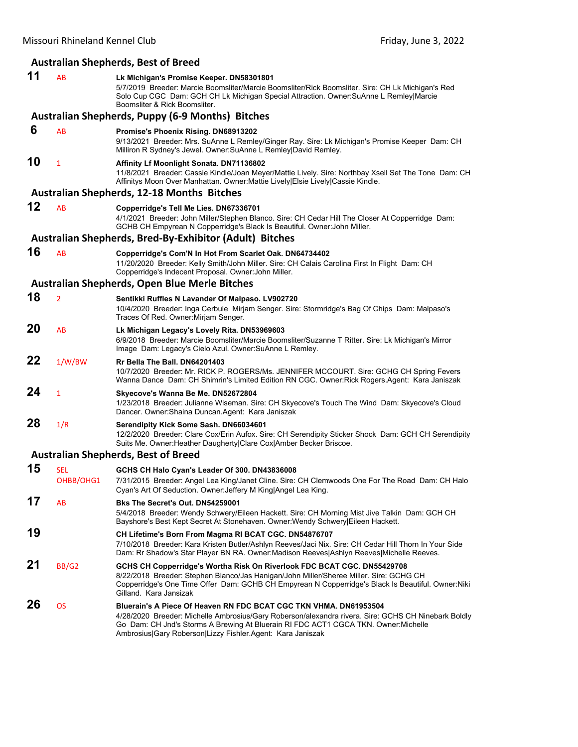## Australian Shepherds, Best of Breed

**11** AB **Lk Michigan's Promise Keeper. DN58301801**
5/7/2019 Breeder: Marcie Boomsliter/Marcie Boomsliter/Rick Boomsliter. Sire: CH Lk Michigan's Red Solo Cup CGC Dam: GCH CH Lk Michigan Special Attraction. Owner:SuAnne L Remley|Marcie Boomsliter & Rick Boomsliter.

## Australian Shepherds, Puppy (6-9 Months) Bitches

**6** AB **Promise's Phoenix Rising. DN68913202**
9/13/2021 Breeder: Mrs. SuAnne L Remley/Ginger Ray. Sire: Lk Michigan's Promise Keeper Dam: CH Milliron R Sydney's Jewel. Owner:SuAnne L Remley|David Remley.

**10** 1 **Affinity Lf Moonlight Sonata. DN71136802**
11/8/2021 Breeder: Cassie Kindle/Joan Meyer/Mattie Lively. Sire: Northbay Xsell Set The Tone Dam: CH Affinitys Moon Over Manhattan. Owner:Mattie Lively|Elsie Lively|Cassie Kindle.

## Australian Shepherds, 12-18 Months Bitches

**12** AB **Copperridge's Tell Me Lies. DN67336701**
4/1/2021 Breeder: John Miller/Stephen Blanco. Sire: CH Cedar Hill The Closer At Copperridge Dam: GCHB CH Empyrean N Copperridge's Black Is Beautiful. Owner:John Miller.

## Australian Shepherds, Bred-By-Exhibitor (Adult) Bitches

**16** AB **Copperridge's Com'N In Hot From Scarlet Oak. DN64734402**
11/20/2020 Breeder: Kelly Smith/John Miller. Sire: CH Calais Carolina First In Flight Dam: CH Copperridge's Indecent Proposal. Owner:John Miller.

## Australian Shepherds, Open Blue Merle Bitches

**18** 2 **Sentikki Ruffles N Lavander Of Malpaso. LV902720**
10/4/2020 Breeder: Inga Cerbule Mirjam Senger. Sire: Stormridge's Bag Of Chips Dam: Malpaso's Traces Of Red. Owner:Mirjam Senger.

**20** AB **Lk Michigan Legacy's Lovely Rita. DN53969603**
6/9/2018 Breeder: Marcie Boomsliter/Marcie Boomsliter/Suzanne T Ritter. Sire: Lk Michigan's Mirror Image Dam: Legacy's Cielo Azul. Owner:SuAnne L Remley.

**22** 1/W/BW **Rr Bella The Ball. DN64201403**
10/7/2020 Breeder: Mr. RICK P. ROGERS/Ms. JENNIFER MCCOURT. Sire: GCHG CH Spring Fevers Wanna Dance Dam: CH Shimrin's Limited Edition RN CGC. Owner:Rick Rogers.Agent: Kara Janiszak

**24** 1 **Skyecove's Wanna Be Me. DN52672804**
1/23/2018 Breeder: Julianne Wiseman. Sire: CH Skyecove's Touch The Wind Dam: Skyecove's Cloud Dancer. Owner:Shaina Duncan.Agent: Kara Janiszak

**28** 1/R **Serendipity Kick Some Sash. DN66034601**
12/2/2020 Breeder: Clare Cox/Erin Aufox. Sire: CH Serendipity Sticker Shock Dam: GCH CH Serendipity Suits Me. Owner:Heather Daugherty|Clare Cox|Amber Becker Briscoe.

## Australian Shepherds, Best of Breed

**15** SEL OHBB/OHG1 **GCHS CH Halo Cyan's Leader Of 300. DN43836008**
7/31/2015 Breeder: Angel Lea King/Janet Cline. Sire: CH Clemwoods One For The Road Dam: CH Halo Cyan's Art Of Seduction. Owner:Jeffery M King|Angel Lea King.

**17** AB **Bks The Secret's Out. DN54259001**
5/4/2018 Breeder: Wendy Schwery/Eileen Hackett. Sire: CH Morning Mist Jive Talkin Dam: GCH CH Bayshore's Best Kept Secret At Stonehaven. Owner:Wendy Schwery|Eileen Hackett.

**19** **CH Lifetime's Born From Magma RI BCAT CGC. DN54876707**
7/10/2018 Breeder: Kara Kristen Butler/Ashlyn Reeves/Jaci Nix. Sire: CH Cedar Hill Thorn In Your Side Dam: Rr Shadow's Star Player BN RA. Owner:Madison Reeves|Ashlyn Reeves|Michelle Reeves.

**21** BB/G2 **GCHS CH Copperridge's Wortha Risk On Riverlook FDC BCAT CGC. DN55429708**
8/22/2018 Breeder: Stephen Blanco/Jas Hanigan/John Miller/Sheree Miller. Sire: GCHG CH Copperridge's One Time Offer Dam: GCHB CH Empyrean N Copperridge's Black Is Beautiful. Owner:Niki Gilland. Kara Jansizak

**26** OS **Bluerain's A Piece Of Heaven RN FDC BCAT CGC TKN VHMA. DN61953504**
4/28/2020 Breeder: Michelle Ambrosius/Gary Roberson/alexandra rivera. Sire: GCHS CH Ninebark Boldly Go Dam: CH Jnd's Storms A Brewing At Bluerain RI FDC ACT1 CGCA TKN. Owner:Michelle Ambrosius|Gary Roberson|Lizzy Fishler.Agent: Kara Janiszak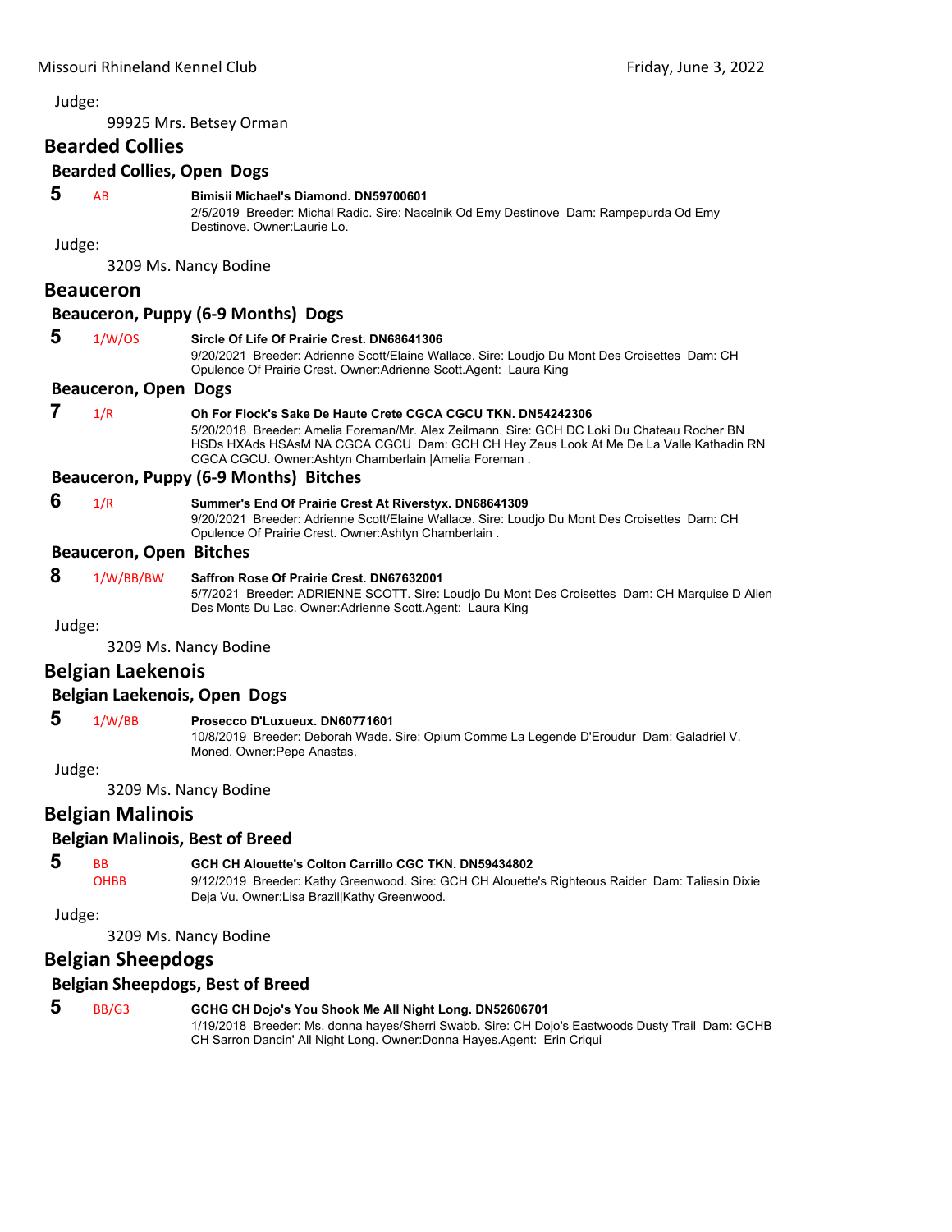Judge:

99925 Mrs. Betsey Orman

## Bearded Collies

### Bearded Collies, Open Dogs

**5** AB **Bimisii Michael's Diamond. DN59700601**
2/5/2019 Breeder: Michal Radic. Sire: Nacelnik Od Emy Destinove Dam: Rampepurda Od Emy Destinove. Owner:Laurie Lo.

Judge:

3209 Ms. Nancy Bodine

## Beauceron

### Beauceron, Puppy (6-9 Months) Dogs

**5** 1/W/OS **Sircle Of Life Of Prairie Crest. DN68641306**
9/20/2021 Breeder: Adrienne Scott/Elaine Wallace. Sire: Loudjo Du Mont Des Croisettes Dam: CH Opulence Of Prairie Crest. Owner:Adrienne Scott.Agent: Laura King

### Beauceron, Open Dogs

**7** 1/R **Oh For Flock's Sake De Haute Crete CGCA CGCU TKN. DN54242306**
5/20/2018 Breeder: Amelia Foreman/Mr. Alex Zeilmann. Sire: GCH DC Loki Du Chateau Rocher BN HSDs HXAds HSAsM NA CGCA CGCU Dam: GCH CH Hey Zeus Look At Me De La Valle Kathadin RN CGCA CGCU. Owner:Ashtyn Chamberlain |Amelia Foreman .

### Beauceron, Puppy (6-9 Months) Bitches

**6** 1/R **Summer's End Of Prairie Crest At Riverstyx. DN68641309**
9/20/2021 Breeder: Adrienne Scott/Elaine Wallace. Sire: Loudjo Du Mont Des Croisettes Dam: CH Opulence Of Prairie Crest. Owner:Ashtyn Chamberlain .

### Beauceron, Open Bitches

**8** 1/W/BB/BW **Saffron Rose Of Prairie Crest. DN67632001**
5/7/2021 Breeder: ADRIENNE SCOTT. Sire: Loudjo Du Mont Des Croisettes Dam: CH Marquise D Alien Des Monts Du Lac. Owner:Adrienne Scott.Agent: Laura King

Judge:

3209 Ms. Nancy Bodine

## Belgian Laekenois

### Belgian Laekenois, Open Dogs

**5** 1/W/BB **Prosecco D'Luxueux. DN60771601**
10/8/2019 Breeder: Deborah Wade. Sire: Opium Comme La Legende D'Eroudur Dam: Galadriel V. Moned. Owner:Pepe Anastas.

Judge:

3209 Ms. Nancy Bodine

## Belgian Malinois

### Belgian Malinois, Best of Breed

**5** BB OHBB **GCH CH Alouette's Colton Carrillo CGC TKN. DN59434802**
9/12/2019 Breeder: Kathy Greenwood. Sire: GCH CH Alouette's Righteous Raider Dam: Taliesin Dixie Deja Vu. Owner:Lisa Brazil|Kathy Greenwood.

Judge:

3209 Ms. Nancy Bodine

## Belgian Sheepdogs

### Belgian Sheepdogs, Best of Breed

**5** BB/G3 **GCHG CH Dojo's You Shook Me All Night Long. DN52606701**
1/19/2018 Breeder: Ms. donna hayes/Sherri Swabb. Sire: CH Dojo's Eastwoods Dusty Trail Dam: GCHB CH Sarron Dancin' All Night Long. Owner:Donna Hayes.Agent: Erin Criqui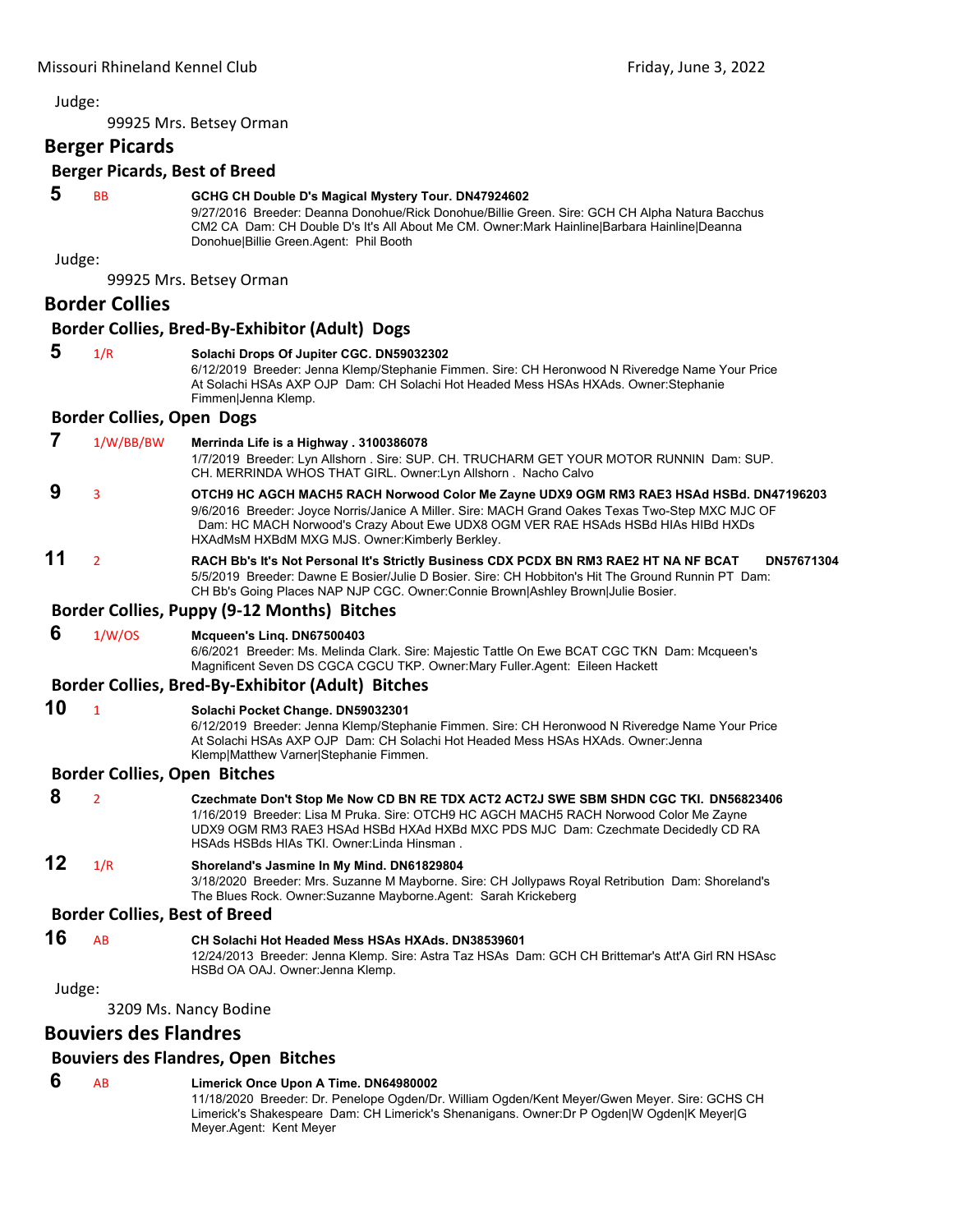Judge:

99925 Mrs. Betsey Orman

## Berger Picards

### Berger Picards, Best of Breed

**5** BB **GCHG CH Double D's Magical Mystery Tour. DN47924602**
9/27/2016 Breeder: Deanna Donohue/Rick Donohue/Billie Green. Sire: GCH CH Alpha Natura Bacchus CM2 CA Dam: CH Double D's It's All About Me CM. Owner:Mark Hainline|Barbara Hainline|Deanna Donohue|Billie Green.Agent: Phil Booth

Judge:

99925 Mrs. Betsey Orman

## Border Collies

### Border Collies, Bred-By-Exhibitor (Adult) Dogs

**5** 1/R **Solachi Drops Of Jupiter CGC. DN59032302**
6/12/2019 Breeder: Jenna Klemp/Stephanie Fimmen. Sire: CH Heronwood N Riveredge Name Your Price At Solachi HSAs AXP OJP Dam: CH Solachi Hot Headed Mess HSAs HXAds. Owner:Stephanie Fimmen|Jenna Klemp.

### Border Collies, Open Dogs

**7** 1/W/BB/BW **Merrinda Life is a Highway . 3100386078**
1/7/2019 Breeder: Lyn Allshorn . Sire: SUP. CH. TRUCHARM GET YOUR MOTOR RUNNIN Dam: SUP. CH. MERRINDA WHOS THAT GIRL. Owner:Lyn Allshorn . Nacho Calvo

**9** 3 **OTCH9 HC AGCH MACH5 RACH Norwood Color Me Zayne UDX9 OGM RM3 RAE3 HSAd HSBd. DN47196203**
9/6/2016 Breeder: Joyce Norris/Janice A Miller. Sire: MACH Grand Oakes Texas Two-Step MXC MJC OF Dam: HC MACH Norwood's Crazy About Ewe UDX8 OGM VER RAE HSAds HSBd HIAs HIBd HXDs HXAdMsM HXBdM MXG MJS. Owner:Kimberly Berkley.

**11** 2 **RACH Bb's It's Not Personal It's Strictly Business CDX PCDX BN RM3 RAE2 HT NA NF BCAT DN57671304**
5/5/2019 Breeder: Dawne E Bosier/Julie D Bosier. Sire: CH Hobbiton's Hit The Ground Runnin PT Dam: CH Bb's Going Places NAP NJP CGC. Owner:Connie Brown|Ashley Brown|Julie Bosier.

### Border Collies, Puppy (9-12 Months) Bitches

**6** 1/W/OS **Mcqueen's Linq. DN67500403**
6/6/2021 Breeder: Ms. Melinda Clark. Sire: Majestic Tattle On Ewe BCAT CGC TKN Dam: Mcqueen's Magnificent Seven DS CGCA CGCU TKP. Owner:Mary Fuller.Agent: Eileen Hackett

### Border Collies, Bred-By-Exhibitor (Adult) Bitches

**10** 1 **Solachi Pocket Change. DN59032301**
6/12/2019 Breeder: Jenna Klemp/Stephanie Fimmen. Sire: CH Heronwood N Riveredge Name Your Price At Solachi HSAs AXP OJP Dam: CH Solachi Hot Headed Mess HSAs HXAds. Owner:Jenna Klemp|Matthew Varner|Stephanie Fimmen.

### Border Collies, Open Bitches

**8** 2 **Czechmate Don't Stop Me Now CD BN RE TDX ACT2 ACT2J SWE SBM SHDN CGC TKI. DN56823406**
1/16/2019 Breeder: Lisa M Pruka. Sire: OTCH9 HC AGCH MACH5 RACH Norwood Color Me Zayne UDX9 OGM RM3 RAE3 HSAd HSBd HXAd HXBd MXC PDS MJC Dam: Czechmate Decidedly CD RA HSAds HSBds HIAs TKI. Owner:Linda Hinsman .

**12** 1/R **Shoreland's Jasmine In My Mind. DN61829804**
3/18/2020 Breeder: Mrs. Suzanne M Mayborne. Sire: CH Jollypaws Royal Retribution Dam: Shoreland's The Blues Rock. Owner:Suzanne Mayborne.Agent: Sarah Krickeberg

### Border Collies, Best of Breed

**16** AB **CH Solachi Hot Headed Mess HSAs HXAds. DN38539601**
12/24/2013 Breeder: Jenna Klemp. Sire: Astra Taz HSAs Dam: GCH CH Brittemar's Att'A Girl RN HSAsc HSBd OA OAJ. Owner:Jenna Klemp.

Judge:

3209 Ms. Nancy Bodine

## Bouviers des Flandres

### Bouviers des Flandres, Open Bitches

**6** AB **Limerick Once Upon A Time. DN64980002**
11/18/2020 Breeder: Dr. Penelope Ogden/Dr. William Ogden/Kent Meyer/Gwen Meyer. Sire: GCHS CH Limerick's Shakespeare Dam: CH Limerick's Shenanigans. Owner:Dr P Ogden|W Ogden|K Meyer|G Meyer.Agent: Kent Meyer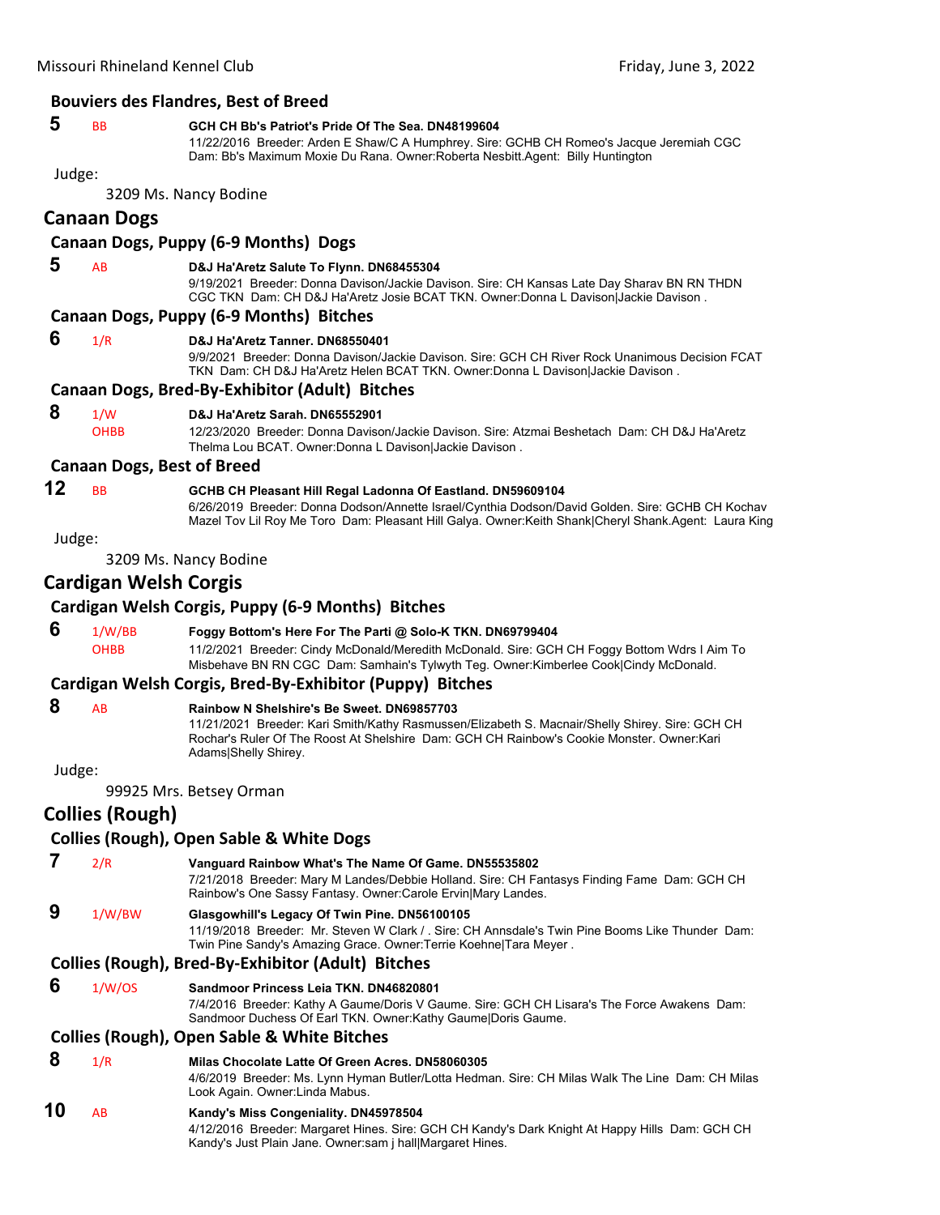### Bouviers des Flandres, Best of Breed

**5** BB **GCH CH Bb's Patriot's Pride Of The Sea. DN48199604**
11/22/2016 Breeder: Arden E Shaw/C A Humphrey. Sire: GCHB CH Romeo's Jacque Jeremiah CGC Dam: Bb's Maximum Moxie Du Rana. Owner:Roberta Nesbitt.Agent: Billy Huntington

Judge:

3209 Ms. Nancy Bodine

## Canaan Dogs

### Canaan Dogs, Puppy (6-9 Months) Dogs

**5** AB **D&J Ha'Aretz Salute To Flynn. DN68455304**
9/19/2021 Breeder: Donna Davison/Jackie Davison. Sire: CH Kansas Late Day Sharav BN RN THDN CGC TKN Dam: CH D&J Ha'Aretz Josie BCAT TKN. Owner:Donna L Davison|Jackie Davison .

### Canaan Dogs, Puppy (6-9 Months) Bitches

**6** 1/R **D&J Ha'Aretz Tanner. DN68550401**
9/9/2021 Breeder: Donna Davison/Jackie Davison. Sire: GCH CH River Rock Unanimous Decision FCAT TKN Dam: CH D&J Ha'Aretz Helen BCAT TKN. Owner:Donna L Davison|Jackie Davison .

### Canaan Dogs, Bred-By-Exhibitor (Adult) Bitches

**8** 1/W OHBB **D&J Ha'Aretz Sarah. DN65552901**
12/23/2020 Breeder: Donna Davison/Jackie Davison. Sire: Atzmai Beshetach Dam: CH D&J Ha'Aretz Thelma Lou BCAT. Owner:Donna L Davison|Jackie Davison .

### Canaan Dogs, Best of Breed

**12** BB **GCHB CH Pleasant Hill Regal Ladonna Of Eastland. DN59609104**
6/26/2019 Breeder: Donna Dodson/Annette Israel/Cynthia Dodson/David Golden. Sire: GCHB CH Kochav Mazel Tov Lil Roy Me Toro Dam: Pleasant Hill Galya. Owner:Keith Shank|Cheryl Shank.Agent: Laura King

Judge:

3209 Ms. Nancy Bodine

## Cardigan Welsh Corgis

### Cardigan Welsh Corgis, Puppy (6-9 Months) Bitches

**6** 1/W/BB OHBB **Foggy Bottom's Here For The Parti @ Solo-K TKN. DN69799404**
11/2/2021 Breeder: Cindy McDonald/Meredith McDonald. Sire: GCH CH Foggy Bottom Wdrs I Aim To Misbehave BN RN CGC Dam: Samhain's Tylwyth Teg. Owner:Kimberlee Cook|Cindy McDonald.

### Cardigan Welsh Corgis, Bred-By-Exhibitor (Puppy) Bitches

**8** AB **Rainbow N Shelshire's Be Sweet. DN69857703**
11/21/2021 Breeder: Kari Smith/Kathy Rasmussen/Elizabeth S. Macnair/Shelly Shirey. Sire: GCH CH Rochar's Ruler Of The Roost At Shelshire Dam: GCH CH Rainbow's Cookie Monster. Owner:Kari Adams|Shelly Shirey.

Judge:

99925 Mrs. Betsey Orman

## Collies (Rough)

### Collies (Rough), Open Sable & White Dogs

**7** 2/R **Vanguard Rainbow What's The Name Of Game. DN55535802**
7/21/2018 Breeder: Mary M Landes/Debbie Holland. Sire: CH Fantasys Finding Fame Dam: GCH CH Rainbow's One Sassy Fantasy. Owner:Carole Ervin|Mary Landes.

**9** 1/W/BW **Glasgowhill's Legacy Of Twin Pine. DN56100105**
11/19/2018 Breeder: Mr. Steven W Clark / . Sire: CH Annsdale's Twin Pine Booms Like Thunder Dam: Twin Pine Sandy's Amazing Grace. Owner:Terrie Koehne|Tara Meyer .

### Collies (Rough), Bred-By-Exhibitor (Adult) Bitches

**6** 1/W/OS **Sandmoor Princess Leia TKN. DN46820801**
7/4/2016 Breeder: Kathy A Gaume/Doris V Gaume. Sire: GCH CH Lisara's The Force Awakens Dam: Sandmoor Duchess Of Earl TKN. Owner:Kathy Gaume|Doris Gaume.

### Collies (Rough), Open Sable & White Bitches

**8** 1/R **Milas Chocolate Latte Of Green Acres. DN58060305**
4/6/2019 Breeder: Ms. Lynn Hyman Butler/Lotta Hedman. Sire: CH Milas Walk The Line Dam: CH Milas Look Again. Owner:Linda Mabus.

**10** AB **Kandy's Miss Congeniality. DN45978504**
4/12/2016 Breeder: Margaret Hines. Sire: GCH CH Kandy's Dark Knight At Happy Hills Dam: GCH CH Kandy's Just Plain Jane. Owner:sam j hall|Margaret Hines.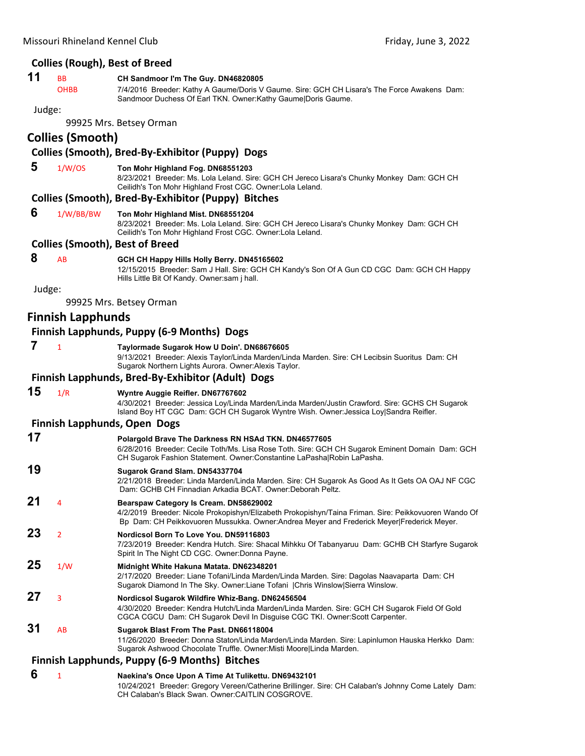## Collies (Rough), Best of Breed

**11** BB OHBB **CH Sandmoor I'm The Guy. DN46820805**
7/4/2016 Breeder: Kathy A Gaume/Doris V Gaume. Sire: GCH CH Lisara's The Force Awakens Dam: Sandmoor Duchess Of Earl TKN. Owner:Kathy Gaume|Doris Gaume.

Judge:

99925 Mrs. Betsey Orman

# Collies (Smooth)

## Collies (Smooth), Bred-By-Exhibitor (Puppy) Dogs

**5** 1/W/OS **Ton Mohr Highland Fog. DN68551203**
8/23/2021 Breeder: Ms. Lola Leland. Sire: GCH CH Jereco Lisara's Chunky Monkey Dam: GCH CH Ceilidh's Ton Mohr Highland Frost CGC. Owner:Lola Leland.

## Collies (Smooth), Bred-By-Exhibitor (Puppy) Bitches

**6** 1/W/BB/BW **Ton Mohr Highland Mist. DN68551204**
8/23/2021 Breeder: Ms. Lola Leland. Sire: GCH CH Jereco Lisara's Chunky Monkey Dam: GCH CH Ceilidh's Ton Mohr Highland Frost CGC. Owner:Lola Leland.

## Collies (Smooth), Best of Breed

**8** AB **GCH CH Happy Hills Holly Berry. DN45165602**
12/15/2015 Breeder: Sam J Hall. Sire: GCH CH Kandy's Son Of A Gun CD CGC Dam: GCH CH Happy Hills Little Bit Of Kandy. Owner:sam j hall.

Judge:

99925 Mrs. Betsey Orman

# Finnish Lapphunds

## Finnish Lapphunds, Puppy (6-9 Months) Dogs

**7** 1 **Taylormade Sugarok How U Doin'. DN68676605**
9/13/2021 Breeder: Alexis Taylor/Linda Marden/Linda Marden. Sire: CH Lecibsin Suoritus Dam: CH Sugarok Northern Lights Aurora. Owner:Alexis Taylor.

## Finnish Lapphunds, Bred-By-Exhibitor (Adult) Dogs

**15** 1/R **Wyntre Auggie Reifler. DN67767602**
4/30/2021 Breeder: Jessica Loy/Linda Marden/Linda Marden/Justin Crawford. Sire: GCHS CH Sugarok Island Boy HT CGC Dam: GCH CH Sugarok Wyntre Wish. Owner:Jessica Loy|Sandra Reifler.

## Finnish Lapphunds, Open Dogs

**17** **Polargold Brave The Darkness RN HSAd TKN. DN46577605**
6/28/2016 Breeder: Cecile Toth/Ms. Lisa Rose Toth. Sire: GCH CH Sugarok Eminent Domain Dam: GCH CH Sugarok Fashion Statement. Owner:Constantine LaPasha|Robin LaPasha.

**19** **Sugarok Grand Slam. DN54337704**
2/21/2018 Breeder: Linda Marden/Linda Marden. Sire: CH Sugarok As Good As It Gets OA OAJ NF CGC Dam: GCHB CH Finnadian Arkadia BCAT. Owner:Deborah Peltz.

**21** 4 **Bearspaw Category Is Cream. DN58629002**
4/2/2019 Breeder: Nicole Prokopishyn/Elizabeth Prokopishyn/Taina Friman. Sire: Peikkovuoren Wando Of Bp Dam: CH Peikkovuoren Mussukka. Owner:Andrea Meyer and Frederick Meyer|Frederick Meyer.

**23** 2 **Nordicsol Born To Love You. DN59116803**
7/23/2019 Breeder: Kendra Hutch. Sire: Shacal Mihkku Of Tabanyaruu Dam: GCHB CH Starfyre Sugarok Spirit In The Night CD CGC. Owner:Donna Payne.

**25** 1/W **Midnight White Hakuna Matata. DN62348201**
2/17/2020 Breeder: Liane Tofani/Linda Marden/Linda Marden. Sire: Dagolas Naavaparta Dam: CH Sugarok Diamond In The Sky. Owner:Liane Tofani |Chris Winslow|Sierra Winslow.

**27** 3 **Nordicsol Sugarok Wildfire Whiz-Bang. DN62456504**
4/30/2020 Breeder: Kendra Hutch/Linda Marden/Linda Marden. Sire: GCH CH Sugarok Field Of Gold CGCA CGCU Dam: CH Sugarok Devil In Disguise CGC TKI. Owner:Scott Carpenter.

**31** AB **Sugarok Blast From The Past. DN66118004**
11/26/2020 Breeder: Donna Staton/Linda Marden/Linda Marden. Sire: Lapinlumon Hauska Herkko Dam: Sugarok Ashwood Chocolate Truffle. Owner:Misti Moore|Linda Marden.

## Finnish Lapphunds, Puppy (6-9 Months) Bitches

**6** 1 **Naekina's Once Upon A Time At Tulikettu. DN69432101**
10/24/2021 Breeder: Gregory Vereen/Catherine Brillinger. Sire: CH Calaban's Johnny Come Lately Dam: CH Calaban's Black Swan. Owner:CAITLIN COSGROVE.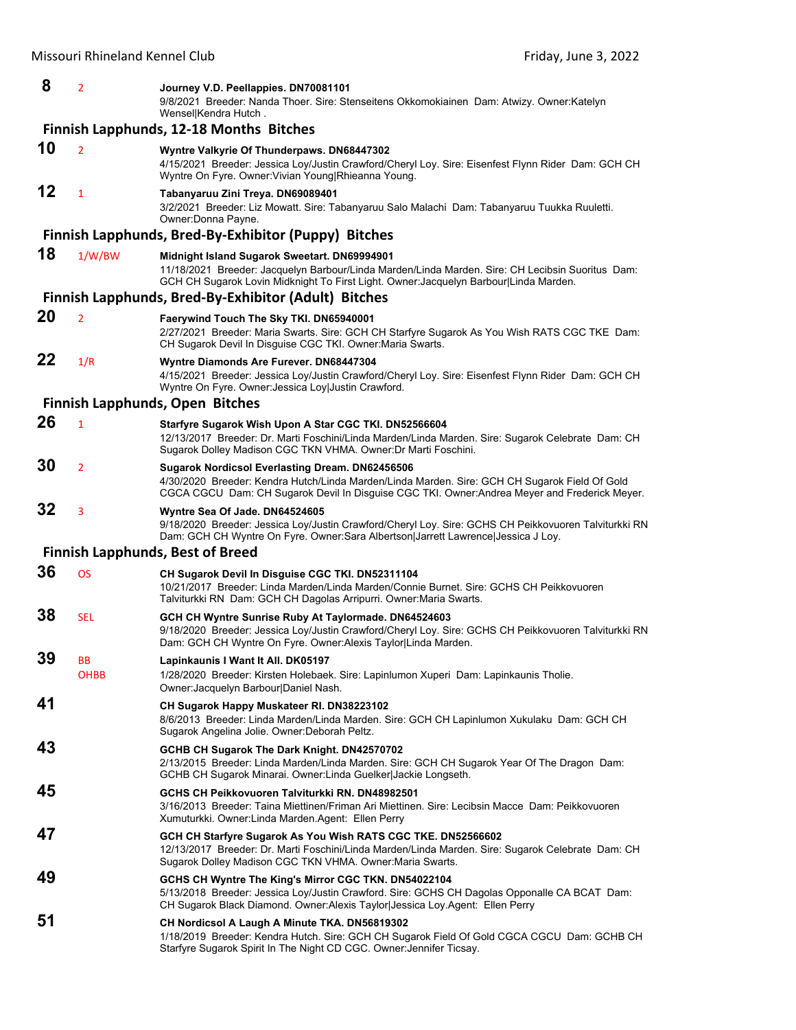**8** 2 **Journey V.D. Peellappies. DN70081101**
9/8/2021 Breeder: Nanda Thoer. Sire: Stenseitens Okkomokiainen Dam: Atwizy. Owner:Katelyn Wensel|Kendra Hutch .

### Finnish Lapphunds, 12-18 Months Bitches

**10** 2 **Wyntre Valkyrie Of Thunderpaws. DN68447302**
4/15/2021 Breeder: Jessica Loy/Justin Crawford/Cheryl Loy. Sire: Eisenfest Flynn Rider Dam: GCH CH Wyntre On Fyre. Owner:Vivian Young|Rhieanna Young.

**12** 1 **Tabanyaruu Zini Treya. DN69089401**
3/2/2021 Breeder: Liz Mowatt. Sire: Tabanyaruu Salo Malachi Dam: Tabanyaruu Tuukka Ruuletti. Owner:Donna Payne.

### Finnish Lapphunds, Bred-By-Exhibitor (Puppy) Bitches

**18** 1/W/BW **Midnight Island Sugarok Sweetart. DN69994901**
11/18/2021 Breeder: Jacquelyn Barbour/Linda Marden/Linda Marden. Sire: CH Lecibsin Suoritus Dam: GCH CH Sugarok Lovin Midknight To First Light. Owner:Jacquelyn Barbour|Linda Marden.

### Finnish Lapphunds, Bred-By-Exhibitor (Adult) Bitches

**20** 2 **Faerywind Touch The Sky TKI. DN65940001**
2/27/2021 Breeder: Maria Swarts. Sire: GCH CH Starfyre Sugarok As You Wish RATS CGC TKE Dam: CH Sugarok Devil In Disguise CGC TKI. Owner:Maria Swarts.

**22** 1/R **Wyntre Diamonds Are Furever. DN68447304**
4/15/2021 Breeder: Jessica Loy/Justin Crawford/Cheryl Loy. Sire: Eisenfest Flynn Rider Dam: GCH CH Wyntre On Fyre. Owner:Jessica Loy|Justin Crawford.

### Finnish Lapphunds, Open Bitches

**26** 1 **Starfyre Sugarok Wish Upon A Star CGC TKI. DN52566604**
12/13/2017 Breeder: Dr. Marti Foschini/Linda Marden/Linda Marden. Sire: Sugarok Celebrate Dam: CH Sugarok Dolley Madison CGC TKN VHMA. Owner:Dr Marti Foschini.

**30** 2 **Sugarok Nordicsol Everlasting Dream. DN62456506**
4/30/2020 Breeder: Kendra Hutch/Linda Marden/Linda Marden. Sire: GCH CH Sugarok Field Of Gold CGCA CGCU Dam: CH Sugarok Devil In Disguise CGC TKI. Owner:Andrea Meyer and Frederick Meyer.

**32** 3 **Wyntre Sea Of Jade. DN64524605**
9/18/2020 Breeder: Jessica Loy/Justin Crawford/Cheryl Loy. Sire: GCHS CH Peikkovuoren Talviturkki RN Dam: GCH CH Wyntre On Fyre. Owner:Sara Albertson|Jarrett Lawrence|Jessica J Loy.

### Finnish Lapphunds, Best of Breed

**36** OS **CH Sugarok Devil In Disguise CGC TKI. DN52311104**
10/21/2017 Breeder: Linda Marden/Linda Marden/Connie Burnet. Sire: GCHS CH Peikkovuoren Talviturkki RN Dam: GCH CH Dagolas Arripurri. Owner:Maria Swarts.

**38** SEL **GCH CH Wyntre Sunrise Ruby At Taylormade. DN64524603**
9/18/2020 Breeder: Jessica Loy/Justin Crawford/Cheryl Loy. Sire: GCHS CH Peikkovuoren Talviturkki RN Dam: GCH CH Wyntre On Fyre. Owner:Alexis Taylor|Linda Marden.

**39** BB OHBB **Lapinkaunis I Want It All. DK05197**
1/28/2020 Breeder: Kirsten Holebaek. Sire: Lapinlumon Xuperi Dam: Lapinkaunis Tholie. Owner:Jacquelyn Barbour|Daniel Nash.

**41** **CH Sugarok Happy Muskateer RI. DN38223102**
8/6/2013 Breeder: Linda Marden/Linda Marden. Sire: GCH CH Lapinlumon Xukulaku Dam: GCH CH Sugarok Angelina Jolie. Owner:Deborah Peltz.

**43** **GCHB CH Sugarok The Dark Knight. DN42570702**
2/13/2015 Breeder: Linda Marden/Linda Marden. Sire: GCH CH Sugarok Year Of The Dragon Dam: GCHB CH Sugarok Minarai. Owner:Linda Guelker|Jackie Longseth.

**45** **GCHS CH Peikkovuoren Talviturkki RN. DN48982501**
3/16/2013 Breeder: Taina Miettinen/Friman Ari Miettinen. Sire: Lecibsin Macce Dam: Peikkovuoren Xumuturkki. Owner:Linda Marden.Agent: Ellen Perry

**47** **GCH CH Starfyre Sugarok As You Wish RATS CGC TKE. DN52566602**
12/13/2017 Breeder: Dr. Marti Foschini/Linda Marden/Linda Marden. Sire: Sugarok Celebrate Dam: CH Sugarok Dolley Madison CGC TKN VHMA. Owner:Maria Swarts.

**49** **GCHS CH Wyntre The King's Mirror CGC TKN. DN54022104**
5/13/2018 Breeder: Jessica Loy/Justin Crawford. Sire: GCHS CH Dagolas Opponalle CA BCAT Dam: CH Sugarok Black Diamond. Owner:Alexis Taylor|Jessica Loy.Agent: Ellen Perry

**51** **CH Nordicsol A Laugh A Minute TKA. DN56819302**
1/18/2019 Breeder: Kendra Hutch. Sire: GCH CH Sugarok Field Of Gold CGCA CGCU Dam: GCHB CH Starfyre Sugarok Spirit In The Night CD CGC. Owner:Jennifer Ticsay.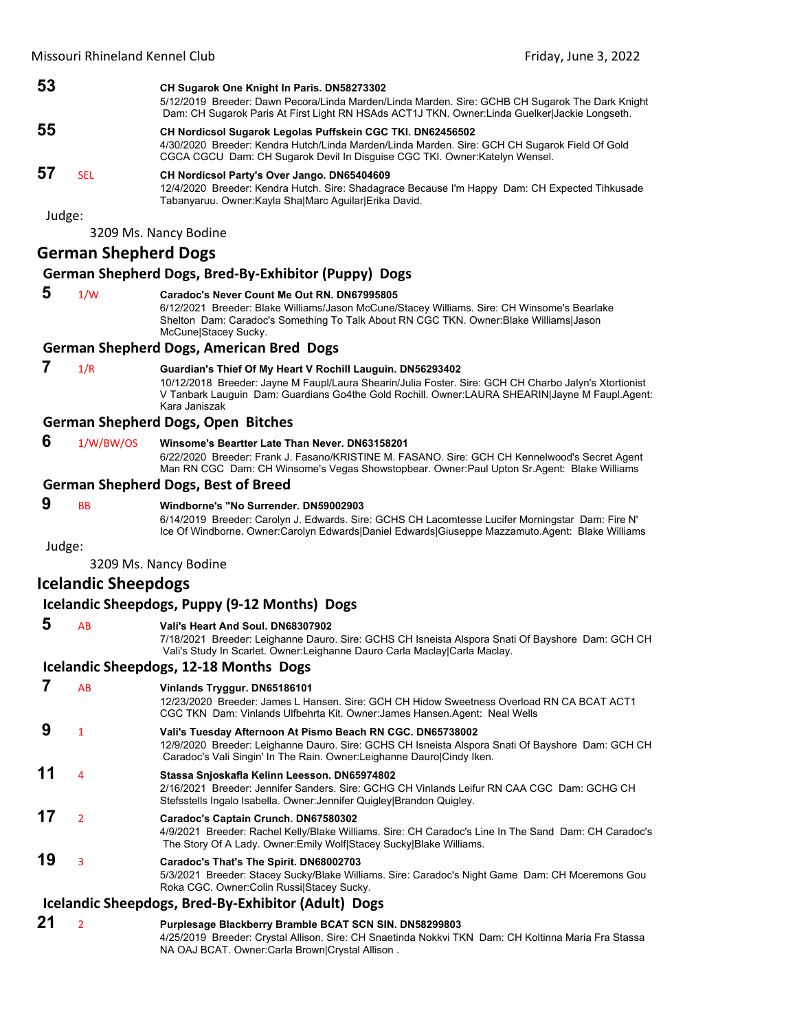**53** CH Sugarok One Knight In Paris. DN58273302
5/12/2019 Breeder: Dawn Pecora/Linda Marden/Linda Marden. Sire: GCHB CH Sugarok The Dark Knight Dam: CH Sugarok Paris At First Light RN HSAds ACT1J TKN. Owner:Linda Guelker|Jackie Longseth.

**55** CH Nordicsol Sugarok Legolas Puffskein CGC TKI. DN62456502
4/30/2020 Breeder: Kendra Hutch/Linda Marden/Linda Marden. Sire: GCH CH Sugarok Field Of Gold CGCA CGCU Dam: CH Sugarok Devil In Disguise CGC TKI. Owner:Katelyn Wensel.

**57** SEL **CH Nordicsol Party's Over Jango. DN65404609**
12/4/2020 Breeder: Kendra Hutch. Sire: Shadagrace Because I'm Happy Dam: CH Expected Tihkusade Tabanyaruu. Owner:Kayla Sha|Marc Aguilar|Erika David.

Judge:

3209 Ms. Nancy Bodine

## German Shepherd Dogs

### German Shepherd Dogs, Bred-By-Exhibitor (Puppy) Dogs

**5** 1/W **Caradoc's Never Count Me Out RN. DN67995805**
6/12/2021 Breeder: Blake Williams/Jason McCune/Stacey Williams. Sire: CH Winsome's Bearlake Shelton Dam: Caradoc's Something To Talk About RN CGC TKN. Owner:Blake Williams|Jason McCune|Stacey Sucky.

### German Shepherd Dogs, American Bred Dogs

**7** 1/R **Guardian's Thief Of My Heart V Rochill Lauguin. DN56293402**
10/12/2018 Breeder: Jayne M Faupl/Laura Shearin/Julia Foster. Sire: GCH CH Charbo Jalyn's Xtortionist V Tanbark Lauguin Dam: Guardians Go4the Gold Rochill. Owner:LAURA SHEARIN|Jayne M Faupl.Agent: Kara Janiszak

### German Shepherd Dogs, Open Bitches

**6** 1/W/BW/OS **Winsome's Beartter Late Than Never. DN63158201**
6/22/2020 Breeder: Frank J. Fasano/KRISTINE M. FASANO. Sire: GCH CH Kennelwood's Secret Agent Man RN CGC Dam: CH Winsome's Vegas Showstopbear. Owner:Paul Upton Sr.Agent: Blake Williams

### German Shepherd Dogs, Best of Breed

**9** BB **Windborne's "No Surrender. DN59002903**
6/14/2019 Breeder: Carolyn J. Edwards. Sire: GCHS CH Lacomtesse Lucifer Morningstar Dam: Fire N' Ice Of Windborne. Owner:Carolyn Edwards|Daniel Edwards|Giuseppe Mazzamuto.Agent: Blake Williams

Judge:

3209 Ms. Nancy Bodine

## Icelandic Sheepdogs

### Icelandic Sheepdogs, Puppy (9-12 Months) Dogs

**5** AB **Vali's Heart And Soul. DN68307902**
7/18/2021 Breeder: Leighanne Dauro. Sire: GCHS CH Isneista Alspora Snati Of Bayshore Dam: GCH CH Vali's Study In Scarlet. Owner:Leighanne Dauro Carla Maclay|Carla Maclay.

### Icelandic Sheepdogs, 12-18 Months Dogs

**7** AB **Vinlands Tryggur. DN65186101**
12/23/2020 Breeder: James L Hansen. Sire: GCH CH Hidow Sweetness Overload RN CA BCAT ACT1 CGC TKN Dam: Vinlands Ulfbehrta Kit. Owner:James Hansen.Agent: Neal Wells

**9** 1 **Vali's Tuesday Afternoon At Pismo Beach RN CGC. DN65738002**
12/9/2020 Breeder: Leighanne Dauro. Sire: GCHS CH Isneista Alspora Snati Of Bayshore Dam: GCH CH Caradoc's Vali Singin' In The Rain. Owner:Leighanne Dauro|Cindy Iken.

**11** 4 **Stassa Snjoskafla Kelinn Leesson. DN65974802**
2/16/2021 Breeder: Jennifer Sanders. Sire: GCHG CH Vinlands Leifur RN CAA CGC Dam: GCHG CH Stefsstells Ingalo Isabella. Owner:Jennifer Quigley|Brandon Quigley.

**17** 2 **Caradoc's Captain Crunch. DN67580302**
4/9/2021 Breeder: Rachel Kelly/Blake Williams. Sire: CH Caradoc's Line In The Sand Dam: CH Caradoc's The Story Of A Lady. Owner:Emily Wolf|Stacey Sucky|Blake Williams.

**19** 3 **Caradoc's That's The Spirit. DN68002703**
5/3/2021 Breeder: Stacey Sucky/Blake Williams. Sire: Caradoc's Night Game Dam: CH Mceremons Gou Roka CGC. Owner:Colin Russi|Stacey Sucky.

### Icelandic Sheepdogs, Bred-By-Exhibitor (Adult) Dogs

**21** 2 **Purplesage Blackberry Bramble BCAT SCN SIN. DN58299803**
4/25/2019 Breeder: Crystal Allison. Sire: CH Snaetinda Nokkvi TKN Dam: CH Koltinna Maria Fra Stassa NA OAJ BCAT. Owner:Carla Brown|Crystal Allison .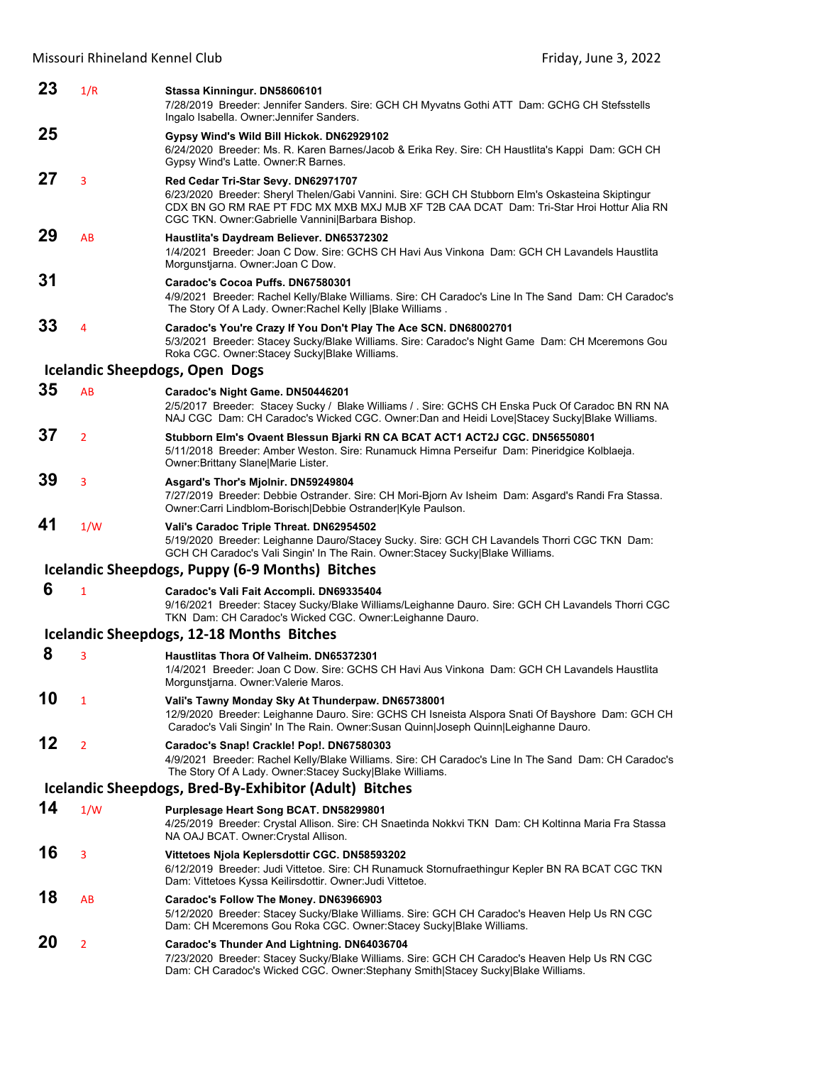**23** 1/R **Stassa Kinningur. DN58606101**
7/28/2019 Breeder: Jennifer Sanders. Sire: GCH CH Myvatns Gothi ATT Dam: GCHG CH Stefsstells Ingalo Isabella. Owner:Jennifer Sanders.

**25** **Gypsy Wind's Wild Bill Hickok. DN62929102**
6/24/2020 Breeder: Ms. R. Karen Barnes/Jacob & Erika Rey. Sire: CH Haustlita's Kappi Dam: GCH CH Gypsy Wind's Latte. Owner:R Barnes.

**27** 3 **Red Cedar Tri-Star Sevy. DN62971707**
6/23/2020 Breeder: Sheryl Thelen/Gabi Vannini. Sire: GCH CH Stubborn Elm's Oskasteina Skiptingur CDX BN GO RM RAE PT FDC MX MXB MXJ MJB XF T2B CAA DCAT Dam: Tri-Star Hroi Hottur Alia RN CGC TKN. Owner:Gabrielle Vannini|Barbara Bishop.

**29** AB **Haustlita's Daydream Believer. DN65372302**
1/4/2021 Breeder: Joan C Dow. Sire: GCHS CH Havi Aus Vinkona Dam: GCH CH Lavandels Haustlita Morgunstjarna. Owner:Joan C Dow.

**31** **Caradoc's Cocoa Puffs. DN67580301**
4/9/2021 Breeder: Rachel Kelly/Blake Williams. Sire: CH Caradoc's Line In The Sand Dam: CH Caradoc's The Story Of A Lady. Owner:Rachel Kelly |Blake Williams .

**33** 4 **Caradoc's You're Crazy If You Don't Play The Ace SCN. DN68002701**
5/3/2021 Breeder: Stacey Sucky/Blake Williams. Sire: Caradoc's Night Game Dam: CH Mceremons Gou Roka CGC. Owner:Stacey Sucky|Blake Williams.

## Icelandic Sheepdogs, Open Dogs

**35** AB **Caradoc's Night Game. DN50446201**
2/5/2017 Breeder: Stacey Sucky / Blake Williams / . Sire: GCHS CH Enska Puck Of Caradoc BN RN NA NAJ CGC Dam: CH Caradoc's Wicked CGC. Owner:Dan and Heidi Love|Stacey Sucky|Blake Williams.

**37** 2 **Stubborn Elm's Ovaent Blessun Bjarki RN CA BCAT ACT1 ACT2J CGC. DN56550801**
5/11/2018 Breeder: Amber Weston. Sire: Runamuck Himna Perseifur Dam: Pineridgice Kolblaeja. Owner:Brittany Slane|Marie Lister.

**39** 3 **Asgard's Thor's Mjolnir. DN59249804**
7/27/2019 Breeder: Debbie Ostrander. Sire: CH Mori-Bjorn Av Isheim Dam: Asgard's Randi Fra Stassa. Owner:Carri Lindblom-Borisch|Debbie Ostrander|Kyle Paulson.

**41** 1/W **Vali's Caradoc Triple Threat. DN62954502**
5/19/2020 Breeder: Leighanne Dauro/Stacey Sucky. Sire: GCH CH Lavandels Thorri CGC TKN Dam: GCH CH Caradoc's Vali Singin' In The Rain. Owner:Stacey Sucky|Blake Williams.

## Icelandic Sheepdogs, Puppy (6-9 Months) Bitches

**6** 1 **Caradoc's Vali Fait Accompli. DN69335404**
9/16/2021 Breeder: Stacey Sucky/Blake Williams/Leighanne Dauro. Sire: GCH CH Lavandels Thorri CGC TKN Dam: CH Caradoc's Wicked CGC. Owner:Leighanne Dauro.

## Icelandic Sheepdogs, 12-18 Months Bitches

**8** 3 **Haustlitas Thora Of Valheim. DN65372301**
1/4/2021 Breeder: Joan C Dow. Sire: GCHS CH Havi Aus Vinkona Dam: GCH CH Lavandels Haustlita Morgunstjarna. Owner:Valerie Maros.

**10** 1 **Vali's Tawny Monday Sky At Thunderpaw. DN65738001**
12/9/2020 Breeder: Leighanne Dauro. Sire: GCHS CH Isneista Alspora Snati Of Bayshore Dam: GCH CH Caradoc's Vali Singin' In The Rain. Owner:Susan Quinn|Joseph Quinn|Leighanne Dauro.

**12** 2 **Caradoc's Snap! Crackle! Pop!. DN67580303**
4/9/2021 Breeder: Rachel Kelly/Blake Williams. Sire: CH Caradoc's Line In The Sand Dam: CH Caradoc's The Story Of A Lady. Owner:Stacey Sucky|Blake Williams.

## Icelandic Sheepdogs, Bred-By-Exhibitor (Adult) Bitches

**14** 1/W **Purplesage Heart Song BCAT. DN58299801**
4/25/2019 Breeder: Crystal Allison. Sire: CH Snaetinda Nokkvi TKN Dam: CH Koltinna Maria Fra Stassa NA OAJ BCAT. Owner:Crystal Allison.

**16** 3 **Vittetoes Njola Keplersdottir CGC. DN58593202**
6/12/2019 Breeder: Judi Vittetoe. Sire: CH Runamuck Stornufraethingur Kepler BN RA BCAT CGC TKN Dam: Vittetoes Kyssa Keilirsdottir. Owner:Judi Vittetoe.

**18** AB **Caradoc's Follow The Money. DN63966903**
5/12/2020 Breeder: Stacey Sucky/Blake Williams. Sire: GCH CH Caradoc's Heaven Help Us RN CGC Dam: CH Mceremons Gou Roka CGC. Owner:Stacey Sucky|Blake Williams.

**20** 2 **Caradoc's Thunder And Lightning. DN64036704**
7/23/2020 Breeder: Stacey Sucky/Blake Williams. Sire: GCH CH Caradoc's Heaven Help Us RN CGC Dam: CH Caradoc's Wicked CGC. Owner:Stephany Smith|Stacey Sucky|Blake Williams.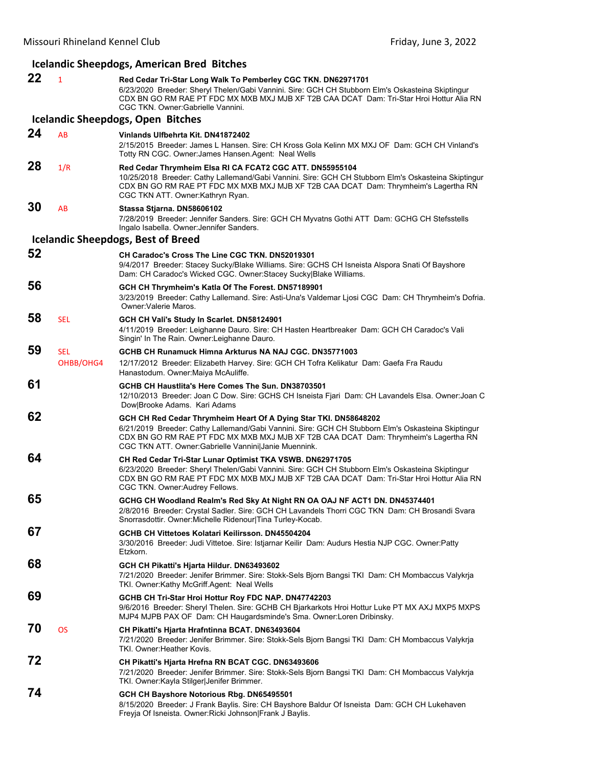## Icelandic Sheepdogs, American Bred Bitches

**22** 1 **Red Cedar Tri-Star Long Walk To Pemberley CGC TKN. DN62971701**
6/23/2020 Breeder: Sheryl Thelen/Gabi Vannini. Sire: GCH CH Stubborn Elm's Oskasteina Skiptingur CDX BN GO RM RAE PT FDC MX MXB MXJ MJB XF T2B CAA DCAT Dam: Tri-Star Hroi Hottur Alia RN CGC TKN. Owner:Gabrielle Vannini.

## Icelandic Sheepdogs, Open Bitches

**24** AB **Vinlands Ulfbehrta Kit. DN41872402**
2/15/2015 Breeder: James L Hansen. Sire: CH Kross Gola Kelinn MX MXJ OF Dam: GCH CH Vinland's Totty RN CGC. Owner:James Hansen.Agent: Neal Wells

**28** 1/R **Red Cedar Thrymheim Elsa RI CA FCAT2 CGC ATT. DN55955104**
10/25/2018 Breeder: Cathy Lallemand/Gabi Vannini. Sire: GCH CH Stubborn Elm's Oskasteina Skiptingur CDX BN GO RM RAE PT FDC MX MXB MXJ MJB XF T2B CAA DCAT Dam: Thrymheim's Lagertha RN CGC TKN ATT. Owner:Kathryn Ryan.

**30** AB **Stassa Stjarna. DN58606102**
7/28/2019 Breeder: Jennifer Sanders. Sire: GCH CH Myvatns Gothi ATT Dam: GCHG CH Stefsstells Ingalo Isabella. Owner:Jennifer Sanders.

## Icelandic Sheepdogs, Best of Breed

**52** **CH Caradoc's Cross The Line CGC TKN. DN52019301**
9/4/2017 Breeder: Stacey Sucky/Blake Williams. Sire: GCHS CH Isneista Alspora Snati Of Bayshore Dam: CH Caradoc's Wicked CGC. Owner:Stacey Sucky|Blake Williams.

**56** **GCH CH Thrymheim's Katla Of The Forest. DN57189901**
3/23/2019 Breeder: Cathy Lallemand. Sire: Asti-Una's Valdemar Ljosi CGC Dam: CH Thrymheim's Dofria. Owner:Valerie Maros.

**58** SEL **GCH CH Vali's Study In Scarlet. DN58124901**
4/11/2019 Breeder: Leighanne Dauro. Sire: CH Hasten Heartbreaker Dam: GCH CH Caradoc's Vali Singin' In The Rain. Owner:Leighanne Dauro.

**59** SEL OHBB/OHG4 **GCHB CH Runamuck Himna Arkturus NA NAJ CGC. DN35771003**
12/17/2012 Breeder: Elizabeth Harvey. Sire: GCH CH Tofra Kelikatur Dam: Gaefa Fra Raudu Hanastodum. Owner:Maiya McAuliffe.

**61** **GCHB CH Haustlita's Here Comes The Sun. DN38703501**
12/10/2013 Breeder: Joan C Dow. Sire: GCHS CH Isneista Fjari Dam: CH Lavandels Elsa. Owner:Joan C Dow|Brooke Adams. Kari Adams

**62** **GCH CH Red Cedar Thrymheim Heart Of A Dying Star TKI. DN58648202**
6/21/2019 Breeder: Cathy Lallemand/Gabi Vannini. Sire: GCH CH Stubborn Elm's Oskasteina Skiptingur CDX BN GO RM RAE PT FDC MX MXB MXJ MJB XF T2B CAA DCAT Dam: Thrymheim's Lagertha RN CGC TKN ATT. Owner:Gabrielle Vannini|Janie Muennink.

**64** **CH Red Cedar Tri-Star Lunar Optimist TKA VSWB. DN62971705**
6/23/2020 Breeder: Sheryl Thelen/Gabi Vannini. Sire: GCH CH Stubborn Elm's Oskasteina Skiptingur CDX BN GO RM RAE PT FDC MX MXB MXJ MJB XF T2B CAA DCAT Dam: Tri-Star Hroi Hottur Alia RN CGC TKN. Owner:Audrey Fellows.

**65** **GCHG CH Woodland Realm's Red Sky At Night RN OA OAJ NF ACT1 DN. DN45374401**
2/8/2016 Breeder: Crystal Sadler. Sire: GCH CH Lavandels Thorri CGC TKN Dam: CH Brosandi Svara Snorrasdottir. Owner:Michelle Ridenour|Tina Turley-Kocab.

**67** **GCHB CH Vittetoes Kolatari Keilirsson. DN45504204**
3/30/2016 Breeder: Judi Vittetoe. Sire: Istjarnar Keilir Dam: Audurs Hestia NJP CGC. Owner:Patty Etzkorn.

**68** **GCH CH Pikatti's Hjarta Hildur. DN63493602**
7/21/2020 Breeder: Jenifer Brimmer. Sire: Stokk-Sels Bjorn Bangsi TKI Dam: CH Mombaccus Valykrja TKI. Owner:Kathy McGriff.Agent: Neal Wells

**69** **GCHB CH Tri-Star Hroi Hottur Roy FDC NAP. DN47742203**
9/6/2016 Breeder: Sheryl Thelen. Sire: GCHB CH Bjarkarkots Hroi Hottur Luke PT MX AXJ MXP5 MXPS MJP4 MJPB PAX OF Dam: CH Haugardsminde's Sma. Owner:Loren Dribinsky.

**70** OS **CH Pikatti's Hjarta Hrafntinna BCAT. DN63493604**
7/21/2020 Breeder: Jenifer Brimmer. Sire: Stokk-Sels Bjorn Bangsi TKI Dam: CH Mombaccus Valykrja TKI. Owner:Heather Kovis.

**72** **CH Pikatti's Hjarta Hrefna RN BCAT CGC. DN63493606**
7/21/2020 Breeder: Jenifer Brimmer. Sire: Stokk-Sels Bjorn Bangsi TKI Dam: CH Mombaccus Valykrja TKI. Owner:Kayla Stilger|Jenifer Brimmer.

**74** **GCH CH Bayshore Notorious Rbg. DN65495501**
8/15/2020 Breeder: J Frank Baylis. Sire: CH Bayshore Baldur Of Isneista Dam: GCH CH Lukehaven Freyja Of Isneista. Owner:Ricki Johnson|Frank J Baylis.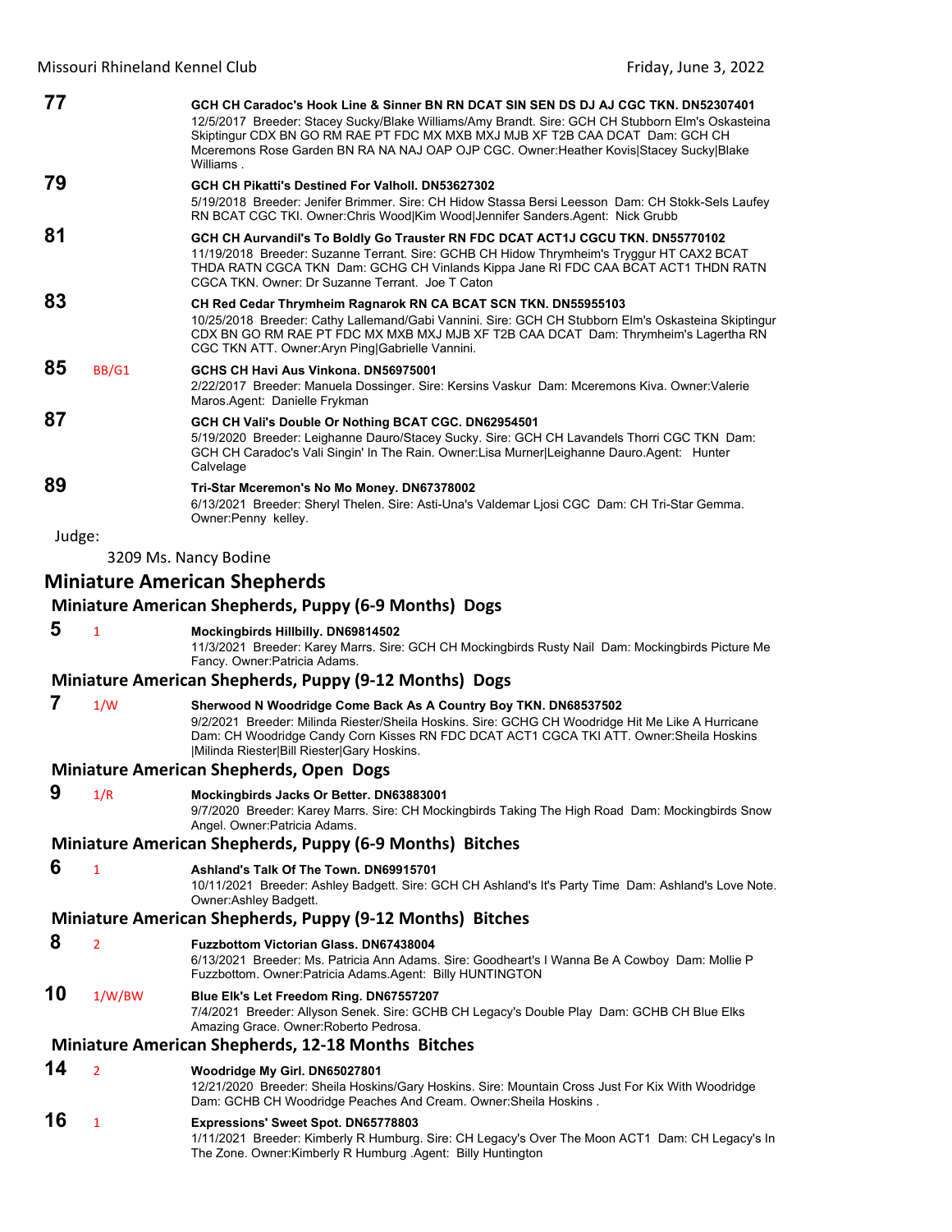**77** GCH CH Caradoc's Hook Line & Sinner BN RN DCAT SIN SEN DS DJ AJ CGC TKN. DN52307401
12/5/2017 Breeder: Stacey Sucky/Blake Williams/Amy Brandt. Sire: GCH CH Stubborn Elm's Oskasteina Skiptingur CDX BN GO RM RAE PT FDC MX MXB MXJ MJB XF T2B CAA DCAT Dam: GCH CH Mceremons Rose Garden BN RA NA NAJ OAP OJP CGC. Owner:Heather Kovis|Stacey Sucky|Blake Williams .

**79** GCH CH Pikatti's Destined For Valholl. DN53627302
5/19/2018 Breeder: Jenifer Brimmer. Sire: CH Hidow Stassa Bersi Leesson Dam: CH Stokk-Sels Laufey RN BCAT CGC TKI. Owner:Chris Wood|Kim Wood|Jennifer Sanders.Agent: Nick Grubb

**81** GCH CH Aurvandil's To Boldly Go Trauster RN FDC DCAT ACT1J CGCU TKN. DN55770102
11/19/2018 Breeder: Suzanne Terrant. Sire: GCHB CH Hidow Thrymheim's Tryggur HT CAX2 BCAT THDA RATN CGCA TKN Dam: GCHG CH Vinlands Kippa Jane RI FDC CAA BCAT ACT1 THDN RATN CGCA TKN. Owner: Dr Suzanne Terrant. Joe T Caton

**83** CH Red Cedar Thrymheim Ragnarok RN CA BCAT SCN TKN. DN55955103
10/25/2018 Breeder: Cathy Lallemand/Gabi Vannini. Sire: GCH CH Stubborn Elm's Oskasteina Skiptingur CDX BN GO RM RAE PT FDC MX MXB MXJ MJB XF T2B CAA DCAT Dam: Thrymheim's Lagertha RN CGC TKN ATT. Owner:Aryn Ping|Gabrielle Vannini.

**85** BB/G1 GCHS CH Havi Aus Vinkona. DN56975001
2/22/2017 Breeder: Manuela Dossinger. Sire: Kersins Vaskur Dam: Mceremons Kiva. Owner:Valerie Maros.Agent: Danielle Frykman

**87** GCH CH Vali's Double Or Nothing BCAT CGC. DN62954501
5/19/2020 Breeder: Leighanne Dauro/Stacey Sucky. Sire: GCH CH Lavandels Thorri CGC TKN Dam: GCH CH Caradoc's Vali Singin' In The Rain. Owner:Lisa Murner|Leighanne Dauro.Agent: Hunter Calvelage

**89** Tri-Star Mceremon's No Mo Money. DN67378002
6/13/2021 Breeder: Sheryl Thelen. Sire: Asti-Una's Valdemar Ljosi CGC Dam: CH Tri-Star Gemma. Owner:Penny kelley.

Judge:

3209 Ms. Nancy Bodine

## Miniature American Shepherds

### Miniature American Shepherds, Puppy (6-9 Months) Dogs

**5** 1 Mockingbirds Hillbilly. DN69814502
11/3/2021 Breeder: Karey Marrs. Sire: GCH CH Mockingbirds Rusty Nail Dam: Mockingbirds Picture Me Fancy. Owner:Patricia Adams.

### Miniature American Shepherds, Puppy (9-12 Months) Dogs

**7** 1/W Sherwood N Woodridge Come Back As A Country Boy TKN. DN68537502
9/2/2021 Breeder: Milinda Riester/Sheila Hoskins. Sire: GCHG CH Woodridge Hit Me Like A Hurricane Dam: CH Woodridge Candy Corn Kisses RN FDC DCAT ACT1 CGCA TKI ATT. Owner:Sheila Hoskins |Milinda Riester|Bill Riester|Gary Hoskins.

### Miniature American Shepherds, Open Dogs

**9** 1/R Mockingbirds Jacks Or Better. DN63883001
9/7/2020 Breeder: Karey Marrs. Sire: CH Mockingbirds Taking The High Road Dam: Mockingbirds Snow Angel. Owner:Patricia Adams.

### Miniature American Shepherds, Puppy (6-9 Months) Bitches

**6** 1 Ashland's Talk Of The Town. DN69915701
10/11/2021 Breeder: Ashley Badgett. Sire: GCH CH Ashland's It's Party Time Dam: Ashland's Love Note. Owner:Ashley Badgett.

### Miniature American Shepherds, Puppy (9-12 Months) Bitches

**8** 2 Fuzzbottom Victorian Glass. DN67438004
6/13/2021 Breeder: Ms. Patricia Ann Adams. Sire: Goodheart's I Wanna Be A Cowboy Dam: Mollie P Fuzzbottom. Owner:Patricia Adams.Agent: Billy HUNTINGTON

**10** 1/W/BW Blue Elk's Let Freedom Ring. DN67557207
7/4/2021 Breeder: Allyson Senek. Sire: GCHB CH Legacy's Double Play Dam: GCHB CH Blue Elks Amazing Grace. Owner:Roberto Pedrosa.

### Miniature American Shepherds, 12-18 Months Bitches

**14** 2 Woodridge My Girl. DN65027801
12/21/2020 Breeder: Sheila Hoskins/Gary Hoskins. Sire: Mountain Cross Just For Kix With Woodridge Dam: GCHB CH Woodridge Peaches And Cream. Owner:Sheila Hoskins .

**16** 1 Expressions' Sweet Spot. DN65778803
1/11/2021 Breeder: Kimberly R Humburg. Sire: CH Legacy's Over The Moon ACT1 Dam: CH Legacy's In The Zone. Owner:Kimberly R Humburg .Agent: Billy Huntington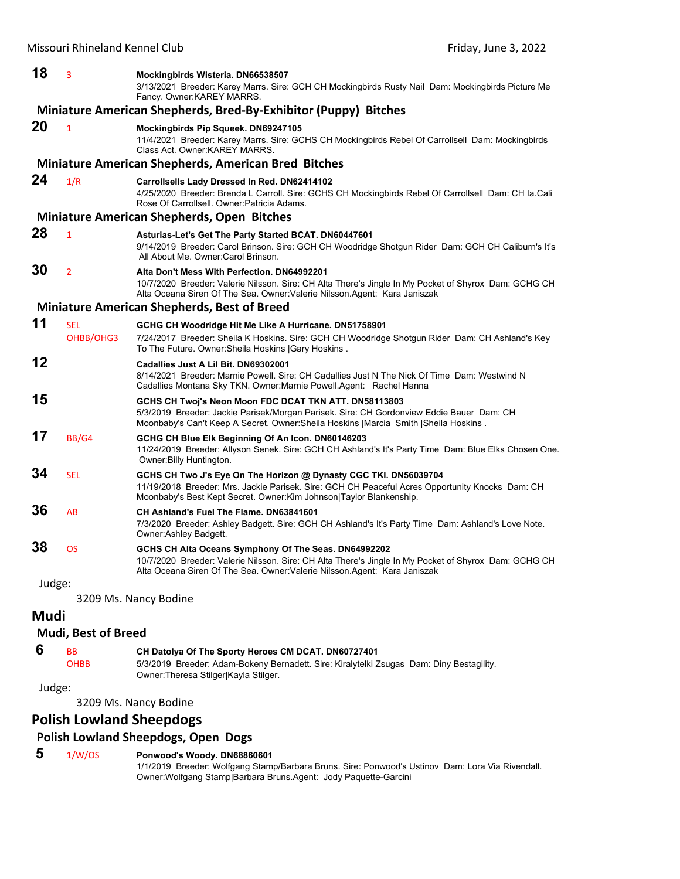**18** 3 **Mockingbirds Wisteria. DN66538507**
3/13/2021 Breeder: Karey Marrs. Sire: GCH CH Mockingbirds Rusty Nail Dam: Mockingbirds Picture Me Fancy. Owner:KAREY MARRS.

### Miniature American Shepherds, Bred-By-Exhibitor (Puppy) Bitches

**20** 1 **Mockingbirds Pip Squeek. DN69247105**
11/4/2021 Breeder: Karey Marrs. Sire: GCHS CH Mockingbirds Rebel Of Carrollsell Dam: Mockingbirds Class Act. Owner:KAREY MARRS.

### Miniature American Shepherds, American Bred Bitches

**24** 1/R **Carrollsells Lady Dressed In Red. DN62414102**
4/25/2020 Breeder: Brenda L Carroll. Sire: GCHS CH Mockingbirds Rebel Of Carrollsell Dam: CH Ia.Cali Rose Of Carrollsell. Owner:Patricia Adams.

### Miniature American Shepherds, Open Bitches

**28** 1 **Asturias-Let's Get The Party Started BCAT. DN60447601**
9/14/2019 Breeder: Carol Brinson. Sire: GCH CH Woodridge Shotgun Rider Dam: GCH CH Caliburn's It's All About Me. Owner:Carol Brinson.

**30** 2 **Alta Don't Mess With Perfection. DN64992201**
10/7/2020 Breeder: Valerie Nilsson. Sire: CH Alta There's Jingle In My Pocket of Shyrox Dam: GCHG CH Alta Oceana Siren Of The Sea. Owner:Valerie Nilsson.Agent: Kara Janiszak

### Miniature American Shepherds, Best of Breed

**11** SEL OHBB/OHG3 **GCHG CH Woodridge Hit Me Like A Hurricane. DN51758901**
7/24/2017 Breeder: Sheila K Hoskins. Sire: GCH CH Woodridge Shotgun Rider Dam: CH Ashland's Key To The Future. Owner:Sheila Hoskins |Gary Hoskins .

**12** **Cadallies Just A Lil Bit. DN69302001**
8/14/2021 Breeder: Marnie Powell. Sire: CH Cadallies Just N The Nick Of Time Dam: Westwind N Cadallies Montana Sky TKN. Owner:Marnie Powell.Agent: Rachel Hanna

**15** **GCHS CH Twoj's Neon Moon FDC DCAT TKN ATT. DN58113803**
5/3/2019 Breeder: Jackie Parisek/Morgan Parisek. Sire: CH Gordonview Eddie Bauer Dam: CH Moonbaby's Can't Keep A Secret. Owner:Sheila Hoskins |Marcia Smith |Sheila Hoskins .

**17** BB/G4 **GCHG CH Blue Elk Beginning Of An Icon. DN60146203**
11/24/2019 Breeder: Allyson Senek. Sire: GCH CH Ashland's It's Party Time Dam: Blue Elks Chosen One. Owner:Billy Huntington.

**34** SEL **GCHS CH Two J's Eye On The Horizon @ Dynasty CGC TKI. DN56039704**
11/19/2018 Breeder: Mrs. Jackie Parisek. Sire: GCH CH Peaceful Acres Opportunity Knocks Dam: CH Moonbaby's Best Kept Secret. Owner:Kim Johnson|Taylor Blankenship.

**36** AB **CH Ashland's Fuel The Flame. DN63841601**
7/3/2020 Breeder: Ashley Badgett. Sire: GCH CH Ashland's It's Party Time Dam: Ashland's Love Note. Owner:Ashley Badgett.

**38** OS **GCHS CH Alta Oceans Symphony Of The Seas. DN64992202**
10/7/2020 Breeder: Valerie Nilsson. Sire: CH Alta There's Jingle In My Pocket of Shyrox Dam: GCHG CH Alta Oceana Siren Of The Sea. Owner:Valerie Nilsson.Agent: Kara Janiszak

Judge:
3209 Ms. Nancy Bodine

## Mudi

### Mudi, Best of Breed

**6** BB OHBB **CH Datolya Of The Sporty Heroes CM DCAT. DN60727401**
5/3/2019 Breeder: Adam-Bokeny Bernadett. Sire: Kiralytelki Zsugas Dam: Diny Bestagility. Owner:Theresa Stilger|Kayla Stilger.

Judge:
3209 Ms. Nancy Bodine

## Polish Lowland Sheepdogs

### Polish Lowland Sheepdogs, Open Dogs

**5** 1/W/OS **Ponwood's Woody. DN68860601**
1/1/2019 Breeder: Wolfgang Stamp/Barbara Bruns. Sire: Ponwood's Ustinov Dam: Lora Via Rivendall. Owner:Wolfgang Stamp|Barbara Bruns.Agent: Jody Paquette-Garcini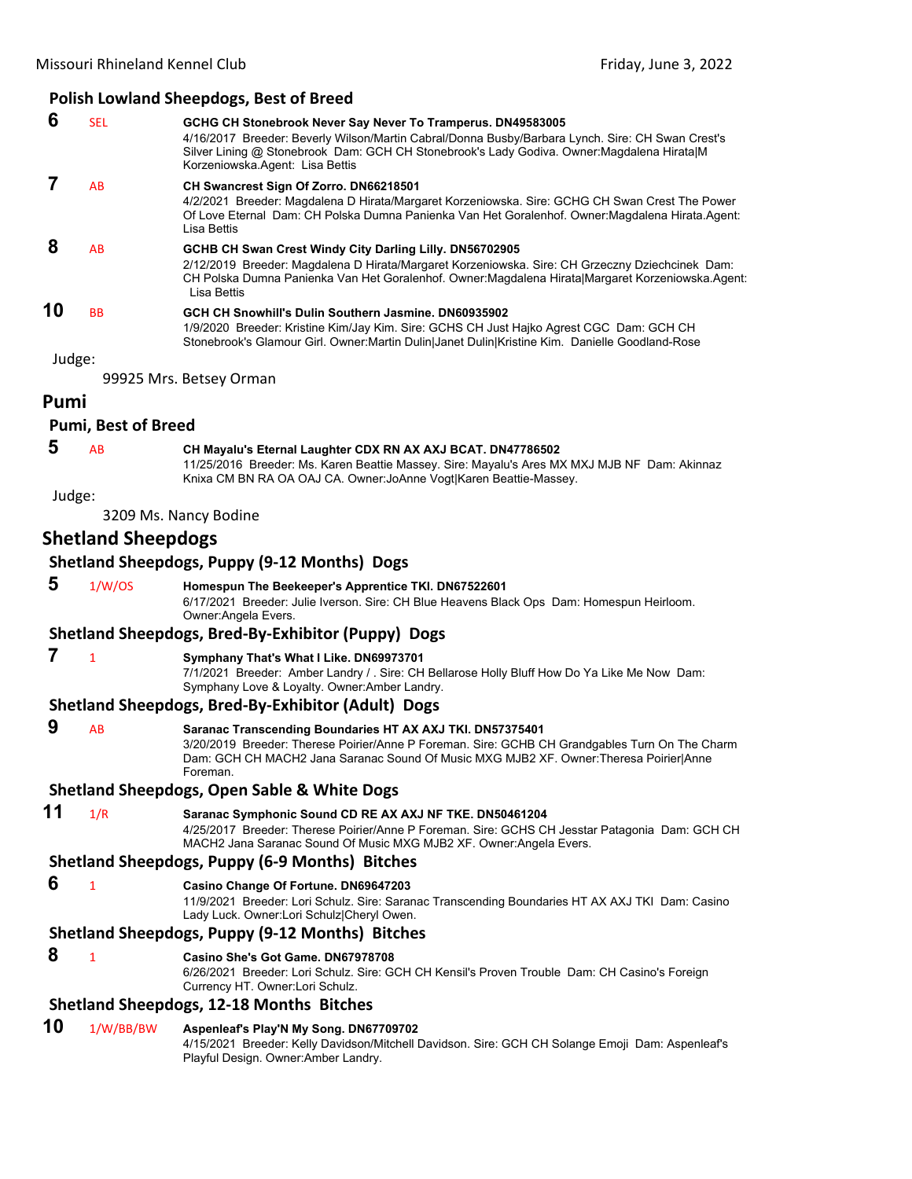### Polish Lowland Sheepdogs, Best of Breed

**6** SEL **GCHG CH Stonebrook Never Say Never To Tramperus. DN49583005**
4/16/2017 Breeder: Beverly Wilson/Martin Cabral/Donna Busby/Barbara Lynch. Sire: CH Swan Crest's Silver Lining @ Stonebrook Dam: GCH CH Stonebrook's Lady Godiva. Owner:Magdalena Hirata|M Korzeniowska.Agent: Lisa Bettis

**7** AB **CH Swancrest Sign Of Zorro. DN66218501**
4/2/2021 Breeder: Magdalena D Hirata/Margaret Korzeniowska. Sire: GCHG CH Swan Crest The Power Of Love Eternal Dam: CH Polska Dumna Panienka Van Het Goralenhof. Owner:Magdalena Hirata.Agent: Lisa Bettis

**8** AB **GCHB CH Swan Crest Windy City Darling Lilly. DN56702905**
2/12/2019 Breeder: Magdalena D Hirata/Margaret Korzeniowska. Sire: CH Grzeczny Dziechcinek Dam: CH Polska Dumna Panienka Van Het Goralenhof. Owner:Magdalena Hirata|Margaret Korzeniowska.Agent: Lisa Bettis

**10** BB **GCH CH Snowhill's Dulin Southern Jasmine. DN60935902**
1/9/2020 Breeder: Kristine Kim/Jay Kim. Sire: GCHS CH Just Hajko Agrest CGC Dam: GCH CH Stonebrook's Glamour Girl. Owner:Martin Dulin|Janet Dulin|Kristine Kim. Danielle Goodland-Rose

Judge:

99925 Mrs. Betsey Orman

## Pumi

### Pumi, Best of Breed

**5** AB **CH Mayalu's Eternal Laughter CDX RN AX AXJ BCAT. DN47786502**
11/25/2016 Breeder: Ms. Karen Beattie Massey. Sire: Mayalu's Ares MX MXJ MJB NF Dam: Akinnaz Knixa CM BN RA OA OAJ CA. Owner:JoAnne Vogt|Karen Beattie-Massey.

Judge:

3209 Ms. Nancy Bodine

## Shetland Sheepdogs

### Shetland Sheepdogs, Puppy (9-12 Months) Dogs

**5** 1/W/OS **Homespun The Beekeeper's Apprentice TKI. DN67522601**
6/17/2021 Breeder: Julie Iverson. Sire: CH Blue Heavens Black Ops Dam: Homespun Heirloom. Owner:Angela Evers.

### Shetland Sheepdogs, Bred-By-Exhibitor (Puppy) Dogs

**7** 1 **Symphany That's What I Like. DN69973701**
7/1/2021 Breeder: Amber Landry / . Sire: CH Bellarose Holly Bluff How Do Ya Like Me Now Dam: Symphany Love & Loyalty. Owner:Amber Landry.

### Shetland Sheepdogs, Bred-By-Exhibitor (Adult) Dogs

**9** AB **Saranac Transcending Boundaries HT AX AXJ TKI. DN57375401**
3/20/2019 Breeder: Therese Poirier/Anne P Foreman. Sire: GCHB CH Grandgables Turn On The Charm Dam: GCH CH MACH2 Jana Saranac Sound Of Music MXG MJB2 XF. Owner:Theresa Poirier|Anne Foreman.

### Shetland Sheepdogs, Open Sable & White Dogs

**11** 1/R **Saranac Symphonic Sound CD RE AX AXJ NF TKE. DN50461204**
4/25/2017 Breeder: Therese Poirier/Anne P Foreman. Sire: GCHS CH Jesstar Patagonia Dam: GCH CH MACH2 Jana Saranac Sound Of Music MXG MJB2 XF. Owner:Angela Evers.

### Shetland Sheepdogs, Puppy (6-9 Months) Bitches

**6** 1 **Casino Change Of Fortune. DN69647203**
11/9/2021 Breeder: Lori Schulz. Sire: Saranac Transcending Boundaries HT AX AXJ TKI Dam: Casino Lady Luck. Owner:Lori Schulz|Cheryl Owen.

### Shetland Sheepdogs, Puppy (9-12 Months) Bitches

**8** 1 **Casino She's Got Game. DN67978708**
6/26/2021 Breeder: Lori Schulz. Sire: GCH CH Kensil's Proven Trouble Dam: CH Casino's Foreign Currency HT. Owner:Lori Schulz.

### Shetland Sheepdogs, 12-18 Months Bitches

**10** 1/W/BB/BW **Aspenleaf's Play'N My Song. DN67709702**
4/15/2021 Breeder: Kelly Davidson/Mitchell Davidson. Sire: GCH CH Solange Emoji Dam: Aspenleaf's Playful Design. Owner:Amber Landry.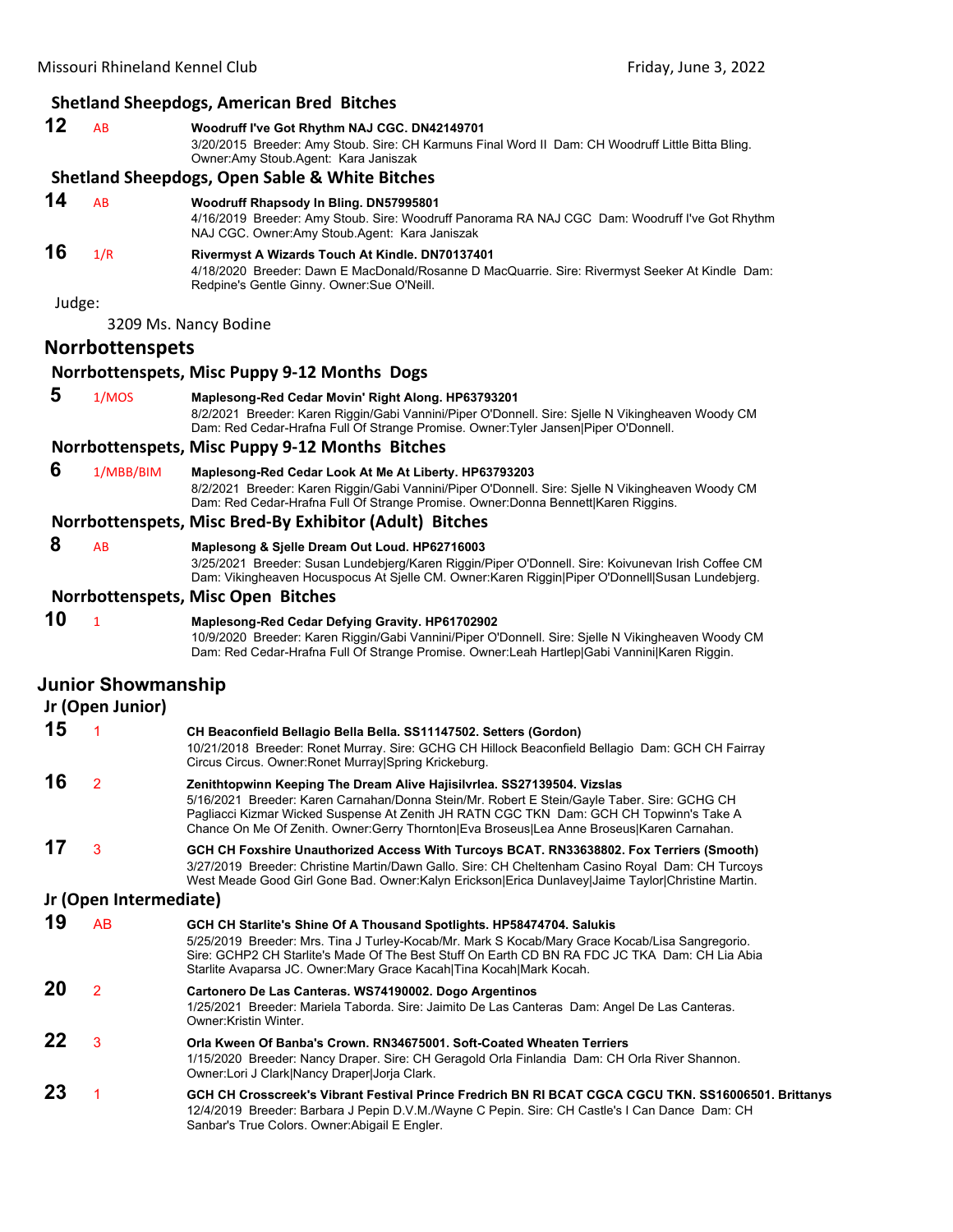### Shetland Sheepdogs, American Bred Bitches

**12** AB **Woodruff I've Got Rhythm NAJ CGC. DN42149701**
3/20/2015 Breeder: Amy Stoub. Sire: CH Karmuns Final Word II Dam: CH Woodruff Little Bitta Bling. Owner:Amy Stoub.Agent: Kara Janiszak

### Shetland Sheepdogs, Open Sable & White Bitches

**14** AB **Woodruff Rhapsody In Bling. DN57995801**
4/16/2019 Breeder: Amy Stoub. Sire: Woodruff Panorama RA NAJ CGC Dam: Woodruff I've Got Rhythm NAJ CGC. Owner:Amy Stoub.Agent: Kara Janiszak

**16** 1/R **Rivermyst A Wizards Touch At Kindle. DN70137401**
4/18/2020 Breeder: Dawn E MacDonald/Rosanne D MacQuarrie. Sire: Rivermyst Seeker At Kindle Dam: Redpine's Gentle Ginny. Owner:Sue O'Neill.

Judge:

3209 Ms. Nancy Bodine

## Norrbottenspets

### Norrbottenspets, Misc Puppy 9-12 Months Dogs

**5** 1/MOS **Maplesong-Red Cedar Movin' Right Along. HP63793201**
8/2/2021 Breeder: Karen Riggin/Gabi Vannini/Piper O'Donnell. Sire: Sjelle N Vikingheaven Woody CM Dam: Red Cedar-Hrafna Full Of Strange Promise. Owner:Tyler Jansen|Piper O'Donnell.

### Norrbottenspets, Misc Puppy 9-12 Months Bitches

**6** 1/MBB/BIM **Maplesong-Red Cedar Look At Me At Liberty. HP63793203**
8/2/2021 Breeder: Karen Riggin/Gabi Vannini/Piper O'Donnell. Sire: Sjelle N Vikingheaven Woody CM Dam: Red Cedar-Hrafna Full Of Strange Promise. Owner:Donna Bennett|Karen Riggins.

### Norrbottenspets, Misc Bred-By Exhibitor (Adult) Bitches

**8** AB **Maplesong & Sjelle Dream Out Loud. HP62716003**
3/25/2021 Breeder: Susan Lundebjerg/Karen Riggin/Piper O'Donnell. Sire: Koivunevan Irish Coffee CM Dam: Vikingheaven Hocuspocus At Sjelle CM. Owner:Karen Riggin|Piper O'Donnell|Susan Lundebjerg.

### Norrbottenspets, Misc Open Bitches

**10** 1 **Maplesong-Red Cedar Defying Gravity. HP61702902**
10/9/2020 Breeder: Karen Riggin/Gabi Vannini/Piper O'Donnell. Sire: Sjelle N Vikingheaven Woody CM Dam: Red Cedar-Hrafna Full Of Strange Promise. Owner:Leah Hartlep|Gabi Vannini|Karen Riggin.

## Junior Showmanship

### Jr (Open Junior)

**15** 1 **CH Beaconfield Bellagio Bella Bella. SS11147502. Setters (Gordon)**
10/21/2018 Breeder: Ronet Murray. Sire: GCHG CH Hillock Beaconfield Bellagio Dam: GCH CH Fairray Circus Circus. Owner:Ronet Murray|Spring Krickeburg.

**16** 2 **Zenithtopwinn Keeping The Dream Alive Hajisilvrlea. SS27139504. Vizslas**
5/16/2021 Breeder: Karen Carnahan/Donna Stein/Mr. Robert E Stein/Gayle Taber. Sire: GCHG CH Pagliacci Kizmar Wicked Suspense At Zenith JH RATN CGC TKN Dam: GCH CH Topwinn's Take A Chance On Me Of Zenith. Owner:Gerry Thornton|Eva Broseus|Lea Anne Broseus|Karen Carnahan.

**17** 3 **GCH CH Foxshire Unauthorized Access With Turcoys BCAT. RN33638802. Fox Terriers (Smooth)**
3/27/2019 Breeder: Christine Martin/Dawn Gallo. Sire: CH Cheltenham Casino Royal Dam: CH Turcoys West Meade Good Girl Gone Bad. Owner:Kalyn Erickson|Erica Dunlavey|Jaime Taylor|Christine Martin.

### Jr (Open Intermediate)

**19** AB **GCH CH Starlite's Shine Of A Thousand Spotlights. HP58474704. Salukis**
5/25/2019 Breeder: Mrs. Tina J Turley-Kocab/Mr. Mark S Kocab/Mary Grace Kocab/Lisa Sangregorio. Sire: GCHP2 CH Starlite's Made Of The Best Stuff On Earth CD BN RA FDC JC TKA Dam: CH Lia Abia Starlite Avaparsa JC. Owner:Mary Grace Kacah|Tina Kocah|Mark Kocah.

**20** 2 **Cartonero De Las Canteras. WS74190002. Dogo Argentinos**
1/25/2021 Breeder: Mariela Taborda. Sire: Jaimito De Las Canteras Dam: Angel De Las Canteras. Owner:Kristin Winter.

**22** 3 **Orla Kween Of Banba's Crown. RN34675001. Soft-Coated Wheaten Terriers**
1/15/2020 Breeder: Nancy Draper. Sire: CH Geragold Orla Finlandia Dam: CH Orla River Shannon. Owner:Lori J Clark|Nancy Draper|Jorja Clark.

**23** 1 **GCH CH Crosscreek's Vibrant Festival Prince Fredrich BN RI BCAT CGCA CGCU TKN. SS16006501. Brittanys**
12/4/2019 Breeder: Barbara J Pepin D.V.M./Wayne C Pepin. Sire: CH Castle's I Can Dance Dam: CH Sanbar's True Colors. Owner:Abigail E Engler.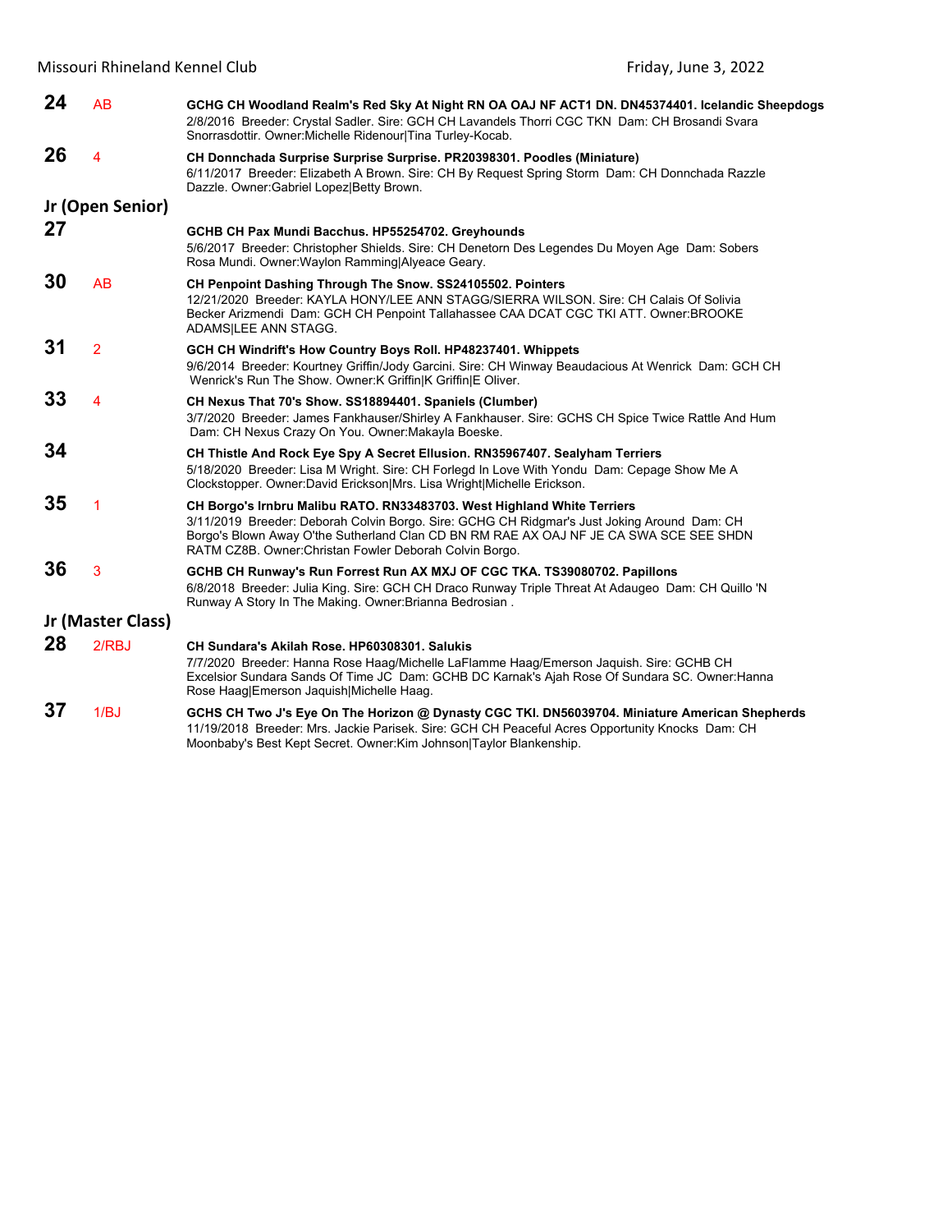**24** AB **GCHG CH Woodland Realm's Red Sky At Night RN OA OAJ NF ACT1 DN. DN45374401. Icelandic Sheepdogs**
2/8/2016 Breeder: Crystal Sadler. Sire: GCH CH Lavandels Thorri CGC TKN Dam: CH Brosandi Svara Snorrasdottir. Owner:Michelle Ridenour|Tina Turley-Kocab.

**26** 4 **CH Donnchada Surprise Surprise Surprise. PR20398301. Poodles (Miniature)**
6/11/2017 Breeder: Elizabeth A Brown. Sire: CH By Request Spring Storm Dam: CH Donnchada Razzle Dazzle. Owner:Gabriel Lopez|Betty Brown.

## Jr (Open Senior)

**27** **GCHB CH Pax Mundi Bacchus. HP55254702. Greyhounds**
5/6/2017 Breeder: Christopher Shields. Sire: CH Denetorn Des Legendes Du Moyen Age Dam: Sobers Rosa Mundi. Owner:Waylon Ramming|Alyeace Geary.

**30** AB **CH Penpoint Dashing Through The Snow. SS24105502. Pointers**
12/21/2020 Breeder: KAYLA HONY/LEE ANN STAGG/SIERRA WILSON. Sire: CH Calais Of Solivia Becker Arizmendi Dam: GCH CH Penpoint Tallahassee CAA DCAT CGC TKI ATT. Owner:BROOKE ADAMS|LEE ANN STAGG.

**31** 2 **GCH CH Windrift's How Country Boys Roll. HP48237401. Whippets**
9/6/2014 Breeder: Kourtney Griffin/Jody Garcini. Sire: CH Winway Beaudacious At Wenrick Dam: GCH CH Wenrick's Run The Show. Owner:K Griffin|K Griffin|E Oliver.

**33** 4 **CH Nexus That 70's Show. SS18894401. Spaniels (Clumber)**
3/7/2020 Breeder: James Fankhauser/Shirley A Fankhauser. Sire: GCHS CH Spice Twice Rattle And Hum Dam: CH Nexus Crazy On You. Owner:Makayla Boeske.

**34** **CH Thistle And Rock Eye Spy A Secret Ellusion. RN35967407. Sealyham Terriers**
5/18/2020 Breeder: Lisa M Wright. Sire: CH Forlegd In Love With Yondu Dam: Cepage Show Me A Clockstopper. Owner:David Erickson|Mrs. Lisa Wright|Michelle Erickson.

**35** 1 **CH Borgo's Irnbru Malibu RATO. RN33483703. West Highland White Terriers**
3/11/2019 Breeder: Deborah Colvin Borgo. Sire: GCHG CH Ridgmar's Just Joking Around Dam: CH Borgo's Blown Away O'the Sutherland Clan CD BN RM RAE AX OAJ NF JE CA SWA SCE SEE SHDN RATM CZ8B. Owner:Christan Fowler Deborah Colvin Borgo.

**36** 3 **GCHB CH Runway's Run Forrest Run AX MXJ OF CGC TKA. TS39080702. Papillons**
6/8/2018 Breeder: Julia King. Sire: GCH CH Draco Runway Triple Threat At Adaugeo Dam: CH Quillo 'N Runway A Story In The Making. Owner:Brianna Bedrosian .

## Jr (Master Class)

**28** 2/RBJ **CH Sundara's Akilah Rose. HP60308301. Salukis**
7/7/2020 Breeder: Hanna Rose Haag/Michelle LaFlamme Haag/Emerson Jaquish. Sire: GCHB CH Excelsior Sundara Sands Of Time JC Dam: GCHB DC Karnak's Ajah Rose Of Sundara SC. Owner:Hanna Rose Haag|Emerson Jaquish|Michelle Haag.

**37** 1/BJ **GCHS CH Two J's Eye On The Horizon @ Dynasty CGC TKI. DN56039704. Miniature American Shepherds**
11/19/2018 Breeder: Mrs. Jackie Parisek. Sire: GCH CH Peaceful Acres Opportunity Knocks Dam: CH Moonbaby's Best Kept Secret. Owner:Kim Johnson|Taylor Blankenship.